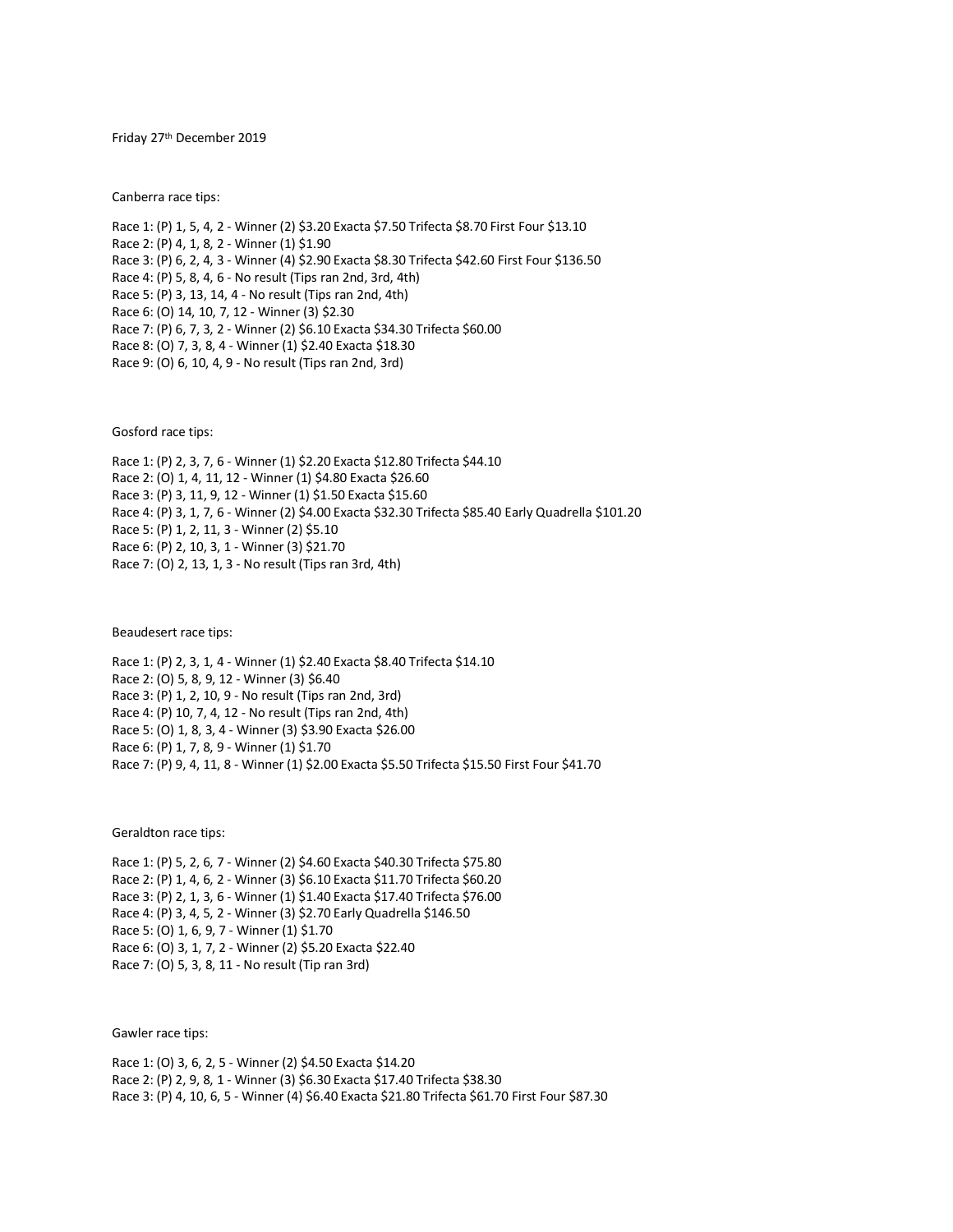Friday 27th December 2019

Canberra race tips:

Race 1: (P) 1, 5, 4, 2 - Winner (2) $3.20 Exacta $7.50 Trifecta $8.70 First Four $13.10
Race 2: (P) 4, 1, 8, 2 - Winner (1) $1.90
Race 3: (P) 6, 2, 4, 3 - Winner (4) $2.90 Exacta $8.30 Trifecta $42.60 First Four $136.50
Race 4: (P) 5, 8, 4, 6 - No result (Tips ran 2nd, 3rd, 4th)
Race 5: (P) 3, 13, 14, 4 - No result (Tips ran 2nd, 4th)
Race 6: (O) 14, 10, 7, 12 - Winner (3) $2.30
Race 7: (P) 6, 7, 3, 2 - Winner (2) $6.10 Exacta $34.30 Trifecta $60.00
Race 8: (O) 7, 3, 8, 4 - Winner (1) $2.40 Exacta $18.30
Race 9: (O) 6, 10, 4, 9 - No result (Tips ran 2nd, 3rd)

Gosford race tips:

Race 1: (P) 2, 3, 7, 6 - Winner (1) $2.20 Exacta $12.80 Trifecta $44.10
Race 2: (O) 1, 4, 11, 12 - Winner (1) $4.80 Exacta $26.60
Race 3: (P) 3, 11, 9, 12 - Winner (1) $1.50 Exacta $15.60
Race 4: (P) 3, 1, 7, 6 - Winner (2) $4.00 Exacta $32.30 Trifecta $85.40 Early Quadrella $101.20
Race 5: (P) 1, 2, 11, 3 - Winner (2) $5.10
Race 6: (P) 2, 10, 3, 1 - Winner (3) $21.70
Race 7: (O) 2, 13, 1, 3 - No result (Tips ran 3rd, 4th)

Beaudesert race tips:

Race 1: (P) 2, 3, 1, 4 - Winner (1) $2.40 Exacta $8.40 Trifecta $14.10
Race 2: (O) 5, 8, 9, 12 - Winner (3) $6.40
Race 3: (P) 1, 2, 10, 9 - No result (Tips ran 2nd, 3rd)
Race 4: (P) 10, 7, 4, 12 - No result (Tips ran 2nd, 4th)
Race 5: (O) 1, 8, 3, 4 - Winner (3) $3.90 Exacta $26.00
Race 6: (P) 1, 7, 8, 9 - Winner (1) $1.70
Race 7: (P) 9, 4, 11, 8 - Winner (1) $2.00 Exacta $5.50 Trifecta $15.50 First Four $41.70

Geraldton race tips:

Race 1: (P) 5, 2, 6, 7 - Winner (2) $4.60 Exacta $40.30 Trifecta $75.80
Race 2: (P) 1, 4, 6, 2 - Winner (3) $6.10 Exacta $11.70 Trifecta $60.20
Race 3: (P) 2, 1, 3, 6 - Winner (1) $1.40 Exacta $17.40 Trifecta $76.00
Race 4: (P) 3, 4, 5, 2 - Winner (3) $2.70 Early Quadrella $146.50
Race 5: (O) 1, 6, 9, 7 - Winner (1) $1.70
Race 6: (O) 3, 1, 7, 2 - Winner (2) $5.20 Exacta $22.40
Race 7: (O) 5, 3, 8, 11 - No result (Tip ran 3rd)

Gawler race tips:

Race 1: (O) 3, 6, 2, 5 - Winner (2) $4.50 Exacta $14.20
Race 2: (P) 2, 9, 8, 1 - Winner (3) $6.30 Exacta $17.40 Trifecta $38.30
Race 3: (P) 4, 10, 6, 5 - Winner (4) $6.40 Exacta $21.80 Trifecta $61.70 First Four $87.30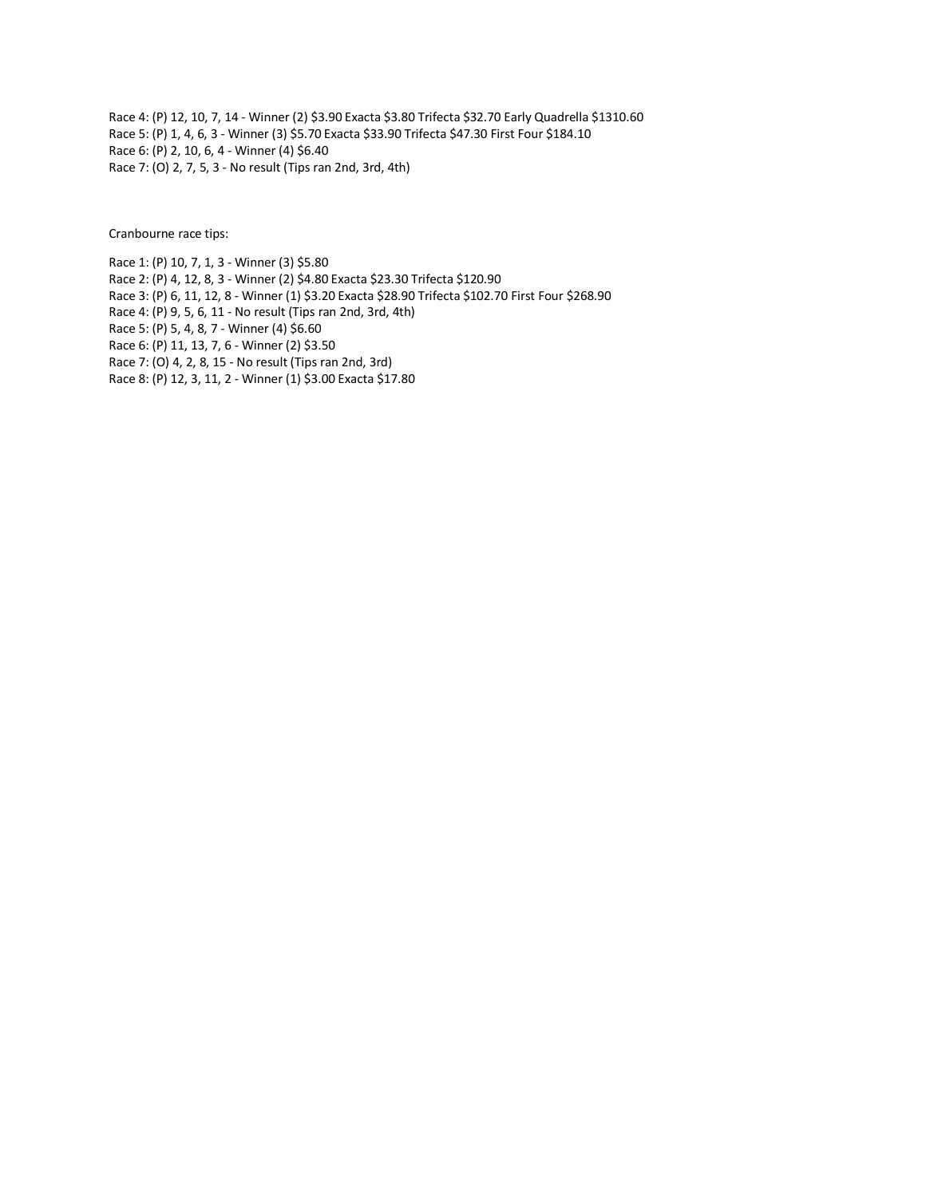Race 4: (P) 12, 10, 7, 14 - Winner (2) $3.90 Exacta $3.80 Trifecta $32.70 Early Quadrella $1310.60

Race 5: (P) 1, 4, 6, 3 - Winner (3) $5.70 Exacta $33.90 Trifecta $47.30 First Four $184.10

Race 6: (P) 2, 10, 6, 4 - Winner (4) $6.40

Race 7: (O) 2, 7, 5, 3 - No result (Tips ran 2nd, 3rd, 4th)

Cranbourne race tips:

Race 1: (P) 10, 7, 1, 3 - Winner (3) $5.80

Race 2: (P) 4, 12, 8, 3 - Winner (2) $4.80 Exacta $23.30 Trifecta $120.90

Race 3: (P) 6, 11, 12, 8 - Winner (1) $3.20 Exacta $28.90 Trifecta $102.70 First Four $268.90

Race 4: (P) 9, 5, 6, 11 - No result (Tips ran 2nd, 3rd, 4th)

Race 5: (P) 5, 4, 8, 7 - Winner (4) $6.60

Race 6: (P) 11, 13, 7, 6 - Winner (2) $3.50

Race 7: (O) 4, 2, 8, 15 - No result (Tips ran 2nd, 3rd)

Race 8: (P) 12, 3, 11, 2 - Winner (1) $3.00 Exacta $17.80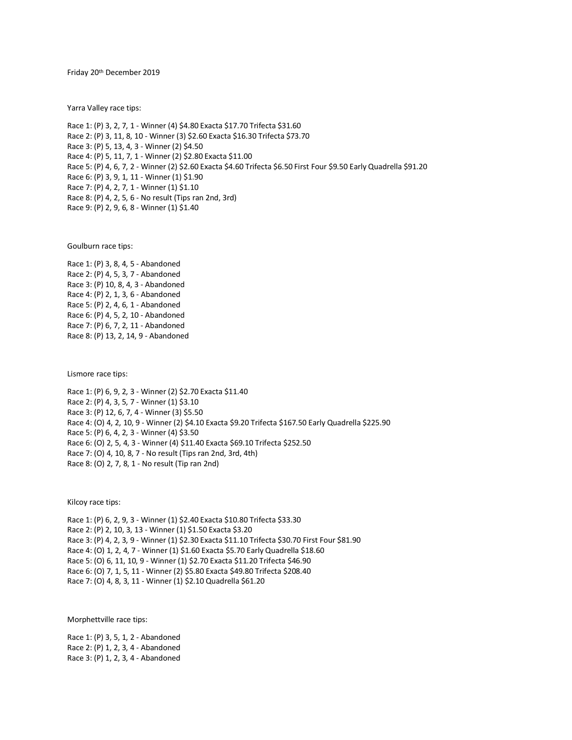Friday 20th December 2019

Yarra Valley race tips:

Race 1: (P) 3, 2, 7, 1 - Winner (4) $4.80 Exacta $17.70 Trifecta $31.60
Race 2: (P) 3, 11, 8, 10 - Winner (3) $2.60 Exacta $16.30 Trifecta $73.70
Race 3: (P) 5, 13, 4, 3 - Winner (2) $4.50
Race 4: (P) 5, 11, 7, 1 - Winner (2) $2.80 Exacta $11.00
Race 5: (P) 4, 6, 7, 2 - Winner (2) $2.60 Exacta $4.60 Trifecta $6.50 First Four $9.50 Early Quadrella $91.20
Race 6: (P) 3, 9, 1, 11 - Winner (1) $1.90
Race 7: (P) 4, 2, 7, 1 - Winner (1) $1.10
Race 8: (P) 4, 2, 5, 6 - No result (Tips ran 2nd, 3rd)
Race 9: (P) 2, 9, 6, 8 - Winner (1) $1.40

Goulburn race tips:

Race 1: (P) 3, 8, 4, 5 - Abandoned
Race 2: (P) 4, 5, 3, 7 - Abandoned
Race 3: (P) 10, 8, 4, 3 - Abandoned
Race 4: (P) 2, 1, 3, 6 - Abandoned
Race 5: (P) 2, 4, 6, 1 - Abandoned
Race 6: (P) 4, 5, 2, 10 - Abandoned
Race 7: (P) 6, 7, 2, 11 - Abandoned
Race 8: (P) 13, 2, 14, 9 - Abandoned

Lismore race tips:

Race 1: (P) 6, 9, 2, 3 - Winner (2) $2.70 Exacta $11.40
Race 2: (P) 4, 3, 5, 7 - Winner (1) $3.10
Race 3: (P) 12, 6, 7, 4 - Winner (3) $5.50
Race 4: (O) 4, 2, 10, 9 - Winner (2) $4.10 Exacta $9.20 Trifecta $167.50 Early Quadrella $225.90
Race 5: (P) 6, 4, 2, 3 - Winner (4) $3.50
Race 6: (O) 2, 5, 4, 3 - Winner (4) $11.40 Exacta $69.10 Trifecta $252.50
Race 7: (O) 4, 10, 8, 7 - No result (Tips ran 2nd, 3rd, 4th)
Race 8: (O) 2, 7, 8, 1 - No result (Tip ran 2nd)

Kilcoy race tips:

Race 1: (P) 6, 2, 9, 3 - Winner (1) $2.40 Exacta $10.80 Trifecta $33.30
Race 2: (P) 2, 10, 3, 13 - Winner (1) $1.50 Exacta $3.20
Race 3: (P) 4, 2, 3, 9 - Winner (1) $2.30 Exacta $11.10 Trifecta $30.70 First Four $81.90
Race 4: (O) 1, 2, 4, 7 - Winner (1) $1.60 Exacta $5.70 Early Quadrella $18.60
Race 5: (O) 6, 11, 10, 9 - Winner (1) $2.70 Exacta $11.20 Trifecta $46.90
Race 6: (O) 7, 1, 5, 11 - Winner (2) $5.80 Exacta $49.80 Trifecta $208.40
Race 7: (O) 4, 8, 3, 11 - Winner (1) $2.10 Quadrella $61.20

Morphettville race tips:

Race 1: (P) 3, 5, 1, 2 - Abandoned
Race 2: (P) 1, 2, 3, 4 - Abandoned
Race 3: (P) 1, 2, 3, 4 - Abandoned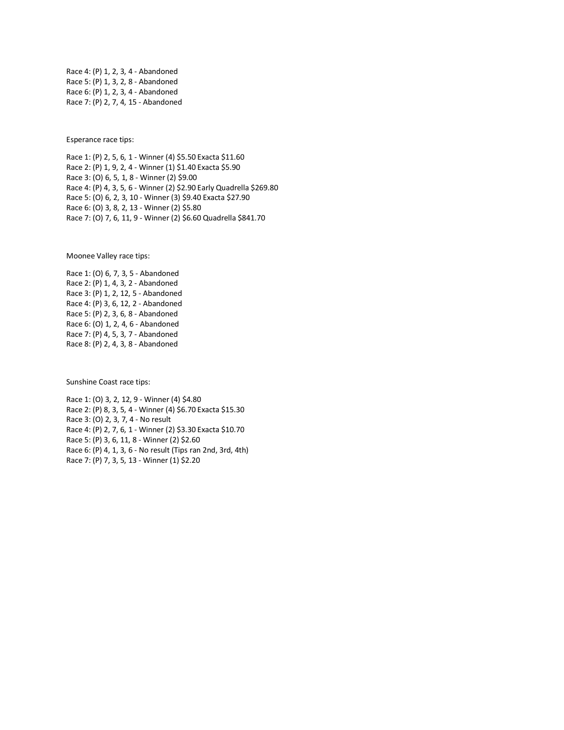Race 4: (P) 1, 2, 3, 4 - Abandoned
Race 5: (P) 1, 3, 2, 8 - Abandoned
Race 6: (P) 1, 2, 3, 4 - Abandoned
Race 7: (P) 2, 7, 4, 15 - Abandoned

Esperance race tips:

Race 1: (P) 2, 5, 6, 1 - Winner (4) $5.50 Exacta $11.60
Race 2: (P) 1, 9, 2, 4 - Winner (1) $1.40 Exacta $5.90
Race 3: (O) 6, 5, 1, 8 - Winner (2) $9.00
Race 4: (P) 4, 3, 5, 6 - Winner (2) $2.90 Early Quadrella $269.80
Race 5: (O) 6, 2, 3, 10 - Winner (3) $9.40 Exacta $27.90
Race 6: (O) 3, 8, 2, 13 - Winner (2) $5.80
Race 7: (O) 7, 6, 11, 9 - Winner (2) $6.60 Quadrella $841.70

Moonee Valley race tips:

Race 1: (O) 6, 7, 3, 5 - Abandoned
Race 2: (P) 1, 4, 3, 2 - Abandoned
Race 3: (P) 1, 2, 12, 5 - Abandoned
Race 4: (P) 3, 6, 12, 2 - Abandoned
Race 5: (P) 2, 3, 6, 8 - Abandoned
Race 6: (O) 1, 2, 4, 6 - Abandoned
Race 7: (P) 4, 5, 3, 7 - Abandoned
Race 8: (P) 2, 4, 3, 8 - Abandoned

Sunshine Coast race tips:

Race 1: (O) 3, 2, 12, 9 - Winner (4) $4.80
Race 2: (P) 8, 3, 5, 4 - Winner (4) $6.70 Exacta $15.30
Race 3: (O) 2, 3, 7, 4 - No result
Race 4: (P) 2, 7, 6, 1 - Winner (2) $3.30 Exacta $10.70
Race 5: (P) 3, 6, 11, 8 - Winner (2) $2.60
Race 6: (P) 4, 1, 3, 6 - No result (Tips ran 2nd, 3rd, 4th)
Race 7: (P) 7, 3, 5, 13 - Winner (1) $2.20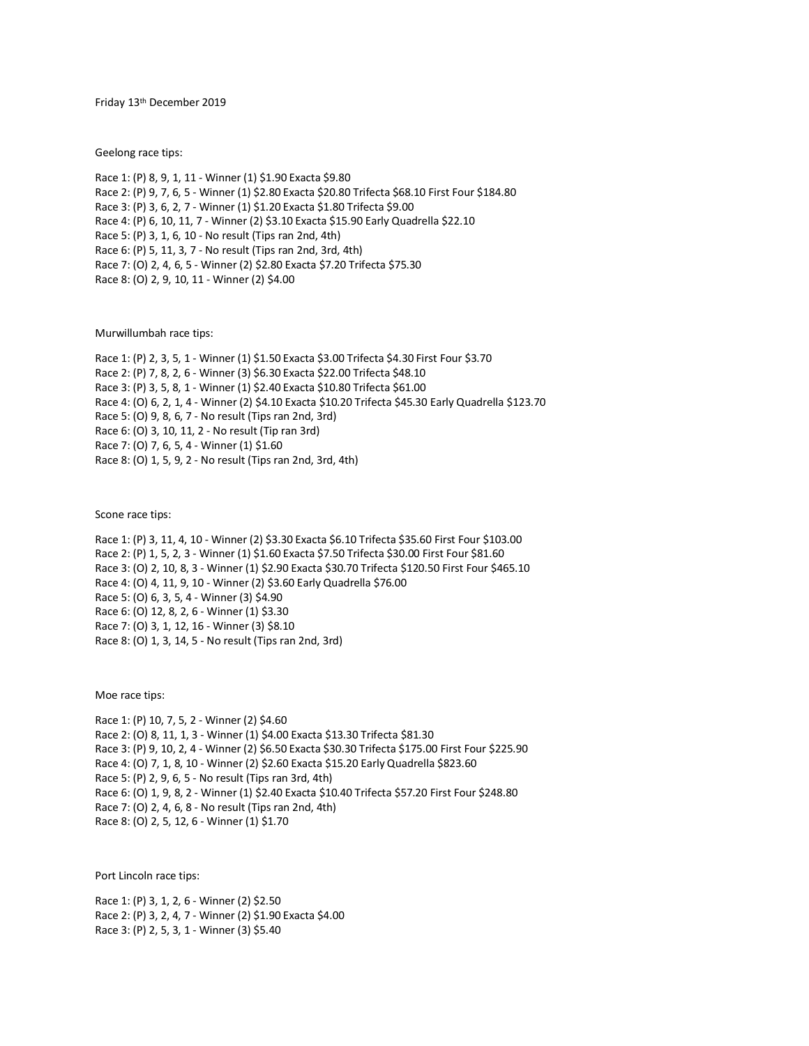Friday 13th December 2019

Geelong race tips:

Race 1: (P) 8, 9, 1, 11 - Winner (1) $1.90 Exacta $9.80
Race 2: (P) 9, 7, 6, 5 - Winner (1) $2.80 Exacta $20.80 Trifecta $68.10 First Four $184.80
Race 3: (P) 3, 6, 2, 7 - Winner (1) $1.20 Exacta $1.80 Trifecta $9.00
Race 4: (P) 6, 10, 11, 7 - Winner (2) $3.10 Exacta $15.90 Early Quadrella $22.10
Race 5: (P) 3, 1, 6, 10 - No result (Tips ran 2nd, 4th)
Race 6: (P) 5, 11, 3, 7 - No result (Tips ran 2nd, 3rd, 4th)
Race 7: (O) 2, 4, 6, 5 - Winner (2) $2.80 Exacta $7.20 Trifecta $75.30
Race 8: (O) 2, 9, 10, 11 - Winner (2) $4.00

Murwillumbah race tips:

Race 1: (P) 2, 3, 5, 1 - Winner (1) $1.50 Exacta $3.00 Trifecta $4.30 First Four $3.70
Race 2: (P) 7, 8, 2, 6 - Winner (3) $6.30 Exacta $22.00 Trifecta $48.10
Race 3: (P) 3, 5, 8, 1 - Winner (1) $2.40 Exacta $10.80 Trifecta $61.00
Race 4: (O) 6, 2, 1, 4 - Winner (2) $4.10 Exacta $10.20 Trifecta $45.30 Early Quadrella $123.70
Race 5: (O) 9, 8, 6, 7 - No result (Tips ran 2nd, 3rd)
Race 6: (O) 3, 10, 11, 2 - No result (Tip ran 3rd)
Race 7: (O) 7, 6, 5, 4 - Winner (1) $1.60
Race 8: (O) 1, 5, 9, 2 - No result (Tips ran 2nd, 3rd, 4th)

Scone race tips:

Race 1: (P) 3, 11, 4, 10 - Winner (2) $3.30 Exacta $6.10 Trifecta $35.60 First Four $103.00
Race 2: (P) 1, 5, 2, 3 - Winner (1) $1.60 Exacta $7.50 Trifecta $30.00 First Four $81.60
Race 3: (O) 2, 10, 8, 3 - Winner (1) $2.90 Exacta $30.70 Trifecta $120.50 First Four $465.10
Race 4: (O) 4, 11, 9, 10 - Winner (2) $3.60 Early Quadrella $76.00
Race 5: (O) 6, 3, 5, 4 - Winner (3) $4.90
Race 6: (O) 12, 8, 2, 6 - Winner (1) $3.30
Race 7: (O) 3, 1, 12, 16 - Winner (3) $8.10
Race 8: (O) 1, 3, 14, 5 - No result (Tips ran 2nd, 3rd)

Moe race tips:

Race 1: (P) 10, 7, 5, 2 - Winner (2) $4.60
Race 2: (O) 8, 11, 1, 3 - Winner (1) $4.00 Exacta $13.30 Trifecta $81.30
Race 3: (P) 9, 10, 2, 4 - Winner (2) $6.50 Exacta $30.30 Trifecta $175.00 First Four $225.90
Race 4: (O) 7, 1, 8, 10 - Winner (2) $2.60 Exacta $15.20 Early Quadrella $823.60
Race 5: (P) 2, 9, 6, 5 - No result (Tips ran 3rd, 4th)
Race 6: (O) 1, 9, 8, 2 - Winner (1) $2.40 Exacta $10.40 Trifecta $57.20 First Four $248.80
Race 7: (O) 2, 4, 6, 8 - No result (Tips ran 2nd, 4th)
Race 8: (O) 2, 5, 12, 6 - Winner (1) $1.70

Port Lincoln race tips:

Race 1: (P) 3, 1, 2, 6 - Winner (2) $2.50
Race 2: (P) 3, 2, 4, 7 - Winner (2) $1.90 Exacta $4.00
Race 3: (P) 2, 5, 3, 1 - Winner (3) $5.40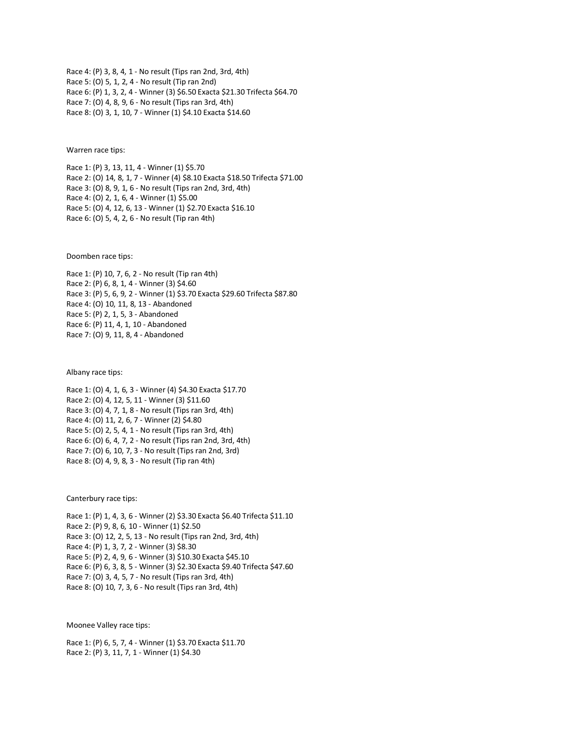Race 4: (P) 3, 8, 4, 1 - No result (Tips ran 2nd, 3rd, 4th)
Race 5: (O) 5, 1, 2, 4 - No result (Tip ran 2nd)
Race 6: (P) 1, 3, 2, 4 - Winner (3) $6.50 Exacta $21.30 Trifecta $64.70
Race 7: (O) 4, 8, 9, 6 - No result (Tips ran 3rd, 4th)
Race 8: (O) 3, 1, 10, 7 - Winner (1) $4.10 Exacta $14.60

Warren race tips:

Race 1: (P) 3, 13, 11, 4 - Winner (1) $5.70
Race 2: (O) 14, 8, 1, 7 - Winner (4) $8.10 Exacta $18.50 Trifecta $71.00
Race 3: (O) 8, 9, 1, 6 - No result (Tips ran 2nd, 3rd, 4th)
Race 4: (O) 2, 1, 6, 4 - Winner (1) $5.00
Race 5: (O) 4, 12, 6, 13 - Winner (1) $2.70 Exacta $16.10
Race 6: (O) 5, 4, 2, 6 - No result (Tip ran 4th)

Doomben race tips:

Race 1: (P) 10, 7, 6, 2 - No result (Tip ran 4th)
Race 2: (P) 6, 8, 1, 4 - Winner (3) $4.60
Race 3: (P) 5, 6, 9, 2 - Winner (1) $3.70 Exacta $29.60 Trifecta $87.80
Race 4: (O) 10, 11, 8, 13 - Abandoned
Race 5: (P) 2, 1, 5, 3 - Abandoned
Race 6: (P) 11, 4, 1, 10 - Abandoned
Race 7: (O) 9, 11, 8, 4 - Abandoned

Albany race tips:

Race 1: (O) 4, 1, 6, 3 - Winner (4) $4.30 Exacta $17.70
Race 2: (O) 4, 12, 5, 11 - Winner (3) $11.60
Race 3: (O) 4, 7, 1, 8 - No result (Tips ran 3rd, 4th)
Race 4: (O) 11, 2, 6, 7 - Winner (2) $4.80
Race 5: (O) 2, 5, 4, 1 - No result (Tips ran 3rd, 4th)
Race 6: (O) 6, 4, 7, 2 - No result (Tips ran 2nd, 3rd, 4th)
Race 7: (O) 6, 10, 7, 3 - No result (Tips ran 2nd, 3rd)
Race 8: (O) 4, 9, 8, 3 - No result (Tip ran 4th)

Canterbury race tips:

Race 1: (P) 1, 4, 3, 6 - Winner (2) $3.30 Exacta $6.40 Trifecta $11.10
Race 2: (P) 9, 8, 6, 10 - Winner (1) $2.50
Race 3: (O) 12, 2, 5, 13 - No result (Tips ran 2nd, 3rd, 4th)
Race 4: (P) 1, 3, 7, 2 - Winner (3) $8.30
Race 5: (P) 2, 4, 9, 6 - Winner (3) $10.30 Exacta $45.10
Race 6: (P) 6, 3, 8, 5 - Winner (3) $2.30 Exacta $9.40 Trifecta $47.60
Race 7: (O) 3, 4, 5, 7 - No result (Tips ran 3rd, 4th)
Race 8: (O) 10, 7, 3, 6 - No result (Tips ran 3rd, 4th)

Moonee Valley race tips:

Race 1: (P) 6, 5, 7, 4 - Winner (1) $3.70 Exacta $11.70
Race 2: (P) 3, 11, 7, 1 - Winner (1) $4.30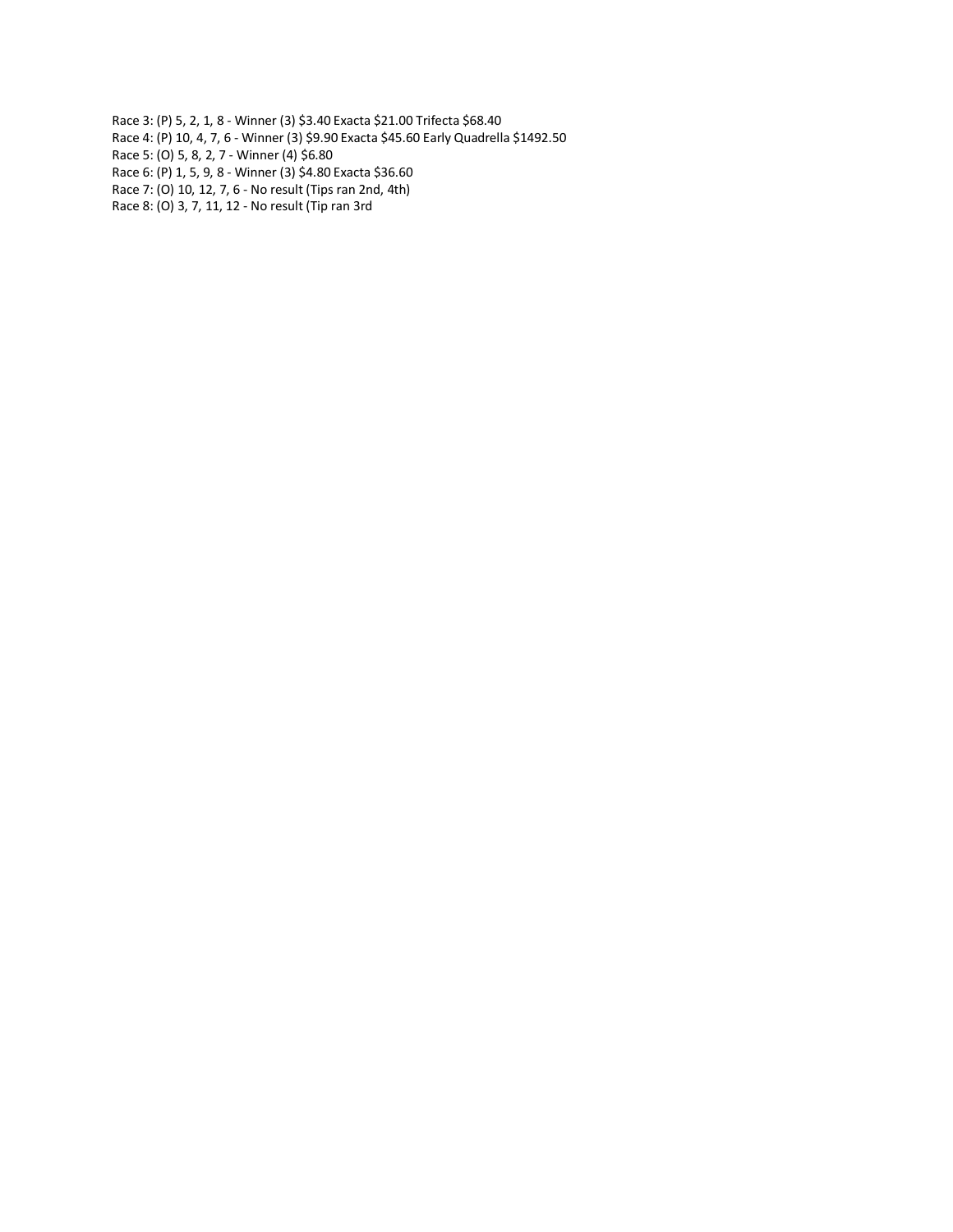Race 3: (P) 5, 2, 1, 8 - Winner (3) $3.40 Exacta $21.00 Trifecta $68.40
Race 4: (P) 10, 4, 7, 6 - Winner (3) $9.90 Exacta $45.60 Early Quadrella $1492.50
Race 5: (O) 5, 8, 2, 7 - Winner (4) $6.80
Race 6: (P) 1, 5, 9, 8 - Winner (3) $4.80 Exacta $36.60
Race 7: (O) 10, 12, 7, 6 - No result (Tips ran 2nd, 4th)
Race 8: (O) 3, 7, 11, 12 - No result (Tip ran 3rd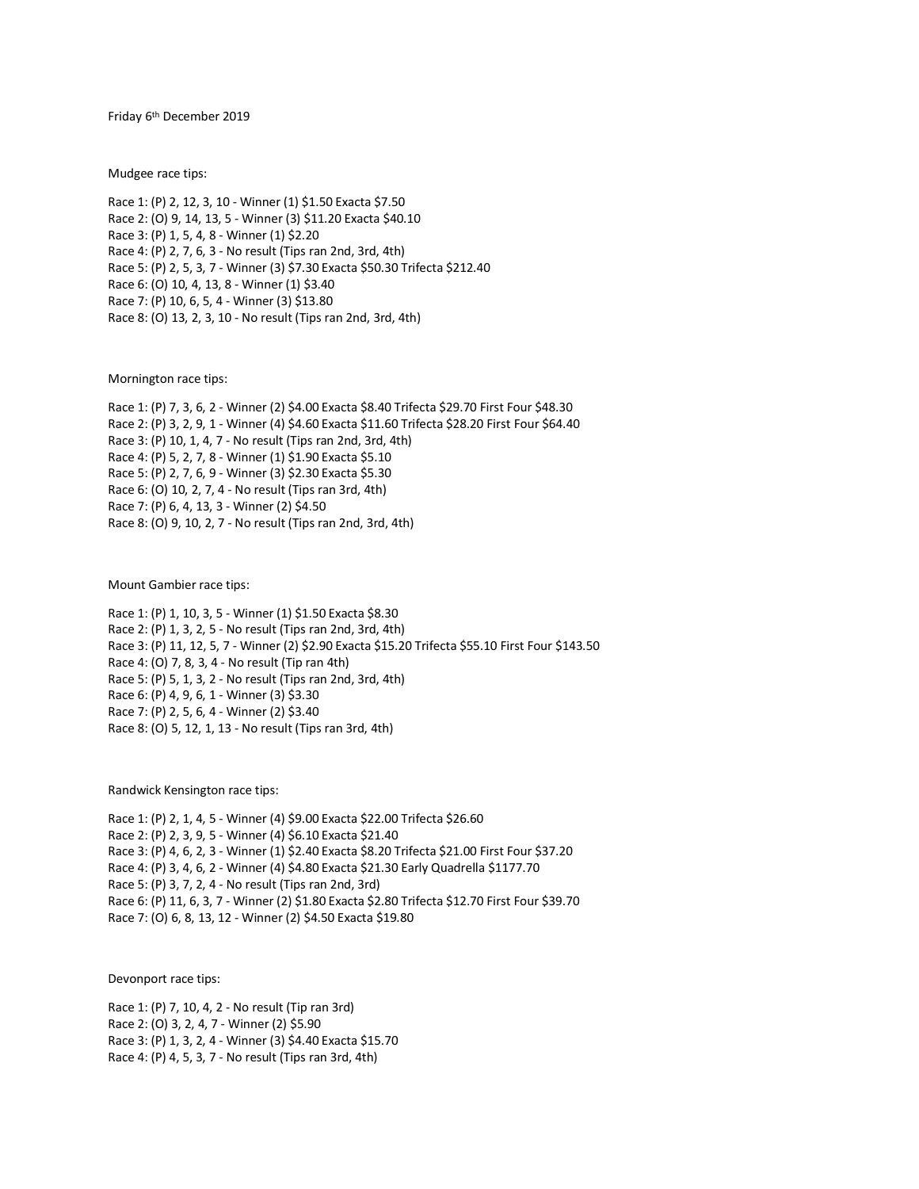Friday 6th December 2019

Mudgee race tips:

Race 1: (P) 2, 12, 3, 10 - Winner (1) $1.50 Exacta $7.50
Race 2: (O) 9, 14, 13, 5 - Winner (3) $11.20 Exacta $40.10
Race 3: (P) 1, 5, 4, 8 - Winner (1) $2.20
Race 4: (P) 2, 7, 6, 3 - No result (Tips ran 2nd, 3rd, 4th)
Race 5: (P) 2, 5, 3, 7 - Winner (3) $7.30 Exacta $50.30 Trifecta $212.40
Race 6: (O) 10, 4, 13, 8 - Winner (1) $3.40
Race 7: (P) 10, 6, 5, 4 - Winner (3) $13.80
Race 8: (O) 13, 2, 3, 10 - No result (Tips ran 2nd, 3rd, 4th)

Mornington race tips:

Race 1: (P) 7, 3, 6, 2 - Winner (2) $4.00 Exacta $8.40 Trifecta $29.70 First Four $48.30
Race 2: (P) 3, 2, 9, 1 - Winner (4) $4.60 Exacta $11.60 Trifecta $28.20 First Four $64.40
Race 3: (P) 10, 1, 4, 7 - No result (Tips ran 2nd, 3rd, 4th)
Race 4: (P) 5, 2, 7, 8 - Winner (1) $1.90 Exacta $5.10
Race 5: (P) 2, 7, 6, 9 - Winner (3) $2.30 Exacta $5.30
Race 6: (O) 10, 2, 7, 4 - No result (Tips ran 3rd, 4th)
Race 7: (P) 6, 4, 13, 3 - Winner (2) $4.50
Race 8: (O) 9, 10, 2, 7 - No result (Tips ran 2nd, 3rd, 4th)

Mount Gambier race tips:

Race 1: (P) 1, 10, 3, 5 - Winner (1) $1.50 Exacta $8.30
Race 2: (P) 1, 3, 2, 5 - No result (Tips ran 2nd, 3rd, 4th)
Race 3: (P) 11, 12, 5, 7 - Winner (2) $2.90 Exacta $15.20 Trifecta $55.10 First Four $143.50
Race 4: (O) 7, 8, 3, 4 - No result (Tip ran 4th)
Race 5: (P) 5, 1, 3, 2 - No result (Tips ran 2nd, 3rd, 4th)
Race 6: (P) 4, 9, 6, 1 - Winner (3) $3.30
Race 7: (P) 2, 5, 6, 4 - Winner (2) $3.40
Race 8: (O) 5, 12, 1, 13 - No result (Tips ran 3rd, 4th)

Randwick Kensington race tips:

Race 1: (P) 2, 1, 4, 5 - Winner (4) $9.00 Exacta $22.00 Trifecta $26.60
Race 2: (P) 2, 3, 9, 5 - Winner (4) $6.10 Exacta $21.40
Race 3: (P) 4, 6, 2, 3 - Winner (1) $2.40 Exacta $8.20 Trifecta $21.00 First Four $37.20
Race 4: (P) 3, 4, 6, 2 - Winner (4) $4.80 Exacta $21.30 Early Quadrella $1177.70
Race 5: (P) 3, 7, 2, 4 - No result (Tips ran 2nd, 3rd)
Race 6: (P) 11, 6, 3, 7 - Winner (2) $1.80 Exacta $2.80 Trifecta $12.70 First Four $39.70
Race 7: (O) 6, 8, 13, 12 - Winner (2) $4.50 Exacta $19.80

Devonport race tips:

Race 1: (P) 7, 10, 4, 2 - No result (Tip ran 3rd)
Race 2: (O) 3, 2, 4, 7 - Winner (2) $5.90
Race 3: (P) 1, 3, 2, 4 - Winner (3) $4.40 Exacta $15.70
Race 4: (P) 4, 5, 3, 7 - No result (Tips ran 3rd, 4th)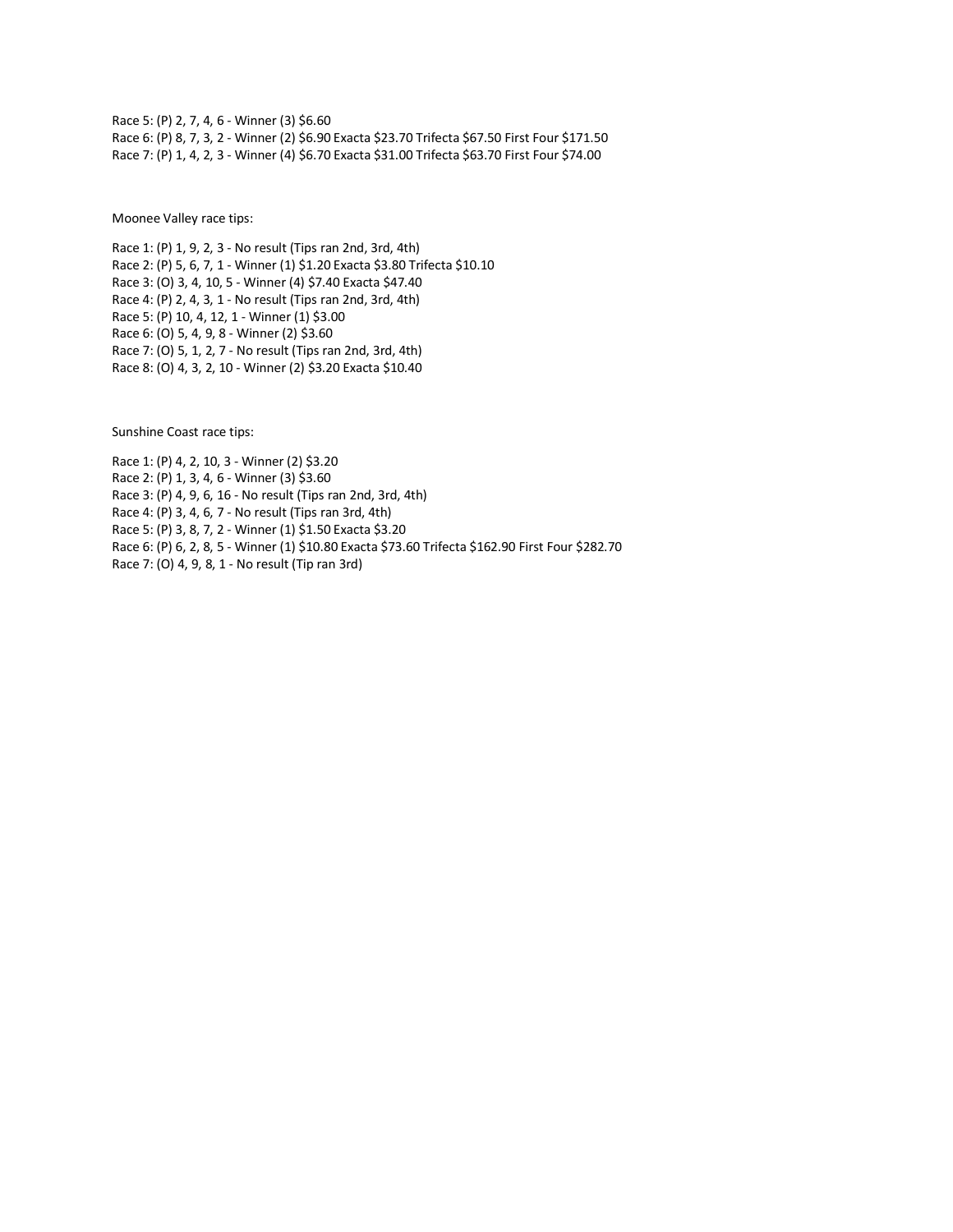Race 5: (P) 2, 7, 4, 6 - Winner (3) $6.60
Race 6: (P) 8, 7, 3, 2 - Winner (2) $6.90 Exacta $23.70 Trifecta $67.50 First Four $171.50
Race 7: (P) 1, 4, 2, 3 - Winner (4) $6.70 Exacta $31.00 Trifecta $63.70 First Four $74.00

Moonee Valley race tips:

Race 1: (P) 1, 9, 2, 3 - No result (Tips ran 2nd, 3rd, 4th)
Race 2: (P) 5, 6, 7, 1 - Winner (1) $1.20 Exacta $3.80 Trifecta $10.10
Race 3: (O) 3, 4, 10, 5 - Winner (4) $7.40 Exacta $47.40
Race 4: (P) 2, 4, 3, 1 - No result (Tips ran 2nd, 3rd, 4th)
Race 5: (P) 10, 4, 12, 1 - Winner (1) $3.00
Race 6: (O) 5, 4, 9, 8 - Winner (2) $3.60
Race 7: (O) 5, 1, 2, 7 - No result (Tips ran 2nd, 3rd, 4th)
Race 8: (O) 4, 3, 2, 10 - Winner (2) $3.20 Exacta $10.40

Sunshine Coast race tips:

Race 1: (P) 4, 2, 10, 3 - Winner (2) $3.20
Race 2: (P) 1, 3, 4, 6 - Winner (3) $3.60
Race 3: (P) 4, 9, 6, 16 - No result (Tips ran 2nd, 3rd, 4th)
Race 4: (P) 3, 4, 6, 7 - No result (Tips ran 3rd, 4th)
Race 5: (P) 3, 8, 7, 2 - Winner (1) $1.50 Exacta $3.20
Race 6: (P) 6, 2, 8, 5 - Winner (1) $10.80 Exacta $73.60 Trifecta $162.90 First Four $282.70
Race 7: (O) 4, 9, 8, 1 - No result (Tip ran 3rd)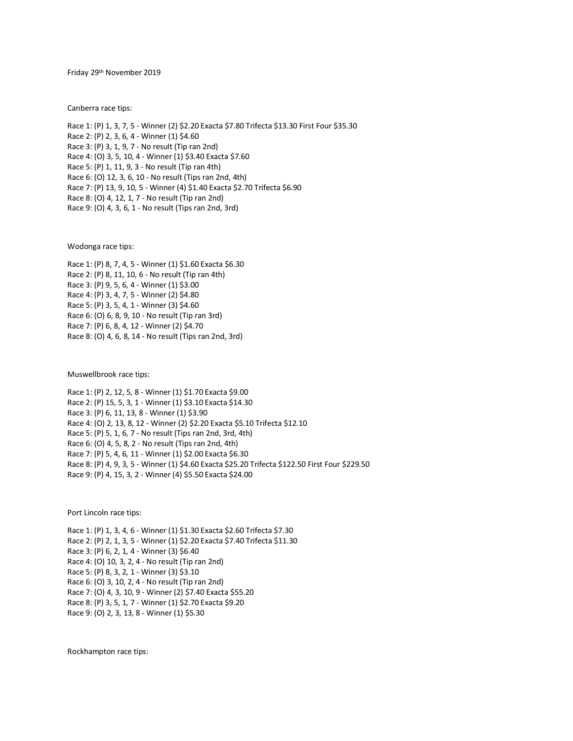Friday 29th November 2019

Canberra race tips:

Race 1: (P) 1, 3, 7, 5 - Winner (2) $2.20 Exacta $7.80 Trifecta $13.30 First Four $35.30
Race 2: (P) 2, 3, 6, 4 - Winner (1) $4.60
Race 3: (P) 3, 1, 9, 7 - No result (Tip ran 2nd)
Race 4: (O) 3, 5, 10, 4 - Winner (1) $3.40 Exacta $7.60
Race 5: (P) 1, 11, 9, 3 - No result (Tip ran 4th)
Race 6: (O) 12, 3, 6, 10 - No result (Tips ran 2nd, 4th)
Race 7: (P) 13, 9, 10, 5 - Winner (4) $1.40 Exacta $2.70 Trifecta $6.90
Race 8: (O) 4, 12, 1, 7 - No result (Tip ran 2nd)
Race 9: (O) 4, 3, 6, 1 - No result (Tips ran 2nd, 3rd)

Wodonga race tips:

Race 1: (P) 8, 7, 4, 5 - Winner (1) $1.60 Exacta $6.30
Race 2: (P) 8, 11, 10, 6 - No result (Tip ran 4th)
Race 3: (P) 9, 5, 6, 4 - Winner (1) $3.00
Race 4: (P) 3, 4, 7, 5 - Winner (2) $4.80
Race 5: (P) 3, 5, 4, 1 - Winner (3) $4.60
Race 6: (O) 6, 8, 9, 10 - No result (Tip ran 3rd)
Race 7: (P) 6, 8, 4, 12 - Winner (2) $4.70
Race 8: (O) 4, 6, 8, 14 - No result (Tips ran 2nd, 3rd)

Muswellbrook race tips:

Race 1: (P) 2, 12, 5, 8 - Winner (1) $1.70 Exacta $9.00
Race 2: (P) 15, 5, 3, 1 - Winner (1) $3.10 Exacta $14.30
Race 3: (P) 6, 11, 13, 8 - Winner (1) $3.90
Race 4: (O) 2, 13, 8, 12 - Winner (2) $2.20 Exacta $5.10 Trifecta $12.10
Race 5: (P) 5, 1, 6, 7 - No result (Tips ran 2nd, 3rd, 4th)
Race 6: (O) 4, 5, 8, 2 - No result (Tips ran 2nd, 4th)
Race 7: (P) 5, 4, 6, 11 - Winner (1) $2.00 Exacta $6.30
Race 8: (P) 4, 9, 3, 5 - Winner (1) $4.60 Exacta $25.20 Trifecta $122.50 First Four $229.50
Race 9: (P) 4, 15, 3, 2 - Winner (4) $5.50 Exacta $24.00

Port Lincoln race tips:

Race 1: (P) 1, 3, 4, 6 - Winner (1) $1.30 Exacta $2.60 Trifecta $7.30
Race 2: (P) 2, 1, 3, 5 - Winner (1) $2.20 Exacta $7.40 Trifecta $11.30
Race 3: (P) 6, 2, 1, 4 - Winner (3) $6.40
Race 4: (O) 10, 3, 2, 4 - No result (Tip ran 2nd)
Race 5: (P) 8, 3, 2, 1 - Winner (3) $3.10
Race 6: (O) 3, 10, 2, 4 - No result (Tip ran 2nd)
Race 7: (O) 4, 3, 10, 9 - Winner (2) $7.40 Exacta $55.20
Race 8: (P) 3, 5, 1, 7 - Winner (1) $2.70 Exacta $9.20
Race 9: (O) 2, 3, 13, 8 - Winner (1) $5.30

Rockhampton race tips: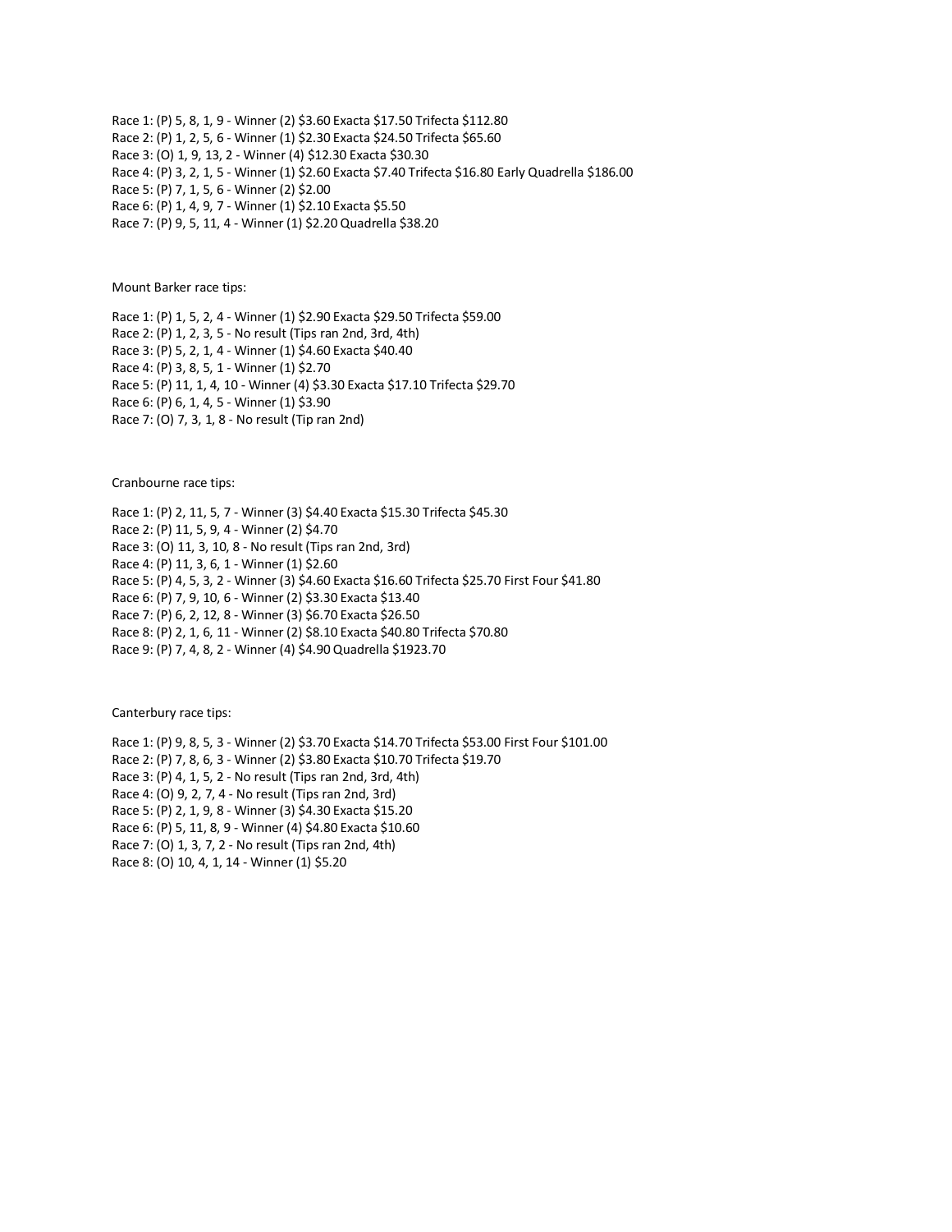Race 1: (P) 5, 8, 1, 9 - Winner (2) $3.60 Exacta $17.50 Trifecta $112.80
Race 2: (P) 1, 2, 5, 6 - Winner (1) $2.30 Exacta $24.50 Trifecta $65.60
Race 3: (O) 1, 9, 13, 2 - Winner (4) $12.30 Exacta $30.30
Race 4: (P) 3, 2, 1, 5 - Winner (1) $2.60 Exacta $7.40 Trifecta $16.80 Early Quadrella $186.00
Race 5: (P) 7, 1, 5, 6 - Winner (2) $2.00
Race 6: (P) 1, 4, 9, 7 - Winner (1) $2.10 Exacta $5.50
Race 7: (P) 9, 5, 11, 4 - Winner (1) $2.20 Quadrella $38.20

Mount Barker race tips:

Race 1: (P) 1, 5, 2, 4 - Winner (1) $2.90 Exacta $29.50 Trifecta $59.00
Race 2: (P) 1, 2, 3, 5 - No result (Tips ran 2nd, 3rd, 4th)
Race 3: (P) 5, 2, 1, 4 - Winner (1) $4.60 Exacta $40.40
Race 4: (P) 3, 8, 5, 1 - Winner (1) $2.70
Race 5: (P) 11, 1, 4, 10 - Winner (4) $3.30 Exacta $17.10 Trifecta $29.70
Race 6: (P) 6, 1, 4, 5 - Winner (1) $3.90
Race 7: (O) 7, 3, 1, 8 - No result (Tip ran 2nd)

Cranbourne race tips:

Race 1: (P) 2, 11, 5, 7 - Winner (3) $4.40 Exacta $15.30 Trifecta $45.30
Race 2: (P) 11, 5, 9, 4 - Winner (2) $4.70
Race 3: (O) 11, 3, 10, 8 - No result (Tips ran 2nd, 3rd)
Race 4: (P) 11, 3, 6, 1 - Winner (1) $2.60
Race 5: (P) 4, 5, 3, 2 - Winner (3) $4.60 Exacta $16.60 Trifecta $25.70 First Four $41.80
Race 6: (P) 7, 9, 10, 6 - Winner (2) $3.30 Exacta $13.40
Race 7: (P) 6, 2, 12, 8 - Winner (3) $6.70 Exacta $26.50
Race 8: (P) 2, 1, 6, 11 - Winner (2) $8.10 Exacta $40.80 Trifecta $70.80
Race 9: (P) 7, 4, 8, 2 - Winner (4) $4.90 Quadrella $1923.70

Canterbury race tips:

Race 1: (P) 9, 8, 5, 3 - Winner (2) $3.70 Exacta $14.70 Trifecta $53.00 First Four $101.00
Race 2: (P) 7, 8, 6, 3 - Winner (2) $3.80 Exacta $10.70 Trifecta $19.70
Race 3: (P) 4, 1, 5, 2 - No result (Tips ran 2nd, 3rd, 4th)
Race 4: (O) 9, 2, 7, 4 - No result (Tips ran 2nd, 3rd)
Race 5: (P) 2, 1, 9, 8 - Winner (3) $4.30 Exacta $15.20
Race 6: (P) 5, 11, 8, 9 - Winner (4) $4.80 Exacta $10.60
Race 7: (O) 1, 3, 7, 2 - No result (Tips ran 2nd, 4th)
Race 8: (O) 10, 4, 1, 14 - Winner (1) $5.20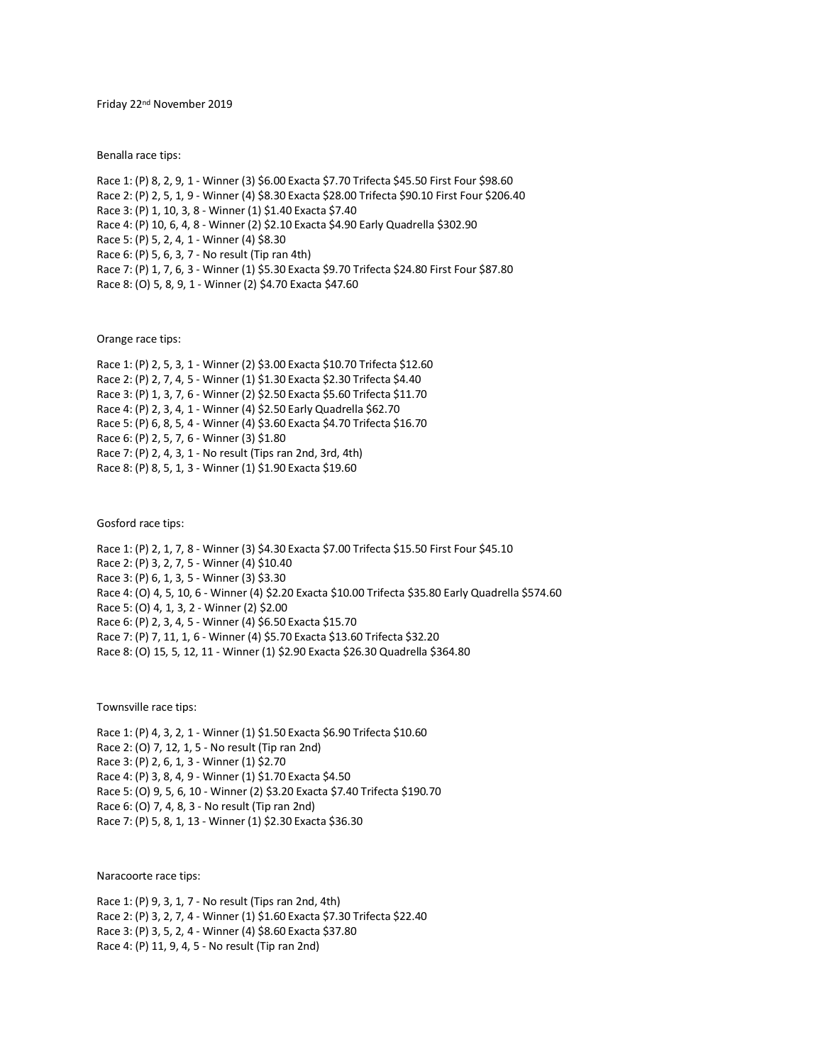Friday 22nd November 2019

Benalla race tips:

Race 1: (P) 8, 2, 9, 1 - Winner (3) $6.00 Exacta $7.70 Trifecta $45.50 First Four $98.60
Race 2: (P) 2, 5, 1, 9 - Winner (4) $8.30 Exacta $28.00 Trifecta $90.10 First Four $206.40
Race 3: (P) 1, 10, 3, 8 - Winner (1) $1.40 Exacta $7.40
Race 4: (P) 10, 6, 4, 8 - Winner (2) $2.10 Exacta $4.90 Early Quadrella $302.90
Race 5: (P) 5, 2, 4, 1 - Winner (4) $8.30
Race 6: (P) 5, 6, 3, 7 - No result (Tip ran 4th)
Race 7: (P) 1, 7, 6, 3 - Winner (1) $5.30 Exacta $9.70 Trifecta $24.80 First Four $87.80
Race 8: (O) 5, 8, 9, 1 - Winner (2) $4.70 Exacta $47.60

Orange race tips:

Race 1: (P) 2, 5, 3, 1 - Winner (2) $3.00 Exacta $10.70 Trifecta $12.60
Race 2: (P) 2, 7, 4, 5 - Winner (1) $1.30 Exacta $2.30 Trifecta $4.40
Race 3: (P) 1, 3, 7, 6 - Winner (2) $2.50 Exacta $5.60 Trifecta $11.70
Race 4: (P) 2, 3, 4, 1 - Winner (4) $2.50 Early Quadrella $62.70
Race 5: (P) 6, 8, 5, 4 - Winner (4) $3.60 Exacta $4.70 Trifecta $16.70
Race 6: (P) 2, 5, 7, 6 - Winner (3) $1.80
Race 7: (P) 2, 4, 3, 1 - No result (Tips ran 2nd, 3rd, 4th)
Race 8: (P) 8, 5, 1, 3 - Winner (1) $1.90 Exacta $19.60

Gosford race tips:

Race 1: (P) 2, 1, 7, 8 - Winner (3) $4.30 Exacta $7.00 Trifecta $15.50 First Four $45.10
Race 2: (P) 3, 2, 7, 5 - Winner (4) $10.40
Race 3: (P) 6, 1, 3, 5 - Winner (3) $3.30
Race 4: (O) 4, 5, 10, 6 - Winner (4) $2.20 Exacta $10.00 Trifecta $35.80 Early Quadrella $574.60
Race 5: (O) 4, 1, 3, 2 - Winner (2) $2.00
Race 6: (P) 2, 3, 4, 5 - Winner (4) $6.50 Exacta $15.70
Race 7: (P) 7, 11, 1, 6 - Winner (4) $5.70 Exacta $13.60 Trifecta $32.20
Race 8: (O) 15, 5, 12, 11 - Winner (1) $2.90 Exacta $26.30 Quadrella $364.80

Townsville race tips:

Race 1: (P) 4, 3, 2, 1 - Winner (1) $1.50 Exacta $6.90 Trifecta $10.60
Race 2: (O) 7, 12, 1, 5 - No result (Tip ran 2nd)
Race 3: (P) 2, 6, 1, 3 - Winner (1) $2.70
Race 4: (P) 3, 8, 4, 9 - Winner (1) $1.70 Exacta $4.50
Race 5: (O) 9, 5, 6, 10 - Winner (2) $3.20 Exacta $7.40 Trifecta $190.70
Race 6: (O) 7, 4, 8, 3 - No result (Tip ran 2nd)
Race 7: (P) 5, 8, 1, 13 - Winner (1) $2.30 Exacta $36.30

Naracoorte race tips:

Race 1: (P) 9, 3, 1, 7 - No result (Tips ran 2nd, 4th)
Race 2: (P) 3, 2, 7, 4 - Winner (1) $1.60 Exacta $7.30 Trifecta $22.40
Race 3: (P) 3, 5, 2, 4 - Winner (4) $8.60 Exacta $37.80
Race 4: (P) 11, 9, 4, 5 - No result (Tip ran 2nd)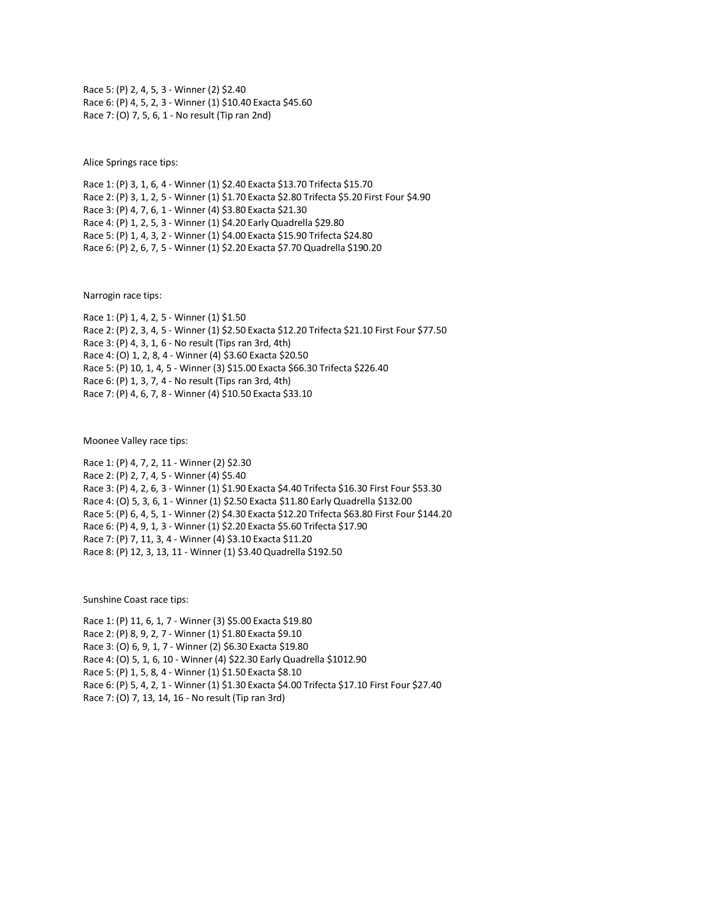Race 5: (P) 2, 4, 5, 3 - Winner (2) $2.40
Race 6: (P) 4, 5, 2, 3 - Winner (1) $10.40 Exacta $45.60
Race 7: (O) 7, 5, 6, 1 - No result (Tip ran 2nd)

Alice Springs race tips:

Race 1: (P) 3, 1, 6, 4 - Winner (1) $2.40 Exacta $13.70 Trifecta $15.70
Race 2: (P) 3, 1, 2, 5 - Winner (1) $1.70 Exacta $2.80 Trifecta $5.20 First Four $4.90
Race 3: (P) 4, 7, 6, 1 - Winner (4) $3.80 Exacta $21.30
Race 4: (P) 1, 2, 5, 3 - Winner (1) $4.20 Early Quadrella $29.80
Race 5: (P) 1, 4, 3, 2 - Winner (1) $4.00 Exacta $15.90 Trifecta $24.80
Race 6: (P) 2, 6, 7, 5 - Winner (1) $2.20 Exacta $7.70 Quadrella $190.20

Narrogin race tips:

Race 1: (P) 1, 4, 2, 5 - Winner (1) $1.50
Race 2: (P) 2, 3, 4, 5 - Winner (1) $2.50 Exacta $12.20 Trifecta $21.10 First Four $77.50
Race 3: (P) 4, 3, 1, 6 - No result (Tips ran 3rd, 4th)
Race 4: (O) 1, 2, 8, 4 - Winner (4) $3.60 Exacta $20.50
Race 5: (P) 10, 1, 4, 5 - Winner (3) $15.00 Exacta $66.30 Trifecta $226.40
Race 6: (P) 1, 3, 7, 4 - No result (Tips ran 3rd, 4th)
Race 7: (P) 4, 6, 7, 8 - Winner (4) $10.50 Exacta $33.10

Moonee Valley race tips:

Race 1: (P) 4, 7, 2, 11 - Winner (2) $2.30
Race 2: (P) 2, 7, 4, 5 - Winner (4) $5.40
Race 3: (P) 4, 2, 6, 3 - Winner (1) $1.90 Exacta $4.40 Trifecta $16.30 First Four $53.30
Race 4: (O) 5, 3, 6, 1 - Winner (1) $2.50 Exacta $11.80 Early Quadrella $132.00
Race 5: (P) 6, 4, 5, 1 - Winner (2) $4.30 Exacta $12.20 Trifecta $63.80 First Four $144.20
Race 6: (P) 4, 9, 1, 3 - Winner (1) $2.20 Exacta $5.60 Trifecta $17.90
Race 7: (P) 7, 11, 3, 4 - Winner (4) $3.10 Exacta $11.20
Race 8: (P) 12, 3, 13, 11 - Winner (1) $3.40 Quadrella $192.50

Sunshine Coast race tips:

Race 1: (P) 11, 6, 1, 7 - Winner (3) $5.00 Exacta $19.80
Race 2: (P) 8, 9, 2, 7 - Winner (1) $1.80 Exacta $9.10
Race 3: (O) 6, 9, 1, 7 - Winner (2) $6.30 Exacta $19.80
Race 4: (O) 5, 1, 6, 10 - Winner (4) $22.30 Early Quadrella $1012.90
Race 5: (P) 1, 5, 8, 4 - Winner (1) $1.50 Exacta $8.10
Race 6: (P) 5, 4, 2, 1 - Winner (1) $1.30 Exacta $4.00 Trifecta $17.10 First Four $27.40
Race 7: (O) 7, 13, 14, 16 - No result (Tip ran 3rd)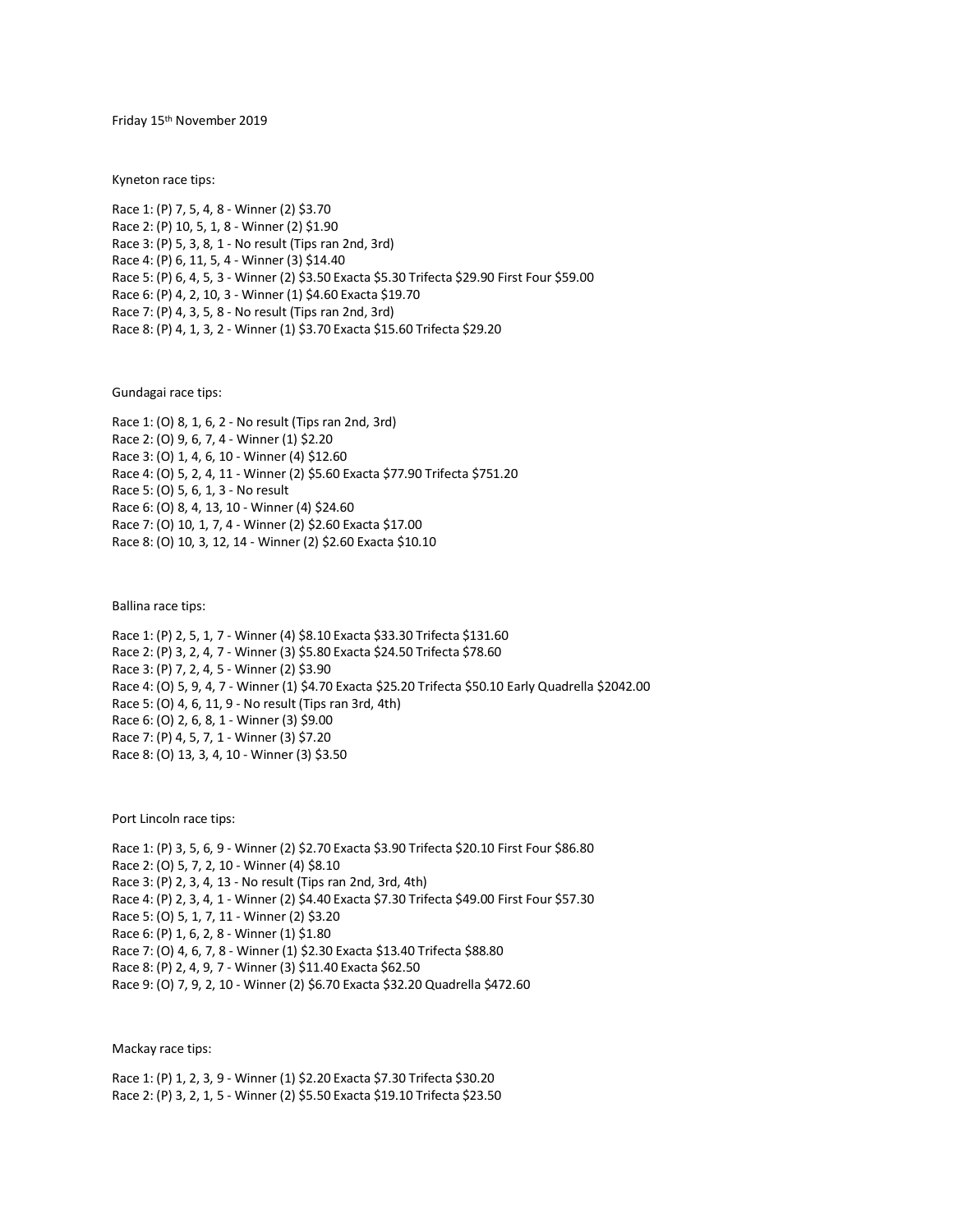Friday 15th November 2019

Kyneton race tips:

Race 1: (P) 7, 5, 4, 8 - Winner (2) $3.70
Race 2: (P) 10, 5, 1, 8 - Winner (2) $1.90
Race 3: (P) 5, 3, 8, 1 - No result (Tips ran 2nd, 3rd)
Race 4: (P) 6, 11, 5, 4 - Winner (3) $14.40
Race 5: (P) 6, 4, 5, 3 - Winner (2) $3.50 Exacta $5.30 Trifecta $29.90 First Four $59.00
Race 6: (P) 4, 2, 10, 3 - Winner (1) $4.60 Exacta $19.70
Race 7: (P) 4, 3, 5, 8 - No result (Tips ran 2nd, 3rd)
Race 8: (P) 4, 1, 3, 2 - Winner (1) $3.70 Exacta $15.60 Trifecta $29.20

Gundagai race tips:

Race 1: (O) 8, 1, 6, 2 - No result (Tips ran 2nd, 3rd)
Race 2: (O) 9, 6, 7, 4 - Winner (1) $2.20
Race 3: (O) 1, 4, 6, 10 - Winner (4) $12.60
Race 4: (O) 5, 2, 4, 11 - Winner (2) $5.60 Exacta $77.90 Trifecta $751.20
Race 5: (O) 5, 6, 1, 3 - No result
Race 6: (O) 8, 4, 13, 10 - Winner (4) $24.60
Race 7: (O) 10, 1, 7, 4 - Winner (2) $2.60 Exacta $17.00
Race 8: (O) 10, 3, 12, 14 - Winner (2) $2.60 Exacta $10.10

Ballina race tips:

Race 1: (P) 2, 5, 1, 7 - Winner (4) $8.10 Exacta $33.30 Trifecta $131.60
Race 2: (P) 3, 2, 4, 7 - Winner (3) $5.80 Exacta $24.50 Trifecta $78.60
Race 3: (P) 7, 2, 4, 5 - Winner (2) $3.90
Race 4: (O) 5, 9, 4, 7 - Winner (1) $4.70 Exacta $25.20 Trifecta $50.10 Early Quadrella $2042.00
Race 5: (O) 4, 6, 11, 9 - No result (Tips ran 3rd, 4th)
Race 6: (O) 2, 6, 8, 1 - Winner (3) $9.00
Race 7: (P) 4, 5, 7, 1 - Winner (3) $7.20
Race 8: (O) 13, 3, 4, 10 - Winner (3) $3.50

Port Lincoln race tips:

Race 1: (P) 3, 5, 6, 9 - Winner (2) $2.70 Exacta $3.90 Trifecta $20.10 First Four $86.80
Race 2: (O) 5, 7, 2, 10 - Winner (4) $8.10
Race 3: (P) 2, 3, 4, 13 - No result (Tips ran 2nd, 3rd, 4th)
Race 4: (P) 2, 3, 4, 1 - Winner (2) $4.40 Exacta $7.30 Trifecta $49.00 First Four $57.30
Race 5: (O) 5, 1, 7, 11 - Winner (2) $3.20
Race 6: (P) 1, 6, 2, 8 - Winner (1) $1.80
Race 7: (O) 4, 6, 7, 8 - Winner (1) $2.30 Exacta $13.40 Trifecta $88.80
Race 8: (P) 2, 4, 9, 7 - Winner (3) $11.40 Exacta $62.50
Race 9: (O) 7, 9, 2, 10 - Winner (2) $6.70 Exacta $32.20 Quadrella $472.60

Mackay race tips:

Race 1: (P) 1, 2, 3, 9 - Winner (1) $2.20 Exacta $7.30 Trifecta $30.20
Race 2: (P) 3, 2, 1, 5 - Winner (2) $5.50 Exacta $19.10 Trifecta $23.50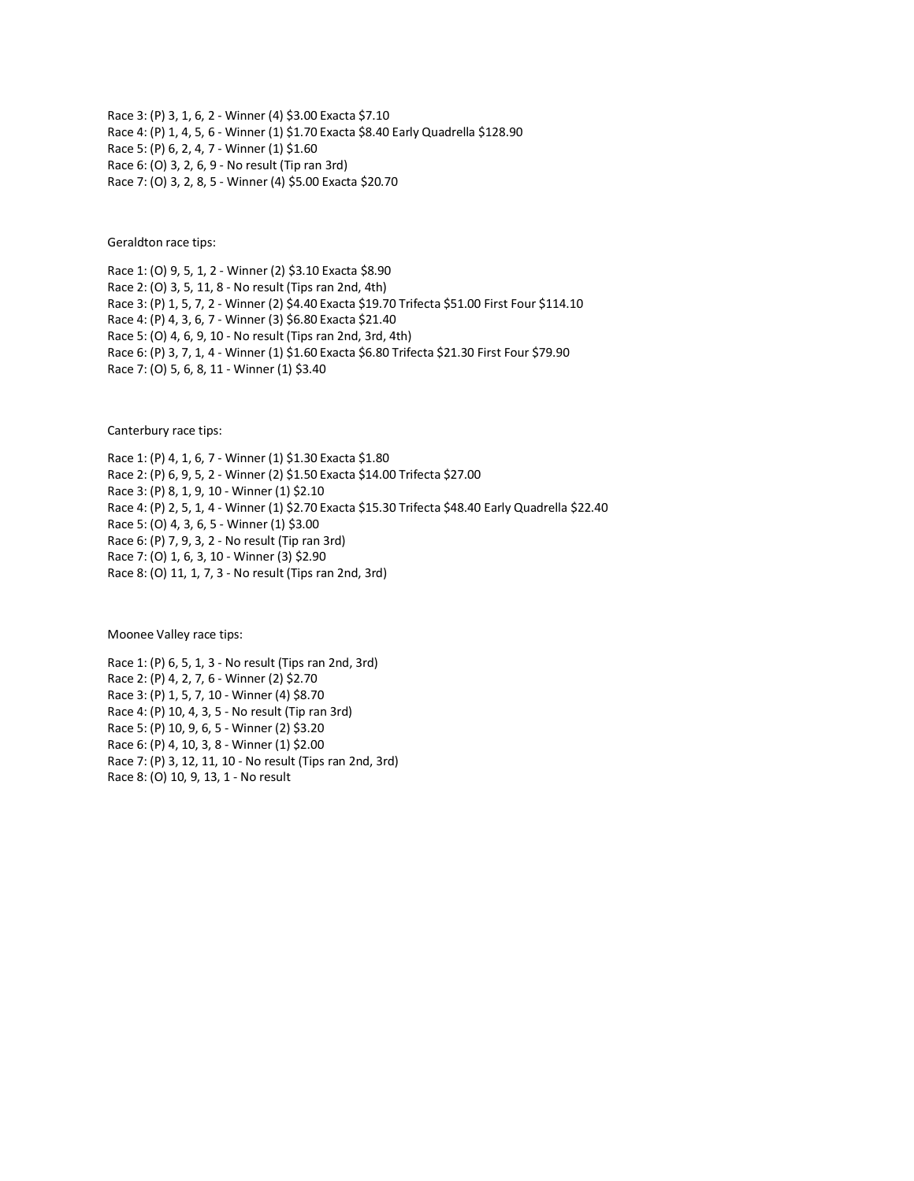Race 3: (P) 3, 1, 6, 2 - Winner (4) $3.00 Exacta $7.10
Race 4: (P) 1, 4, 5, 6 - Winner (1) $1.70 Exacta $8.40 Early Quadrella $128.90
Race 5: (P) 6, 2, 4, 7 - Winner (1) $1.60
Race 6: (O) 3, 2, 6, 9 - No result (Tip ran 3rd)
Race 7: (O) 3, 2, 8, 5 - Winner (4) $5.00 Exacta $20.70

Geraldton race tips:

Race 1: (O) 9, 5, 1, 2 - Winner (2) $3.10 Exacta $8.90
Race 2: (O) 3, 5, 11, 8 - No result (Tips ran 2nd, 4th)
Race 3: (P) 1, 5, 7, 2 - Winner (2) $4.40 Exacta $19.70 Trifecta $51.00 First Four $114.10
Race 4: (P) 4, 3, 6, 7 - Winner (3) $6.80 Exacta $21.40
Race 5: (O) 4, 6, 9, 10 - No result (Tips ran 2nd, 3rd, 4th)
Race 6: (P) 3, 7, 1, 4 - Winner (1) $1.60 Exacta $6.80 Trifecta $21.30 First Four $79.90
Race 7: (O) 5, 6, 8, 11 - Winner (1) $3.40

Canterbury race tips:

Race 1: (P) 4, 1, 6, 7 - Winner (1) $1.30 Exacta $1.80
Race 2: (P) 6, 9, 5, 2 - Winner (2) $1.50 Exacta $14.00 Trifecta $27.00
Race 3: (P) 8, 1, 9, 10 - Winner (1) $2.10
Race 4: (P) 2, 5, 1, 4 - Winner (1) $2.70 Exacta $15.30 Trifecta $48.40 Early Quadrella $22.40
Race 5: (O) 4, 3, 6, 5 - Winner (1) $3.00
Race 6: (P) 7, 9, 3, 2 - No result (Tip ran 3rd)
Race 7: (O) 1, 6, 3, 10 - Winner (3) $2.90
Race 8: (O) 11, 1, 7, 3 - No result (Tips ran 2nd, 3rd)

Moonee Valley race tips:

Race 1: (P) 6, 5, 1, 3 - No result (Tips ran 2nd, 3rd)
Race 2: (P) 4, 2, 7, 6 - Winner (2) $2.70
Race 3: (P) 1, 5, 7, 10 - Winner (4) $8.70
Race 4: (P) 10, 4, 3, 5 - No result (Tip ran 3rd)
Race 5: (P) 10, 9, 6, 5 - Winner (2) $3.20
Race 6: (P) 4, 10, 3, 8 - Winner (1) $2.00
Race 7: (P) 3, 12, 11, 10 - No result (Tips ran 2nd, 3rd)
Race 8: (O) 10, 9, 13, 1 - No result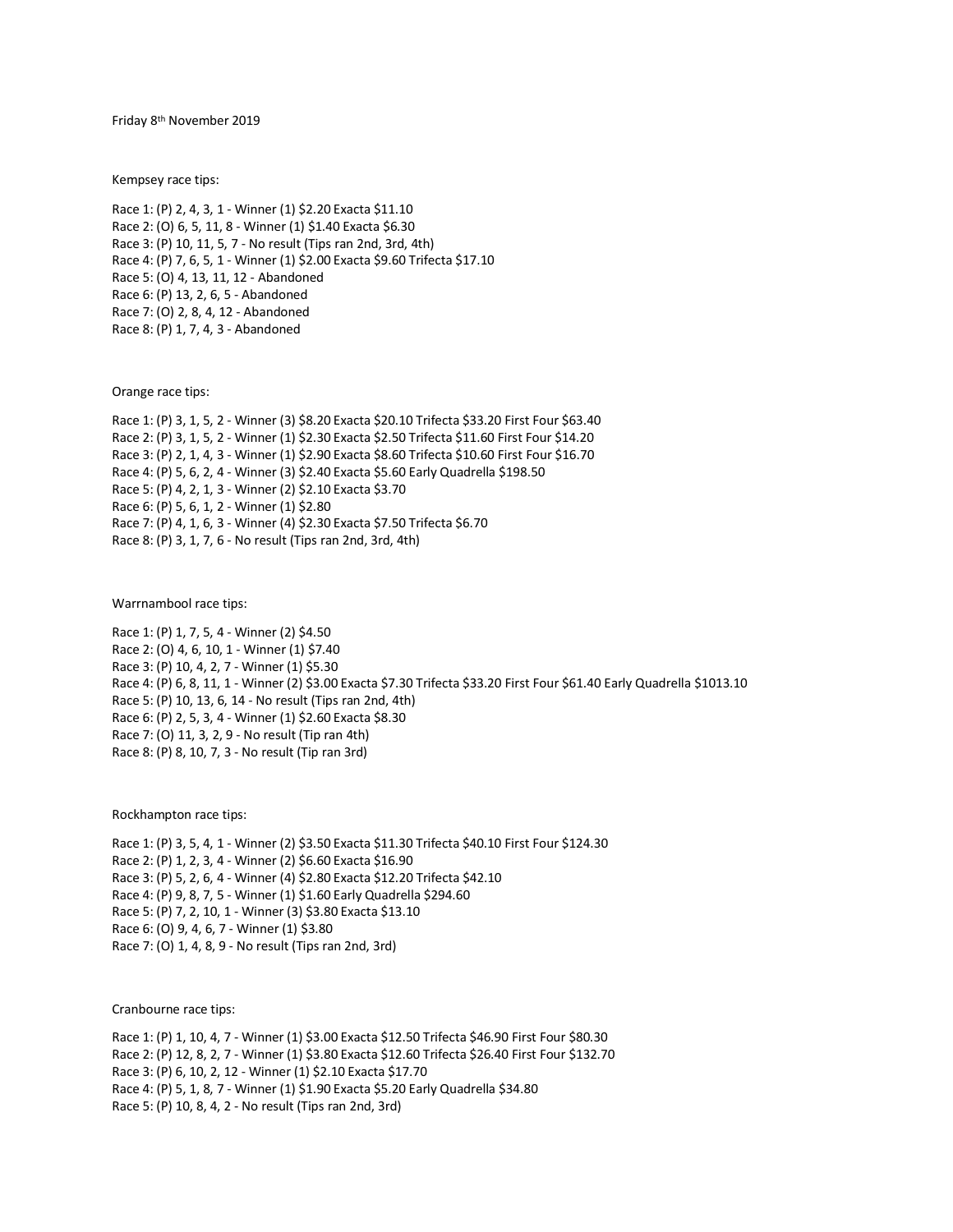Friday 8th November 2019

Kempsey race tips:

Race 1: (P) 2, 4, 3, 1 - Winner (1) $2.20 Exacta $11.10
Race 2: (O) 6, 5, 11, 8 - Winner (1) $1.40 Exacta $6.30
Race 3: (P) 10, 11, 5, 7 - No result (Tips ran 2nd, 3rd, 4th)
Race 4: (P) 7, 6, 5, 1 - Winner (1) $2.00 Exacta $9.60 Trifecta $17.10
Race 5: (O) 4, 13, 11, 12 - Abandoned
Race 6: (P) 13, 2, 6, 5 - Abandoned
Race 7: (O) 2, 8, 4, 12 - Abandoned
Race 8: (P) 1, 7, 4, 3 - Abandoned

Orange race tips:

Race 1: (P) 3, 1, 5, 2 - Winner (3) $8.20 Exacta $20.10 Trifecta $33.20 First Four $63.40
Race 2: (P) 3, 1, 5, 2 - Winner (1) $2.30 Exacta $2.50 Trifecta $11.60 First Four $14.20
Race 3: (P) 2, 1, 4, 3 - Winner (1) $2.90 Exacta $8.60 Trifecta $10.60 First Four $16.70
Race 4: (P) 5, 6, 2, 4 - Winner (3) $2.40 Exacta $5.60 Early Quadrella $198.50
Race 5: (P) 4, 2, 1, 3 - Winner (2) $2.10 Exacta $3.70
Race 6: (P) 5, 6, 1, 2 - Winner (1) $2.80
Race 7: (P) 4, 1, 6, 3 - Winner (4) $2.30 Exacta $7.50 Trifecta $6.70
Race 8: (P) 3, 1, 7, 6 - No result (Tips ran 2nd, 3rd, 4th)

Warrnambool race tips:

Race 1: (P) 1, 7, 5, 4 - Winner (2) $4.50
Race 2: (O) 4, 6, 10, 1 - Winner (1) $7.40
Race 3: (P) 10, 4, 2, 7 - Winner (1) $5.30
Race 4: (P) 6, 8, 11, 1 - Winner (2) $3.00 Exacta $7.30 Trifecta $33.20 First Four $61.40 Early Quadrella $1013.10
Race 5: (P) 10, 13, 6, 14 - No result (Tips ran 2nd, 4th)
Race 6: (P) 2, 5, 3, 4 - Winner (1) $2.60 Exacta $8.30
Race 7: (O) 11, 3, 2, 9 - No result (Tip ran 4th)
Race 8: (P) 8, 10, 7, 3 - No result (Tip ran 3rd)

Rockhampton race tips:

Race 1: (P) 3, 5, 4, 1 - Winner (2) $3.50 Exacta $11.30 Trifecta $40.10 First Four $124.30
Race 2: (P) 1, 2, 3, 4 - Winner (2) $6.60 Exacta $16.90
Race 3: (P) 5, 2, 6, 4 - Winner (4) $2.80 Exacta $12.20 Trifecta $42.10
Race 4: (P) 9, 8, 7, 5 - Winner (1) $1.60 Early Quadrella $294.60
Race 5: (P) 7, 2, 10, 1 - Winner (3) $3.80 Exacta $13.10
Race 6: (O) 9, 4, 6, 7 - Winner (1) $3.80
Race 7: (O) 1, 4, 8, 9 - No result (Tips ran 2nd, 3rd)

Cranbourne race tips:

Race 1: (P) 1, 10, 4, 7 - Winner (1) $3.00 Exacta $12.50 Trifecta $46.90 First Four $80.30
Race 2: (P) 12, 8, 2, 7 - Winner (1) $3.80 Exacta $12.60 Trifecta $26.40 First Four $132.70
Race 3: (P) 6, 10, 2, 12 - Winner (1) $2.10 Exacta $17.70
Race 4: (P) 5, 1, 8, 7 - Winner (1) $1.90 Exacta $5.20 Early Quadrella $34.80
Race 5: (P) 10, 8, 4, 2 - No result (Tips ran 2nd, 3rd)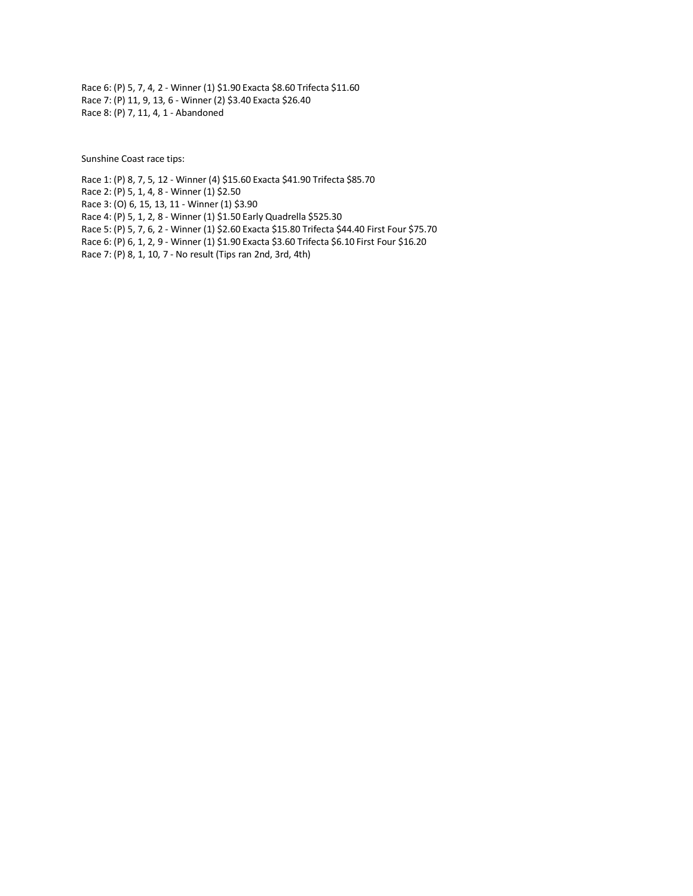Race 6: (P) 5, 7, 4, 2 - Winner (1) $1.90 Exacta $8.60 Trifecta $11.60
Race 7: (P) 11, 9, 13, 6 - Winner (2) $3.40 Exacta $26.40
Race 8: (P) 7, 11, 4, 1 - Abandoned

Sunshine Coast race tips:

Race 1: (P) 8, 7, 5, 12 - Winner (4) $15.60 Exacta $41.90 Trifecta $85.70
Race 2: (P) 5, 1, 4, 8 - Winner (1) $2.50
Race 3: (O) 6, 15, 13, 11 - Winner (1) $3.90
Race 4: (P) 5, 1, 2, 8 - Winner (1) $1.50 Early Quadrella $525.30
Race 5: (P) 5, 7, 6, 2 - Winner (1) $2.60 Exacta $15.80 Trifecta $44.40 First Four $75.70
Race 6: (P) 6, 1, 2, 9 - Winner (1) $1.90 Exacta $3.60 Trifecta $6.10 First Four $16.20
Race 7: (P) 8, 1, 10, 7 - No result (Tips ran 2nd, 3rd, 4th)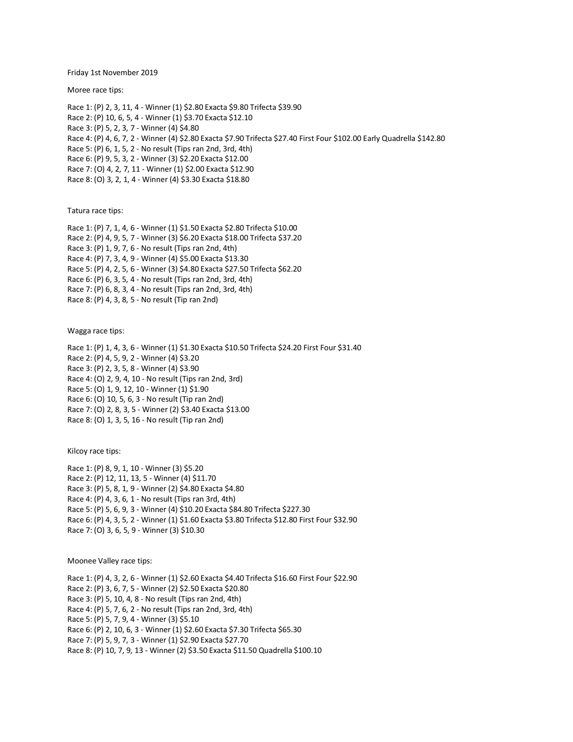Friday 1st November 2019

Moree race tips:

Race 1: (P) 2, 3, 11, 4 - Winner (1) $2.80 Exacta $9.80 Trifecta $39.90
Race 2: (P) 10, 6, 5, 4 - Winner (1) $3.70 Exacta $12.10
Race 3: (P) 5, 2, 3, 7 - Winner (4) $4.80
Race 4: (P) 4, 6, 7, 2 - Winner (4) $2.80 Exacta $7.90 Trifecta $27.40 First Four $102.00 Early Quadrella $142.80
Race 5: (P) 6, 1, 5, 2 - No result (Tips ran 2nd, 3rd, 4th)
Race 6: (P) 9, 5, 3, 2 - Winner (3) $2.20 Exacta $12.00
Race 7: (O) 4, 2, 7, 11 - Winner (1) $2.00 Exacta $12.90
Race 8: (O) 3, 2, 1, 4 - Winner (4) $3.30 Exacta $18.80

Tatura race tips:

Race 1: (P) 7, 1, 4, 6 - Winner (1) $1.50 Exacta $2.80 Trifecta $10.00
Race 2: (P) 4, 9, 5, 7 - Winner (3) $6.20 Exacta $18.00 Trifecta $37.20
Race 3: (P) 1, 9, 7, 6 - No result (Tips ran 2nd, 4th)
Race 4: (P) 7, 3, 4, 9 - Winner (4) $5.00 Exacta $13.30
Race 5: (P) 4, 2, 5, 6 - Winner (3) $4.80 Exacta $27.50 Trifecta $62.20
Race 6: (P) 6, 3, 5, 4 - No result (Tips ran 2nd, 3rd, 4th)
Race 7: (P) 6, 8, 3, 4 - No result (Tips ran 2nd, 3rd, 4th)
Race 8: (P) 4, 3, 8, 5 - No result (Tip ran 2nd)

Wagga race tips:

Race 1: (P) 1, 4, 3, 6 - Winner (1) $1.30 Exacta $10.50 Trifecta $24.20 First Four $31.40
Race 2: (P) 4, 5, 9, 2 - Winner (4) $3.20
Race 3: (P) 2, 3, 5, 8 - Winner (4) $3.90
Race 4: (O) 2, 9, 4, 10 - No result (Tips ran 2nd, 3rd)
Race 5: (O) 1, 9, 12, 10 - Winner (1) $1.90
Race 6: (O) 10, 5, 6, 3 - No result (Tip ran 2nd)
Race 7: (O) 2, 8, 3, 5 - Winner (2) $3.40 Exacta $13.00
Race 8: (O) 1, 3, 5, 16 - No result (Tip ran 2nd)

Kilcoy race tips:

Race 1: (P) 8, 9, 1, 10 - Winner (3) $5.20
Race 2: (P) 12, 11, 13, 5 - Winner (4) $11.70
Race 3: (P) 5, 8, 1, 9 - Winner (2) $4.80 Exacta $4.80
Race 4: (P) 4, 3, 6, 1 - No result (Tips ran 3rd, 4th)
Race 5: (P) 5, 6, 9, 3 - Winner (4) $10.20 Exacta $84.80 Trifecta $227.30
Race 6: (P) 4, 3, 5, 2 - Winner (1) $1.60 Exacta $3.80 Trifecta $12.80 First Four $32.90
Race 7: (O) 3, 6, 5, 9 - Winner (3) $10.30

Moonee Valley race tips:

Race 1: (P) 4, 3, 2, 6 - Winner (1) $2.60 Exacta $4.40 Trifecta $16.60 First Four $22.90
Race 2: (P) 3, 6, 7, 5 - Winner (2) $2.50 Exacta $20.80
Race 3: (P) 5, 10, 4, 8 - No result (Tips ran 2nd, 4th)
Race 4: (P) 5, 7, 6, 2 - No result (Tips ran 2nd, 3rd, 4th)
Race 5: (P) 5, 7, 9, 4 - Winner (3) $5.10
Race 6: (P) 2, 10, 6, 3 - Winner (1) $2.60 Exacta $7.30 Trifecta $65.30
Race 7: (P) 5, 9, 7, 3 - Winner (1) $2.90 Exacta $27.70
Race 8: (P) 10, 7, 9, 13 - Winner (2) $3.50 Exacta $11.50 Quadrella $100.10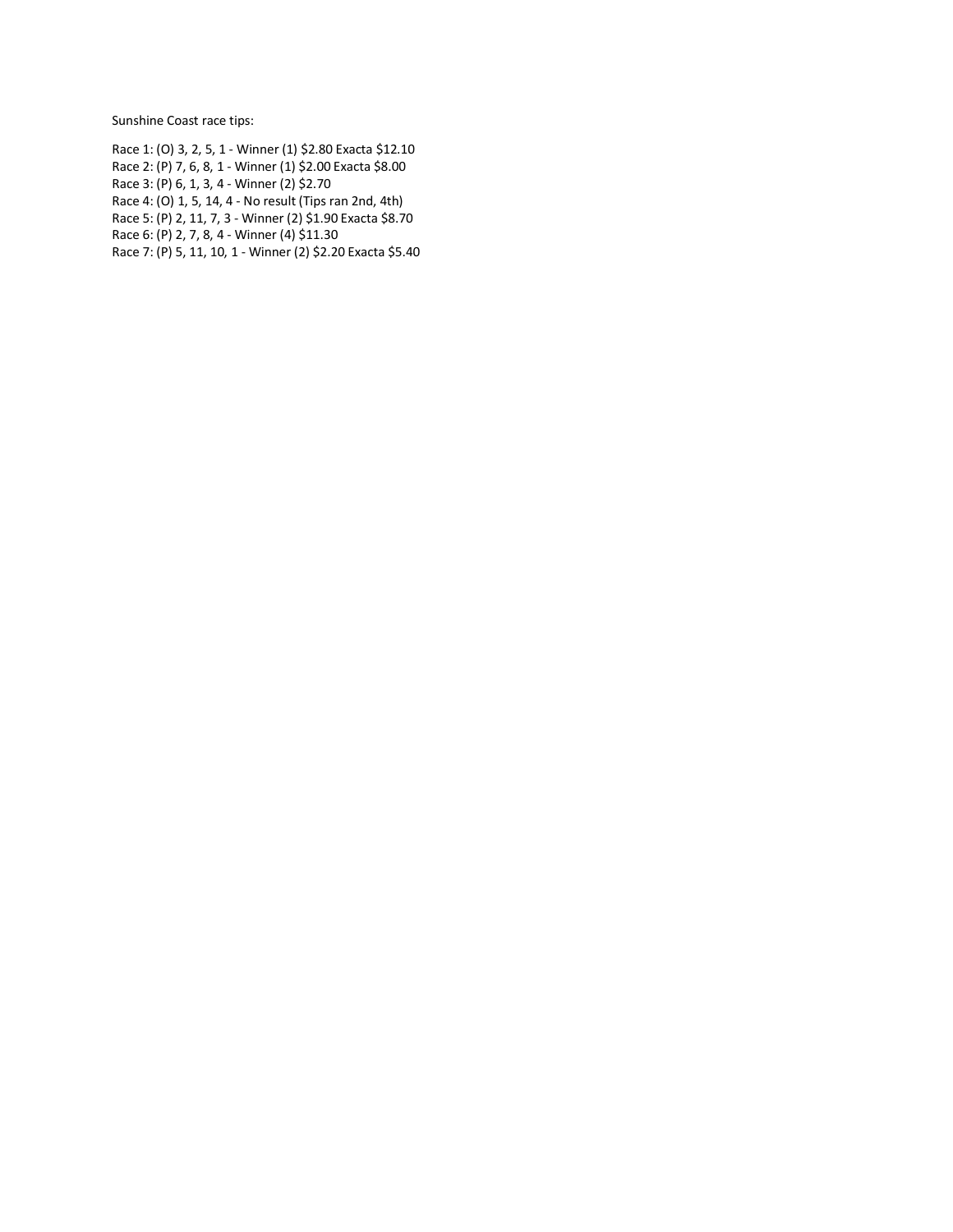Sunshine Coast race tips:

Race 1: (O) 3, 2, 5, 1 - Winner (1) $2.80 Exacta $12.10
Race 2: (P) 7, 6, 8, 1 - Winner (1) $2.00 Exacta $8.00
Race 3: (P) 6, 1, 3, 4 - Winner (2) $2.70
Race 4: (O) 1, 5, 14, 4 - No result (Tips ran 2nd, 4th)
Race 5: (P) 2, 11, 7, 3 - Winner (2) $1.90 Exacta $8.70
Race 6: (P) 2, 7, 8, 4 - Winner (4) $11.30
Race 7: (P) 5, 11, 10, 1 - Winner (2) $2.20 Exacta $5.40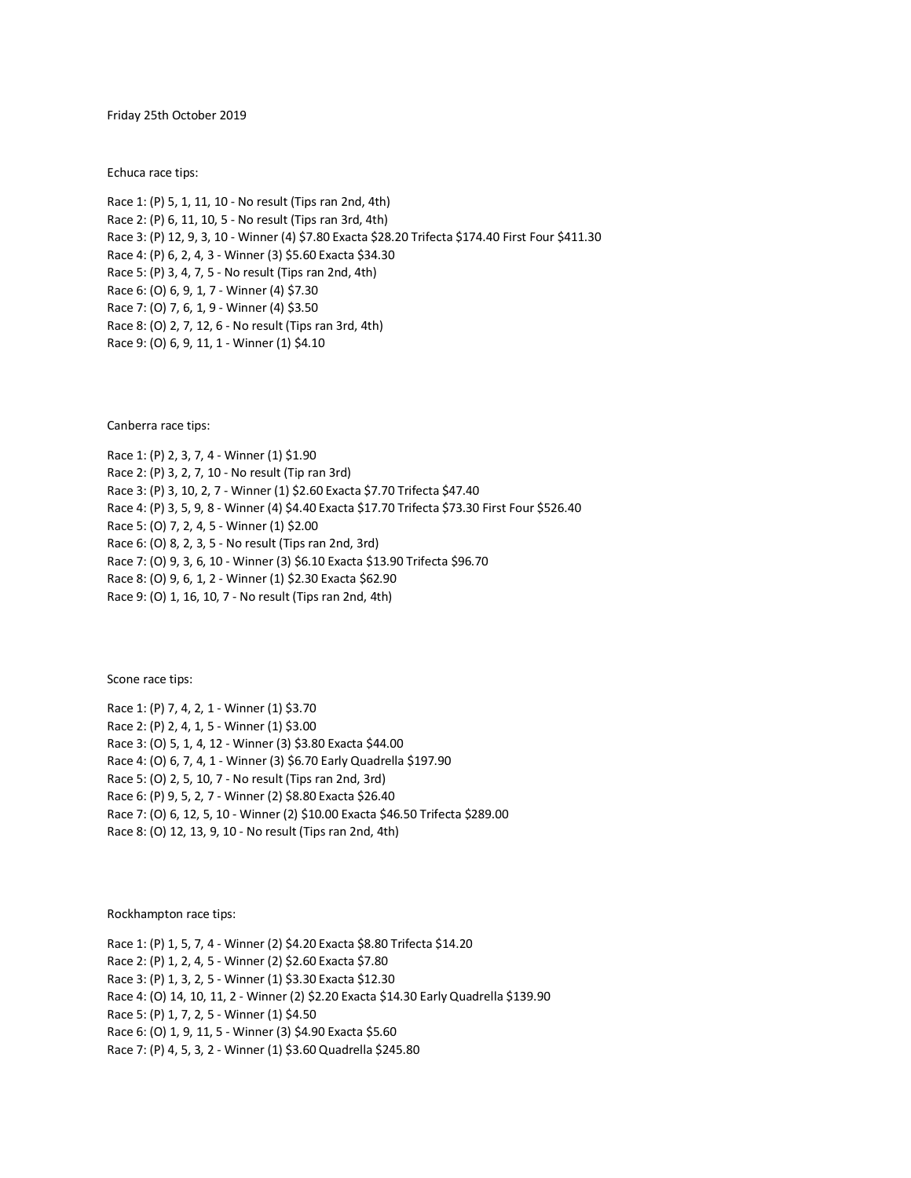Friday 25th October 2019

Echuca race tips:

Race 1: (P) 5, 1, 11, 10 - No result (Tips ran 2nd, 4th)
Race 2: (P) 6, 11, 10, 5 - No result (Tips ran 3rd, 4th)
Race 3: (P) 12, 9, 3, 10 - Winner (4) $7.80 Exacta $28.20 Trifecta $174.40 First Four $411.30
Race 4: (P) 6, 2, 4, 3 - Winner (3) $5.60 Exacta $34.30
Race 5: (P) 3, 4, 7, 5 - No result (Tips ran 2nd, 4th)
Race 6: (O) 6, 9, 1, 7 - Winner (4) $7.30
Race 7: (O) 7, 6, 1, 9 - Winner (4) $3.50
Race 8: (O) 2, 7, 12, 6 - No result (Tips ran 3rd, 4th)
Race 9: (O) 6, 9, 11, 1 - Winner (1) $4.10

Canberra race tips:

Race 1: (P) 2, 3, 7, 4 - Winner (1) $1.90
Race 2: (P) 3, 2, 7, 10 - No result (Tip ran 3rd)
Race 3: (P) 3, 10, 2, 7 - Winner (1) $2.60 Exacta $7.70 Trifecta $47.40
Race 4: (P) 3, 5, 9, 8 - Winner (4) $4.40 Exacta $17.70 Trifecta $73.30 First Four $526.40
Race 5: (O) 7, 2, 4, 5 - Winner (1) $2.00
Race 6: (O) 8, 2, 3, 5 - No result (Tips ran 2nd, 3rd)
Race 7: (O) 9, 3, 6, 10 - Winner (3) $6.10 Exacta $13.90 Trifecta $96.70
Race 8: (O) 9, 6, 1, 2 - Winner (1) $2.30 Exacta $62.90
Race 9: (O) 1, 16, 10, 7 - No result (Tips ran 2nd, 4th)

Scone race tips:

Race 1: (P) 7, 4, 2, 1 - Winner (1) $3.70
Race 2: (P) 2, 4, 1, 5 - Winner (1) $3.00
Race 3: (O) 5, 1, 4, 12 - Winner (3) $3.80 Exacta $44.00
Race 4: (O) 6, 7, 4, 1 - Winner (3) $6.70 Early Quadrella $197.90
Race 5: (O) 2, 5, 10, 7 - No result (Tips ran 2nd, 3rd)
Race 6: (P) 9, 5, 2, 7 - Winner (2) $8.80 Exacta $26.40
Race 7: (O) 6, 12, 5, 10 - Winner (2) $10.00 Exacta $46.50 Trifecta $289.00
Race 8: (O) 12, 13, 9, 10 - No result (Tips ran 2nd, 4th)

Rockhampton race tips:

Race 1: (P) 1, 5, 7, 4 - Winner (2) $4.20 Exacta $8.80 Trifecta $14.20
Race 2: (P) 1, 2, 4, 5 - Winner (2) $2.60 Exacta $7.80
Race 3: (P) 1, 3, 2, 5 - Winner (1) $3.30 Exacta $12.30
Race 4: (O) 14, 10, 11, 2 - Winner (2) $2.20 Exacta $14.30 Early Quadrella $139.90
Race 5: (P) 1, 7, 2, 5 - Winner (1) $4.50
Race 6: (O) 1, 9, 11, 5 - Winner (3) $4.90 Exacta $5.60
Race 7: (P) 4, 5, 3, 2 - Winner (1) $3.60 Quadrella $245.80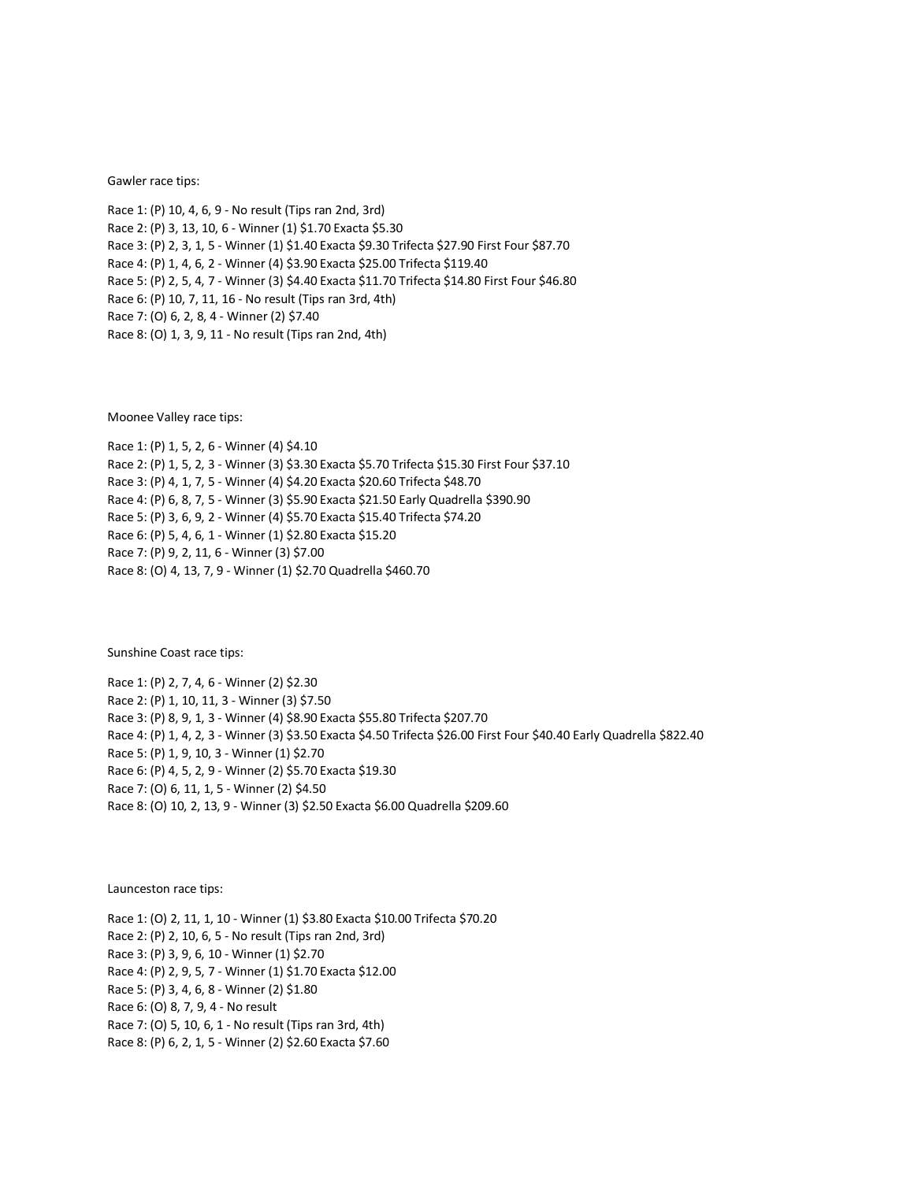Gawler race tips:

Race 1: (P) 10, 4, 6, 9 - No result (Tips ran 2nd, 3rd)
Race 2: (P) 3, 13, 10, 6 - Winner (1) $1.70 Exacta $5.30
Race 3: (P) 2, 3, 1, 5 - Winner (1) $1.40 Exacta $9.30 Trifecta $27.90 First Four $87.70
Race 4: (P) 1, 4, 6, 2 - Winner (4) $3.90 Exacta $25.00 Trifecta $119.40
Race 5: (P) 2, 5, 4, 7 - Winner (3) $4.40 Exacta $11.70 Trifecta $14.80 First Four $46.80
Race 6: (P) 10, 7, 11, 16 - No result (Tips ran 3rd, 4th)
Race 7: (O) 6, 2, 8, 4 - Winner (2) $7.40
Race 8: (O) 1, 3, 9, 11 - No result (Tips ran 2nd, 4th)

Moonee Valley race tips:

Race 1: (P) 1, 5, 2, 6 - Winner (4) $4.10
Race 2: (P) 1, 5, 2, 3 - Winner (3) $3.30 Exacta $5.70 Trifecta $15.30 First Four $37.10
Race 3: (P) 4, 1, 7, 5 - Winner (4) $4.20 Exacta $20.60 Trifecta $48.70
Race 4: (P) 6, 8, 7, 5 - Winner (3) $5.90 Exacta $21.50 Early Quadrella $390.90
Race 5: (P) 3, 6, 9, 2 - Winner (4) $5.70 Exacta $15.40 Trifecta $74.20
Race 6: (P) 5, 4, 6, 1 - Winner (1) $2.80 Exacta $15.20
Race 7: (P) 9, 2, 11, 6 - Winner (3) $7.00
Race 8: (O) 4, 13, 7, 9 - Winner (1) $2.70 Quadrella $460.70

Sunshine Coast race tips:

Race 1: (P) 2, 7, 4, 6 - Winner (2) $2.30
Race 2: (P) 1, 10, 11, 3 - Winner (3) $7.50
Race 3: (P) 8, 9, 1, 3 - Winner (4) $8.90 Exacta $55.80 Trifecta $207.70
Race 4: (P) 1, 4, 2, 3 - Winner (3) $3.50 Exacta $4.50 Trifecta $26.00 First Four $40.40 Early Quadrella $822.40
Race 5: (P) 1, 9, 10, 3 - Winner (1) $2.70
Race 6: (P) 4, 5, 2, 9 - Winner (2) $5.70 Exacta $19.30
Race 7: (O) 6, 11, 1, 5 - Winner (2) $4.50
Race 8: (O) 10, 2, 13, 9 - Winner (3) $2.50 Exacta $6.00 Quadrella $209.60

Launceston race tips:

Race 1: (O) 2, 11, 1, 10 - Winner (1) $3.80 Exacta $10.00 Trifecta $70.20
Race 2: (P) 2, 10, 6, 5 - No result (Tips ran 2nd, 3rd)
Race 3: (P) 3, 9, 6, 10 - Winner (1) $2.70
Race 4: (P) 2, 9, 5, 7 - Winner (1) $1.70 Exacta $12.00
Race 5: (P) 3, 4, 6, 8 - Winner (2) $1.80
Race 6: (O) 8, 7, 9, 4 - No result
Race 7: (O) 5, 10, 6, 1 - No result (Tips ran 3rd, 4th)
Race 8: (P) 6, 2, 1, 5 - Winner (2) $2.60 Exacta $7.60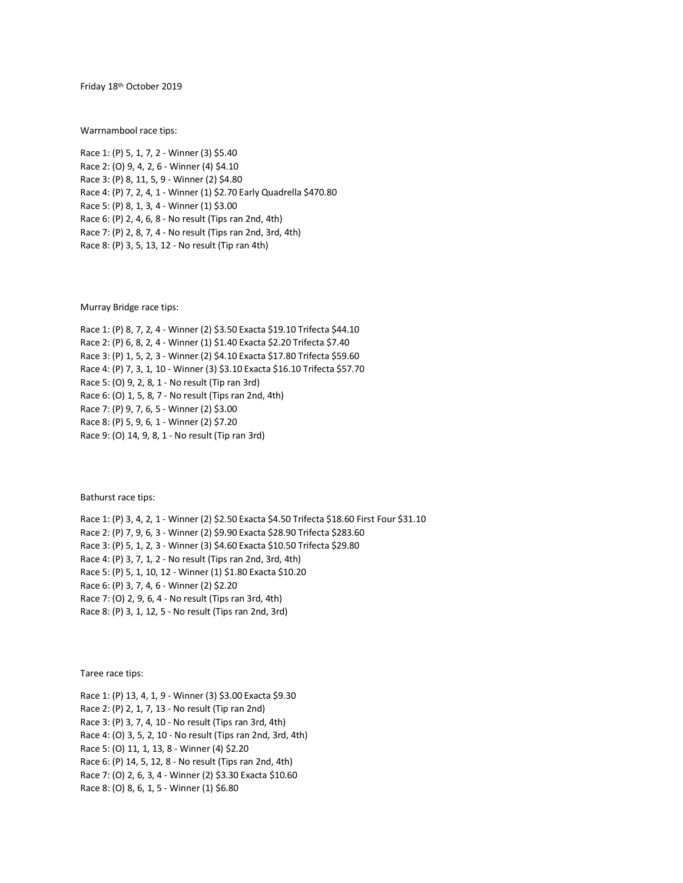Friday 18th October 2019

Warrnambool race tips:

Race 1: (P) 5, 1, 7, 2 - Winner (3) $5.40
Race 2: (O) 9, 4, 2, 6 - Winner (4) $4.10
Race 3: (P) 8, 11, 5, 9 - Winner (2) $4.80
Race 4: (P) 7, 2, 4, 1 - Winner (1) $2.70 Early Quadrella $470.80
Race 5: (P) 8, 1, 3, 4 - Winner (1) $3.00
Race 6: (P) 2, 4, 6, 8 - No result (Tips ran 2nd, 4th)
Race 7: (P) 2, 8, 7, 4 - No result (Tips ran 2nd, 3rd, 4th)
Race 8: (P) 3, 5, 13, 12 - No result (Tip ran 4th)

Murray Bridge race tips:

Race 1: (P) 8, 7, 2, 4 - Winner (2) $3.50 Exacta $19.10 Trifecta $44.10
Race 2: (P) 6, 8, 2, 4 - Winner (1) $1.40 Exacta $2.20 Trifecta $7.40
Race 3: (P) 1, 5, 2, 3 - Winner (2) $4.10 Exacta $17.80 Trifecta $59.60
Race 4: (P) 7, 3, 1, 10 - Winner (3) $3.10 Exacta $16.10 Trifecta $57.70
Race 5: (O) 9, 2, 8, 1 - No result (Tip ran 3rd)
Race 6: (O) 1, 5, 8, 7 - No result (Tips ran 2nd, 4th)
Race 7: (P) 9, 7, 6, 5 - Winner (2) $3.00
Race 8: (P) 5, 9, 6, 1 - Winner (2) $7.20
Race 9: (O) 14, 9, 8, 1 - No result (Tip ran 3rd)

Bathurst race tips:

Race 1: (P) 3, 4, 2, 1 - Winner (2) $2.50 Exacta $4.50 Trifecta $18.60 First Four $31.10
Race 2: (P) 7, 9, 6, 3 - Winner (2) $9.90 Exacta $28.90 Trifecta $283.60
Race 3: (P) 5, 1, 2, 3 - Winner (3) $4.60 Exacta $10.50 Trifecta $29.80
Race 4: (P) 3, 7, 1, 2 - No result (Tips ran 2nd, 3rd, 4th)
Race 5: (P) 5, 1, 10, 12 - Winner (1) $1.80 Exacta $10.20
Race 6: (P) 3, 7, 4, 6 - Winner (2) $2.20
Race 7: (O) 2, 9, 6, 4 - No result (Tips ran 3rd, 4th)
Race 8: (P) 3, 1, 12, 5 - No result (Tips ran 2nd, 3rd)

Taree race tips:

Race 1: (P) 13, 4, 1, 9 - Winner (3) $3.00 Exacta $9.30
Race 2: (P) 2, 1, 7, 13 - No result (Tip ran 2nd)
Race 3: (P) 3, 7, 4, 10 - No result (Tips ran 3rd, 4th)
Race 4: (O) 3, 5, 2, 10 - No result (Tips ran 2nd, 3rd, 4th)
Race 5: (O) 11, 1, 13, 8 - Winner (4) $2.20
Race 6: (P) 14, 5, 12, 8 - No result (Tips ran 2nd, 4th)
Race 7: (O) 2, 6, 3, 4 - Winner (2) $3.30 Exacta $10.60
Race 8: (O) 8, 6, 1, 5 - Winner (1) $6.80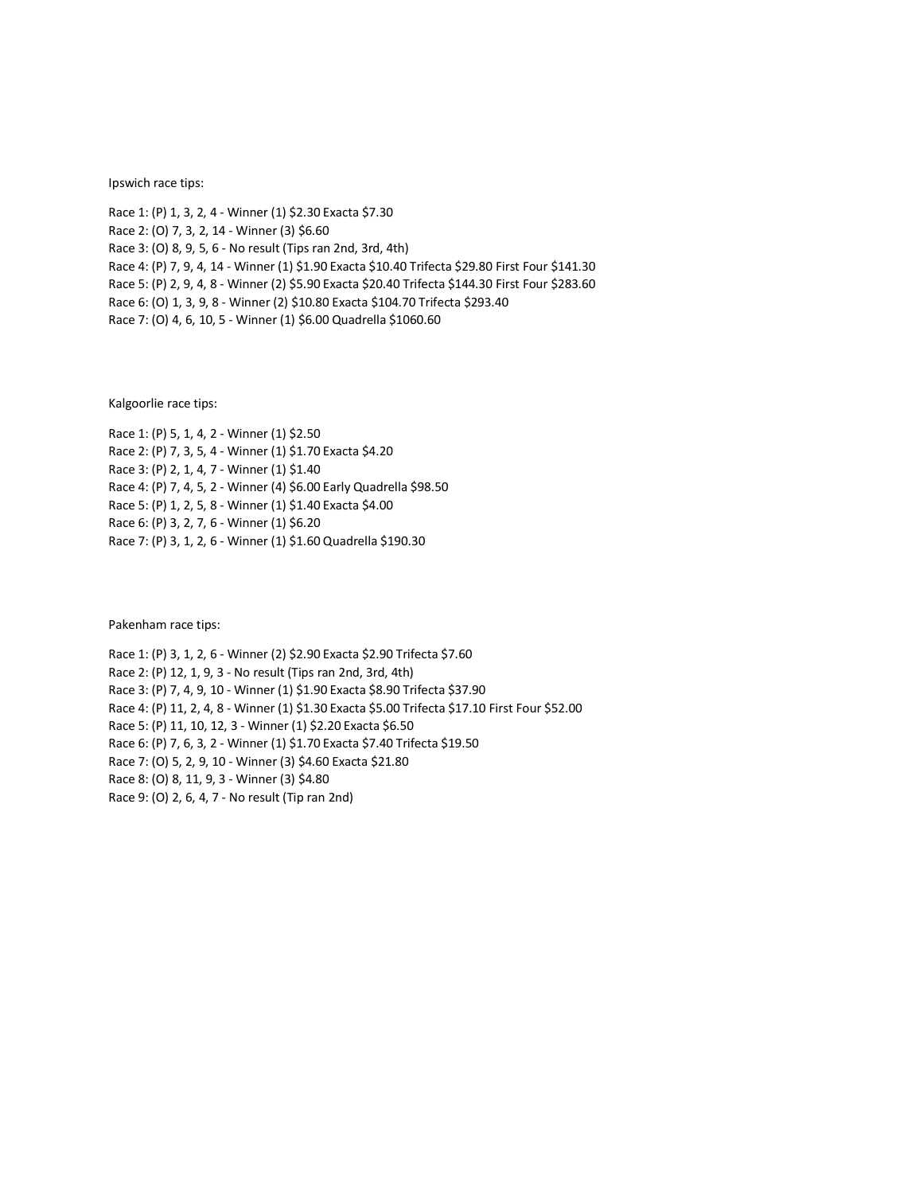Ipswich race tips:

Race 1: (P) 1, 3, 2, 4 - Winner (1) $2.30 Exacta $7.30
Race 2: (O) 7, 3, 2, 14 - Winner (3) $6.60
Race 3: (O) 8, 9, 5, 6 - No result (Tips ran 2nd, 3rd, 4th)
Race 4: (P) 7, 9, 4, 14 - Winner (1) $1.90 Exacta $10.40 Trifecta $29.80 First Four $141.30
Race 5: (P) 2, 9, 4, 8 - Winner (2) $5.90 Exacta $20.40 Trifecta $144.30 First Four $283.60
Race 6: (O) 1, 3, 9, 8 - Winner (2) $10.80 Exacta $104.70 Trifecta $293.40
Race 7: (O) 4, 6, 10, 5 - Winner (1) $6.00 Quadrella $1060.60

Kalgoorlie race tips:

Race 1: (P) 5, 1, 4, 2 - Winner (1) $2.50
Race 2: (P) 7, 3, 5, 4 - Winner (1) $1.70 Exacta $4.20
Race 3: (P) 2, 1, 4, 7 - Winner (1) $1.40
Race 4: (P) 7, 4, 5, 2 - Winner (4) $6.00 Early Quadrella $98.50
Race 5: (P) 1, 2, 5, 8 - Winner (1) $1.40 Exacta $4.00
Race 6: (P) 3, 2, 7, 6 - Winner (1) $6.20
Race 7: (P) 3, 1, 2, 6 - Winner (1) $1.60 Quadrella $190.30

Pakenham race tips:

Race 1: (P) 3, 1, 2, 6 - Winner (2) $2.90 Exacta $2.90 Trifecta $7.60
Race 2: (P) 12, 1, 9, 3 - No result (Tips ran 2nd, 3rd, 4th)
Race 3: (P) 7, 4, 9, 10 - Winner (1) $1.90 Exacta $8.90 Trifecta $37.90
Race 4: (P) 11, 2, 4, 8 - Winner (1) $1.30 Exacta $5.00 Trifecta $17.10 First Four $52.00
Race 5: (P) 11, 10, 12, 3 - Winner (1) $2.20 Exacta $6.50
Race 6: (P) 7, 6, 3, 2 - Winner (1) $1.70 Exacta $7.40 Trifecta $19.50
Race 7: (O) 5, 2, 9, 10 - Winner (3) $4.60 Exacta $21.80
Race 8: (O) 8, 11, 9, 3 - Winner (3) $4.80
Race 9: (O) 2, 6, 4, 7 - No result (Tip ran 2nd)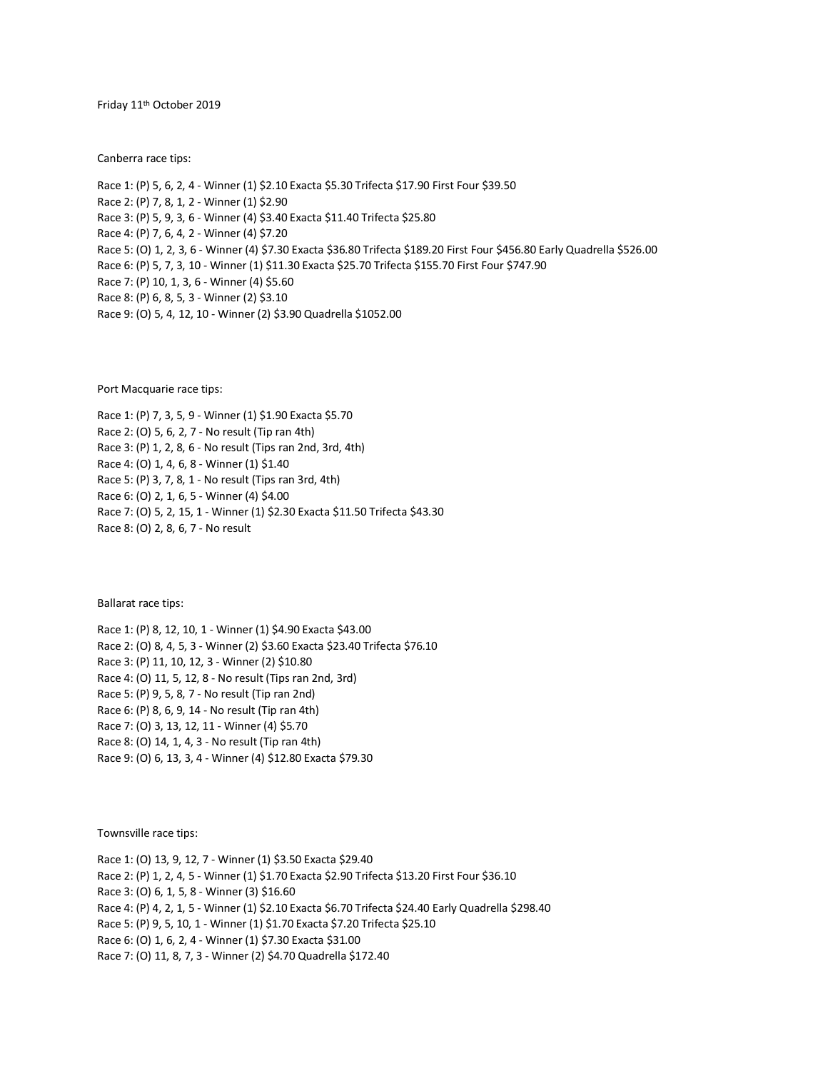Friday 11th October 2019

Canberra race tips:

Race 1: (P) 5, 6, 2, 4 - Winner (1) $2.10 Exacta $5.30 Trifecta $17.90 First Four $39.50
Race 2: (P) 7, 8, 1, 2 - Winner (1) $2.90
Race 3: (P) 5, 9, 3, 6 - Winner (4) $3.40 Exacta $11.40 Trifecta $25.80
Race 4: (P) 7, 6, 4, 2 - Winner (4) $7.20
Race 5: (O) 1, 2, 3, 6 - Winner (4) $7.30 Exacta $36.80 Trifecta $189.20 First Four $456.80 Early Quadrella $526.00
Race 6: (P) 5, 7, 3, 10 - Winner (1) $11.30 Exacta $25.70 Trifecta $155.70 First Four $747.90
Race 7: (P) 10, 1, 3, 6 - Winner (4) $5.60
Race 8: (P) 6, 8, 5, 3 - Winner (2) $3.10
Race 9: (O) 5, 4, 12, 10 - Winner (2) $3.90 Quadrella $1052.00

Port Macquarie race tips:

Race 1: (P) 7, 3, 5, 9 - Winner (1) $1.90 Exacta $5.70
Race 2: (O) 5, 6, 2, 7 - No result (Tip ran 4th)
Race 3: (P) 1, 2, 8, 6 - No result (Tips ran 2nd, 3rd, 4th)
Race 4: (O) 1, 4, 6, 8 - Winner (1) $1.40
Race 5: (P) 3, 7, 8, 1 - No result (Tips ran 3rd, 4th)
Race 6: (O) 2, 1, 6, 5 - Winner (4) $4.00
Race 7: (O) 5, 2, 15, 1 - Winner (1) $2.30 Exacta $11.50 Trifecta $43.30
Race 8: (O) 2, 8, 6, 7 - No result

Ballarat race tips:

Race 1: (P) 8, 12, 10, 1 - Winner (1) $4.90 Exacta $43.00
Race 2: (O) 8, 4, 5, 3 - Winner (2) $3.60 Exacta $23.40 Trifecta $76.10
Race 3: (P) 11, 10, 12, 3 - Winner (2) $10.80
Race 4: (O) 11, 5, 12, 8 - No result (Tips ran 2nd, 3rd)
Race 5: (P) 9, 5, 8, 7 - No result (Tip ran 2nd)
Race 6: (P) 8, 6, 9, 14 - No result (Tip ran 4th)
Race 7: (O) 3, 13, 12, 11 - Winner (4) $5.70
Race 8: (O) 14, 1, 4, 3 - No result (Tip ran 4th)
Race 9: (O) 6, 13, 3, 4 - Winner (4) $12.80 Exacta $79.30

Townsville race tips:

Race 1: (O) 13, 9, 12, 7 - Winner (1) $3.50 Exacta $29.40
Race 2: (P) 1, 2, 4, 5 - Winner (1) $1.70 Exacta $2.90 Trifecta $13.20 First Four $36.10
Race 3: (O) 6, 1, 5, 8 - Winner (3) $16.60
Race 4: (P) 4, 2, 1, 5 - Winner (1) $2.10 Exacta $6.70 Trifecta $24.40 Early Quadrella $298.40
Race 5: (P) 9, 5, 10, 1 - Winner (1) $1.70 Exacta $7.20 Trifecta $25.10
Race 6: (O) 1, 6, 2, 4 - Winner (1) $7.30 Exacta $31.00
Race 7: (O) 11, 8, 7, 3 - Winner (2) $4.70 Quadrella $172.40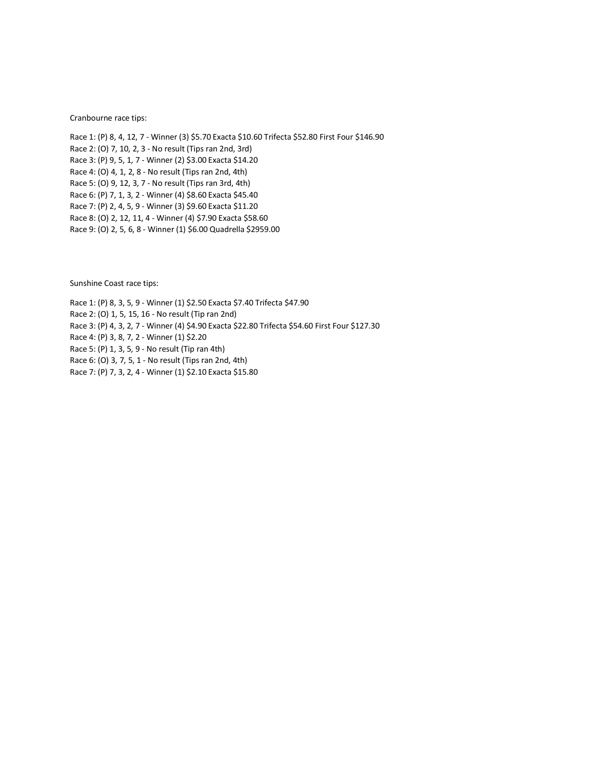Cranbourne race tips:

Race 1: (P) 8, 4, 12, 7 - Winner (3) $5.70 Exacta $10.60 Trifecta $52.80 First Four $146.90
Race 2: (O) 7, 10, 2, 3 - No result (Tips ran 2nd, 3rd)
Race 3: (P) 9, 5, 1, 7 - Winner (2) $3.00 Exacta $14.20
Race 4: (O) 4, 1, 2, 8 - No result (Tips ran 2nd, 4th)
Race 5: (O) 9, 12, 3, 7 - No result (Tips ran 3rd, 4th)
Race 6: (P) 7, 1, 3, 2 - Winner (4) $8.60 Exacta $45.40
Race 7: (P) 2, 4, 5, 9 - Winner (3) $9.60 Exacta $11.20
Race 8: (O) 2, 12, 11, 4 - Winner (4) $7.90 Exacta $58.60
Race 9: (O) 2, 5, 6, 8 - Winner (1) $6.00 Quadrella $2959.00

Sunshine Coast race tips:

Race 1: (P) 8, 3, 5, 9 - Winner (1) $2.50 Exacta $7.40 Trifecta $47.90
Race 2: (O) 1, 5, 15, 16 - No result (Tip ran 2nd)
Race 3: (P) 4, 3, 2, 7 - Winner (4) $4.90 Exacta $22.80 Trifecta $54.60 First Four $127.30
Race 4: (P) 3, 8, 7, 2 - Winner (1) $2.20
Race 5: (P) 1, 3, 5, 9 - No result (Tip ran 4th)
Race 6: (O) 3, 7, 5, 1 - No result (Tips ran 2nd, 4th)
Race 7: (P) 7, 3, 2, 4 - Winner (1) $2.10 Exacta $15.80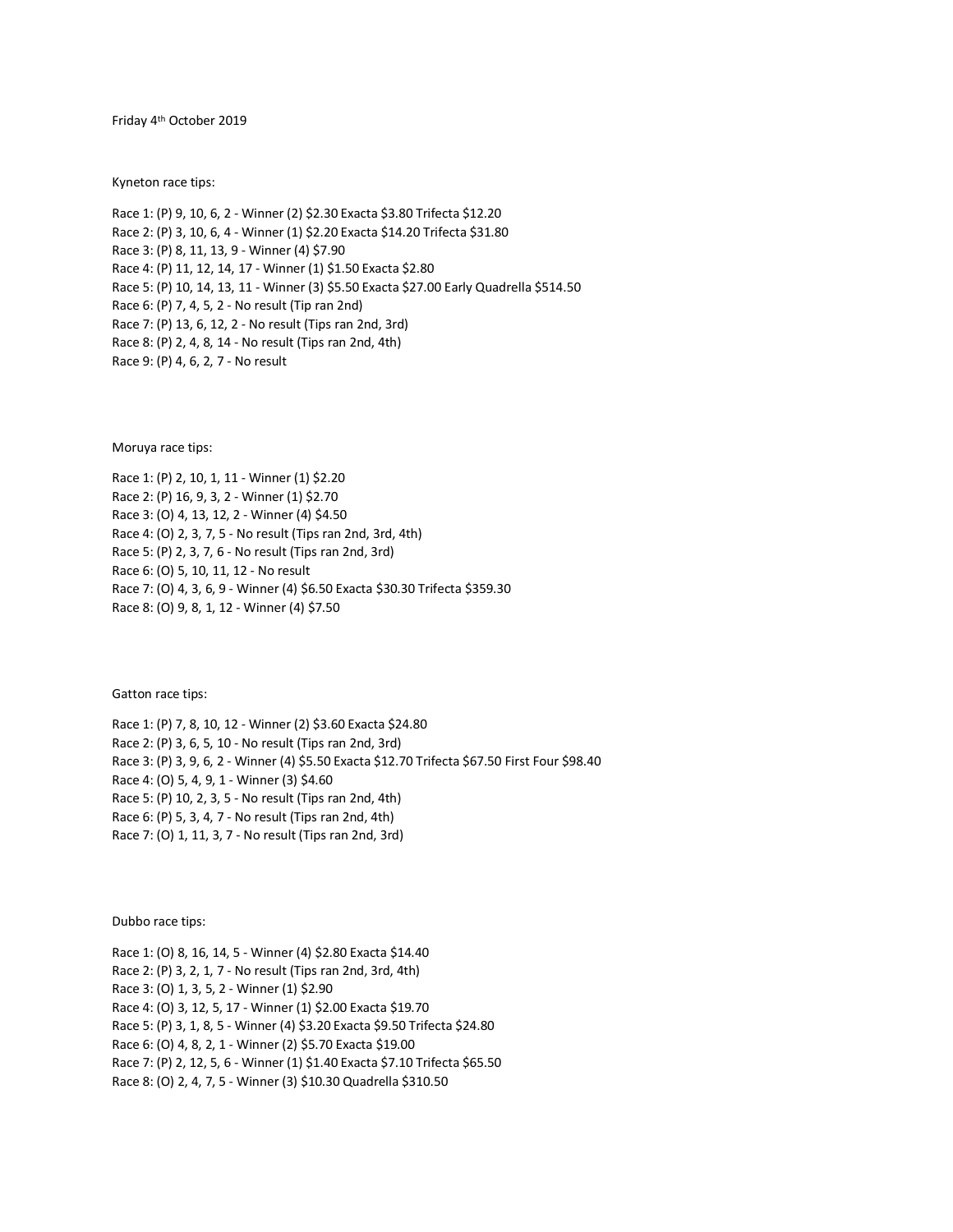Friday 4th October 2019

Kyneton race tips:

Race 1: (P) 9, 10, 6, 2 - Winner (2) $2.30 Exacta $3.80 Trifecta $12.20
Race 2: (P) 3, 10, 6, 4 - Winner (1) $2.20 Exacta $14.20 Trifecta $31.80
Race 3: (P) 8, 11, 13, 9 - Winner (4) $7.90
Race 4: (P) 11, 12, 14, 17 - Winner (1) $1.50 Exacta $2.80
Race 5: (P) 10, 14, 13, 11 - Winner (3) $5.50 Exacta $27.00 Early Quadrella $514.50
Race 6: (P) 7, 4, 5, 2 - No result (Tip ran 2nd)
Race 7: (P) 13, 6, 12, 2 - No result (Tips ran 2nd, 3rd)
Race 8: (P) 2, 4, 8, 14 - No result (Tips ran 2nd, 4th)
Race 9: (P) 4, 6, 2, 7 - No result

Moruya race tips:

Race 1: (P) 2, 10, 1, 11 - Winner (1) $2.20
Race 2: (P) 16, 9, 3, 2 - Winner (1) $2.70
Race 3: (O) 4, 13, 12, 2 - Winner (4) $4.50
Race 4: (O) 2, 3, 7, 5 - No result (Tips ran 2nd, 3rd, 4th)
Race 5: (P) 2, 3, 7, 6 - No result (Tips ran 2nd, 3rd)
Race 6: (O) 5, 10, 11, 12 - No result
Race 7: (O) 4, 3, 6, 9 - Winner (4) $6.50 Exacta $30.30 Trifecta $359.30
Race 8: (O) 9, 8, 1, 12 - Winner (4) $7.50

Gatton race tips:

Race 1: (P) 7, 8, 10, 12 - Winner (2) $3.60 Exacta $24.80
Race 2: (P) 3, 6, 5, 10 - No result (Tips ran 2nd, 3rd)
Race 3: (P) 3, 9, 6, 2 - Winner (4) $5.50 Exacta $12.70 Trifecta $67.50 First Four $98.40
Race 4: (O) 5, 4, 9, 1 - Winner (3) $4.60
Race 5: (P) 10, 2, 3, 5 - No result (Tips ran 2nd, 4th)
Race 6: (P) 5, 3, 4, 7 - No result (Tips ran 2nd, 4th)
Race 7: (O) 1, 11, 3, 7 - No result (Tips ran 2nd, 3rd)

Dubbo race tips:

Race 1: (O) 8, 16, 14, 5 - Winner (4) $2.80 Exacta $14.40
Race 2: (P) 3, 2, 1, 7 - No result (Tips ran 2nd, 3rd, 4th)
Race 3: (O) 1, 3, 5, 2 - Winner (1) $2.90
Race 4: (O) 3, 12, 5, 17 - Winner (1) $2.00 Exacta $19.70
Race 5: (P) 3, 1, 8, 5 - Winner (4) $3.20 Exacta $9.50 Trifecta $24.80
Race 6: (O) 4, 8, 2, 1 - Winner (2) $5.70 Exacta $19.00
Race 7: (P) 2, 12, 5, 6 - Winner (1) $1.40 Exacta $7.10 Trifecta $65.50
Race 8: (O) 2, 4, 7, 5 - Winner (3) $10.30 Quadrella $310.50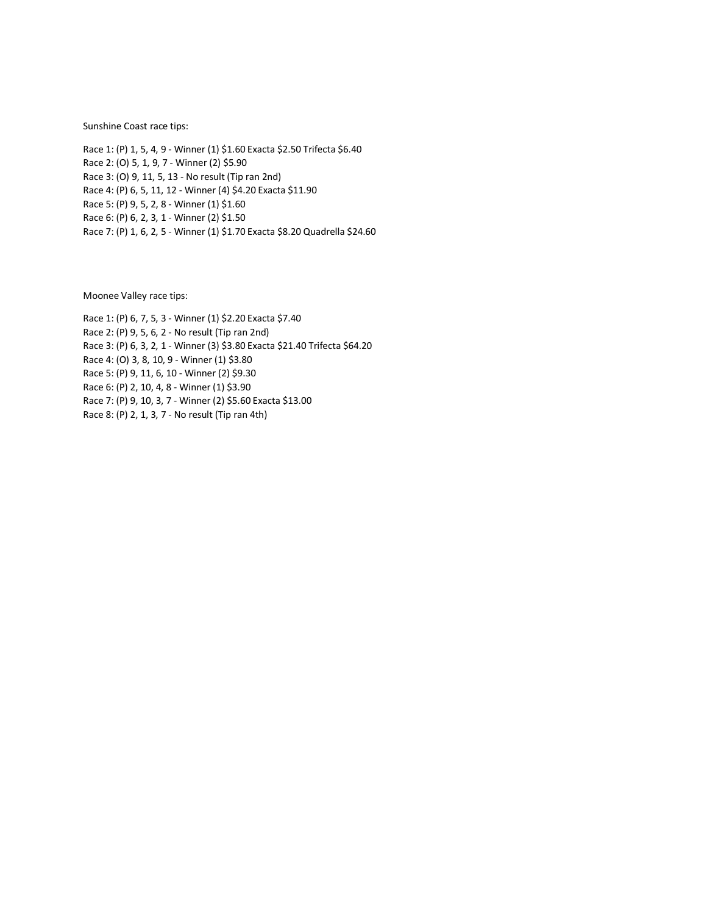Sunshine Coast race tips:

Race 1: (P) 1, 5, 4, 9 - Winner (1) $1.60 Exacta $2.50 Trifecta $6.40
Race 2: (O) 5, 1, 9, 7 - Winner (2) $5.90
Race 3: (O) 9, 11, 5, 13 - No result (Tip ran 2nd)
Race 4: (P) 6, 5, 11, 12 - Winner (4) $4.20 Exacta $11.90
Race 5: (P) 9, 5, 2, 8 - Winner (1) $1.60
Race 6: (P) 6, 2, 3, 1 - Winner (2) $1.50
Race 7: (P) 1, 6, 2, 5 - Winner (1) $1.70 Exacta $8.20 Quadrella $24.60

Moonee Valley race tips:

Race 1: (P) 6, 7, 5, 3 - Winner (1) $2.20 Exacta $7.40
Race 2: (P) 9, 5, 6, 2 - No result (Tip ran 2nd)
Race 3: (P) 6, 3, 2, 1 - Winner (3) $3.80 Exacta $21.40 Trifecta $64.20
Race 4: (O) 3, 8, 10, 9 - Winner (1) $3.80
Race 5: (P) 9, 11, 6, 10 - Winner (2) $9.30
Race 6: (P) 2, 10, 4, 8 - Winner (1) $3.90
Race 7: (P) 9, 10, 3, 7 - Winner (2) $5.60 Exacta $13.00
Race 8: (P) 2, 1, 3, 7 - No result (Tip ran 4th)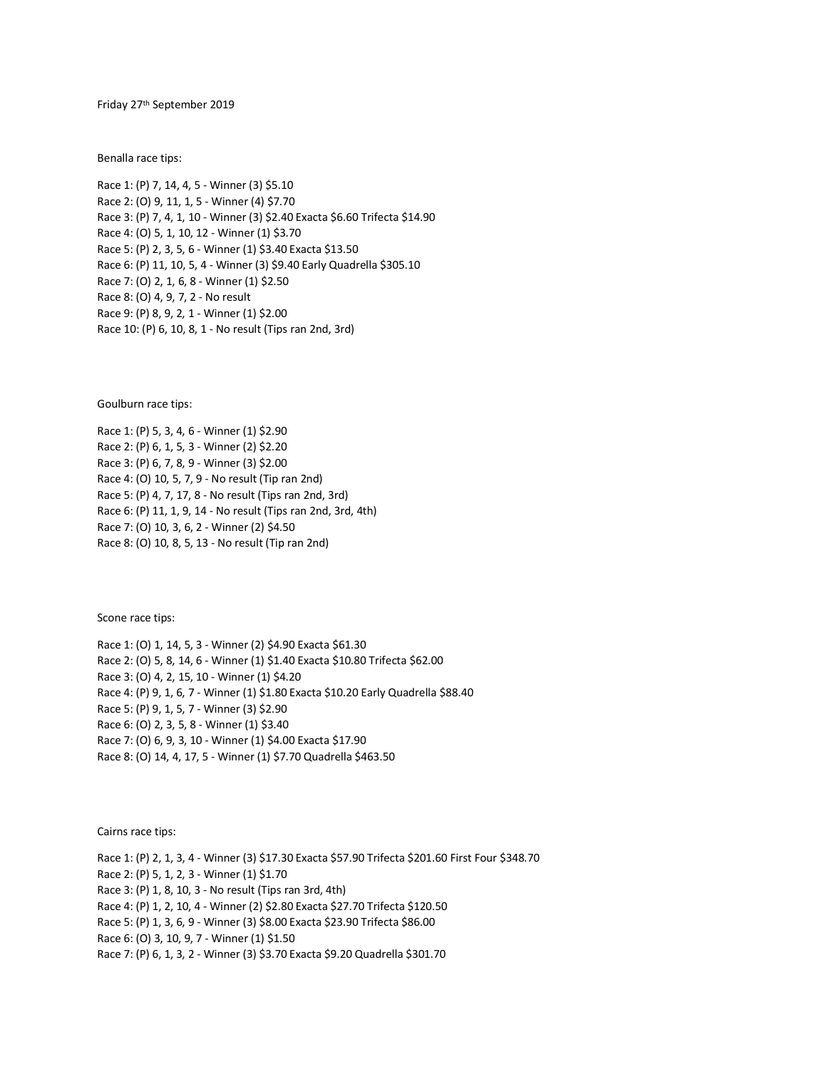Friday 27th September 2019

Benalla race tips:

Race 1: (P) 7, 14, 4, 5 - Winner (3) $5.10
Race 2: (O) 9, 11, 1, 5 - Winner (4) $7.70
Race 3: (P) 7, 4, 1, 10 - Winner (3) $2.40 Exacta $6.60 Trifecta $14.90
Race 4: (O) 5, 1, 10, 12 - Winner (1) $3.70
Race 5: (P) 2, 3, 5, 6 - Winner (1) $3.40 Exacta $13.50
Race 6: (P) 11, 10, 5, 4 - Winner (3) $9.40 Early Quadrella $305.10
Race 7: (O) 2, 1, 6, 8 - Winner (1) $2.50
Race 8: (O) 4, 9, 7, 2 - No result
Race 9: (P) 8, 9, 2, 1 - Winner (1) $2.00
Race 10: (P) 6, 10, 8, 1 - No result (Tips ran 2nd, 3rd)

Goulburn race tips:

Race 1: (P) 5, 3, 4, 6 - Winner (1) $2.90
Race 2: (P) 6, 1, 5, 3 - Winner (2) $2.20
Race 3: (P) 6, 7, 8, 9 - Winner (3) $2.00
Race 4: (O) 10, 5, 7, 9 - No result (Tip ran 2nd)
Race 5: (P) 4, 7, 17, 8 - No result (Tips ran 2nd, 3rd)
Race 6: (P) 11, 1, 9, 14 - No result (Tips ran 2nd, 3rd, 4th)
Race 7: (O) 10, 3, 6, 2 - Winner (2) $4.50
Race 8: (O) 10, 8, 5, 13 - No result (Tip ran 2nd)

Scone race tips:

Race 1: (O) 1, 14, 5, 3 - Winner (2) $4.90 Exacta $61.30
Race 2: (O) 5, 8, 14, 6 - Winner (1) $1.40 Exacta $10.80 Trifecta $62.00
Race 3: (O) 4, 2, 15, 10 - Winner (1) $4.20
Race 4: (P) 9, 1, 6, 7 - Winner (1) $1.80 Exacta $10.20 Early Quadrella $88.40
Race 5: (P) 9, 1, 5, 7 - Winner (3) $2.90
Race 6: (O) 2, 3, 5, 8 - Winner (1) $3.40
Race 7: (O) 6, 9, 3, 10 - Winner (1) $4.00 Exacta $17.90
Race 8: (O) 14, 4, 17, 5 - Winner (1) $7.70 Quadrella $463.50

Cairns race tips:

Race 1: (P) 2, 1, 3, 4 - Winner (3) $17.30 Exacta $57.90 Trifecta $201.60 First Four $348.70
Race 2: (P) 5, 1, 2, 3 - Winner (1) $1.70
Race 3: (P) 1, 8, 10, 3 - No result (Tips ran 3rd, 4th)
Race 4: (P) 1, 2, 10, 4 - Winner (2) $2.80 Exacta $27.70 Trifecta $120.50
Race 5: (P) 1, 3, 6, 9 - Winner (3) $8.00 Exacta $23.90 Trifecta $86.00
Race 6: (O) 3, 10, 9, 7 - Winner (1) $1.50
Race 7: (P) 6, 1, 3, 2 - Winner (3) $3.70 Exacta $9.20 Quadrella $301.70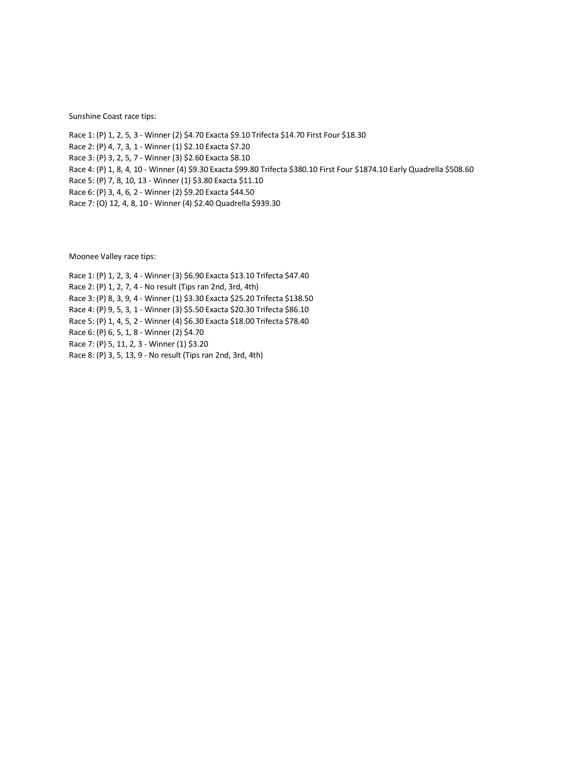Sunshine Coast race tips:

Race 1: (P) 1, 2, 5, 3 - Winner (2) $4.70 Exacta $9.10 Trifecta $14.70 First Four $18.30
Race 2: (P) 4, 7, 3, 1 - Winner (1) $2.10 Exacta $7.20
Race 3: (P) 3, 2, 5, 7 - Winner (3) $2.60 Exacta $8.10
Race 4: (P) 1, 8, 4, 10 - Winner (4) $9.30 Exacta $99.80 Trifecta $380.10 First Four $1874.10 Early Quadrella $508.60
Race 5: (P) 7, 8, 10, 13 - Winner (1) $3.80 Exacta $11.10
Race 6: (P) 3, 4, 6, 2 - Winner (2) $9.20 Exacta $44.50
Race 7: (O) 12, 4, 8, 10 - Winner (4) $2.40 Quadrella $939.30

Moonee Valley race tips:

Race 1: (P) 1, 2, 3, 4 - Winner (3) $6.90 Exacta $13.10 Trifecta $47.40
Race 2: (P) 1, 2, 7, 4 - No result (Tips ran 2nd, 3rd, 4th)
Race 3: (P) 8, 3, 9, 4 - Winner (1) $3.30 Exacta $25.20 Trifecta $138.50
Race 4: (P) 9, 5, 3, 1 - Winner (3) $5.50 Exacta $20.30 Trifecta $86.10
Race 5: (P) 1, 4, 5, 2 - Winner (4) $6.30 Exacta $18.00 Trifecta $78.40
Race 6: (P) 6, 5, 1, 8 - Winner (2) $4.70
Race 7: (P) 5, 11, 2, 3 - Winner (1) $3.20
Race 8: (P) 3, 5, 13, 9 - No result (Tips ran 2nd, 3rd, 4th)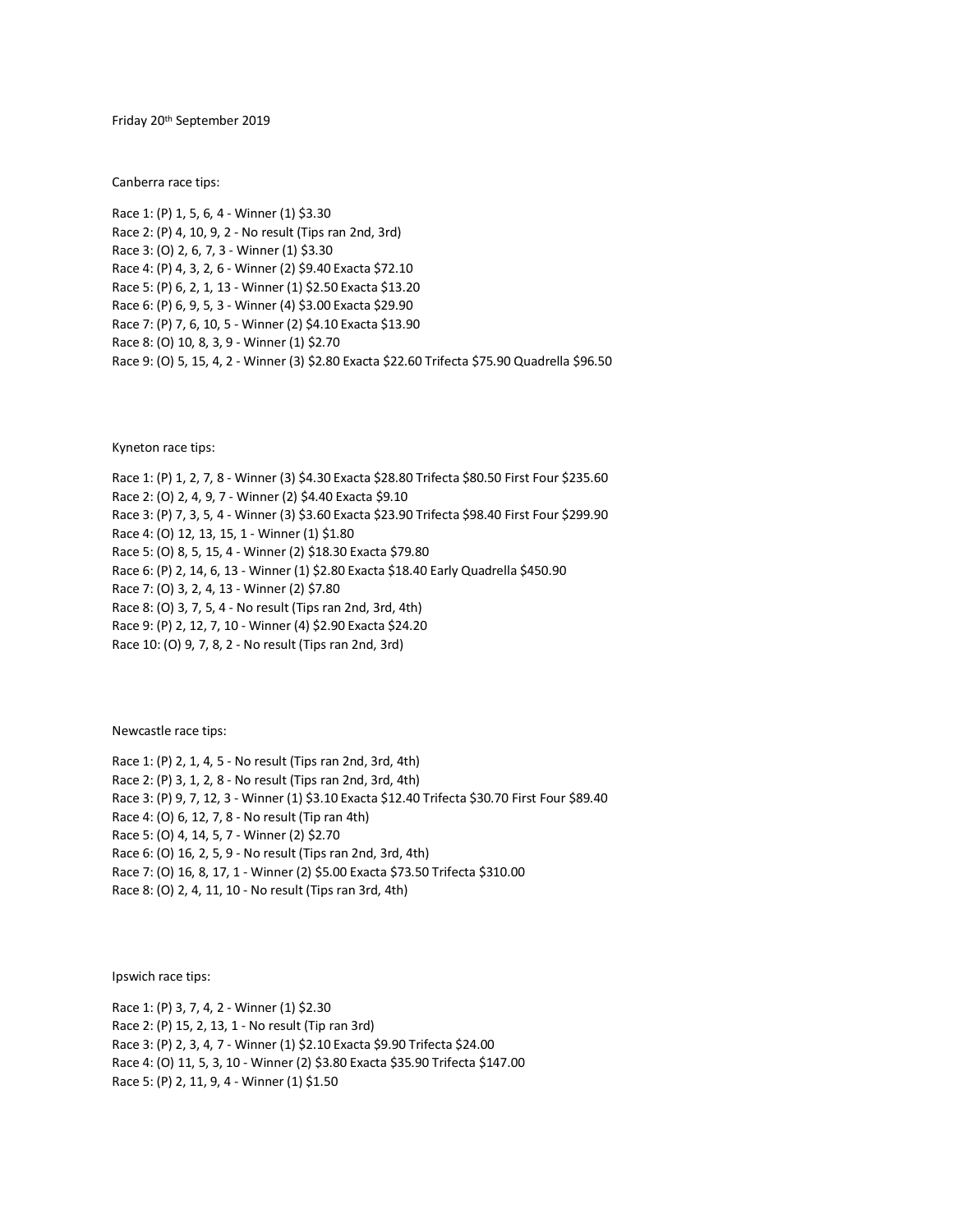Friday 20th September 2019

Canberra race tips:

Race 1: (P) 1, 5, 6, 4 - Winner (1) $3.30
Race 2: (P) 4, 10, 9, 2 - No result (Tips ran 2nd, 3rd)
Race 3: (O) 2, 6, 7, 3 - Winner (1) $3.30
Race 4: (P) 4, 3, 2, 6 - Winner (2) $9.40 Exacta $72.10
Race 5: (P) 6, 2, 1, 13 - Winner (1) $2.50 Exacta $13.20
Race 6: (P) 6, 9, 5, 3 - Winner (4) $3.00 Exacta $29.90
Race 7: (P) 7, 6, 10, 5 - Winner (2) $4.10 Exacta $13.90
Race 8: (O) 10, 8, 3, 9 - Winner (1) $2.70
Race 9: (O) 5, 15, 4, 2 - Winner (3) $2.80 Exacta $22.60 Trifecta $75.90 Quadrella $96.50

Kyneton race tips:

Race 1: (P) 1, 2, 7, 8 - Winner (3) $4.30 Exacta $28.80 Trifecta $80.50 First Four $235.60
Race 2: (O) 2, 4, 9, 7 - Winner (2) $4.40 Exacta $9.10
Race 3: (P) 7, 3, 5, 4 - Winner (3) $3.60 Exacta $23.90 Trifecta $98.40 First Four $299.90
Race 4: (O) 12, 13, 15, 1 - Winner (1) $1.80
Race 5: (O) 8, 5, 15, 4 - Winner (2) $18.30 Exacta $79.80
Race 6: (P) 2, 14, 6, 13 - Winner (1) $2.80 Exacta $18.40 Early Quadrella $450.90
Race 7: (O) 3, 2, 4, 13 - Winner (2) $7.80
Race 8: (O) 3, 7, 5, 4 - No result (Tips ran 2nd, 3rd, 4th)
Race 9: (P) 2, 12, 7, 10 - Winner (4) $2.90 Exacta $24.20
Race 10: (O) 9, 7, 8, 2 - No result (Tips ran 2nd, 3rd)

Newcastle race tips:

Race 1: (P) 2, 1, 4, 5 - No result (Tips ran 2nd, 3rd, 4th)
Race 2: (P) 3, 1, 2, 8 - No result (Tips ran 2nd, 3rd, 4th)
Race 3: (P) 9, 7, 12, 3 - Winner (1) $3.10 Exacta $12.40 Trifecta $30.70 First Four $89.40
Race 4: (O) 6, 12, 7, 8 - No result (Tip ran 4th)
Race 5: (O) 4, 14, 5, 7 - Winner (2) $2.70
Race 6: (O) 16, 2, 5, 9 - No result (Tips ran 2nd, 3rd, 4th)
Race 7: (O) 16, 8, 17, 1 - Winner (2) $5.00 Exacta $73.50 Trifecta $310.00
Race 8: (O) 2, 4, 11, 10 - No result (Tips ran 3rd, 4th)

Ipswich race tips:

Race 1: (P) 3, 7, 4, 2 - Winner (1) $2.30
Race 2: (P) 15, 2, 13, 1 - No result (Tip ran 3rd)
Race 3: (P) 2, 3, 4, 7 - Winner (1) $2.10 Exacta $9.90 Trifecta $24.00
Race 4: (O) 11, 5, 3, 10 - Winner (2) $3.80 Exacta $35.90 Trifecta $147.00
Race 5: (P) 2, 11, 9, 4 - Winner (1) $1.50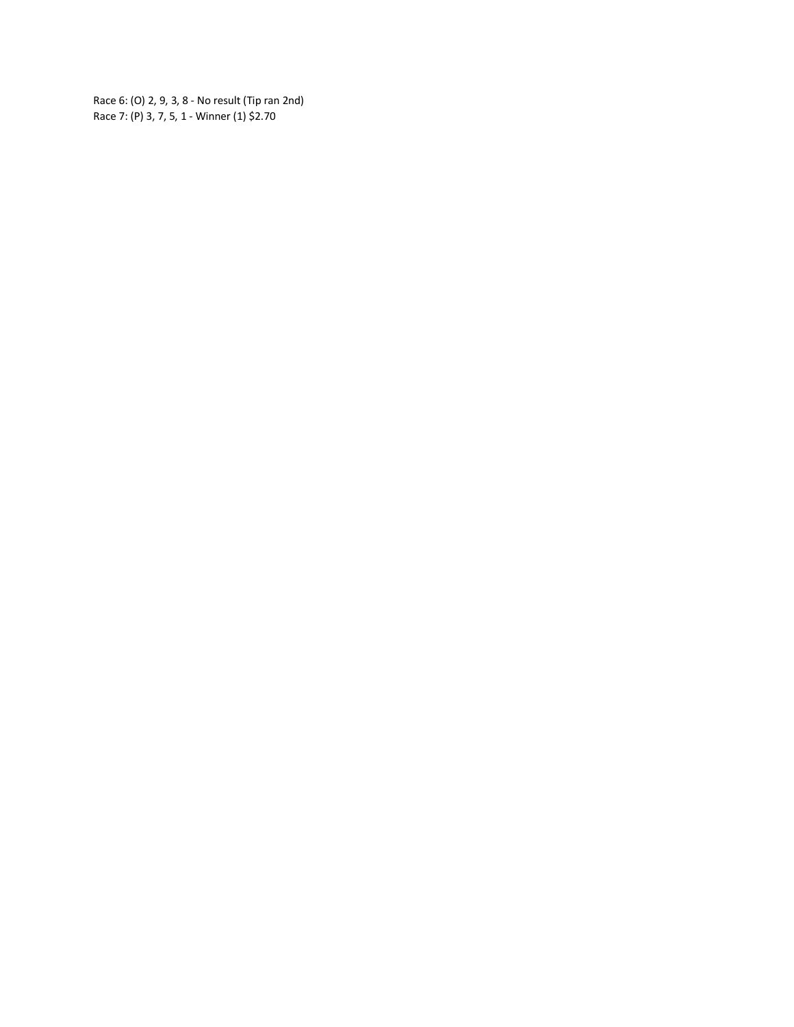Race 6: (O) 2, 9, 3, 8 - No result (Tip ran 2nd)
Race 7: (P) 3, 7, 5, 1 - Winner (1) $2.70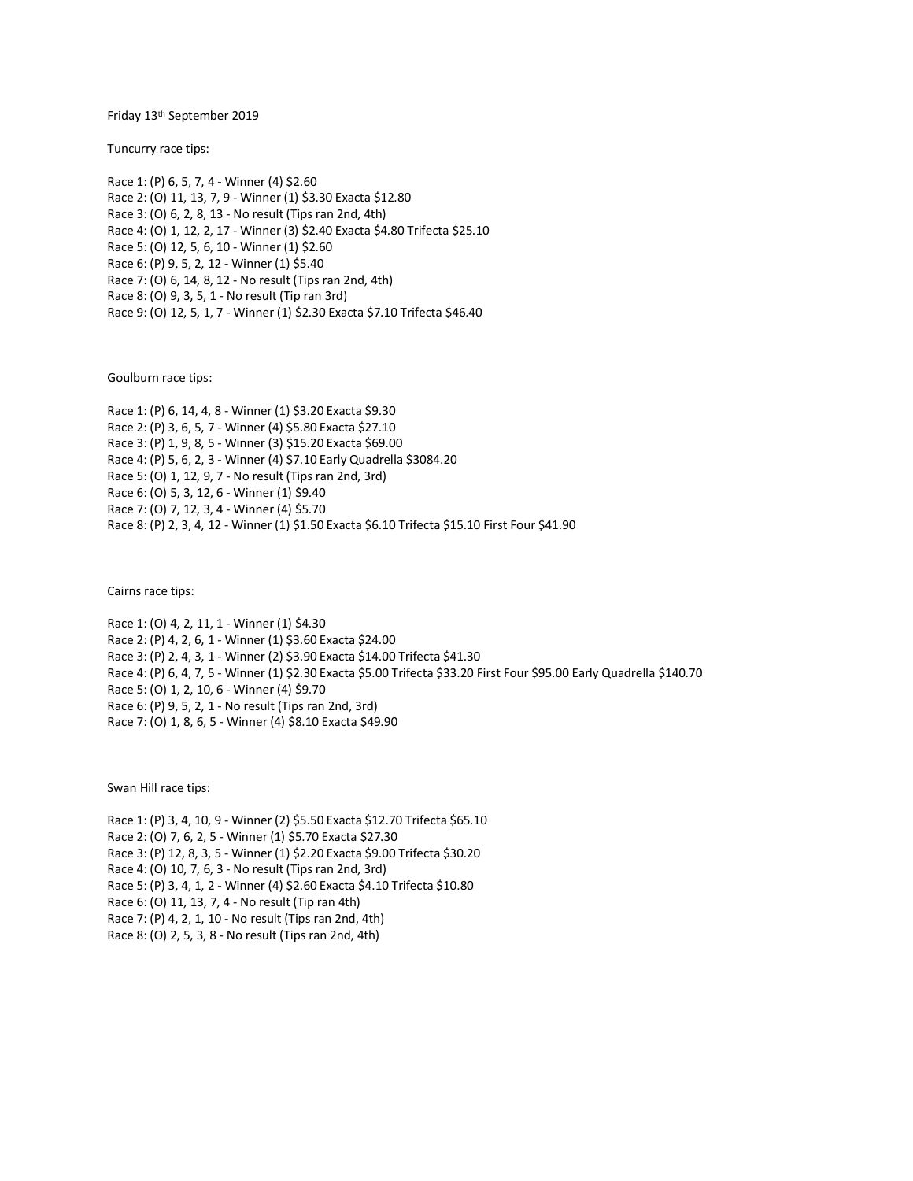Friday 13th September 2019

Tuncurry race tips:

Race 1: (P) 6, 5, 7, 4 - Winner (4) $2.60
Race 2: (O) 11, 13, 7, 9 - Winner (1) $3.30 Exacta $12.80
Race 3: (O) 6, 2, 8, 13 - No result (Tips ran 2nd, 4th)
Race 4: (O) 1, 12, 2, 17 - Winner (3) $2.40 Exacta $4.80 Trifecta $25.10
Race 5: (O) 12, 5, 6, 10 - Winner (1) $2.60
Race 6: (P) 9, 5, 2, 12 - Winner (1) $5.40
Race 7: (O) 6, 14, 8, 12 - No result (Tips ran 2nd, 4th)
Race 8: (O) 9, 3, 5, 1 - No result (Tip ran 3rd)
Race 9: (O) 12, 5, 1, 7 - Winner (1) $2.30 Exacta $7.10 Trifecta $46.40

Goulburn race tips:

Race 1: (P) 6, 14, 4, 8 - Winner (1) $3.20 Exacta $9.30
Race 2: (P) 3, 6, 5, 7 - Winner (4) $5.80 Exacta $27.10
Race 3: (P) 1, 9, 8, 5 - Winner (3) $15.20 Exacta $69.00
Race 4: (P) 5, 6, 2, 3 - Winner (4) $7.10 Early Quadrella $3084.20
Race 5: (O) 1, 12, 9, 7 - No result (Tips ran 2nd, 3rd)
Race 6: (O) 5, 3, 12, 6 - Winner (1) $9.40
Race 7: (O) 7, 12, 3, 4 - Winner (4) $5.70
Race 8: (P) 2, 3, 4, 12 - Winner (1) $1.50 Exacta $6.10 Trifecta $15.10 First Four $41.90

Cairns race tips:

Race 1: (O) 4, 2, 11, 1 - Winner (1) $4.30
Race 2: (P) 4, 2, 6, 1 - Winner (1) $3.60 Exacta $24.00
Race 3: (P) 2, 4, 3, 1 - Winner (2) $3.90 Exacta $14.00 Trifecta $41.30
Race 4: (P) 6, 4, 7, 5 - Winner (1) $2.30 Exacta $5.00 Trifecta $33.20 First Four $95.00 Early Quadrella $140.70
Race 5: (O) 1, 2, 10, 6 - Winner (4) $9.70
Race 6: (P) 9, 5, 2, 1 - No result (Tips ran 2nd, 3rd)
Race 7: (O) 1, 8, 6, 5 - Winner (4) $8.10 Exacta $49.90

Swan Hill race tips:

Race 1: (P) 3, 4, 10, 9 - Winner (2) $5.50 Exacta $12.70 Trifecta $65.10
Race 2: (O) 7, 6, 2, 5 - Winner (1) $5.70 Exacta $27.30
Race 3: (P) 12, 8, 3, 5 - Winner (1) $2.20 Exacta $9.00 Trifecta $30.20
Race 4: (O) 10, 7, 6, 3 - No result (Tips ran 2nd, 3rd)
Race 5: (P) 3, 4, 1, 2 - Winner (4) $2.60 Exacta $4.10 Trifecta $10.80
Race 6: (O) 11, 13, 7, 4 - No result (Tip ran 4th)
Race 7: (P) 4, 2, 1, 10 - No result (Tips ran 2nd, 4th)
Race 8: (O) 2, 5, 3, 8 - No result (Tips ran 2nd, 4th)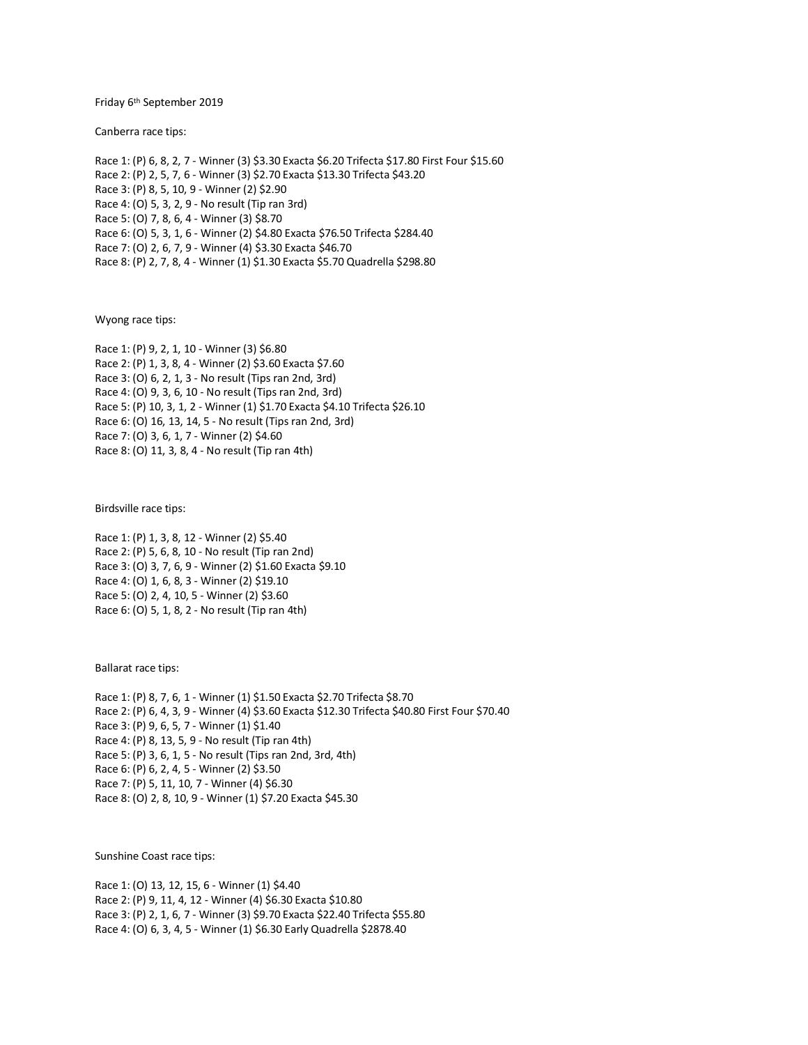Friday 6th September 2019

Canberra race tips:

Race 1: (P) 6, 8, 2, 7 - Winner (3) $3.30 Exacta $6.20 Trifecta $17.80 First Four $15.60
Race 2: (P) 2, 5, 7, 6 - Winner (3) $2.70 Exacta $13.30 Trifecta $43.20
Race 3: (P) 8, 5, 10, 9 - Winner (2) $2.90
Race 4: (O) 5, 3, 2, 9 - No result (Tip ran 3rd)
Race 5: (O) 7, 8, 6, 4 - Winner (3) $8.70
Race 6: (O) 5, 3, 1, 6 - Winner (2) $4.80 Exacta $76.50 Trifecta $284.40
Race 7: (O) 2, 6, 7, 9 - Winner (4) $3.30 Exacta $46.70
Race 8: (P) 2, 7, 8, 4 - Winner (1) $1.30 Exacta $5.70 Quadrella $298.80

Wyong race tips:

Race 1: (P) 9, 2, 1, 10 - Winner (3) $6.80
Race 2: (P) 1, 3, 8, 4 - Winner (2) $3.60 Exacta $7.60
Race 3: (O) 6, 2, 1, 3 - No result (Tips ran 2nd, 3rd)
Race 4: (O) 9, 3, 6, 10 - No result (Tips ran 2nd, 3rd)
Race 5: (P) 10, 3, 1, 2 - Winner (1) $1.70 Exacta $4.10 Trifecta $26.10
Race 6: (O) 16, 13, 14, 5 - No result (Tips ran 2nd, 3rd)
Race 7: (O) 3, 6, 1, 7 - Winner (2) $4.60
Race 8: (O) 11, 3, 8, 4 - No result (Tip ran 4th)

Birdsville race tips:

Race 1: (P) 1, 3, 8, 12 - Winner (2) $5.40
Race 2: (P) 5, 6, 8, 10 - No result (Tip ran 2nd)
Race 3: (O) 3, 7, 6, 9 - Winner (2) $1.60 Exacta $9.10
Race 4: (O) 1, 6, 8, 3 - Winner (2) $19.10
Race 5: (O) 2, 4, 10, 5 - Winner (2) $3.60
Race 6: (O) 5, 1, 8, 2 - No result (Tip ran 4th)

Ballarat race tips:

Race 1: (P) 8, 7, 6, 1 - Winner (1) $1.50 Exacta $2.70 Trifecta $8.70
Race 2: (P) 6, 4, 3, 9 - Winner (4) $3.60 Exacta $12.30 Trifecta $40.80 First Four $70.40
Race 3: (P) 9, 6, 5, 7 - Winner (1) $1.40
Race 4: (P) 8, 13, 5, 9 - No result (Tip ran 4th)
Race 5: (P) 3, 6, 1, 5 - No result (Tips ran 2nd, 3rd, 4th)
Race 6: (P) 6, 2, 4, 5 - Winner (2) $3.50
Race 7: (P) 5, 11, 10, 7 - Winner (4) $6.30
Race 8: (O) 2, 8, 10, 9 - Winner (1) $7.20 Exacta $45.30

Sunshine Coast race tips:

Race 1: (O) 13, 12, 15, 6 - Winner (1) $4.40
Race 2: (P) 9, 11, 4, 12 - Winner (4) $6.30 Exacta $10.80
Race 3: (P) 2, 1, 6, 7 - Winner (3) $9.70 Exacta $22.40 Trifecta $55.80
Race 4: (O) 6, 3, 4, 5 - Winner (1) $6.30 Early Quadrella $2878.40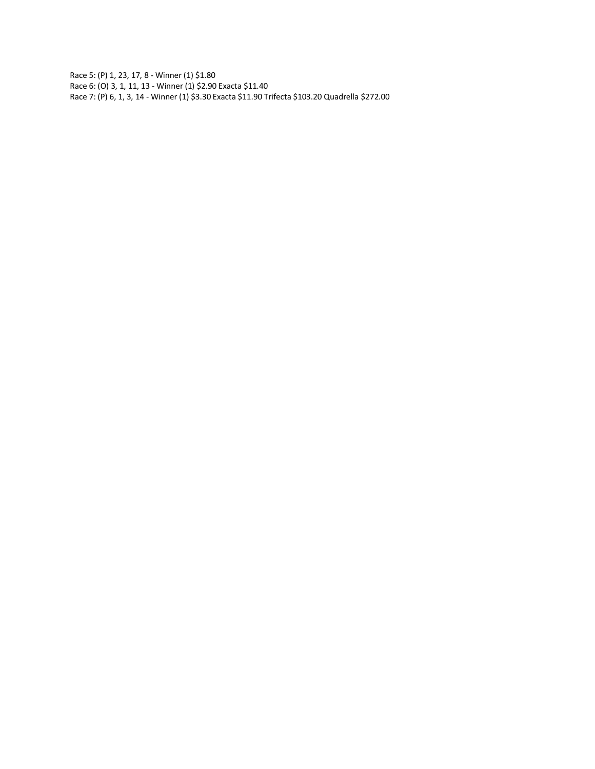Race 5: (P) 1, 23, 17, 8 - Winner (1) $1.80
Race 6: (O) 3, 1, 11, 13 - Winner (1) $2.90 Exacta $11.40
Race 7: (P) 6, 1, 3, 14 - Winner (1) $3.30 Exacta $11.90 Trifecta $103.20 Quadrella $272.00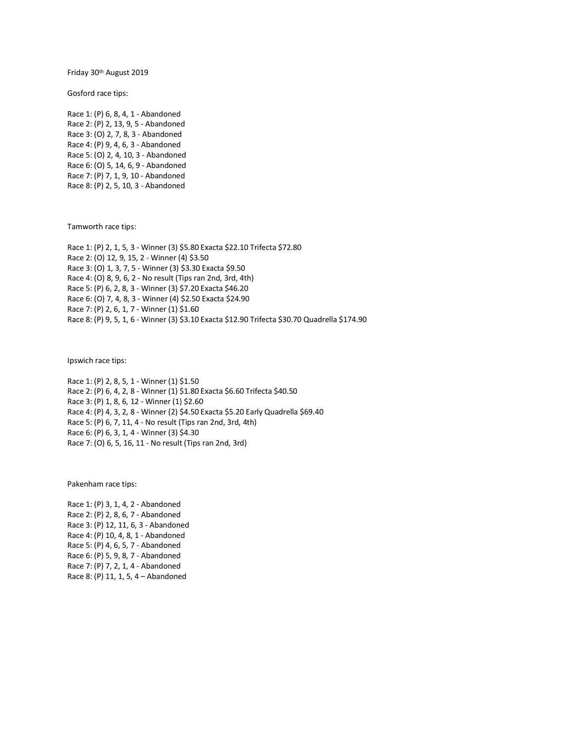Friday 30th August 2019

Gosford race tips:

Race 1: (P) 6, 8, 4, 1 - Abandoned
Race 2: (P) 2, 13, 9, 5 - Abandoned
Race 3: (O) 2, 7, 8, 3 - Abandoned
Race 4: (P) 9, 4, 6, 3 - Abandoned
Race 5: (O) 2, 4, 10, 3 - Abandoned
Race 6: (O) 5, 14, 6, 9 - Abandoned
Race 7: (P) 7, 1, 9, 10 - Abandoned
Race 8: (P) 2, 5, 10, 3 - Abandoned

Tamworth race tips:

Race 1: (P) 2, 1, 5, 3 - Winner (3) $5.80 Exacta $22.10 Trifecta $72.80
Race 2: (O) 12, 9, 15, 2 - Winner (4) $3.50
Race 3: (O) 1, 3, 7, 5 - Winner (3) $3.30 Exacta $9.50
Race 4: (O) 8, 9, 6, 2 - No result (Tips ran 2nd, 3rd, 4th)
Race 5: (P) 6, 2, 8, 3 - Winner (3) $7.20 Exacta $46.20
Race 6: (O) 7, 4, 8, 3 - Winner (4) $2.50 Exacta $24.90
Race 7: (P) 2, 6, 1, 7 - Winner (1) $1.60
Race 8: (P) 9, 5, 1, 6 - Winner (3) $3.10 Exacta $12.90 Trifecta $30.70 Quadrella $174.90

Ipswich race tips:

Race 1: (P) 2, 8, 5, 1 - Winner (1) $1.50
Race 2: (P) 6, 4, 2, 8 - Winner (1) $1.80 Exacta $6.60 Trifecta $40.50
Race 3: (P) 1, 8, 6, 12 - Winner (1) $2.60
Race 4: (P) 4, 3, 2, 8 - Winner (2) $4.50 Exacta $5.20 Early Quadrella $69.40
Race 5: (P) 6, 7, 11, 4 - No result (Tips ran 2nd, 3rd, 4th)
Race 6: (P) 6, 3, 1, 4 - Winner (3) $4.30
Race 7: (O) 6, 5, 16, 11 - No result (Tips ran 2nd, 3rd)

Pakenham race tips:

Race 1: (P) 3, 1, 4, 2 - Abandoned
Race 2: (P) 2, 8, 6, 7 - Abandoned
Race 3: (P) 12, 11, 6, 3 - Abandoned
Race 4: (P) 10, 4, 8, 1 - Abandoned
Race 5: (P) 4, 6, 5, 7 - Abandoned
Race 6: (P) 5, 9, 8, 7 - Abandoned
Race 7: (P) 7, 2, 1, 4 - Abandoned
Race 8: (P) 11, 1, 5, 4 – Abandoned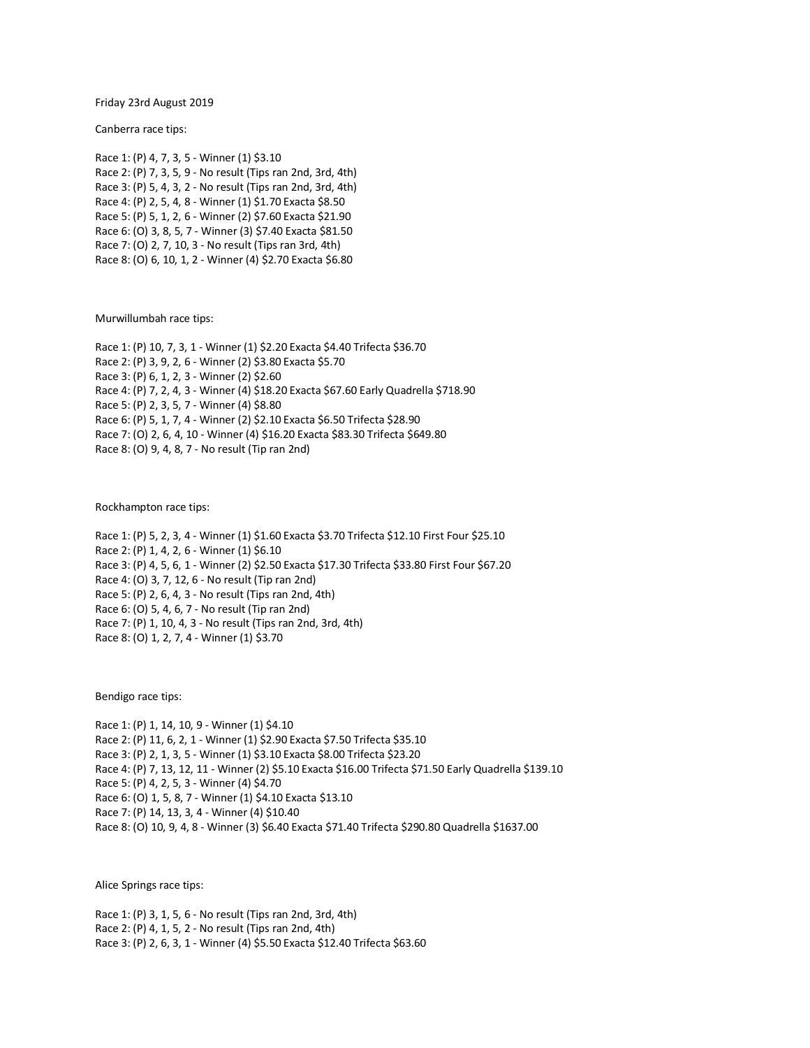Friday 23rd August 2019

Canberra race tips:

Race 1: (P) 4, 7, 3, 5 - Winner (1) $3.10
Race 2: (P) 7, 3, 5, 9 - No result (Tips ran 2nd, 3rd, 4th)
Race 3: (P) 5, 4, 3, 2 - No result (Tips ran 2nd, 3rd, 4th)
Race 4: (P) 2, 5, 4, 8 - Winner (1) $1.70 Exacta $8.50
Race 5: (P) 5, 1, 2, 6 - Winner (2) $7.60 Exacta $21.90
Race 6: (O) 3, 8, 5, 7 - Winner (3) $7.40 Exacta $81.50
Race 7: (O) 2, 7, 10, 3 - No result (Tips ran 3rd, 4th)
Race 8: (O) 6, 10, 1, 2 - Winner (4) $2.70 Exacta $6.80

Murwillumbah race tips:

Race 1: (P) 10, 7, 3, 1 - Winner (1) $2.20 Exacta $4.40 Trifecta $36.70
Race 2: (P) 3, 9, 2, 6 - Winner (2) $3.80 Exacta $5.70
Race 3: (P) 6, 1, 2, 3 - Winner (2) $2.60
Race 4: (P) 7, 2, 4, 3 - Winner (4) $18.20 Exacta $67.60 Early Quadrella $718.90
Race 5: (P) 2, 3, 5, 7 - Winner (4) $8.80
Race 6: (P) 5, 1, 7, 4 - Winner (2) $2.10 Exacta $6.50 Trifecta $28.90
Race 7: (O) 2, 6, 4, 10 - Winner (4) $16.20 Exacta $83.30 Trifecta $649.80
Race 8: (O) 9, 4, 8, 7 - No result (Tip ran 2nd)

Rockhampton race tips:

Race 1: (P) 5, 2, 3, 4 - Winner (1) $1.60 Exacta $3.70 Trifecta $12.10 First Four $25.10
Race 2: (P) 1, 4, 2, 6 - Winner (1) $6.10
Race 3: (P) 4, 5, 6, 1 - Winner (2) $2.50 Exacta $17.30 Trifecta $33.80 First Four $67.20
Race 4: (O) 3, 7, 12, 6 - No result (Tip ran 2nd)
Race 5: (P) 2, 6, 4, 3 - No result (Tips ran 2nd, 4th)
Race 6: (O) 5, 4, 6, 7 - No result (Tip ran 2nd)
Race 7: (P) 1, 10, 4, 3 - No result (Tips ran 2nd, 3rd, 4th)
Race 8: (O) 1, 2, 7, 4 - Winner (1) $3.70

Bendigo race tips:

Race 1: (P) 1, 14, 10, 9 - Winner (1) $4.10
Race 2: (P) 11, 6, 2, 1 - Winner (1) $2.90 Exacta $7.50 Trifecta $35.10
Race 3: (P) 2, 1, 3, 5 - Winner (1) $3.10 Exacta $8.00 Trifecta $23.20
Race 4: (P) 7, 13, 12, 11 - Winner (2) $5.10 Exacta $16.00 Trifecta $71.50 Early Quadrella $139.10
Race 5: (P) 4, 2, 5, 3 - Winner (4) $4.70
Race 6: (O) 1, 5, 8, 7 - Winner (1) $4.10 Exacta $13.10
Race 7: (P) 14, 13, 3, 4 - Winner (4) $10.40
Race 8: (O) 10, 9, 4, 8 - Winner (3) $6.40 Exacta $71.40 Trifecta $290.80 Quadrella $1637.00

Alice Springs race tips:

Race 1: (P) 3, 1, 5, 6 - No result (Tips ran 2nd, 3rd, 4th)
Race 2: (P) 4, 1, 5, 2 - No result (Tips ran 2nd, 4th)
Race 3: (P) 2, 6, 3, 1 - Winner (4) $5.50 Exacta $12.40 Trifecta $63.60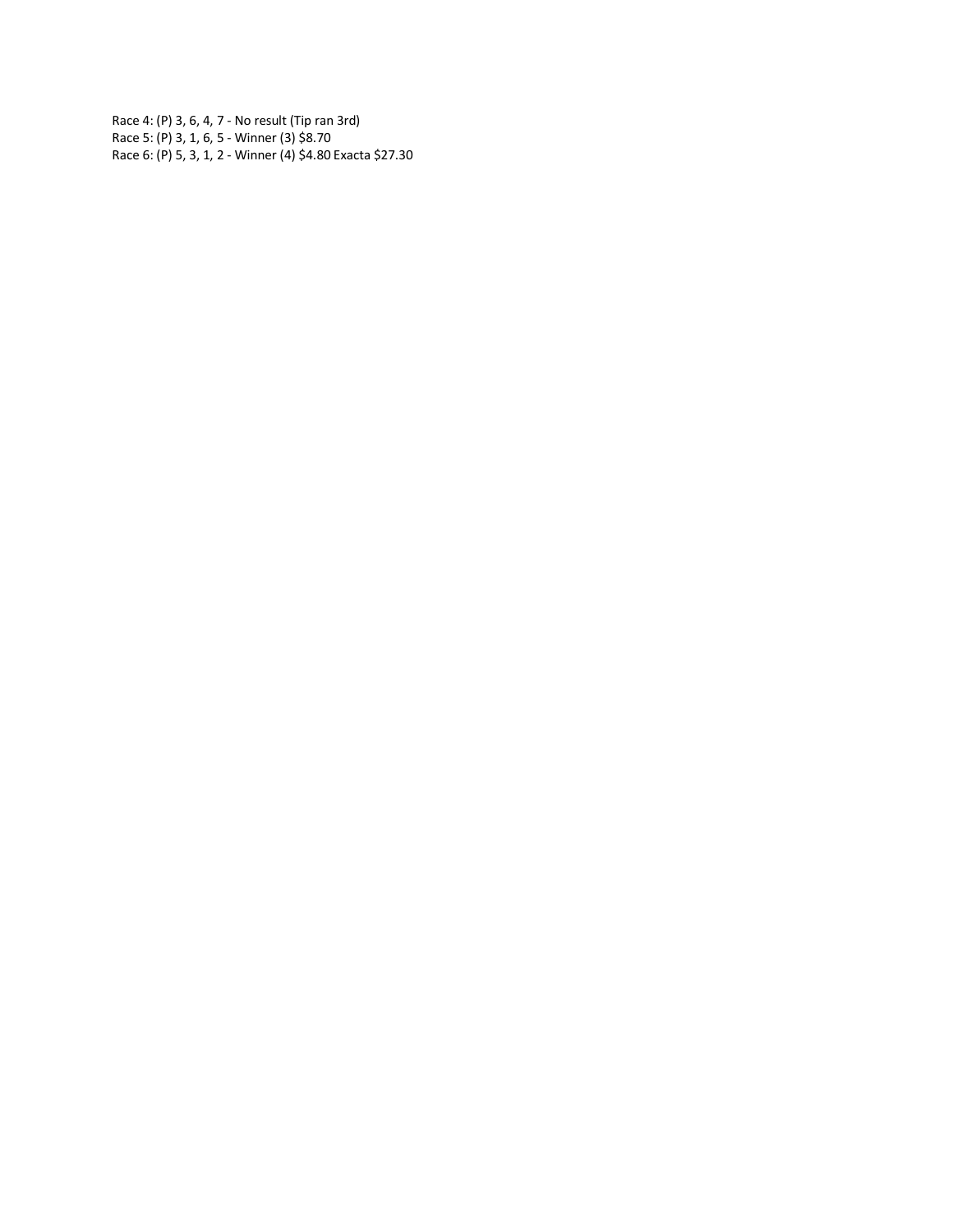Race 4: (P) 3, 6, 4, 7 - No result (Tip ran 3rd)
Race 5: (P) 3, 1, 6, 5 - Winner (3) $8.70
Race 6: (P) 5, 3, 1, 2 - Winner (4) $4.80 Exacta $27.30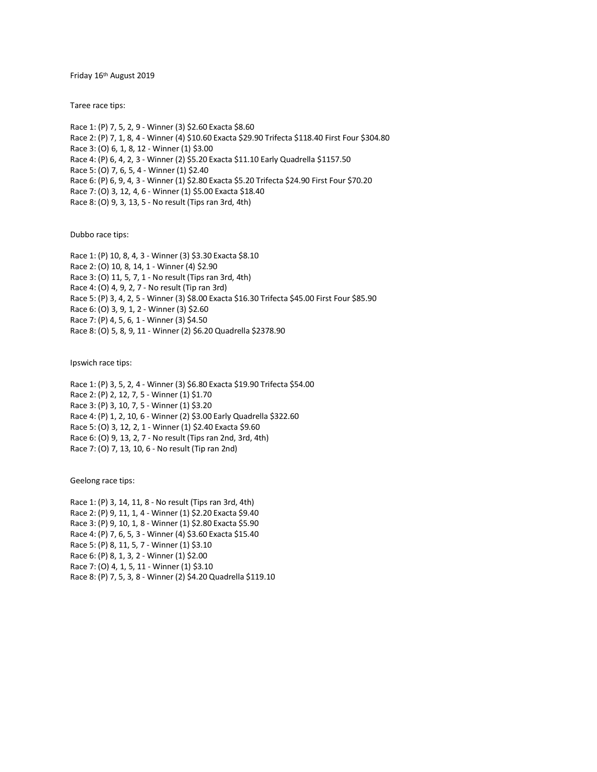Friday 16th August 2019

Taree race tips:

Race 1: (P) 7, 5, 2, 9 - Winner (3) $2.60 Exacta $8.60
Race 2: (P) 7, 1, 8, 4 - Winner (4) $10.60 Exacta $29.90 Trifecta $118.40 First Four $304.80
Race 3: (O) 6, 1, 8, 12 - Winner (1) $3.00
Race 4: (P) 6, 4, 2, 3 - Winner (2) $5.20 Exacta $11.10 Early Quadrella $1157.50
Race 5: (O) 7, 6, 5, 4 - Winner (1) $2.40
Race 6: (P) 6, 9, 4, 3 - Winner (1) $2.80 Exacta $5.20 Trifecta $24.90 First Four $70.20
Race 7: (O) 3, 12, 4, 6 - Winner (1) $5.00 Exacta $18.40
Race 8: (O) 9, 3, 13, 5 - No result (Tips ran 3rd, 4th)

Dubbo race tips:

Race 1: (P) 10, 8, 4, 3 - Winner (3) $3.30 Exacta $8.10
Race 2: (O) 10, 8, 14, 1 - Winner (4) $2.90
Race 3: (O) 11, 5, 7, 1 - No result (Tips ran 3rd, 4th)
Race 4: (O) 4, 9, 2, 7 - No result (Tip ran 3rd)
Race 5: (P) 3, 4, 2, 5 - Winner (3) $8.00 Exacta $16.30 Trifecta $45.00 First Four $85.90
Race 6: (O) 3, 9, 1, 2 - Winner (3) $2.60
Race 7: (P) 4, 5, 6, 1 - Winner (3) $4.50
Race 8: (O) 5, 8, 9, 11 - Winner (2) $6.20 Quadrella $2378.90

Ipswich race tips:

Race 1: (P) 3, 5, 2, 4 - Winner (3) $6.80 Exacta $19.90 Trifecta $54.00
Race 2: (P) 2, 12, 7, 5 - Winner (1) $1.70
Race 3: (P) 3, 10, 7, 5 - Winner (1) $3.20
Race 4: (P) 1, 2, 10, 6 - Winner (2) $3.00 Early Quadrella $322.60
Race 5: (O) 3, 12, 2, 1 - Winner (1) $2.40 Exacta $9.60
Race 6: (O) 9, 13, 2, 7 - No result (Tips ran 2nd, 3rd, 4th)
Race 7: (O) 7, 13, 10, 6 - No result (Tip ran 2nd)

Geelong race tips:

Race 1: (P) 3, 14, 11, 8 - No result (Tips ran 3rd, 4th)
Race 2: (P) 9, 11, 1, 4 - Winner (1) $2.20 Exacta $9.40
Race 3: (P) 9, 10, 1, 8 - Winner (1) $2.80 Exacta $5.90
Race 4: (P) 7, 6, 5, 3 - Winner (4) $3.60 Exacta $15.40
Race 5: (P) 8, 11, 5, 7 - Winner (1) $3.10
Race 6: (P) 8, 1, 3, 2 - Winner (1) $2.00
Race 7: (O) 4, 1, 5, 11 - Winner (1) $3.10
Race 8: (P) 7, 5, 3, 8 - Winner (2) $4.20 Quadrella $119.10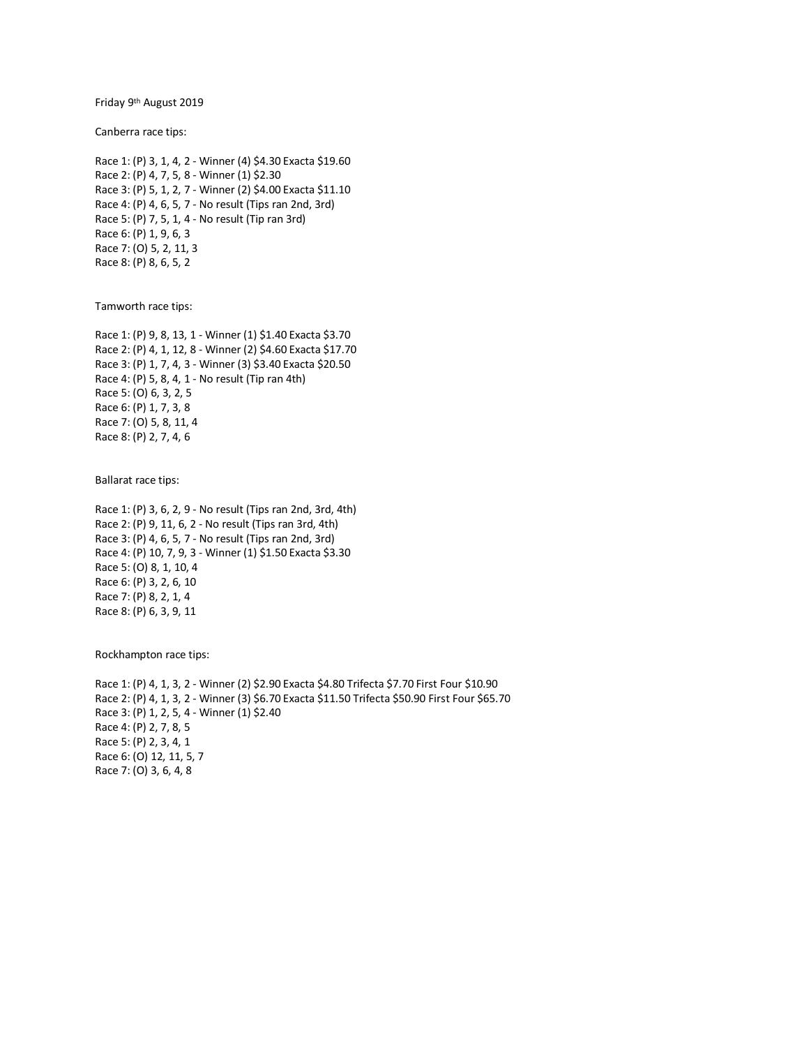Friday 9th August 2019

Canberra race tips:

Race 1: (P) 3, 1, 4, 2 - Winner (4) $4.30 Exacta $19.60
Race 2: (P) 4, 7, 5, 8 - Winner (1) $2.30
Race 3: (P) 5, 1, 2, 7 - Winner (2) $4.00 Exacta $11.10
Race 4: (P) 4, 6, 5, 7 - No result (Tips ran 2nd, 3rd)
Race 5: (P) 7, 5, 1, 4 - No result (Tip ran 3rd)
Race 6: (P) 1, 9, 6, 3
Race 7: (O) 5, 2, 11, 3
Race 8: (P) 8, 6, 5, 2

Tamworth race tips:

Race 1: (P) 9, 8, 13, 1 - Winner (1) $1.40 Exacta $3.70
Race 2: (P) 4, 1, 12, 8 - Winner (2) $4.60 Exacta $17.70
Race 3: (P) 1, 7, 4, 3 - Winner (3) $3.40 Exacta $20.50
Race 4: (P) 5, 8, 4, 1 - No result (Tip ran 4th)
Race 5: (O) 6, 3, 2, 5
Race 6: (P) 1, 7, 3, 8
Race 7: (O) 5, 8, 11, 4
Race 8: (P) 2, 7, 4, 6

Ballarat race tips:

Race 1: (P) 3, 6, 2, 9 - No result (Tips ran 2nd, 3rd, 4th)
Race 2: (P) 9, 11, 6, 2 - No result (Tips ran 3rd, 4th)
Race 3: (P) 4, 6, 5, 7 - No result (Tips ran 2nd, 3rd)
Race 4: (P) 10, 7, 9, 3 - Winner (1) $1.50 Exacta $3.30
Race 5: (O) 8, 1, 10, 4
Race 6: (P) 3, 2, 6, 10
Race 7: (P) 8, 2, 1, 4
Race 8: (P) 6, 3, 9, 11

Rockhampton race tips:

Race 1: (P) 4, 1, 3, 2 - Winner (2) $2.90 Exacta $4.80 Trifecta $7.70 First Four $10.90
Race 2: (P) 4, 1, 3, 2 - Winner (3) $6.70 Exacta $11.50 Trifecta $50.90 First Four $65.70
Race 3: (P) 1, 2, 5, 4 - Winner (1) $2.40
Race 4: (P) 2, 7, 8, 5
Race 5: (P) 2, 3, 4, 1
Race 6: (O) 12, 11, 5, 7
Race 7: (O) 3, 6, 4, 8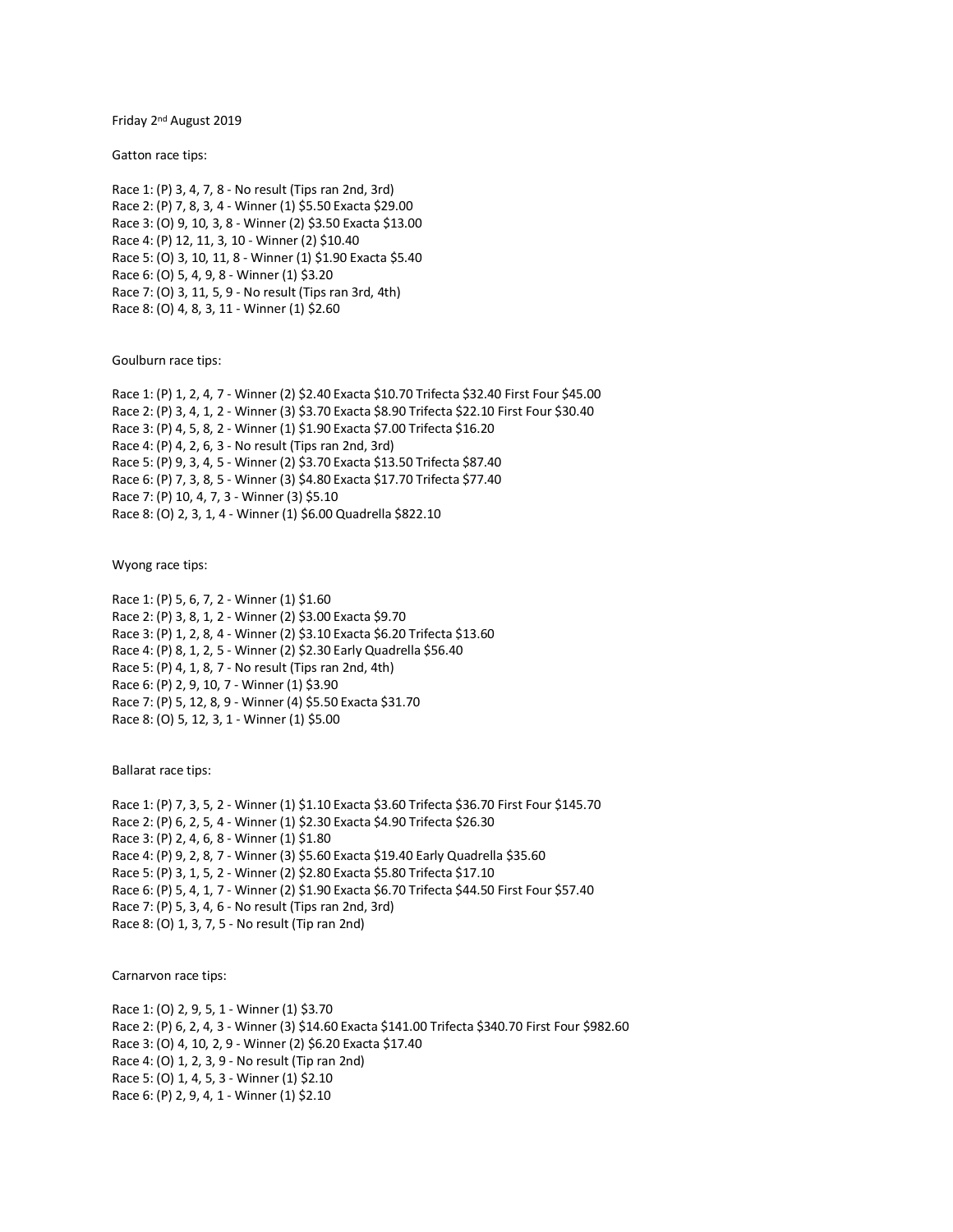Friday 2nd August 2019

Gatton race tips:

Race 1: (P) 3, 4, 7, 8 - No result (Tips ran 2nd, 3rd)
Race 2: (P) 7, 8, 3, 4 - Winner (1) $5.50 Exacta $29.00
Race 3: (O) 9, 10, 3, 8 - Winner (2) $3.50 Exacta $13.00
Race 4: (P) 12, 11, 3, 10 - Winner (2) $10.40
Race 5: (O) 3, 10, 11, 8 - Winner (1) $1.90 Exacta $5.40
Race 6: (O) 5, 4, 9, 8 - Winner (1) $3.20
Race 7: (O) 3, 11, 5, 9 - No result (Tips ran 3rd, 4th)
Race 8: (O) 4, 8, 3, 11 - Winner (1) $2.60

Goulburn race tips:

Race 1: (P) 1, 2, 4, 7 - Winner (2) $2.40 Exacta $10.70 Trifecta $32.40 First Four $45.00
Race 2: (P) 3, 4, 1, 2 - Winner (3) $3.70 Exacta $8.90 Trifecta $22.10 First Four $30.40
Race 3: (P) 4, 5, 8, 2 - Winner (1) $1.90 Exacta $7.00 Trifecta $16.20
Race 4: (P) 4, 2, 6, 3 - No result (Tips ran 2nd, 3rd)
Race 5: (P) 9, 3, 4, 5 - Winner (2) $3.70 Exacta $13.50 Trifecta $87.40
Race 6: (P) 7, 3, 8, 5 - Winner (3) $4.80 Exacta $17.70 Trifecta $77.40
Race 7: (P) 10, 4, 7, 3 - Winner (3) $5.10
Race 8: (O) 2, 3, 1, 4 - Winner (1) $6.00 Quadrella $822.10

Wyong race tips:

Race 1: (P) 5, 6, 7, 2 - Winner (1) $1.60
Race 2: (P) 3, 8, 1, 2 - Winner (2) $3.00 Exacta $9.70
Race 3: (P) 1, 2, 8, 4 - Winner (2) $3.10 Exacta $6.20 Trifecta $13.60
Race 4: (P) 8, 1, 2, 5 - Winner (2) $2.30 Early Quadrella $56.40
Race 5: (P) 4, 1, 8, 7 - No result (Tips ran 2nd, 4th)
Race 6: (P) 2, 9, 10, 7 - Winner (1) $3.90
Race 7: (P) 5, 12, 8, 9 - Winner (4) $5.50 Exacta $31.70
Race 8: (O) 5, 12, 3, 1 - Winner (1) $5.00

Ballarat race tips:

Race 1: (P) 7, 3, 5, 2 - Winner (1) $1.10 Exacta $3.60 Trifecta $36.70 First Four $145.70
Race 2: (P) 6, 2, 5, 4 - Winner (1) $2.30 Exacta $4.90 Trifecta $26.30
Race 3: (P) 2, 4, 6, 8 - Winner (1) $1.80
Race 4: (P) 9, 2, 8, 7 - Winner (3) $5.60 Exacta $19.40 Early Quadrella $35.60
Race 5: (P) 3, 1, 5, 2 - Winner (2) $2.80 Exacta $5.80 Trifecta $17.10
Race 6: (P) 5, 4, 1, 7 - Winner (2) $1.90 Exacta $6.70 Trifecta $44.50 First Four $57.40
Race 7: (P) 5, 3, 4, 6 - No result (Tips ran 2nd, 3rd)
Race 8: (O) 1, 3, 7, 5 - No result (Tip ran 2nd)

Carnarvon race tips:

Race 1: (O) 2, 9, 5, 1 - Winner (1) $3.70
Race 2: (P) 6, 2, 4, 3 - Winner (3) $14.60 Exacta $141.00 Trifecta $340.70 First Four $982.60
Race 3: (O) 4, 10, 2, 9 - Winner (2) $6.20 Exacta $17.40
Race 4: (O) 1, 2, 3, 9 - No result (Tip ran 2nd)
Race 5: (O) 1, 4, 5, 3 - Winner (1) $2.10
Race 6: (P) 2, 9, 4, 1 - Winner (1) $2.10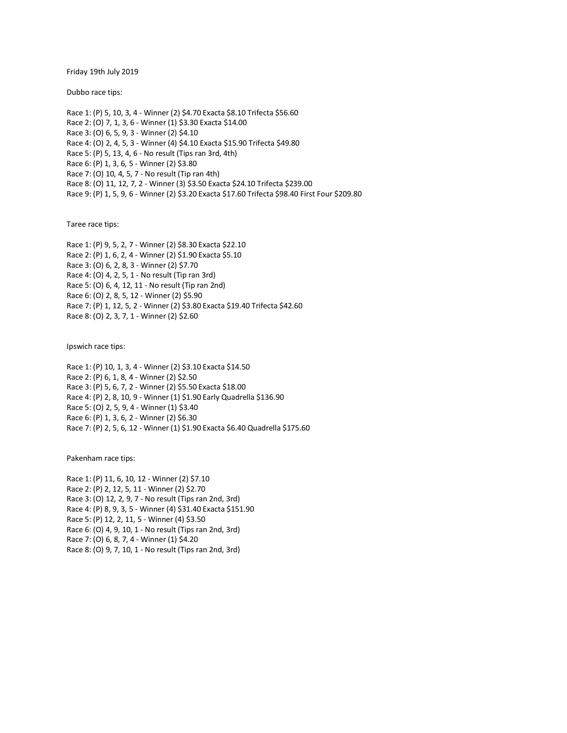Friday 19th July 2019

Dubbo race tips:

Race 1: (P) 5, 10, 3, 4 - Winner (2) $4.70 Exacta $8.10 Trifecta $56.60
Race 2: (O) 7, 1, 3, 6 - Winner (1) $3.30 Exacta $14.00
Race 3: (O) 6, 5, 9, 3 - Winner (2) $4.10
Race 4: (O) 2, 4, 5, 3 - Winner (4) $4.10 Exacta $15.90 Trifecta $49.80
Race 5: (P) 5, 13, 4, 6 - No result (Tips ran 3rd, 4th)
Race 6: (P) 1, 3, 6, 5 - Winner (2) $3.80
Race 7: (O) 10, 4, 5, 7 - No result (Tip ran 4th)
Race 8: (O) 11, 12, 7, 2 - Winner (3) $3.50 Exacta $24.10 Trifecta $239.00
Race 9: (P) 1, 5, 9, 6 - Winner (2) $3.20 Exacta $17.60 Trifecta $98.40 First Four $209.80

Taree race tips:

Race 1: (P) 9, 5, 2, 7 - Winner (2) $8.30 Exacta $22.10
Race 2: (P) 1, 6, 2, 4 - Winner (2) $1.90 Exacta $5.10
Race 3: (O) 6, 2, 8, 3 - Winner (2) $7.70
Race 4: (O) 4, 2, 5, 1 - No result (Tip ran 3rd)
Race 5: (O) 6, 4, 12, 11 - No result (Tip ran 2nd)
Race 6: (O) 2, 8, 5, 12 - Winner (2) $5.90
Race 7: (P) 1, 12, 5, 2 - Winner (2) $3.80 Exacta $19.40 Trifecta $42.60
Race 8: (O) 2, 3, 7, 1 - Winner (2) $2.60

Ipswich race tips:

Race 1: (P) 10, 1, 3, 4 - Winner (2) $3.10 Exacta $14.50
Race 2: (P) 6, 1, 8, 4 - Winner (2) $2.50
Race 3: (P) 5, 6, 7, 2 - Winner (2) $5.50 Exacta $18.00
Race 4: (P) 2, 8, 10, 9 - Winner (1) $1.90 Early Quadrella $136.90
Race 5: (O) 2, 5, 9, 4 - Winner (1) $3.40
Race 6: (P) 1, 3, 6, 2 - Winner (2) $6.30
Race 7: (P) 2, 5, 6, 12 - Winner (1) $1.90 Exacta $6.40 Quadrella $175.60

Pakenham race tips:

Race 1: (P) 11, 6, 10, 12 - Winner (2) $7.10
Race 2: (P) 2, 12, 5, 11 - Winner (2) $2.70
Race 3: (O) 12, 2, 9, 7 - No result (Tips ran 2nd, 3rd)
Race 4: (P) 8, 9, 3, 5 - Winner (4) $31.40 Exacta $151.90
Race 5: (P) 12, 2, 11, 5 - Winner (4) $3.50
Race 6: (O) 4, 9, 10, 1 - No result (Tips ran 2nd, 3rd)
Race 7: (O) 6, 8, 7, 4 - Winner (1) $4.20
Race 8: (O) 9, 7, 10, 1 - No result (Tips ran 2nd, 3rd)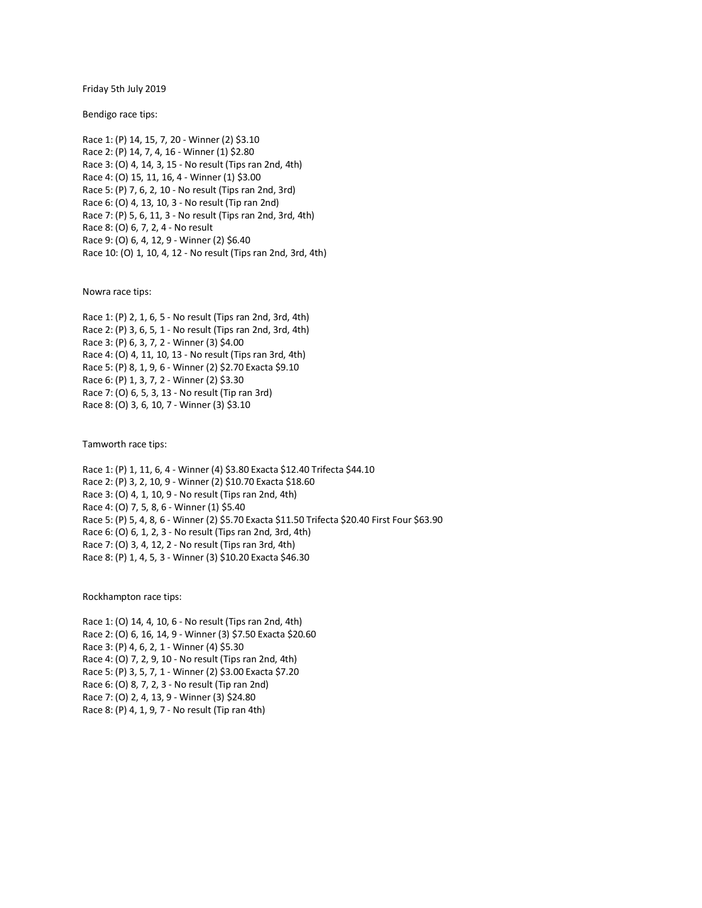Friday 5th July 2019

Bendigo race tips:

Race 1: (P) 14, 15, 7, 20 - Winner (2) $3.10
Race 2: (P) 14, 7, 4, 16 - Winner (1) $2.80
Race 3: (O) 4, 14, 3, 15 - No result (Tips ran 2nd, 4th)
Race 4: (O) 15, 11, 16, 4 - Winner (1) $3.00
Race 5: (P) 7, 6, 2, 10 - No result (Tips ran 2nd, 3rd)
Race 6: (O) 4, 13, 10, 3 - No result (Tip ran 2nd)
Race 7: (P) 5, 6, 11, 3 - No result (Tips ran 2nd, 3rd, 4th)
Race 8: (O) 6, 7, 2, 4 - No result
Race 9: (O) 6, 4, 12, 9 - Winner (2) $6.40
Race 10: (O) 1, 10, 4, 12 - No result (Tips ran 2nd, 3rd, 4th)

Nowra race tips:

Race 1: (P) 2, 1, 6, 5 - No result (Tips ran 2nd, 3rd, 4th)
Race 2: (P) 3, 6, 5, 1 - No result (Tips ran 2nd, 3rd, 4th)
Race 3: (P) 6, 3, 7, 2 - Winner (3) $4.00
Race 4: (O) 4, 11, 10, 13 - No result (Tips ran 3rd, 4th)
Race 5: (P) 8, 1, 9, 6 - Winner (2) $2.70 Exacta $9.10
Race 6: (P) 1, 3, 7, 2 - Winner (2) $3.30
Race 7: (O) 6, 5, 3, 13 - No result (Tip ran 3rd)
Race 8: (O) 3, 6, 10, 7 - Winner (3) $3.10

Tamworth race tips:

Race 1: (P) 1, 11, 6, 4 - Winner (4) $3.80 Exacta $12.40 Trifecta $44.10
Race 2: (P) 3, 2, 10, 9 - Winner (2) $10.70 Exacta $18.60
Race 3: (O) 4, 1, 10, 9 - No result (Tips ran 2nd, 4th)
Race 4: (O) 7, 5, 8, 6 - Winner (1) $5.40
Race 5: (P) 5, 4, 8, 6 - Winner (2) $5.70 Exacta $11.50 Trifecta $20.40 First Four $63.90
Race 6: (O) 6, 1, 2, 3 - No result (Tips ran 2nd, 3rd, 4th)
Race 7: (O) 3, 4, 12, 2 - No result (Tips ran 3rd, 4th)
Race 8: (P) 1, 4, 5, 3 - Winner (3) $10.20 Exacta $46.30

Rockhampton race tips:

Race 1: (O) 14, 4, 10, 6 - No result (Tips ran 2nd, 4th)
Race 2: (O) 6, 16, 14, 9 - Winner (3) $7.50 Exacta $20.60
Race 3: (P) 4, 6, 2, 1 - Winner (4) $5.30
Race 4: (O) 7, 2, 9, 10 - No result (Tips ran 2nd, 4th)
Race 5: (P) 3, 5, 7, 1 - Winner (2) $3.00 Exacta $7.20
Race 6: (O) 8, 7, 2, 3 - No result (Tip ran 2nd)
Race 7: (O) 2, 4, 13, 9 - Winner (3) $24.80
Race 8: (P) 4, 1, 9, 7 - No result (Tip ran 4th)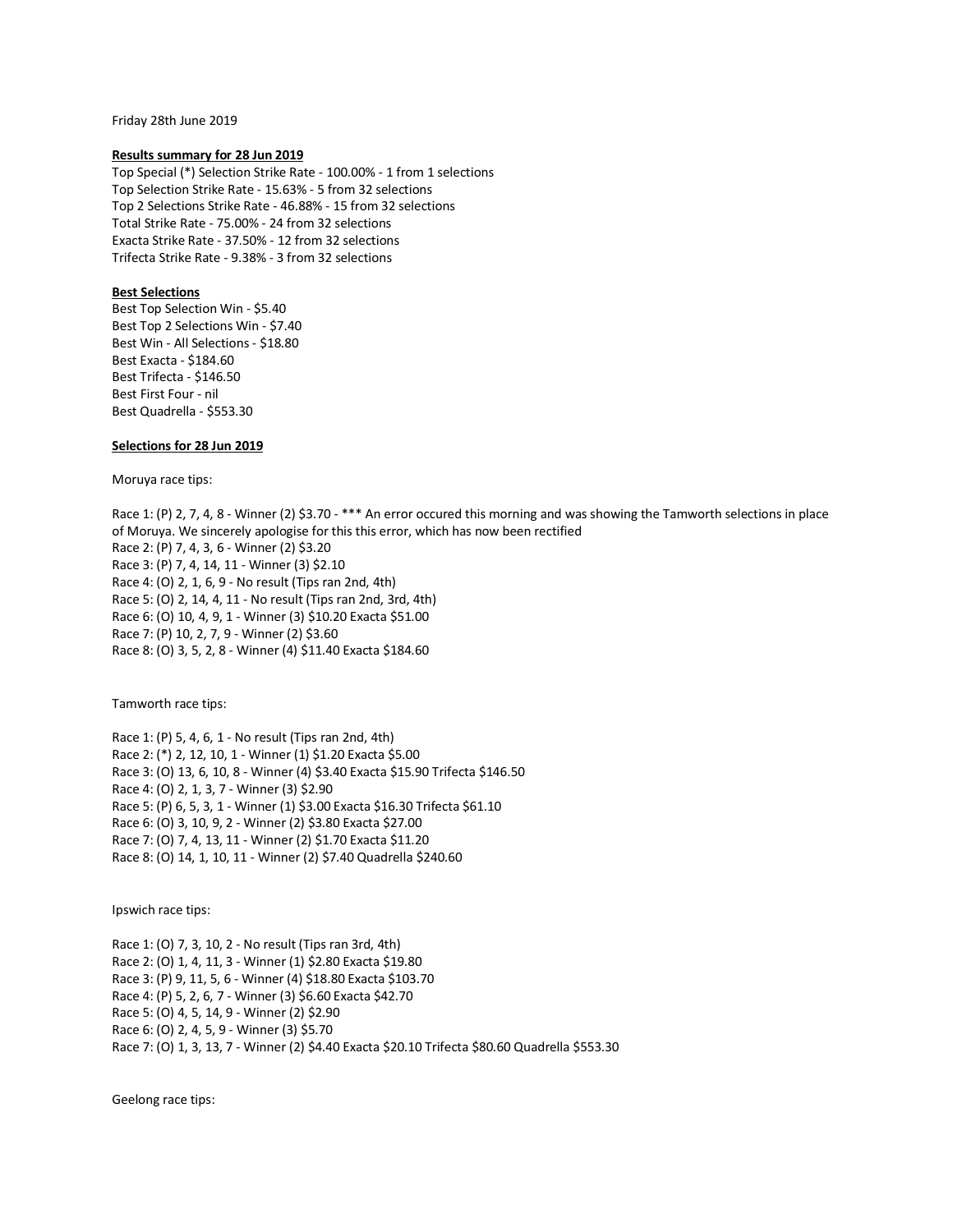Friday 28th June 2019

**Results summary for 28 Jun 2019**

Top Special (*) Selection Strike Rate - 100.00% - 1 from 1 selections
Top Selection Strike Rate - 15.63% - 5 from 32 selections
Top 2 Selections Strike Rate - 46.88% - 15 from 32 selections
Total Strike Rate - 75.00% - 24 from 32 selections
Exacta Strike Rate - 37.50% - 12 from 32 selections
Trifecta Strike Rate - 9.38% - 3 from 32 selections

**Best Selections**

Best Top Selection Win - $5.40
Best Top 2 Selections Win - $7.40
Best Win - All Selections - $18.80
Best Exacta - $184.60
Best Trifecta - $146.50
Best First Four - nil
Best Quadrella - $553.30

**Selections for 28 Jun 2019**

Moruya race tips:

Race 1: (P) 2, 7, 4, 8 - Winner (2) $3.70 - *** An error occured this morning and was showing the Tamworth selections in place of Moruya. We sincerely apologise for this this error, which has now been rectified
Race 2: (P) 7, 4, 3, 6 - Winner (2) $3.20
Race 3: (P) 7, 4, 14, 11 - Winner (3) $2.10
Race 4: (O) 2, 1, 6, 9 - No result (Tips ran 2nd, 4th)
Race 5: (O) 2, 14, 4, 11 - No result (Tips ran 2nd, 3rd, 4th)
Race 6: (O) 10, 4, 9, 1 - Winner (3) $10.20 Exacta $51.00
Race 7: (P) 10, 2, 7, 9 - Winner (2) $3.60
Race 8: (O) 3, 5, 2, 8 - Winner (4) $11.40 Exacta $184.60

Tamworth race tips:

Race 1: (P) 5, 4, 6, 1 - No result (Tips ran 2nd, 4th)
Race 2: (*) 2, 12, 10, 1 - Winner (1) $1.20 Exacta $5.00
Race 3: (O) 13, 6, 10, 8 - Winner (4) $3.40 Exacta $15.90 Trifecta $146.50
Race 4: (O) 2, 1, 3, 7 - Winner (3) $2.90
Race 5: (P) 6, 5, 3, 1 - Winner (1) $3.00 Exacta $16.30 Trifecta $61.10
Race 6: (O) 3, 10, 9, 2 - Winner (2) $3.80 Exacta $27.00
Race 7: (O) 7, 4, 13, 11 - Winner (2) $1.70 Exacta $11.20
Race 8: (O) 14, 1, 10, 11 - Winner (2) $7.40 Quadrella $240.60

Ipswich race tips:

Race 1: (O) 7, 3, 10, 2 - No result (Tips ran 3rd, 4th)
Race 2: (O) 1, 4, 11, 3 - Winner (1) $2.80 Exacta $19.80
Race 3: (P) 9, 11, 5, 6 - Winner (4) $18.80 Exacta $103.70
Race 4: (P) 5, 2, 6, 7 - Winner (3) $6.60 Exacta $42.70
Race 5: (O) 4, 5, 14, 9 - Winner (2) $2.90
Race 6: (O) 2, 4, 5, 9 - Winner (3) $5.70
Race 7: (O) 1, 3, 13, 7 - Winner (2) $4.40 Exacta $20.10 Trifecta $80.60 Quadrella $553.30

Geelong race tips: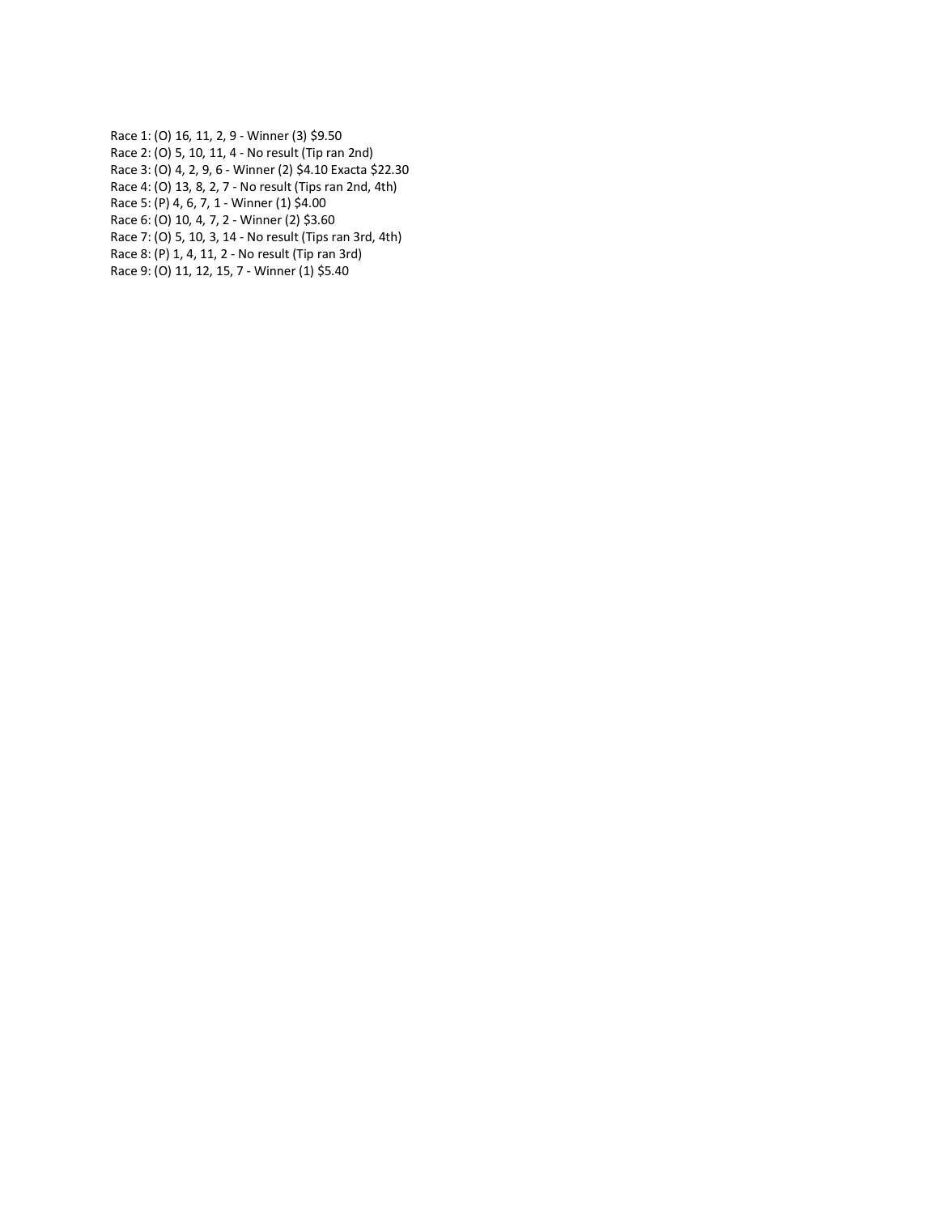Race 1: (O) 16, 11, 2, 9 - Winner (3) $9.50
Race 2: (O) 5, 10, 11, 4 - No result (Tip ran 2nd)
Race 3: (O) 4, 2, 9, 6 - Winner (2) $4.10 Exacta $22.30
Race 4: (O) 13, 8, 2, 7 - No result (Tips ran 2nd, 4th)
Race 5: (P) 4, 6, 7, 1 - Winner (1) $4.00
Race 6: (O) 10, 4, 7, 2 - Winner (2) $3.60
Race 7: (O) 5, 10, 3, 14 - No result (Tips ran 3rd, 4th)
Race 8: (P) 1, 4, 11, 2 - No result (Tip ran 3rd)
Race 9: (O) 11, 12, 15, 7 - Winner (1) $5.40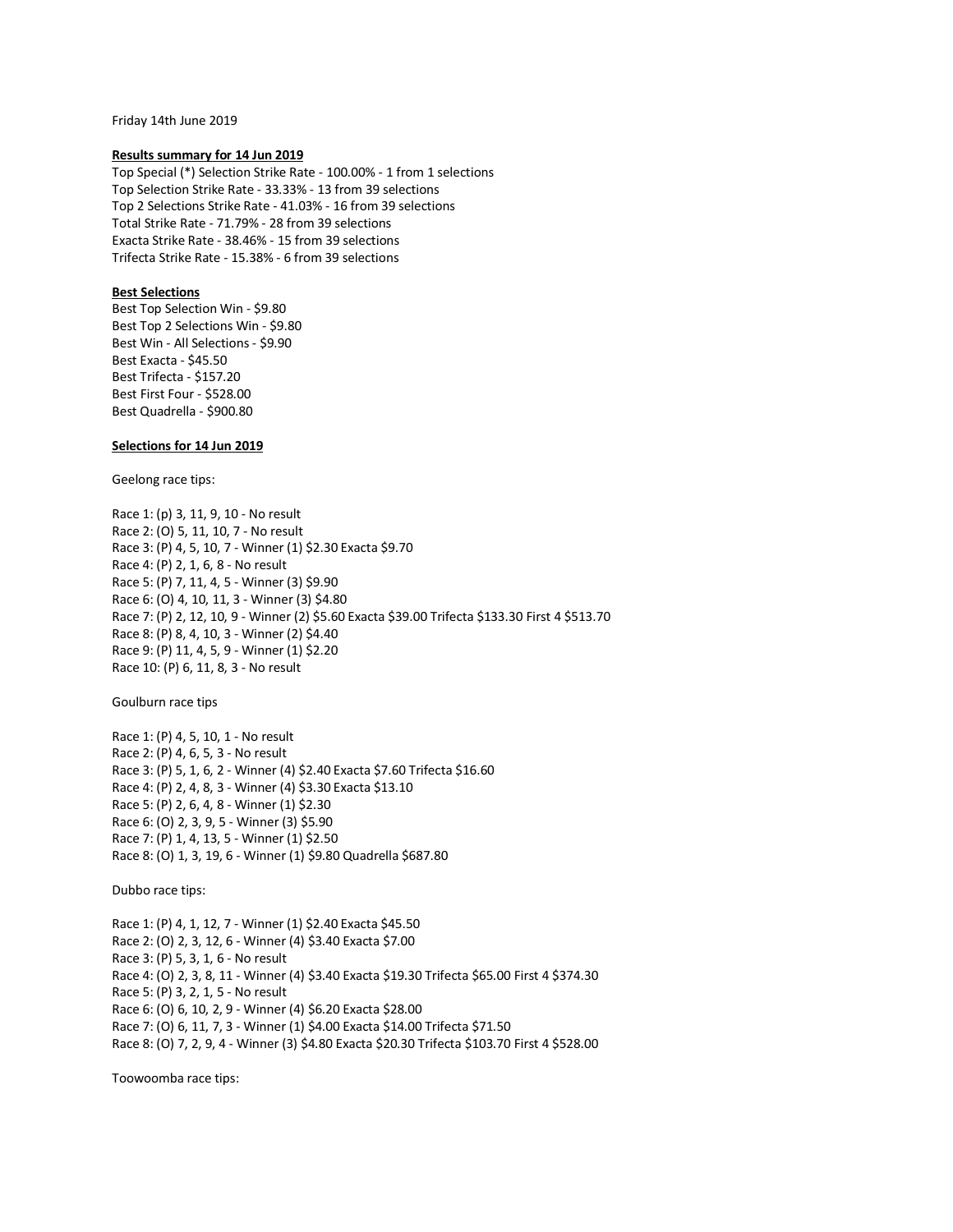Friday 14th June 2019

**Results summary for 14 Jun 2019**

Top Special (*) Selection Strike Rate - 100.00% - 1 from 1 selections
Top Selection Strike Rate - 33.33% - 13 from 39 selections
Top 2 Selections Strike Rate - 41.03% - 16 from 39 selections
Total Strike Rate - 71.79% - 28 from 39 selections
Exacta Strike Rate - 38.46% - 15 from 39 selections
Trifecta Strike Rate - 15.38% - 6 from 39 selections

**Best Selections**

Best Top Selection Win - $9.80
Best Top 2 Selections Win - $9.80
Best Win - All Selections - $9.90
Best Exacta - $45.50
Best Trifecta - $157.20
Best First Four - $528.00
Best Quadrella - $900.80

**Selections for 14 Jun 2019**

Geelong race tips:

Race 1: (p) 3, 11, 9, 10 - No result
Race 2: (O) 5, 11, 10, 7 - No result
Race 3: (P) 4, 5, 10, 7 - Winner (1) $2.30 Exacta $9.70
Race 4: (P) 2, 1, 6, 8 - No result
Race 5: (P) 7, 11, 4, 5 - Winner (3) $9.90
Race 6: (O) 4, 10, 11, 3 - Winner (3) $4.80
Race 7: (P) 2, 12, 10, 9 - Winner (2) $5.60 Exacta $39.00 Trifecta $133.30 First 4 $513.70
Race 8: (P) 8, 4, 10, 3 - Winner (2) $4.40
Race 9: (P) 11, 4, 5, 9 - Winner (1) $2.20
Race 10: (P) 6, 11, 8, 3 - No result

Goulburn race tips

Race 1: (P) 4, 5, 10, 1 - No result
Race 2: (P) 4, 6, 5, 3 - No result
Race 3: (P) 5, 1, 6, 2 - Winner (4) $2.40 Exacta $7.60 Trifecta $16.60
Race 4: (P) 2, 4, 8, 3 - Winner (4) $3.30 Exacta $13.10
Race 5: (P) 2, 6, 4, 8 - Winner (1) $2.30
Race 6: (O) 2, 3, 9, 5 - Winner (3) $5.90
Race 7: (P) 1, 4, 13, 5 - Winner (1) $2.50
Race 8: (O) 1, 3, 19, 6 - Winner (1) $9.80 Quadrella $687.80

Dubbo race tips:

Race 1: (P) 4, 1, 12, 7 - Winner (1) $2.40 Exacta $45.50
Race 2: (O) 2, 3, 12, 6 - Winner (4) $3.40 Exacta $7.00
Race 3: (P) 5, 3, 1, 6 - No result
Race 4: (O) 2, 3, 8, 11 - Winner (4) $3.40 Exacta $19.30 Trifecta $65.00 First 4 $374.30
Race 5: (P) 3, 2, 1, 5 - No result
Race 6: (O) 6, 10, 2, 9 - Winner (4) $6.20 Exacta $28.00
Race 7: (O) 6, 11, 7, 3 - Winner (1) $4.00 Exacta $14.00 Trifecta $71.50
Race 8: (O) 7, 2, 9, 4 - Winner (3) $4.80 Exacta $20.30 Trifecta $103.70 First 4 $528.00

Toowoomba race tips: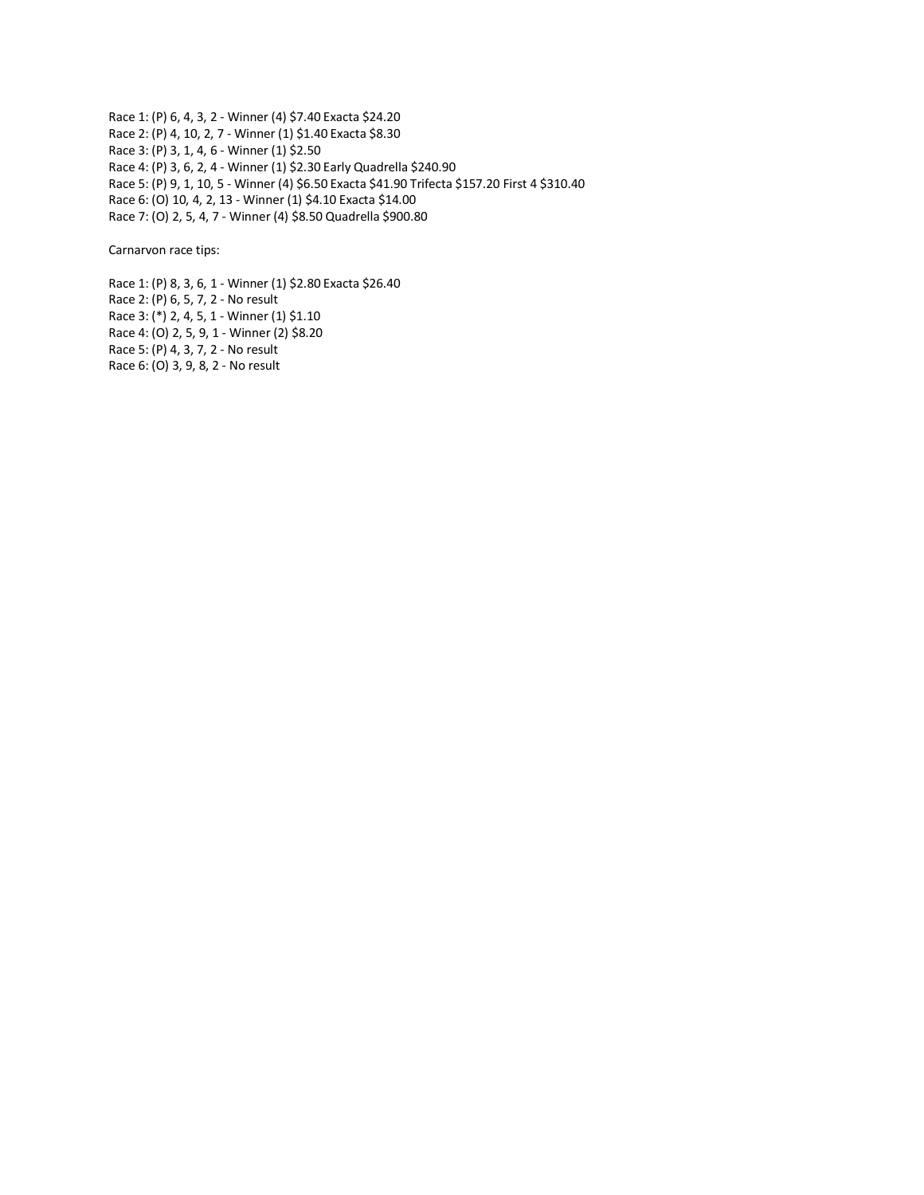Race 1: (P) 6, 4, 3, 2 - Winner (4) $7.40 Exacta $24.20
Race 2: (P) 4, 10, 2, 7 - Winner (1) $1.40 Exacta $8.30
Race 3: (P) 3, 1, 4, 6 - Winner (1) $2.50
Race 4: (P) 3, 6, 2, 4 - Winner (1) $2.30 Early Quadrella $240.90
Race 5: (P) 9, 1, 10, 5 - Winner (4) $6.50 Exacta $41.90 Trifecta $157.20 First 4 $310.40
Race 6: (O) 10, 4, 2, 13 - Winner (1) $4.10 Exacta $14.00
Race 7: (O) 2, 5, 4, 7 - Winner (4) $8.50 Quadrella $900.80

Carnarvon race tips:

Race 1: (P) 8, 3, 6, 1 - Winner (1) $2.80 Exacta $26.40
Race 2: (P) 6, 5, 7, 2 - No result
Race 3: (*) 2, 4, 5, 1 - Winner (1) $1.10
Race 4: (O) 2, 5, 9, 1 - Winner (2) $8.20
Race 5: (P) 4, 3, 7, 2 - No result
Race 6: (O) 3, 9, 8, 2 - No result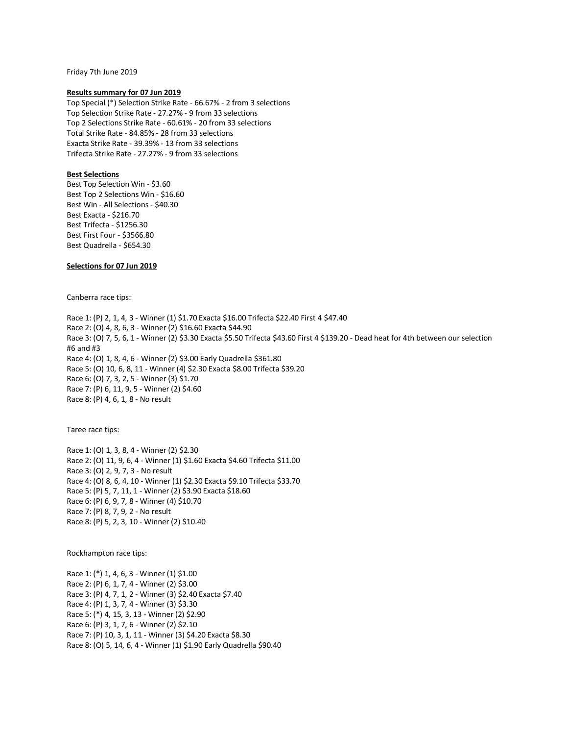Friday 7th June 2019

**Results summary for 07 Jun 2019**

Top Special (*) Selection Strike Rate - 66.67% - 2 from 3 selections
Top Selection Strike Rate - 27.27% - 9 from 33 selections
Top 2 Selections Strike Rate - 60.61% - 20 from 33 selections
Total Strike Rate - 84.85% - 28 from 33 selections
Exacta Strike Rate - 39.39% - 13 from 33 selections
Trifecta Strike Rate - 27.27% - 9 from 33 selections

**Best Selections**

Best Top Selection Win - $3.60
Best Top 2 Selections Win - $16.60
Best Win - All Selections - $40.30
Best Exacta - $216.70
Best Trifecta - $1256.30
Best First Four - $3566.80
Best Quadrella - $654.30

**Selections for 07 Jun 2019**

Canberra race tips:

Race 1: (P) 2, 1, 4, 3 - Winner (1) $1.70 Exacta $16.00 Trifecta $22.40 First 4 $47.40
Race 2: (O) 4, 8, 6, 3 - Winner (2) $16.60 Exacta $44.90
Race 3: (O) 7, 5, 6, 1 - Winner (2) $3.30 Exacta $5.50 Trifecta $43.60 First 4 $139.20 - Dead heat for 4th between our selection #6 and #3
Race 4: (O) 1, 8, 4, 6 - Winner (2) $3.00 Early Quadrella $361.80
Race 5: (O) 10, 6, 8, 11 - Winner (4) $2.30 Exacta $8.00 Trifecta $39.20
Race 6: (O) 7, 3, 2, 5 - Winner (3) $1.70
Race 7: (P) 6, 11, 9, 5 - Winner (2) $4.60
Race 8: (P) 4, 6, 1, 8 - No result

Taree race tips:

Race 1: (O) 1, 3, 8, 4 - Winner (2) $2.30
Race 2: (O) 11, 9, 6, 4 - Winner (1) $1.60 Exacta $4.60 Trifecta $11.00
Race 3: (O) 2, 9, 7, 3 - No result
Race 4: (O) 8, 6, 4, 10 - Winner (1) $2.30 Exacta $9.10 Trifecta $33.70
Race 5: (P) 5, 7, 11, 1 - Winner (2) $3.90 Exacta $18.60
Race 6: (P) 6, 9, 7, 8 - Winner (4) $10.70
Race 7: (P) 8, 7, 9, 2 - No result
Race 8: (P) 5, 2, 3, 10 - Winner (2) $10.40

Rockhampton race tips:

Race 1: (*) 1, 4, 6, 3 - Winner (1) $1.00
Race 2: (P) 6, 1, 7, 4 - Winner (2) $3.00
Race 3: (P) 4, 7, 1, 2 - Winner (3) $2.40 Exacta $7.40
Race 4: (P) 1, 3, 7, 4 - Winner (3) $3.30
Race 5: (*) 4, 15, 3, 13 - Winner (2) $2.90
Race 6: (P) 3, 1, 7, 6 - Winner (2) $2.10
Race 7: (P) 10, 3, 1, 11 - Winner (3) $4.20 Exacta $8.30
Race 8: (O) 5, 14, 6, 4 - Winner (1) $1.90 Early Quadrella $90.40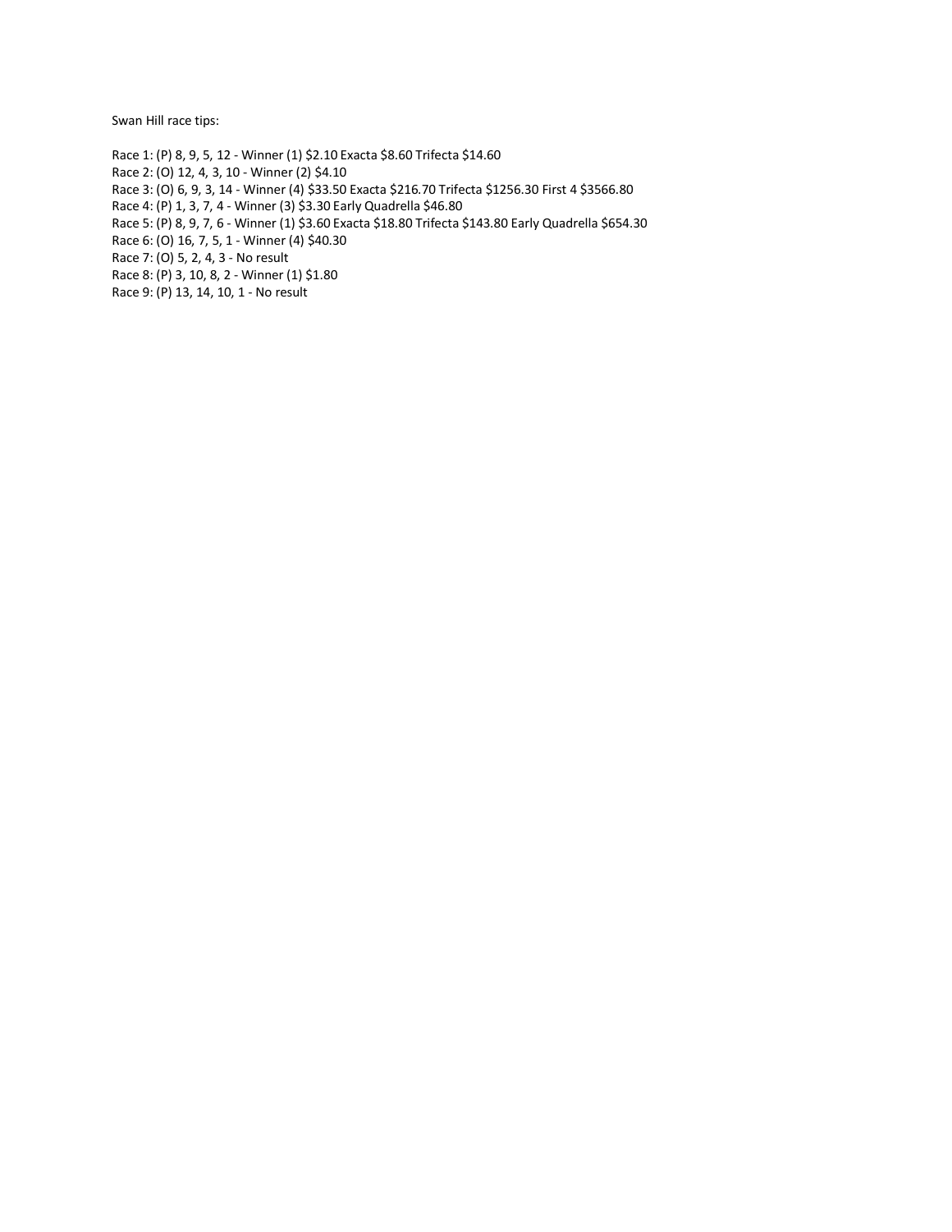Swan Hill race tips:

Race 1: (P) 8, 9, 5, 12 - Winner (1) $2.10 Exacta $8.60 Trifecta $14.60
Race 2: (O) 12, 4, 3, 10 - Winner (2) $4.10
Race 3: (O) 6, 9, 3, 14 - Winner (4) $33.50 Exacta $216.70 Trifecta $1256.30 First 4 $3566.80
Race 4: (P) 1, 3, 7, 4 - Winner (3) $3.30 Early Quadrella $46.80
Race 5: (P) 8, 9, 7, 6 - Winner (1) $3.60 Exacta $18.80 Trifecta $143.80 Early Quadrella $654.30
Race 6: (O) 16, 7, 5, 1 - Winner (4) $40.30
Race 7: (O) 5, 2, 4, 3 - No result
Race 8: (P) 3, 10, 8, 2 - Winner (1) $1.80
Race 9: (P) 13, 14, 10, 1 - No result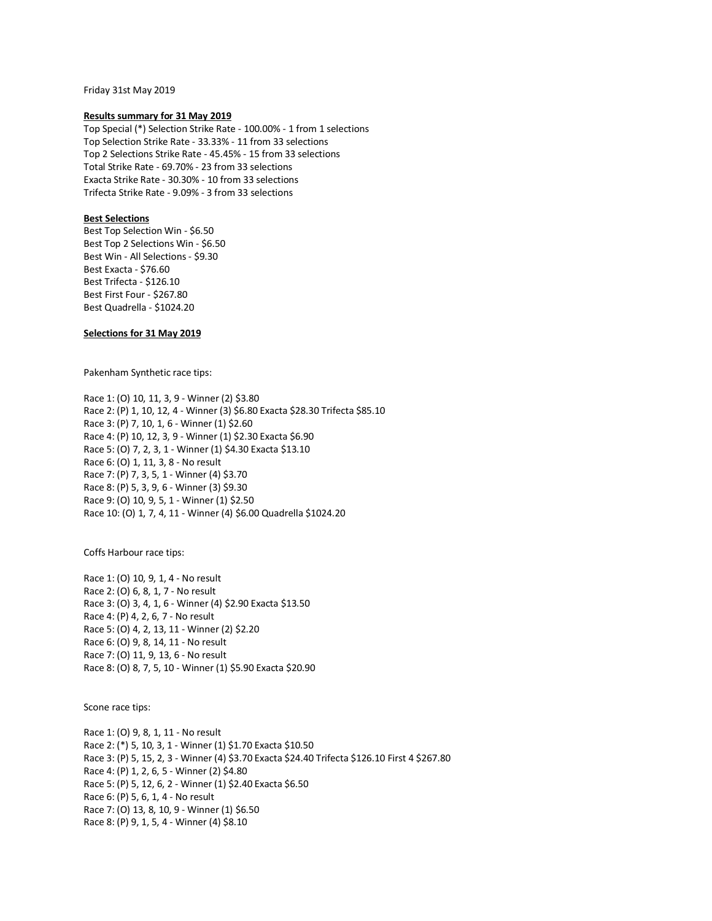Friday 31st May 2019

**Results summary for 31 May 2019**

Top Special (*) Selection Strike Rate - 100.00% - 1 from 1 selections
Top Selection Strike Rate - 33.33% - 11 from 33 selections
Top 2 Selections Strike Rate - 45.45% - 15 from 33 selections
Total Strike Rate - 69.70% - 23 from 33 selections
Exacta Strike Rate - 30.30% - 10 from 33 selections
Trifecta Strike Rate - 9.09% - 3 from 33 selections

**Best Selections**

Best Top Selection Win - $6.50
Best Top 2 Selections Win - $6.50
Best Win - All Selections - $9.30
Best Exacta - $76.60
Best Trifecta - $126.10
Best First Four - $267.80
Best Quadrella - $1024.20

**Selections for 31 May 2019**

Pakenham Synthetic race tips:

Race 1: (O) 10, 11, 3, 9 - Winner (2) $3.80
Race 2: (P) 1, 10, 12, 4 - Winner (3) $6.80 Exacta $28.30 Trifecta $85.10
Race 3: (P) 7, 10, 1, 6 - Winner (1) $2.60
Race 4: (P) 10, 12, 3, 9 - Winner (1) $2.30 Exacta $6.90
Race 5: (O) 7, 2, 3, 1 - Winner (1) $4.30 Exacta $13.10
Race 6: (O) 1, 11, 3, 8 - No result
Race 7: (P) 7, 3, 5, 1 - Winner (4) $3.70
Race 8: (P) 5, 3, 9, 6 - Winner (3) $9.30
Race 9: (O) 10, 9, 5, 1 - Winner (1) $2.50
Race 10: (O) 1, 7, 4, 11 - Winner (4) $6.00 Quadrella $1024.20

Coffs Harbour race tips:

Race 1: (O) 10, 9, 1, 4 - No result
Race 2: (O) 6, 8, 1, 7 - No result
Race 3: (O) 3, 4, 1, 6 - Winner (4) $2.90 Exacta $13.50
Race 4: (P) 4, 2, 6, 7 - No result
Race 5: (O) 4, 2, 13, 11 - Winner (2) $2.20
Race 6: (O) 9, 8, 14, 11 - No result
Race 7: (O) 11, 9, 13, 6 - No result
Race 8: (O) 8, 7, 5, 10 - Winner (1) $5.90 Exacta $20.90

Scone race tips:

Race 1: (O) 9, 8, 1, 11 - No result
Race 2: (*) 5, 10, 3, 1 - Winner (1) $1.70 Exacta $10.50
Race 3: (P) 5, 15, 2, 3 - Winner (4) $3.70 Exacta $24.40 Trifecta $126.10 First 4 $267.80
Race 4: (P) 1, 2, 6, 5 - Winner (2) $4.80
Race 5: (P) 5, 12, 6, 2 - Winner (1) $2.40 Exacta $6.50
Race 6: (P) 5, 6, 1, 4 - No result
Race 7: (O) 13, 8, 10, 9 - Winner (1) $6.50
Race 8: (P) 9, 1, 5, 4 - Winner (4) $8.10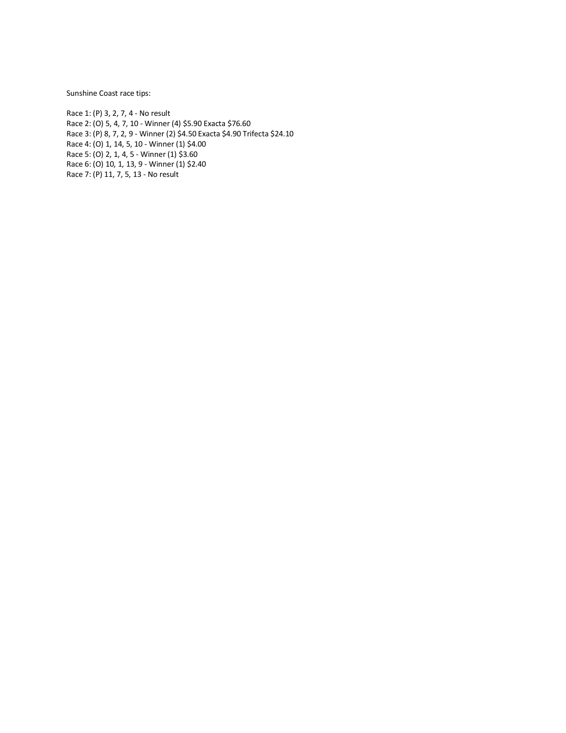Sunshine Coast race tips:

Race 1: (P) 3, 2, 7, 4 - No result
Race 2: (O) 5, 4, 7, 10 - Winner (4) $5.90 Exacta $76.60
Race 3: (P) 8, 7, 2, 9 - Winner (2) $4.50 Exacta $4.90 Trifecta $24.10
Race 4: (O) 1, 14, 5, 10 - Winner (1) $4.00
Race 5: (O) 2, 1, 4, 5 - Winner (1) $3.60
Race 6: (O) 10, 1, 13, 9 - Winner (1) $2.40
Race 7: (P) 11, 7, 5, 13 - No result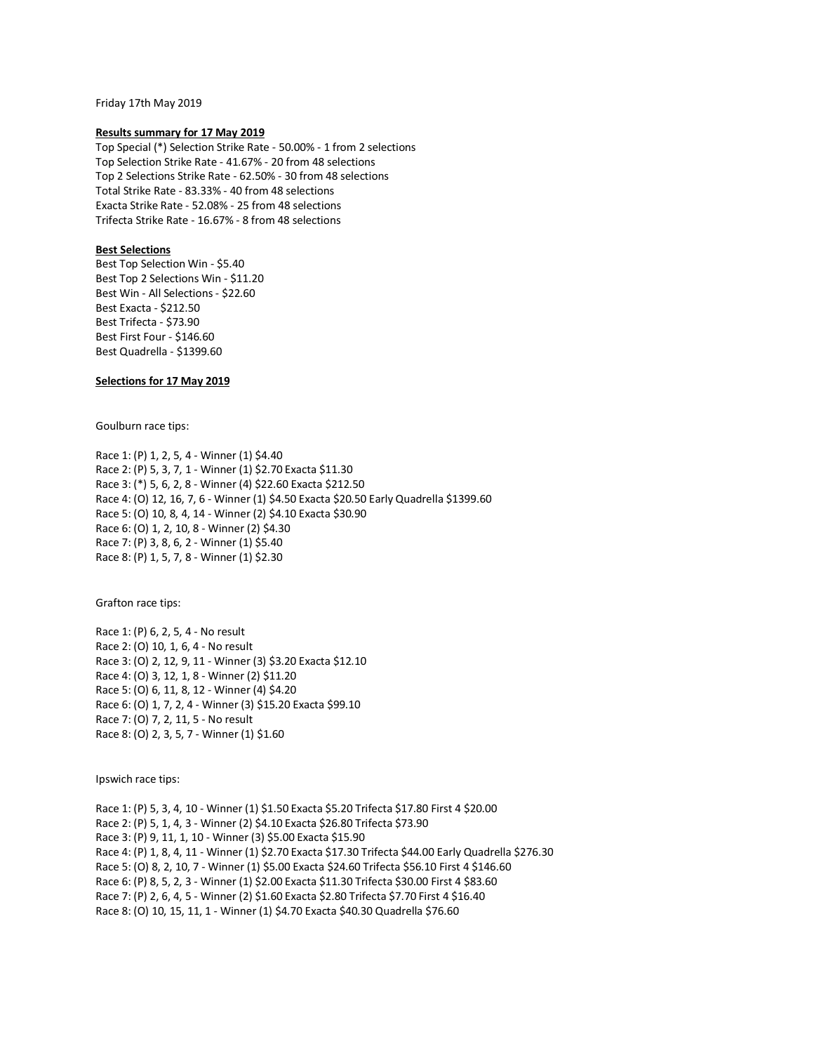Friday 17th May 2019

**Results summary for 17 May 2019**

Top Special (*) Selection Strike Rate - 50.00% - 1 from 2 selections
Top Selection Strike Rate - 41.67% - 20 from 48 selections
Top 2 Selections Strike Rate - 62.50% - 30 from 48 selections
Total Strike Rate - 83.33% - 40 from 48 selections
Exacta Strike Rate - 52.08% - 25 from 48 selections
Trifecta Strike Rate - 16.67% - 8 from 48 selections

**Best Selections**

Best Top Selection Win - $5.40
Best Top 2 Selections Win - $11.20
Best Win - All Selections - $22.60
Best Exacta - $212.50
Best Trifecta - $73.90
Best First Four - $146.60
Best Quadrella - $1399.60

**Selections for 17 May 2019**

Goulburn race tips:

Race 1: (P) 1, 2, 5, 4 - Winner (1) $4.40
Race 2: (P) 5, 3, 7, 1 - Winner (1) $2.70 Exacta $11.30
Race 3: (*) 5, 6, 2, 8 - Winner (4) $22.60 Exacta $212.50
Race 4: (O) 12, 16, 7, 6 - Winner (1) $4.50 Exacta $20.50 Early Quadrella $1399.60
Race 5: (O) 10, 8, 4, 14 - Winner (2) $4.10 Exacta $30.90
Race 6: (O) 1, 2, 10, 8 - Winner (2) $4.30
Race 7: (P) 3, 8, 6, 2 - Winner (1) $5.40
Race 8: (P) 1, 5, 7, 8 - Winner (1) $2.30

Grafton race tips:

Race 1: (P) 6, 2, 5, 4 - No result
Race 2: (O) 10, 1, 6, 4 - No result
Race 3: (O) 2, 12, 9, 11 - Winner (3) $3.20 Exacta $12.10
Race 4: (O) 3, 12, 1, 8 - Winner (2) $11.20
Race 5: (O) 6, 11, 8, 12 - Winner (4) $4.20
Race 6: (O) 1, 7, 2, 4 - Winner (3) $15.20 Exacta $99.10
Race 7: (O) 7, 2, 11, 5 - No result
Race 8: (O) 2, 3, 5, 7 - Winner (1) $1.60

Ipswich race tips:

Race 1: (P) 5, 3, 4, 10 - Winner (1) $1.50 Exacta $5.20 Trifecta $17.80 First 4 $20.00
Race 2: (P) 5, 1, 4, 3 - Winner (2) $4.10 Exacta $26.80 Trifecta $73.90
Race 3: (P) 9, 11, 1, 10 - Winner (3) $5.00 Exacta $15.90
Race 4: (P) 1, 8, 4, 11 - Winner (1) $2.70 Exacta $17.30 Trifecta $44.00 Early Quadrella $276.30
Race 5: (O) 8, 2, 10, 7 - Winner (1) $5.00 Exacta $24.60 Trifecta $56.10 First 4 $146.60
Race 6: (P) 8, 5, 2, 3 - Winner (1) $2.00 Exacta $11.30 Trifecta $30.00 First 4 $83.60
Race 7: (P) 2, 6, 4, 5 - Winner (2) $1.60 Exacta $2.80 Trifecta $7.70 First 4 $16.40
Race 8: (O) 10, 15, 11, 1 - Winner (1) $4.70 Exacta $40.30 Quadrella $76.60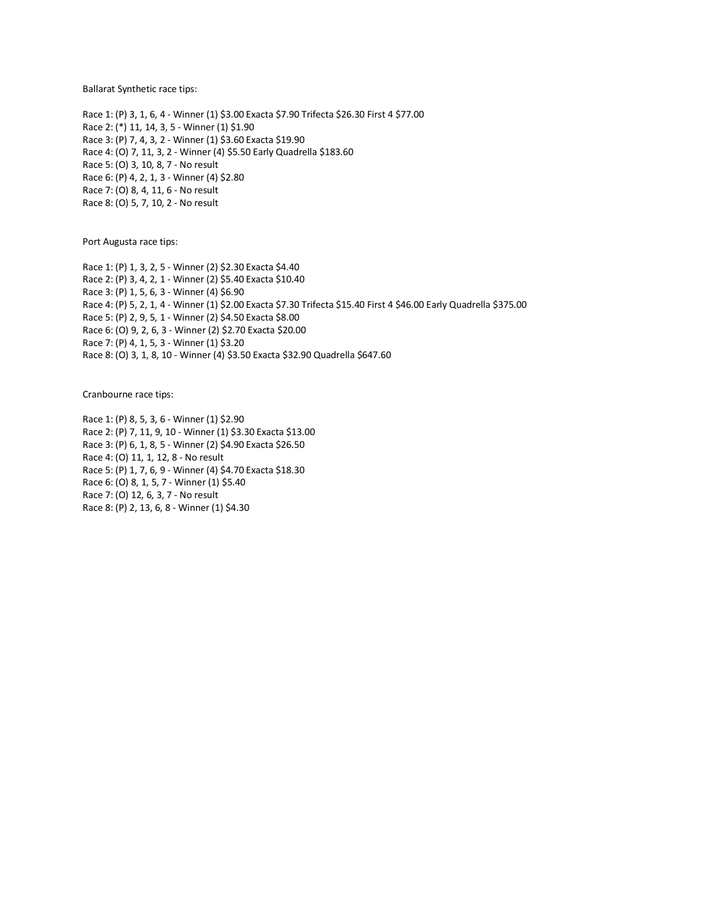Ballarat Synthetic race tips:

Race 1: (P) 3, 1, 6, 4 - Winner (1) $3.00 Exacta $7.90 Trifecta $26.30 First 4 $77.00
Race 2: (*) 11, 14, 3, 5 - Winner (1) $1.90
Race 3: (P) 7, 4, 3, 2 - Winner (1) $3.60 Exacta $19.90
Race 4: (O) 7, 11, 3, 2 - Winner (4) $5.50 Early Quadrella $183.60
Race 5: (O) 3, 10, 8, 7 - No result
Race 6: (P) 4, 2, 1, 3 - Winner (4) $2.80
Race 7: (O) 8, 4, 11, 6 - No result
Race 8: (O) 5, 7, 10, 2 - No result

Port Augusta race tips:

Race 1: (P) 1, 3, 2, 5 - Winner (2) $2.30 Exacta $4.40
Race 2: (P) 3, 4, 2, 1 - Winner (2) $5.40 Exacta $10.40
Race 3: (P) 1, 5, 6, 3 - Winner (4) $6.90
Race 4: (P) 5, 2, 1, 4 - Winner (1) $2.00 Exacta $7.30 Trifecta $15.40 First 4 $46.00 Early Quadrella $375.00
Race 5: (P) 2, 9, 5, 1 - Winner (2) $4.50 Exacta $8.00
Race 6: (O) 9, 2, 6, 3 - Winner (2) $2.70 Exacta $20.00
Race 7: (P) 4, 1, 5, 3 - Winner (1) $3.20
Race 8: (O) 3, 1, 8, 10 - Winner (4) $3.50 Exacta $32.90 Quadrella $647.60

Cranbourne race tips:

Race 1: (P) 8, 5, 3, 6 - Winner (1) $2.90
Race 2: (P) 7, 11, 9, 10 - Winner (1) $3.30 Exacta $13.00
Race 3: (P) 6, 1, 8, 5 - Winner (2) $4.90 Exacta $26.50
Race 4: (O) 11, 1, 12, 8 - No result
Race 5: (P) 1, 7, 6, 9 - Winner (4) $4.70 Exacta $18.30
Race 6: (O) 8, 1, 5, 7 - Winner (1) $5.40
Race 7: (O) 12, 6, 3, 7 - No result
Race 8: (P) 2, 13, 6, 8 - Winner (1) $4.30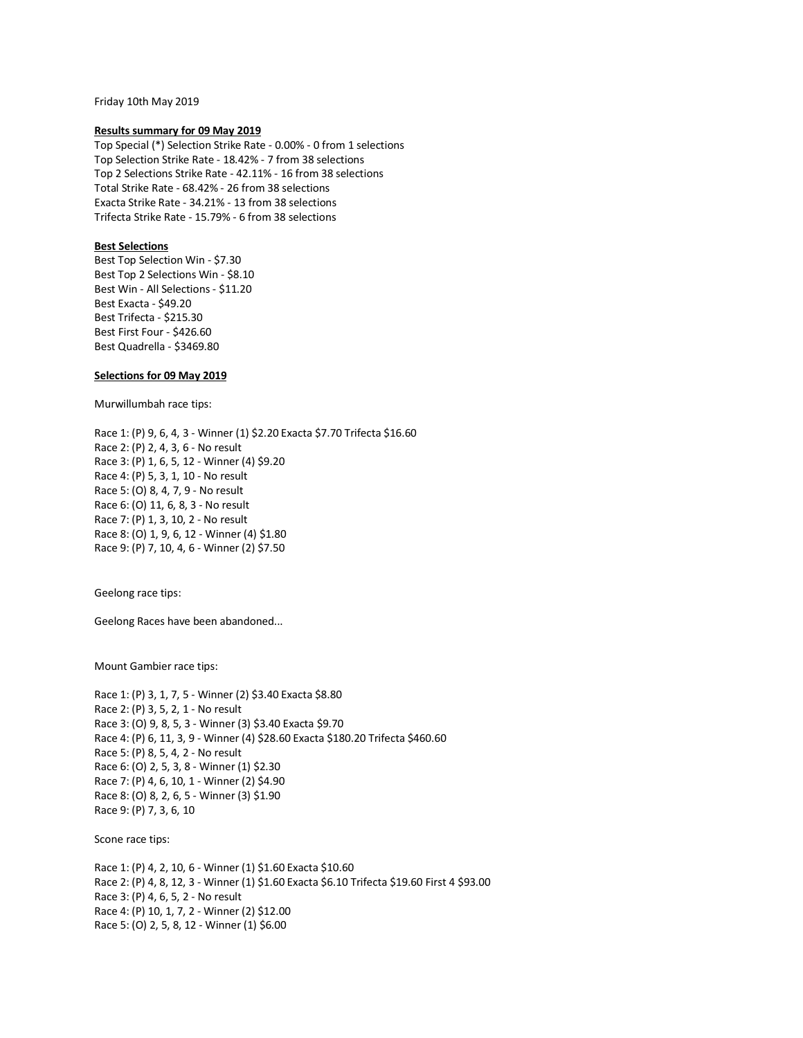Friday 10th May 2019

**Results summary for 09 May 2019**

Top Special (*) Selection Strike Rate - 0.00% - 0 from 1 selections
Top Selection Strike Rate - 18.42% - 7 from 38 selections
Top 2 Selections Strike Rate - 42.11% - 16 from 38 selections
Total Strike Rate - 68.42% - 26 from 38 selections
Exacta Strike Rate - 34.21% - 13 from 38 selections
Trifecta Strike Rate - 15.79% - 6 from 38 selections

**Best Selections**

Best Top Selection Win - $7.30
Best Top 2 Selections Win - $8.10
Best Win - All Selections - $11.20
Best Exacta - $49.20
Best Trifecta - $215.30
Best First Four - $426.60
Best Quadrella - $3469.80

**Selections for 09 May 2019**

Murwillumbah race tips:

Race 1: (P) 9, 6, 4, 3 - Winner (1) $2.20 Exacta $7.70 Trifecta $16.60
Race 2: (P) 2, 4, 3, 6 - No result
Race 3: (P) 1, 6, 5, 12 - Winner (4) $9.20
Race 4: (P) 5, 3, 1, 10 - No result
Race 5: (O) 8, 4, 7, 9 - No result
Race 6: (O) 11, 6, 8, 3 - No result
Race 7: (P) 1, 3, 10, 2 - No result
Race 8: (O) 1, 9, 6, 12 - Winner (4) $1.80
Race 9: (P) 7, 10, 4, 6 - Winner (2) $7.50

Geelong race tips:

Geelong Races have been abandoned...

Mount Gambier race tips:

Race 1: (P) 3, 1, 7, 5 - Winner (2) $3.40 Exacta $8.80
Race 2: (P) 3, 5, 2, 1 - No result
Race 3: (O) 9, 8, 5, 3 - Winner (3) $3.40 Exacta $9.70
Race 4: (P) 6, 11, 3, 9 - Winner (4) $28.60 Exacta $180.20 Trifecta $460.60
Race 5: (P) 8, 5, 4, 2 - No result
Race 6: (O) 2, 5, 3, 8 - Winner (1) $2.30
Race 7: (P) 4, 6, 10, 1 - Winner (2) $4.90
Race 8: (O) 8, 2, 6, 5 - Winner (3) $1.90
Race 9: (P) 7, 3, 6, 10

Scone race tips:

Race 1: (P) 4, 2, 10, 6 - Winner (1) $1.60 Exacta $10.60
Race 2: (P) 4, 8, 12, 3 - Winner (1) $1.60 Exacta $6.10 Trifecta $19.60 First 4 $93.00
Race 3: (P) 4, 6, 5, 2 - No result
Race 4: (P) 10, 1, 7, 2 - Winner (2) $12.00
Race 5: (O) 2, 5, 8, 12 - Winner (1) $6.00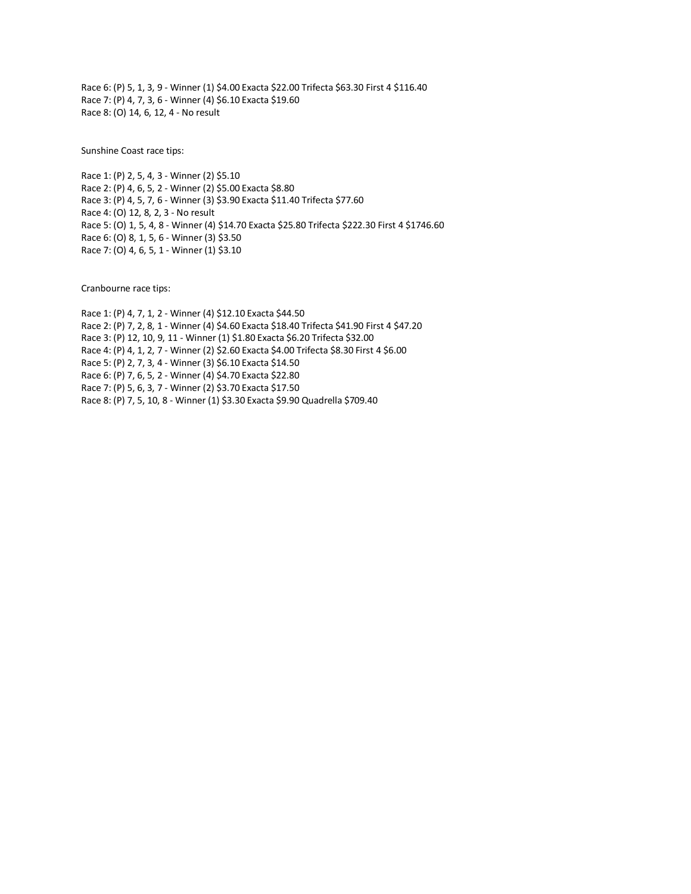Race 6: (P) 5, 1, 3, 9 - Winner (1) $4.00 Exacta $22.00 Trifecta $63.30 First 4 $116.40
Race 7: (P) 4, 7, 3, 6 - Winner (4) $6.10 Exacta $19.60
Race 8: (O) 14, 6, 12, 4 - No result

Sunshine Coast race tips:

Race 1: (P) 2, 5, 4, 3 - Winner (2) $5.10
Race 2: (P) 4, 6, 5, 2 - Winner (2) $5.00 Exacta $8.80
Race 3: (P) 4, 5, 7, 6 - Winner (3) $3.90 Exacta $11.40 Trifecta $77.60
Race 4: (O) 12, 8, 2, 3 - No result
Race 5: (O) 1, 5, 4, 8 - Winner (4) $14.70 Exacta $25.80 Trifecta $222.30 First 4 $1746.60
Race 6: (O) 8, 1, 5, 6 - Winner (3) $3.50
Race 7: (O) 4, 6, 5, 1 - Winner (1) $3.10

Cranbourne race tips:

Race 1: (P) 4, 7, 1, 2 - Winner (4) $12.10 Exacta $44.50
Race 2: (P) 7, 2, 8, 1 - Winner (4) $4.60 Exacta $18.40 Trifecta $41.90 First 4 $47.20
Race 3: (P) 12, 10, 9, 11 - Winner (1) $1.80 Exacta $6.20 Trifecta $32.00
Race 4: (P) 4, 1, 2, 7 - Winner (2) $2.60 Exacta $4.00 Trifecta $8.30 First 4 $6.00
Race 5: (P) 2, 7, 3, 4 - Winner (3) $6.10 Exacta $14.50
Race 6: (P) 7, 6, 5, 2 - Winner (4) $4.70 Exacta $22.80
Race 7: (P) 5, 6, 3, 7 - Winner (2) $3.70 Exacta $17.50
Race 8: (P) 7, 5, 10, 8 - Winner (1) $3.30 Exacta $9.90 Quadrella $709.40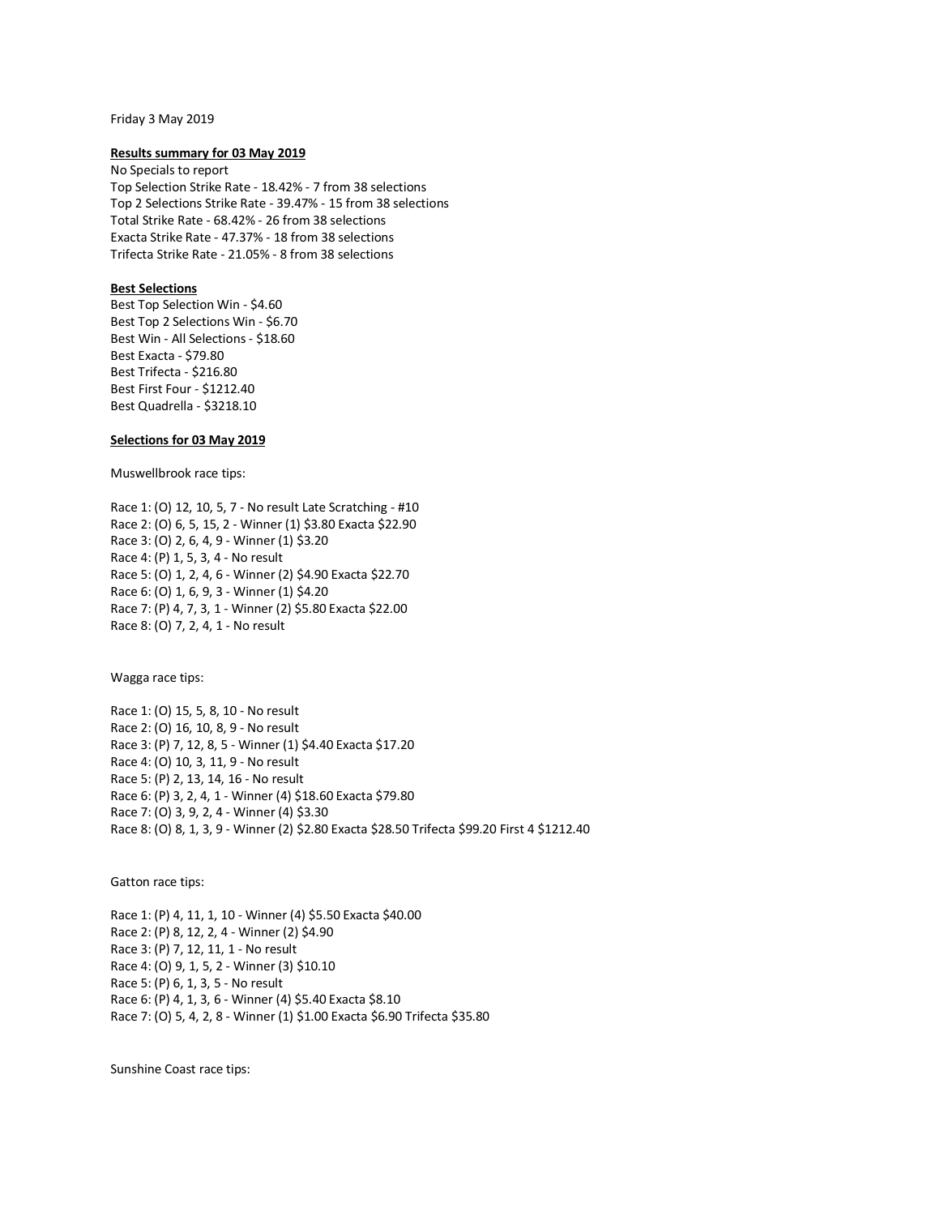Friday 3 May 2019

**Results summary for 03 May 2019**

No Specials to report
Top Selection Strike Rate - 18.42% - 7 from 38 selections
Top 2 Selections Strike Rate - 39.47% - 15 from 38 selections
Total Strike Rate - 68.42% - 26 from 38 selections
Exacta Strike Rate - 47.37% - 18 from 38 selections
Trifecta Strike Rate - 21.05% - 8 from 38 selections

**Best Selections**

Best Top Selection Win - $4.60
Best Top 2 Selections Win - $6.70
Best Win - All Selections - $18.60
Best Exacta - $79.80
Best Trifecta - $216.80
Best First Four - $1212.40
Best Quadrella - $3218.10

**Selections for 03 May 2019**

Muswellbrook race tips:

Race 1: (O) 12, 10, 5, 7 - No result Late Scratching - #10
Race 2: (O) 6, 5, 15, 2 - Winner (1) $3.80 Exacta $22.90
Race 3: (O) 2, 6, 4, 9 - Winner (1) $3.20
Race 4: (P) 1, 5, 3, 4 - No result
Race 5: (O) 1, 2, 4, 6 - Winner (2) $4.90 Exacta $22.70
Race 6: (O) 1, 6, 9, 3 - Winner (1) $4.20
Race 7: (P) 4, 7, 3, 1 - Winner (2) $5.80 Exacta $22.00
Race 8: (O) 7, 2, 4, 1 - No result

Wagga race tips:

Race 1: (O) 15, 5, 8, 10 - No result
Race 2: (O) 16, 10, 8, 9 - No result
Race 3: (P) 7, 12, 8, 5 - Winner (1) $4.40 Exacta $17.20
Race 4: (O) 10, 3, 11, 9 - No result
Race 5: (P) 2, 13, 14, 16 - No result
Race 6: (P) 3, 2, 4, 1 - Winner (4) $18.60 Exacta $79.80
Race 7: (O) 3, 9, 2, 4 - Winner (4) $3.30
Race 8: (O) 8, 1, 3, 9 - Winner (2) $2.80 Exacta $28.50 Trifecta $99.20 First 4 $1212.40

Gatton race tips:

Race 1: (P) 4, 11, 1, 10 - Winner (4) $5.50 Exacta $40.00
Race 2: (P) 8, 12, 2, 4 - Winner (2) $4.90
Race 3: (P) 7, 12, 11, 1 - No result
Race 4: (O) 9, 1, 5, 2 - Winner (3) $10.10
Race 5: (P) 6, 1, 3, 5 - No result
Race 6: (P) 4, 1, 3, 6 - Winner (4) $5.40 Exacta $8.10
Race 7: (O) 5, 4, 2, 8 - Winner (1) $1.00 Exacta $6.90 Trifecta $35.80

Sunshine Coast race tips: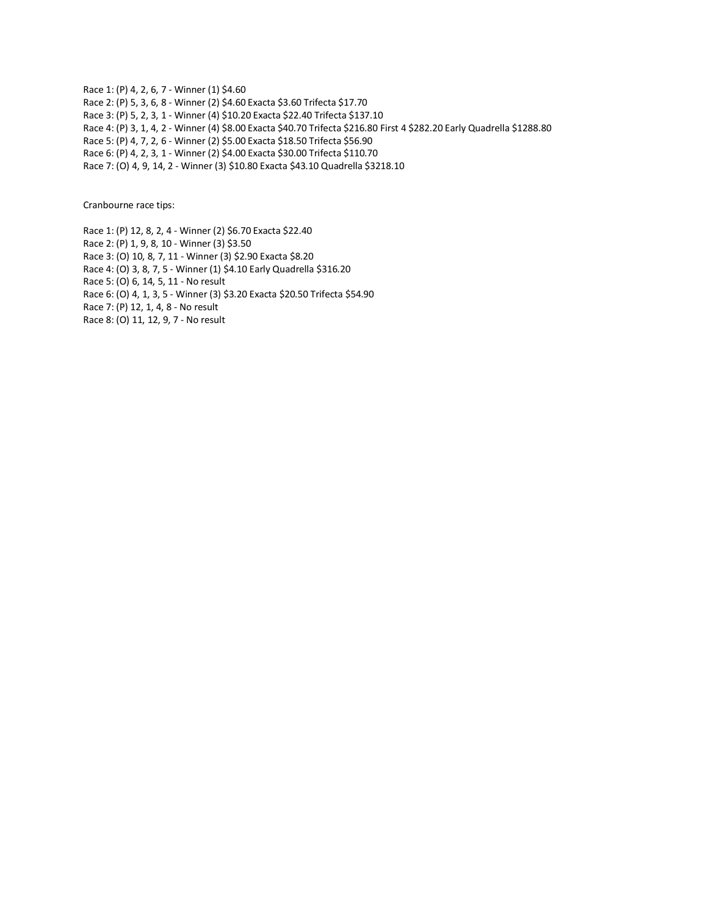Race 1: (P) 4, 2, 6, 7 - Winner (1) $4.60
Race 2: (P) 5, 3, 6, 8 - Winner (2) $4.60 Exacta $3.60 Trifecta $17.70
Race 3: (P) 5, 2, 3, 1 - Winner (4) $10.20 Exacta $22.40 Trifecta $137.10
Race 4: (P) 3, 1, 4, 2 - Winner (4) $8.00 Exacta $40.70 Trifecta $216.80 First 4 $282.20 Early Quadrella $1288.80
Race 5: (P) 4, 7, 2, 6 - Winner (2) $5.00 Exacta $18.50 Trifecta $56.90
Race 6: (P) 4, 2, 3, 1 - Winner (2) $4.00 Exacta $30.00 Trifecta $110.70
Race 7: (O) 4, 9, 14, 2 - Winner (3) $10.80 Exacta $43.10 Quadrella $3218.10

Cranbourne race tips:

Race 1: (P) 12, 8, 2, 4 - Winner (2) $6.70 Exacta $22.40
Race 2: (P) 1, 9, 8, 10 - Winner (3) $3.50
Race 3: (O) 10, 8, 7, 11 - Winner (3) $2.90 Exacta $8.20
Race 4: (O) 3, 8, 7, 5 - Winner (1) $4.10 Early Quadrella $316.20
Race 5: (O) 6, 14, 5, 11 - No result
Race 6: (O) 4, 1, 3, 5 - Winner (3) $3.20 Exacta $20.50 Trifecta $54.90
Race 7: (P) 12, 1, 4, 8 - No result
Race 8: (O) 11, 12, 9, 7 - No result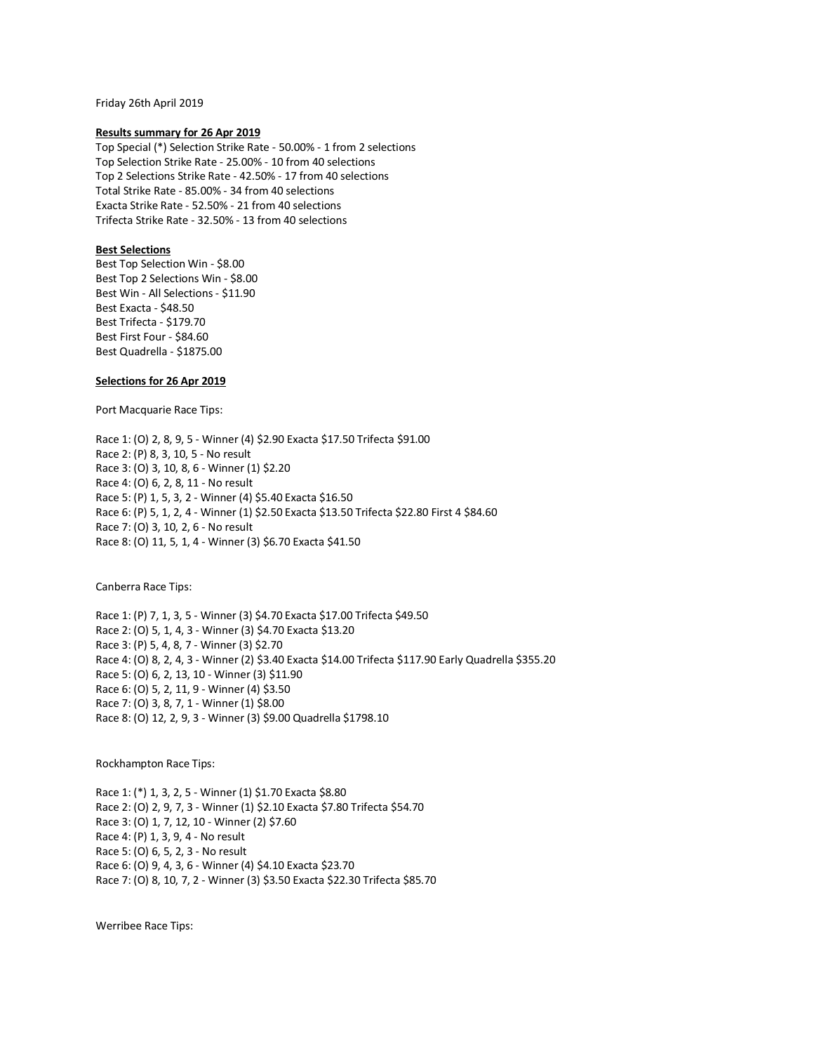Friday 26th April 2019

**Results summary for 26 Apr 2019**

Top Special (*) Selection Strike Rate - 50.00% - 1 from 2 selections
Top Selection Strike Rate - 25.00% - 10 from 40 selections
Top 2 Selections Strike Rate - 42.50% - 17 from 40 selections
Total Strike Rate - 85.00% - 34 from 40 selections
Exacta Strike Rate - 52.50% - 21 from 40 selections
Trifecta Strike Rate - 32.50% - 13 from 40 selections

**Best Selections**

Best Top Selection Win - $8.00
Best Top 2 Selections Win - $8.00
Best Win - All Selections - $11.90
Best Exacta - $48.50
Best Trifecta - $179.70
Best First Four - $84.60
Best Quadrella - $1875.00

**Selections for 26 Apr 2019**

Port Macquarie Race Tips:

Race 1: (O) 2, 8, 9, 5 - Winner (4) $2.90 Exacta $17.50 Trifecta $91.00
Race 2: (P) 8, 3, 10, 5 - No result
Race 3: (O) 3, 10, 8, 6 - Winner (1) $2.20
Race 4: (O) 6, 2, 8, 11 - No result
Race 5: (P) 1, 5, 3, 2 - Winner (4) $5.40 Exacta $16.50
Race 6: (P) 5, 1, 2, 4 - Winner (1) $2.50 Exacta $13.50 Trifecta $22.80 First 4 $84.60
Race 7: (O) 3, 10, 2, 6 - No result
Race 8: (O) 11, 5, 1, 4 - Winner (3) $6.70 Exacta $41.50

Canberra Race Tips:

Race 1: (P) 7, 1, 3, 5 - Winner (3) $4.70 Exacta $17.00 Trifecta $49.50
Race 2: (O) 5, 1, 4, 3 - Winner (3) $4.70 Exacta $13.20
Race 3: (P) 5, 4, 8, 7 - Winner (3) $2.70
Race 4: (O) 8, 2, 4, 3 - Winner (2) $3.40 Exacta $14.00 Trifecta $117.90 Early Quadrella $355.20
Race 5: (O) 6, 2, 13, 10 - Winner (3) $11.90
Race 6: (O) 5, 2, 11, 9 - Winner (4) $3.50
Race 7: (O) 3, 8, 7, 1 - Winner (1) $8.00
Race 8: (O) 12, 2, 9, 3 - Winner (3) $9.00 Quadrella $1798.10

Rockhampton Race Tips:

Race 1: (*) 1, 3, 2, 5 - Winner (1) $1.70 Exacta $8.80
Race 2: (O) 2, 9, 7, 3 - Winner (1) $2.10 Exacta $7.80 Trifecta $54.70
Race 3: (O) 1, 7, 12, 10 - Winner (2) $7.60
Race 4: (P) 1, 3, 9, 4 - No result
Race 5: (O) 6, 5, 2, 3 - No result
Race 6: (O) 9, 4, 3, 6 - Winner (4) $4.10 Exacta $23.70
Race 7: (O) 8, 10, 7, 2 - Winner (3) $3.50 Exacta $22.30 Trifecta $85.70

Werribee Race Tips: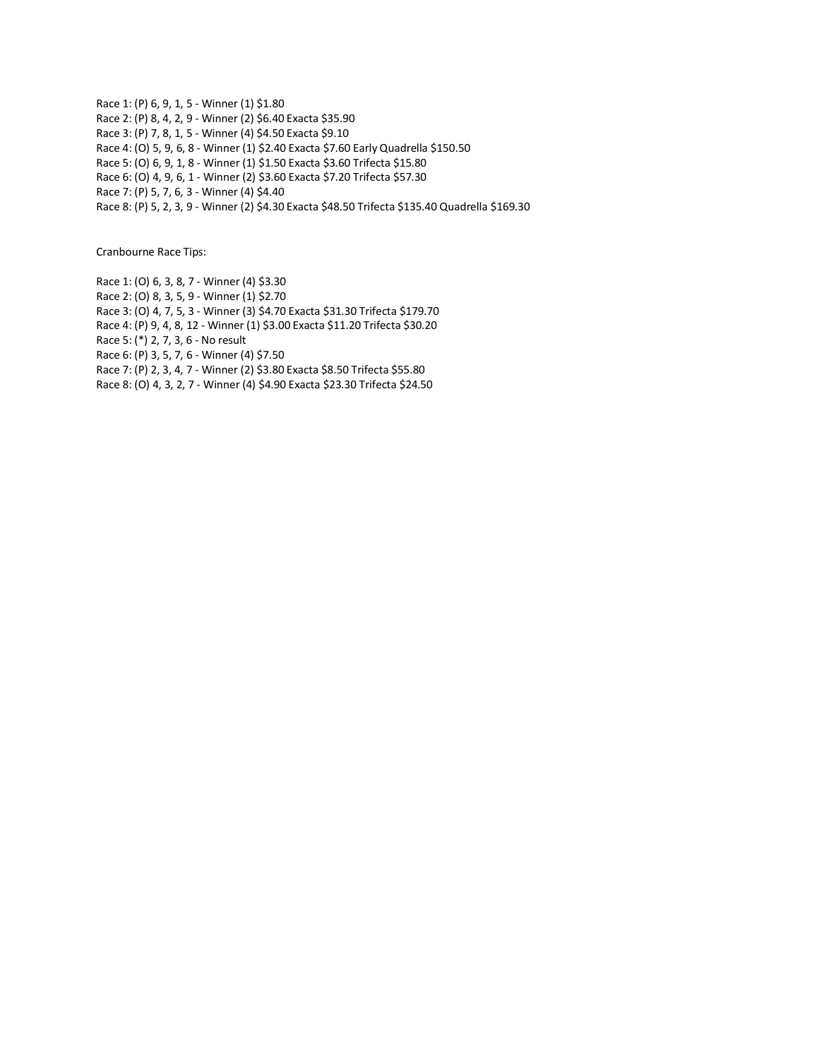Race 1: (P) 6, 9, 1, 5 - Winner (1) $1.80
Race 2: (P) 8, 4, 2, 9 - Winner (2) $6.40 Exacta $35.90
Race 3: (P) 7, 8, 1, 5 - Winner (4) $4.50 Exacta $9.10
Race 4: (O) 5, 9, 6, 8 - Winner (1) $2.40 Exacta $7.60 Early Quadrella $150.50
Race 5: (O) 6, 9, 1, 8 - Winner (1) $1.50 Exacta $3.60 Trifecta $15.80
Race 6: (O) 4, 9, 6, 1 - Winner (2) $3.60 Exacta $7.20 Trifecta $57.30
Race 7: (P) 5, 7, 6, 3 - Winner (4) $4.40
Race 8: (P) 5, 2, 3, 9 - Winner (2) $4.30 Exacta $48.50 Trifecta $135.40 Quadrella $169.30

Cranbourne Race Tips:

Race 1: (O) 6, 3, 8, 7 - Winner (4) $3.30
Race 2: (O) 8, 3, 5, 9 - Winner (1) $2.70
Race 3: (O) 4, 7, 5, 3 - Winner (3) $4.70 Exacta $31.30 Trifecta $179.70
Race 4: (P) 9, 4, 8, 12 - Winner (1) $3.00 Exacta $11.20 Trifecta $30.20
Race 5: (*) 2, 7, 3, 6 - No result
Race 6: (P) 3, 5, 7, 6 - Winner (4) $7.50
Race 7: (P) 2, 3, 4, 7 - Winner (2) $3.80 Exacta $8.50 Trifecta $55.80
Race 8: (O) 4, 3, 2, 7 - Winner (4) $4.90 Exacta $23.30 Trifecta $24.50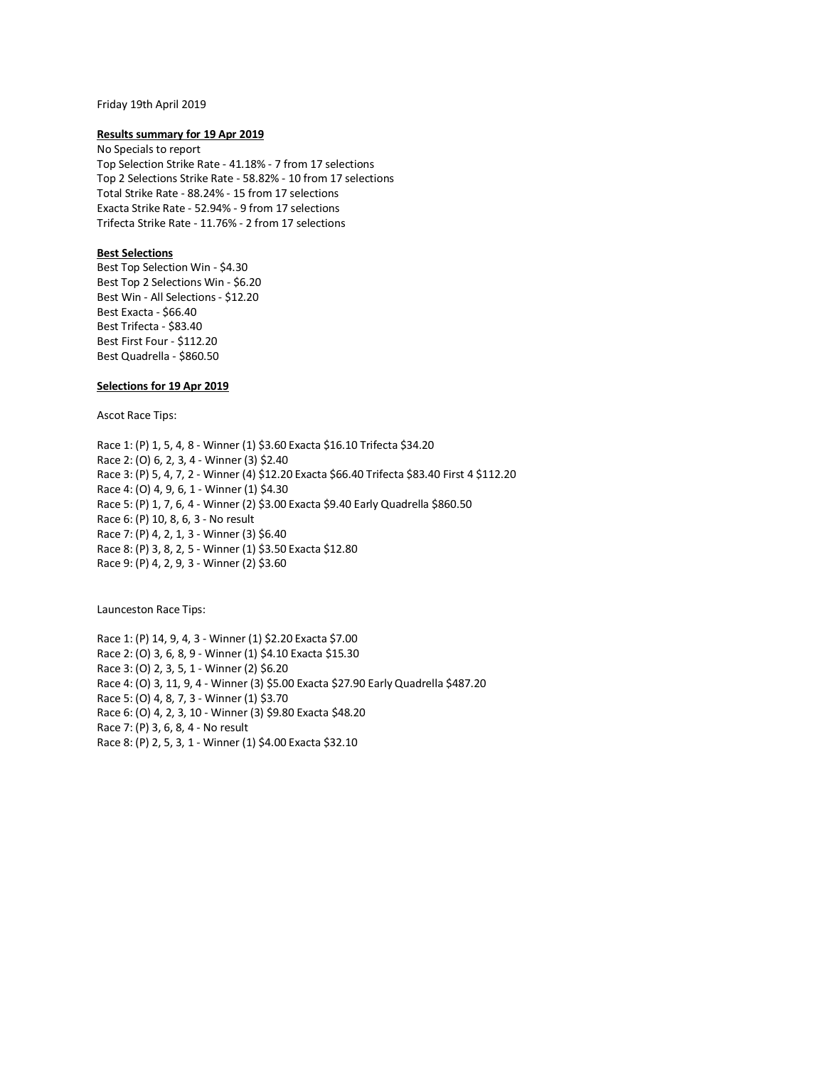Friday 19th April 2019

**Results summary for 19 Apr 2019**

No Specials to report
Top Selection Strike Rate - 41.18% - 7 from 17 selections
Top 2 Selections Strike Rate - 58.82% - 10 from 17 selections
Total Strike Rate - 88.24% - 15 from 17 selections
Exacta Strike Rate - 52.94% - 9 from 17 selections
Trifecta Strike Rate - 11.76% - 2 from 17 selections

**Best Selections**

Best Top Selection Win - $4.30
Best Top 2 Selections Win - $6.20
Best Win - All Selections - $12.20
Best Exacta - $66.40
Best Trifecta - $83.40
Best First Four - $112.20
Best Quadrella - $860.50

**Selections for 19 Apr 2019**

Ascot Race Tips:

Race 1: (P) 1, 5, 4, 8 - Winner (1) $3.60 Exacta $16.10 Trifecta $34.20
Race 2: (O) 6, 2, 3, 4 - Winner (3) $2.40
Race 3: (P) 5, 4, 7, 2 - Winner (4) $12.20 Exacta $66.40 Trifecta $83.40 First 4 $112.20
Race 4: (O) 4, 9, 6, 1 - Winner (1) $4.30
Race 5: (P) 1, 7, 6, 4 - Winner (2) $3.00 Exacta $9.40 Early Quadrella $860.50
Race 6: (P) 10, 8, 6, 3 - No result
Race 7: (P) 4, 2, 1, 3 - Winner (3) $6.40
Race 8: (P) 3, 8, 2, 5 - Winner (1) $3.50 Exacta $12.80
Race 9: (P) 4, 2, 9, 3 - Winner (2) $3.60

Launceston Race Tips:

Race 1: (P) 14, 9, 4, 3 - Winner (1) $2.20 Exacta $7.00
Race 2: (O) 3, 6, 8, 9 - Winner (1) $4.10 Exacta $15.30
Race 3: (O) 2, 3, 5, 1 - Winner (2) $6.20
Race 4: (O) 3, 11, 9, 4 - Winner (3) $5.00 Exacta $27.90 Early Quadrella $487.20
Race 5: (O) 4, 8, 7, 3 - Winner (1) $3.70
Race 6: (O) 4, 2, 3, 10 - Winner (3) $9.80 Exacta $48.20
Race 7: (P) 3, 6, 8, 4 - No result
Race 8: (P) 2, 5, 3, 1 - Winner (1) $4.00 Exacta $32.10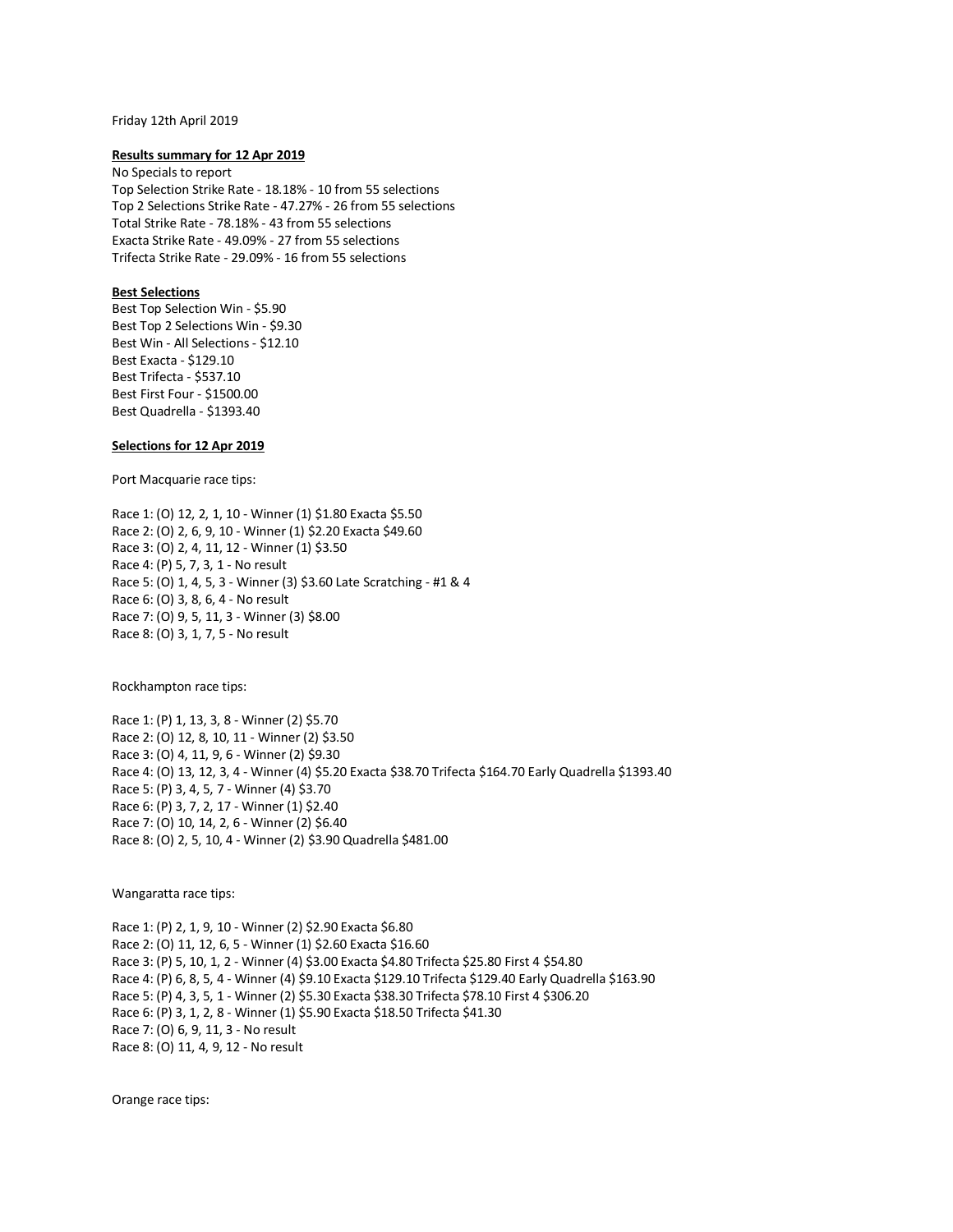Friday 12th April 2019

**Results summary for 12 Apr 2019**

No Specials to report
Top Selection Strike Rate - 18.18% - 10 from 55 selections
Top 2 Selections Strike Rate - 47.27% - 26 from 55 selections
Total Strike Rate - 78.18% - 43 from 55 selections
Exacta Strike Rate - 49.09% - 27 from 55 selections
Trifecta Strike Rate - 29.09% - 16 from 55 selections

**Best Selections**

Best Top Selection Win - $5.90
Best Top 2 Selections Win - $9.30
Best Win - All Selections - $12.10
Best Exacta - $129.10
Best Trifecta - $537.10
Best First Four - $1500.00
Best Quadrella - $1393.40

**Selections for 12 Apr 2019**

Port Macquarie race tips:

Race 1: (O) 12, 2, 1, 10 - Winner (1) $1.80 Exacta $5.50
Race 2: (O) 2, 6, 9, 10 - Winner (1) $2.20 Exacta $49.60
Race 3: (O) 2, 4, 11, 12 - Winner (1) $3.50
Race 4: (P) 5, 7, 3, 1 - No result
Race 5: (O) 1, 4, 5, 3 - Winner (3) $3.60 Late Scratching - #1 & 4
Race 6: (O) 3, 8, 6, 4 - No result
Race 7: (O) 9, 5, 11, 3 - Winner (3) $8.00
Race 8: (O) 3, 1, 7, 5 - No result

Rockhampton race tips:

Race 1: (P) 1, 13, 3, 8 - Winner (2) $5.70
Race 2: (O) 12, 8, 10, 11 - Winner (2) $3.50
Race 3: (O) 4, 11, 9, 6 - Winner (2) $9.30
Race 4: (O) 13, 12, 3, 4 - Winner (4) $5.20 Exacta $38.70 Trifecta $164.70 Early Quadrella $1393.40
Race 5: (P) 3, 4, 5, 7 - Winner (4) $3.70
Race 6: (P) 3, 7, 2, 17 - Winner (1) $2.40
Race 7: (O) 10, 14, 2, 6 - Winner (2) $6.40
Race 8: (O) 2, 5, 10, 4 - Winner (2) $3.90 Quadrella $481.00

Wangaratta race tips:

Race 1: (P) 2, 1, 9, 10 - Winner (2) $2.90 Exacta $6.80
Race 2: (O) 11, 12, 6, 5 - Winner (1) $2.60 Exacta $16.60
Race 3: (P) 5, 10, 1, 2 - Winner (4) $3.00 Exacta $4.80 Trifecta $25.80 First 4 $54.80
Race 4: (P) 6, 8, 5, 4 - Winner (4) $9.10 Exacta $129.10 Trifecta $129.40 Early Quadrella $163.90
Race 5: (P) 4, 3, 5, 1 - Winner (2) $5.30 Exacta $38.30 Trifecta $78.10 First 4 $306.20
Race 6: (P) 3, 1, 2, 8 - Winner (1) $5.90 Exacta $18.50 Trifecta $41.30
Race 7: (O) 6, 9, 11, 3 - No result
Race 8: (O) 11, 4, 9, 12 - No result

Orange race tips: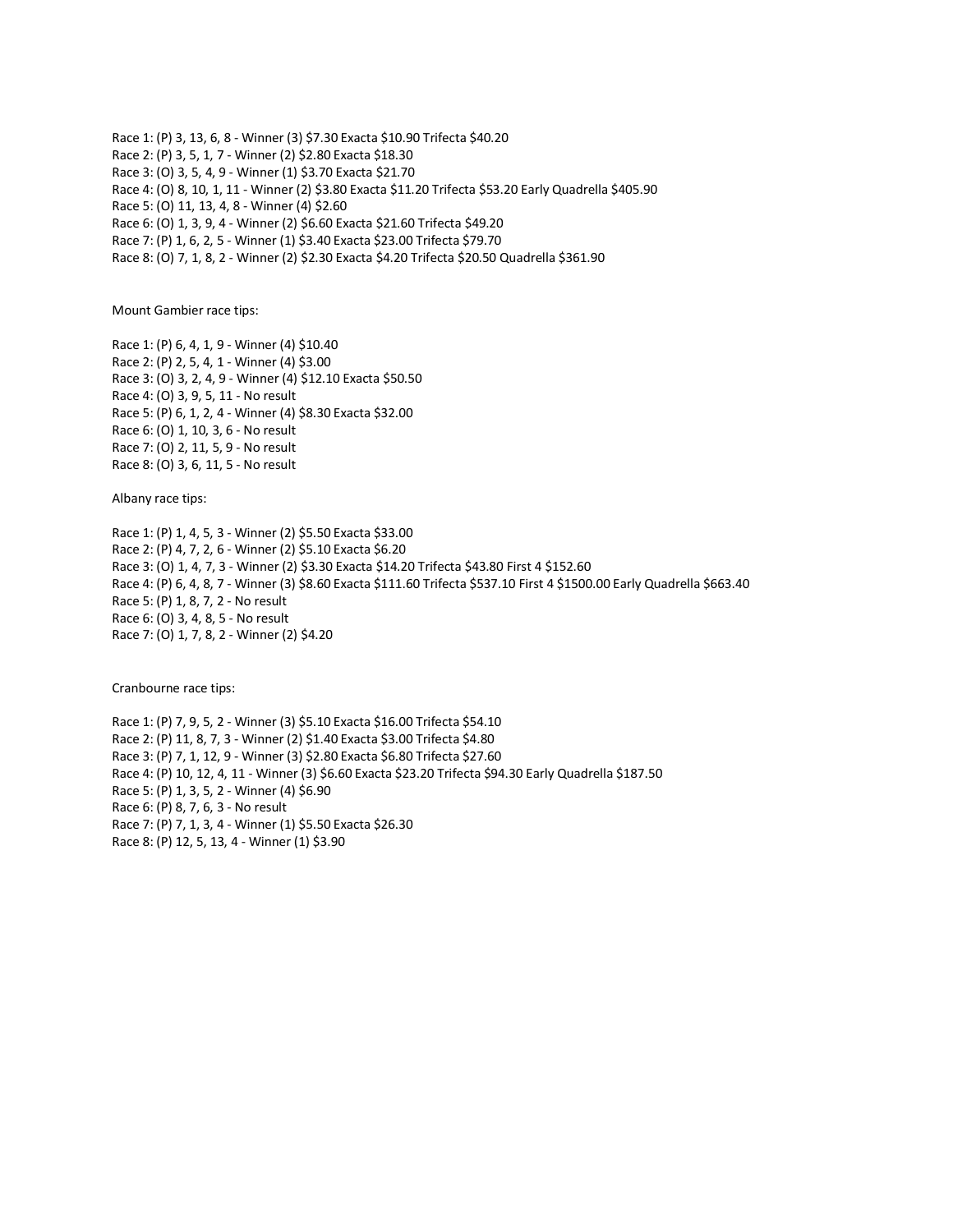Race 1: (P) 3, 13, 6, 8 - Winner (3) $7.30 Exacta $10.90 Trifecta $40.20
Race 2: (P) 3, 5, 1, 7 - Winner (2) $2.80 Exacta $18.30
Race 3: (O) 3, 5, 4, 9 - Winner (1) $3.70 Exacta $21.70
Race 4: (O) 8, 10, 1, 11 - Winner (2) $3.80 Exacta $11.20 Trifecta $53.20 Early Quadrella $405.90
Race 5: (O) 11, 13, 4, 8 - Winner (4) $2.60
Race 6: (O) 1, 3, 9, 4 - Winner (2) $6.60 Exacta $21.60 Trifecta $49.20
Race 7: (P) 1, 6, 2, 5 - Winner (1) $3.40 Exacta $23.00 Trifecta $79.70
Race 8: (O) 7, 1, 8, 2 - Winner (2) $2.30 Exacta $4.20 Trifecta $20.50 Quadrella $361.90

Mount Gambier race tips:

Race 1: (P) 6, 4, 1, 9 - Winner (4) $10.40
Race 2: (P) 2, 5, 4, 1 - Winner (4) $3.00
Race 3: (O) 3, 2, 4, 9 - Winner (4) $12.10 Exacta $50.50
Race 4: (O) 3, 9, 5, 11 - No result
Race 5: (P) 6, 1, 2, 4 - Winner (4) $8.30 Exacta $32.00
Race 6: (O) 1, 10, 3, 6 - No result
Race 7: (O) 2, 11, 5, 9 - No result
Race 8: (O) 3, 6, 11, 5 - No result

Albany race tips:

Race 1: (P) 1, 4, 5, 3 - Winner (2) $5.50 Exacta $33.00
Race 2: (P) 4, 7, 2, 6 - Winner (2) $5.10 Exacta $6.20
Race 3: (O) 1, 4, 7, 3 - Winner (2) $3.30 Exacta $14.20 Trifecta $43.80 First 4 $152.60
Race 4: (P) 6, 4, 8, 7 - Winner (3) $8.60 Exacta $111.60 Trifecta $537.10 First 4 $1500.00 Early Quadrella $663.40
Race 5: (P) 1, 8, 7, 2 - No result
Race 6: (O) 3, 4, 8, 5 - No result
Race 7: (O) 1, 7, 8, 2 - Winner (2) $4.20

Cranbourne race tips:

Race 1: (P) 7, 9, 5, 2 - Winner (3) $5.10 Exacta $16.00 Trifecta $54.10
Race 2: (P) 11, 8, 7, 3 - Winner (2) $1.40 Exacta $3.00 Trifecta $4.80
Race 3: (P) 7, 1, 12, 9 - Winner (3) $2.80 Exacta $6.80 Trifecta $27.60
Race 4: (P) 10, 12, 4, 11 - Winner (3) $6.60 Exacta $23.20 Trifecta $94.30 Early Quadrella $187.50
Race 5: (P) 1, 3, 5, 2 - Winner (4) $6.90
Race 6: (P) 8, 7, 6, 3 - No result
Race 7: (P) 7, 1, 3, 4 - Winner (1) $5.50 Exacta $26.30
Race 8: (P) 12, 5, 13, 4 - Winner (1) $3.90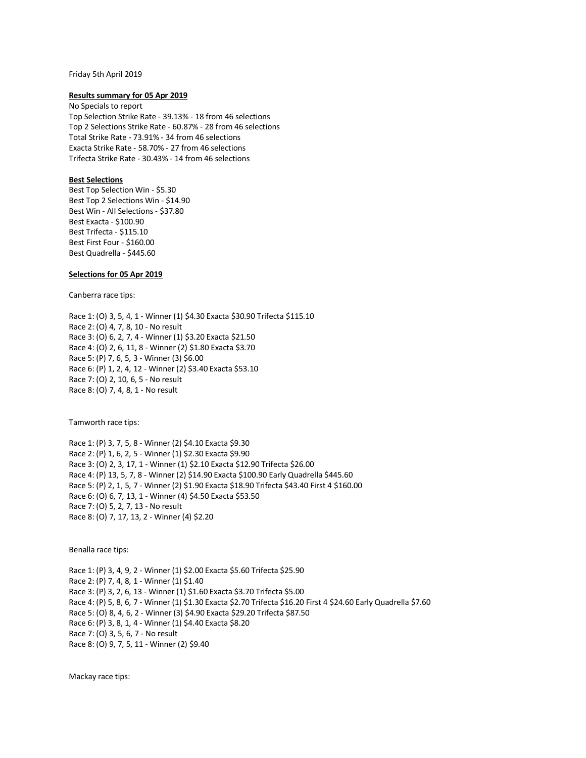Friday 5th April 2019

**Results summary for 05 Apr 2019**

No Specials to report
Top Selection Strike Rate - 39.13% - 18 from 46 selections
Top 2 Selections Strike Rate - 60.87% - 28 from 46 selections
Total Strike Rate - 73.91% - 34 from 46 selections
Exacta Strike Rate - 58.70% - 27 from 46 selections
Trifecta Strike Rate - 30.43% - 14 from 46 selections

**Best Selections**

Best Top Selection Win - $5.30
Best Top 2 Selections Win - $14.90
Best Win - All Selections - $37.80
Best Exacta - $100.90
Best Trifecta - $115.10
Best First Four - $160.00
Best Quadrella - $445.60

**Selections for 05 Apr 2019**

Canberra race tips:

Race 1: (O) 3, 5, 4, 1 - Winner (1) $4.30 Exacta $30.90 Trifecta $115.10
Race 2: (O) 4, 7, 8, 10 - No result
Race 3: (O) 6, 2, 7, 4 - Winner (1) $3.20 Exacta $21.50
Race 4: (O) 2, 6, 11, 8 - Winner (2) $1.80 Exacta $3.70
Race 5: (P) 7, 6, 5, 3 - Winner (3) $6.00
Race 6: (P) 1, 2, 4, 12 - Winner (2) $3.40 Exacta $53.10
Race 7: (O) 2, 10, 6, 5 - No result
Race 8: (O) 7, 4, 8, 1 - No result

Tamworth race tips:

Race 1: (P) 3, 7, 5, 8 - Winner (2) $4.10 Exacta $9.30
Race 2: (P) 1, 6, 2, 5 - Winner (1) $2.30 Exacta $9.90
Race 3: (O) 2, 3, 17, 1 - Winner (1) $2.10 Exacta $12.90 Trifecta $26.00
Race 4: (P) 13, 5, 7, 8 - Winner (2) $14.90 Exacta $100.90 Early Quadrella $445.60
Race 5: (P) 2, 1, 5, 7 - Winner (2) $1.90 Exacta $18.90 Trifecta $43.40 First 4 $160.00
Race 6: (O) 6, 7, 13, 1 - Winner (4) $4.50 Exacta $53.50
Race 7: (O) 5, 2, 7, 13 - No result
Race 8: (O) 7, 17, 13, 2 - Winner (4) $2.20

Benalla race tips:

Race 1: (P) 3, 4, 9, 2 - Winner (1) $2.00 Exacta $5.60 Trifecta $25.90
Race 2: (P) 7, 4, 8, 1 - Winner (1) $1.40
Race 3: (P) 3, 2, 6, 13 - Winner (1) $1.60 Exacta $3.70 Trifecta $5.00
Race 4: (P) 5, 8, 6, 7 - Winner (1) $1.30 Exacta $2.70 Trifecta $16.20 First 4 $24.60 Early Quadrella $7.60
Race 5: (O) 8, 4, 6, 2 - Winner (3) $4.90 Exacta $29.20 Trifecta $87.50
Race 6: (P) 3, 8, 1, 4 - Winner (1) $4.40 Exacta $8.20
Race 7: (O) 3, 5, 6, 7 - No result
Race 8: (O) 9, 7, 5, 11 - Winner (2) $9.40

Mackay race tips: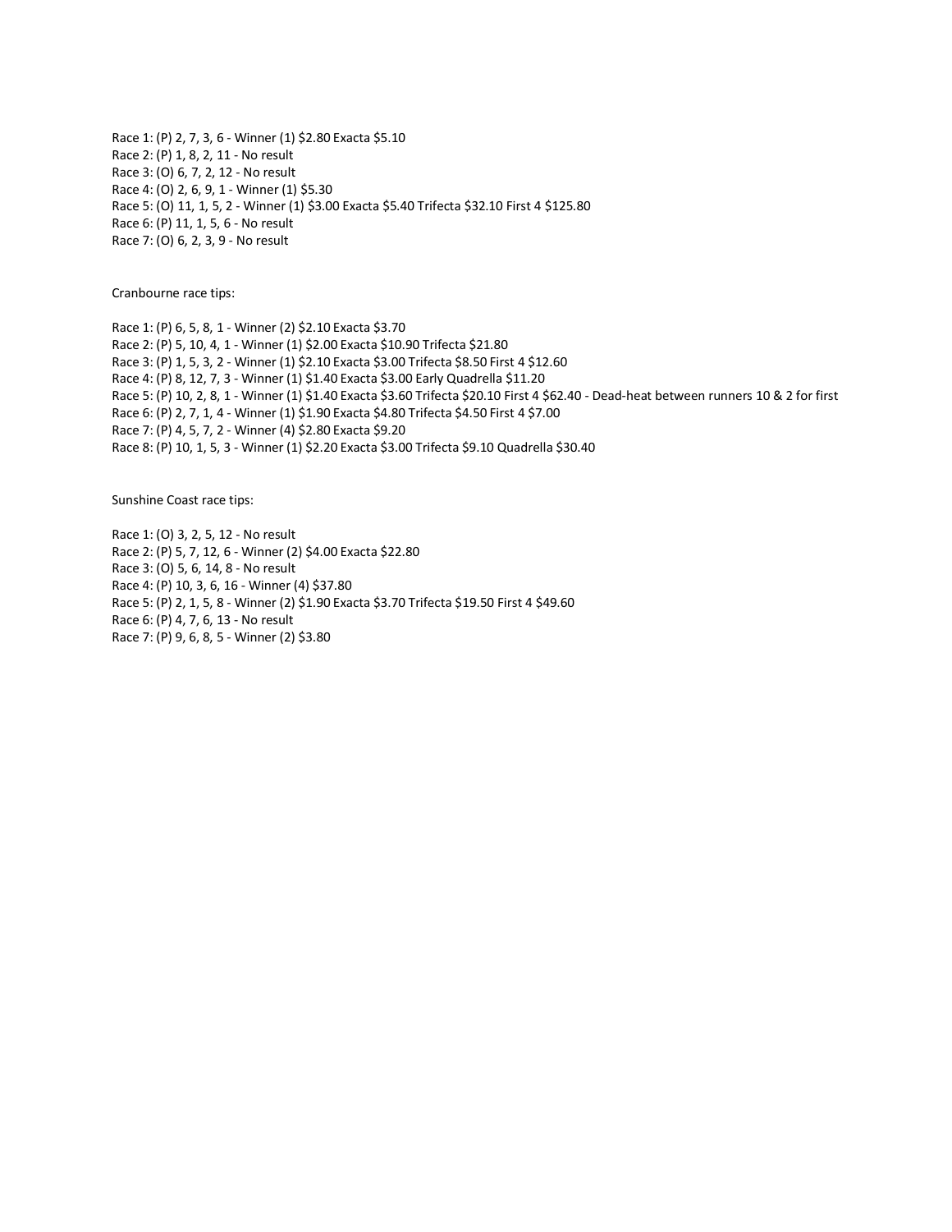Race 1: (P) 2, 7, 3, 6 - Winner (1) $2.80 Exacta $5.10
Race 2: (P) 1, 8, 2, 11 - No result
Race 3: (O) 6, 7, 2, 12 - No result
Race 4: (O) 2, 6, 9, 1 - Winner (1) $5.30
Race 5: (O) 11, 1, 5, 2 - Winner (1) $3.00 Exacta $5.40 Trifecta $32.10 First 4 $125.80
Race 6: (P) 11, 1, 5, 6 - No result
Race 7: (O) 6, 2, 3, 9 - No result

Cranbourne race tips:

Race 1: (P) 6, 5, 8, 1 - Winner (2) $2.10 Exacta $3.70
Race 2: (P) 5, 10, 4, 1 - Winner (1) $2.00 Exacta $10.90 Trifecta $21.80
Race 3: (P) 1, 5, 3, 2 - Winner (1) $2.10 Exacta $3.00 Trifecta $8.50 First 4 $12.60
Race 4: (P) 8, 12, 7, 3 - Winner (1) $1.40 Exacta $3.00 Early Quadrella $11.20
Race 5: (P) 10, 2, 8, 1 - Winner (1) $1.40 Exacta $3.60 Trifecta $20.10 First 4 $62.40 - Dead-heat between runners 10 & 2 for first
Race 6: (P) 2, 7, 1, 4 - Winner (1) $1.90 Exacta $4.80 Trifecta $4.50 First 4 $7.00
Race 7: (P) 4, 5, 7, 2 - Winner (4) $2.80 Exacta $9.20
Race 8: (P) 10, 1, 5, 3 - Winner (1) $2.20 Exacta $3.00 Trifecta $9.10 Quadrella $30.40

Sunshine Coast race tips:

Race 1: (O) 3, 2, 5, 12 - No result
Race 2: (P) 5, 7, 12, 6 - Winner (2) $4.00 Exacta $22.80
Race 3: (O) 5, 6, 14, 8 - No result
Race 4: (P) 10, 3, 6, 16 - Winner (4) $37.80
Race 5: (P) 2, 1, 5, 8 - Winner (2) $1.90 Exacta $3.70 Trifecta $19.50 First 4 $49.60
Race 6: (P) 4, 7, 6, 13 - No result
Race 7: (P) 9, 6, 8, 5 - Winner (2) $3.80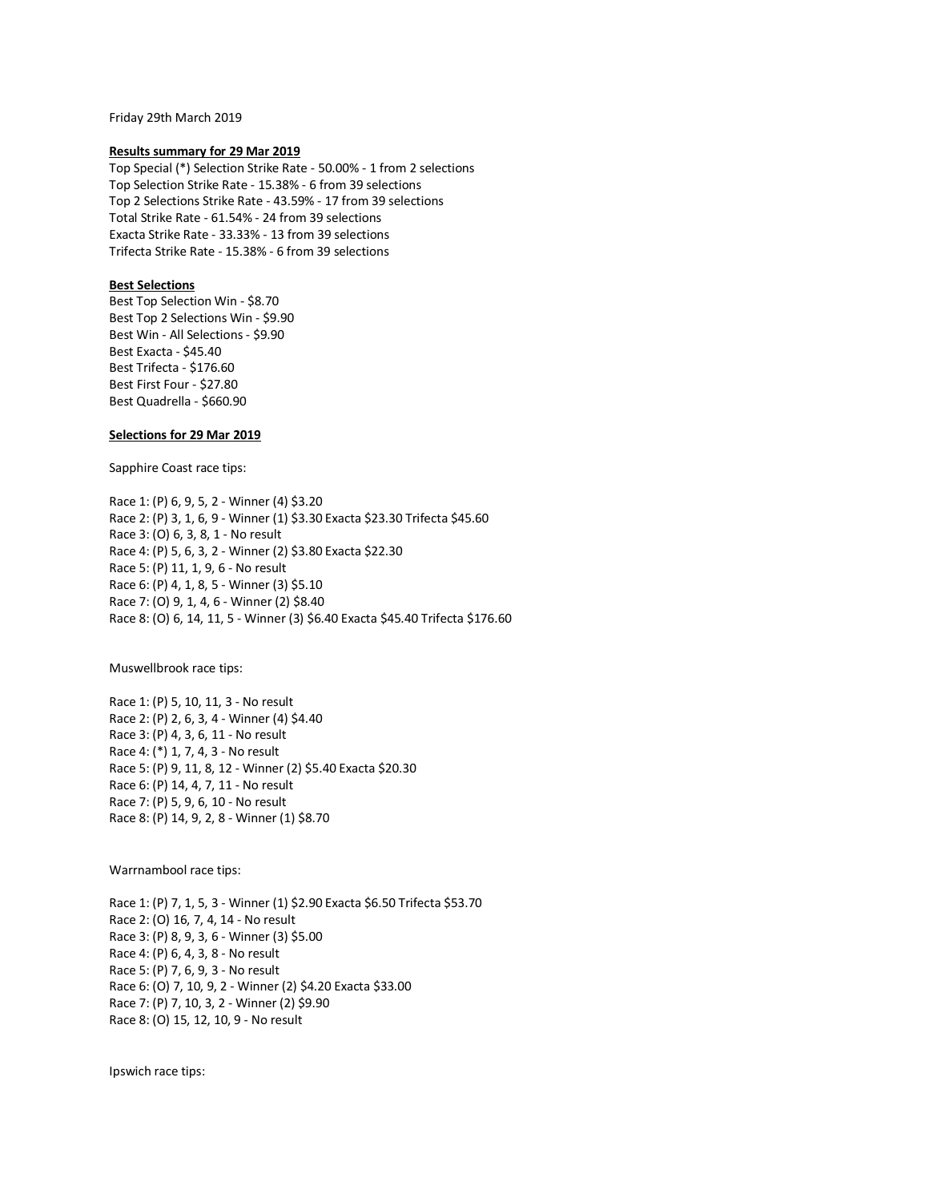Friday 29th March 2019

**Results summary for 29 Mar 2019**

Top Special (*) Selection Strike Rate - 50.00% - 1 from 2 selections
Top Selection Strike Rate - 15.38% - 6 from 39 selections
Top 2 Selections Strike Rate - 43.59% - 17 from 39 selections
Total Strike Rate - 61.54% - 24 from 39 selections
Exacta Strike Rate - 33.33% - 13 from 39 selections
Trifecta Strike Rate - 15.38% - 6 from 39 selections

**Best Selections**

Best Top Selection Win - $8.70
Best Top 2 Selections Win - $9.90
Best Win - All Selections - $9.90
Best Exacta - $45.40
Best Trifecta - $176.60
Best First Four - $27.80
Best Quadrella - $660.90

**Selections for 29 Mar 2019**

Sapphire Coast race tips:

Race 1: (P) 6, 9, 5, 2 - Winner (4) $3.20
Race 2: (P) 3, 1, 6, 9 - Winner (1) $3.30 Exacta $23.30 Trifecta $45.60
Race 3: (O) 6, 3, 8, 1 - No result
Race 4: (P) 5, 6, 3, 2 - Winner (2) $3.80 Exacta $22.30
Race 5: (P) 11, 1, 9, 6 - No result
Race 6: (P) 4, 1, 8, 5 - Winner (3) $5.10
Race 7: (O) 9, 1, 4, 6 - Winner (2) $8.40
Race 8: (O) 6, 14, 11, 5 - Winner (3) $6.40 Exacta $45.40 Trifecta $176.60

Muswellbrook race tips:

Race 1: (P) 5, 10, 11, 3 - No result
Race 2: (P) 2, 6, 3, 4 - Winner (4) $4.40
Race 3: (P) 4, 3, 6, 11 - No result
Race 4: (*) 1, 7, 4, 3 - No result
Race 5: (P) 9, 11, 8, 12 - Winner (2) $5.40 Exacta $20.30
Race 6: (P) 14, 4, 7, 11 - No result
Race 7: (P) 5, 9, 6, 10 - No result
Race 8: (P) 14, 9, 2, 8 - Winner (1) $8.70

Warrnambool race tips:

Race 1: (P) 7, 1, 5, 3 - Winner (1) $2.90 Exacta $6.50 Trifecta $53.70
Race 2: (O) 16, 7, 4, 14 - No result
Race 3: (P) 8, 9, 3, 6 - Winner (3) $5.00
Race 4: (P) 6, 4, 3, 8 - No result
Race 5: (P) 7, 6, 9, 3 - No result
Race 6: (O) 7, 10, 9, 2 - Winner (2) $4.20 Exacta $33.00
Race 7: (P) 7, 10, 3, 2 - Winner (2) $9.90
Race 8: (O) 15, 12, 10, 9 - No result

Ipswich race tips: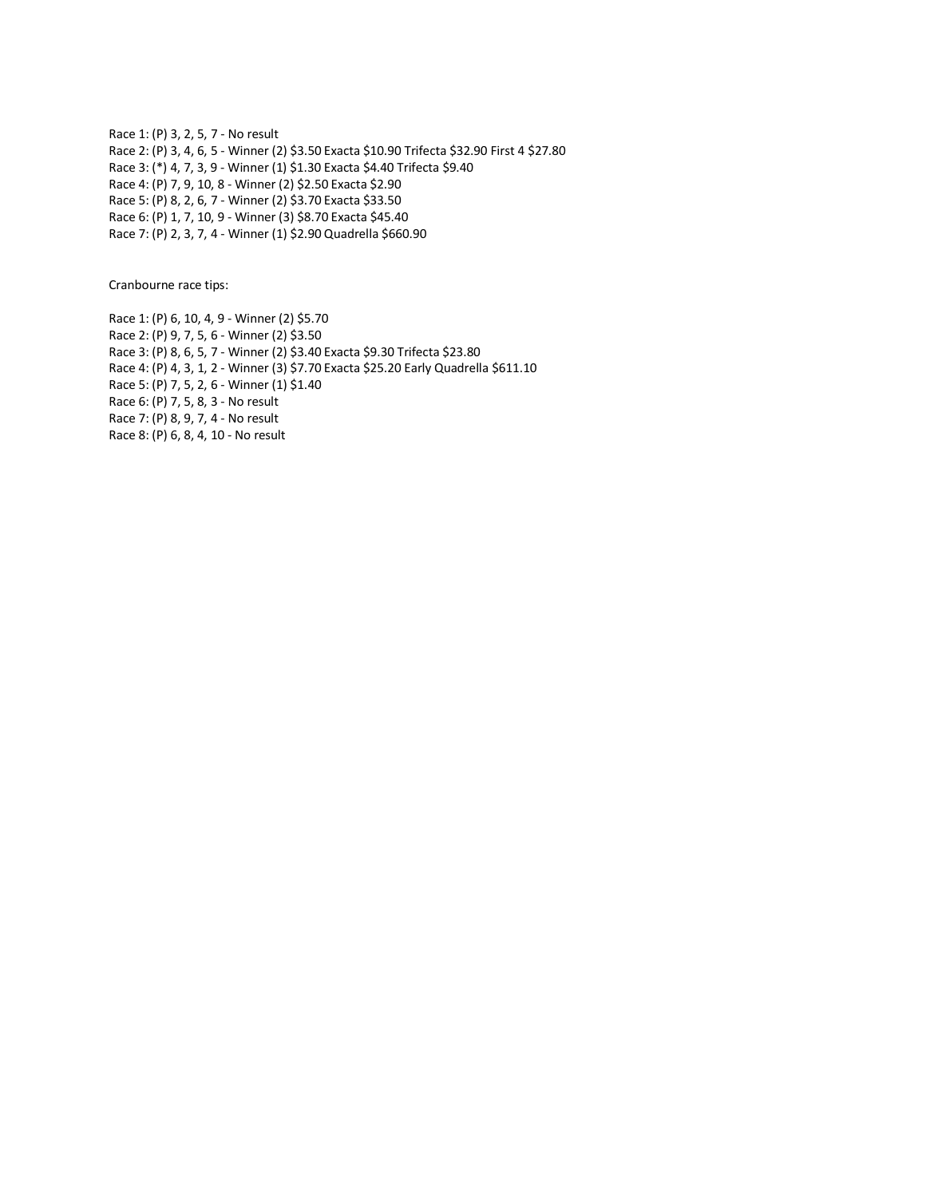Race 1: (P) 3, 2, 5, 7 - No result
Race 2: (P) 3, 4, 6, 5 - Winner (2) $3.50 Exacta $10.90 Trifecta $32.90 First 4 $27.80
Race 3: (*) 4, 7, 3, 9 - Winner (1) $1.30 Exacta $4.40 Trifecta $9.40
Race 4: (P) 7, 9, 10, 8 - Winner (2) $2.50 Exacta $2.90
Race 5: (P) 8, 2, 6, 7 - Winner (2) $3.70 Exacta $33.50
Race 6: (P) 1, 7, 10, 9 - Winner (3) $8.70 Exacta $45.40
Race 7: (P) 2, 3, 7, 4 - Winner (1) $2.90 Quadrella $660.90

Cranbourne race tips:

Race 1: (P) 6, 10, 4, 9 - Winner (2) $5.70
Race 2: (P) 9, 7, 5, 6 - Winner (2) $3.50
Race 3: (P) 8, 6, 5, 7 - Winner (2) $3.40 Exacta $9.30 Trifecta $23.80
Race 4: (P) 4, 3, 1, 2 - Winner (3) $7.70 Exacta $25.20 Early Quadrella $611.10
Race 5: (P) 7, 5, 2, 6 - Winner (1) $1.40
Race 6: (P) 7, 5, 8, 3 - No result
Race 7: (P) 8, 9, 7, 4 - No result
Race 8: (P) 6, 8, 4, 10 - No result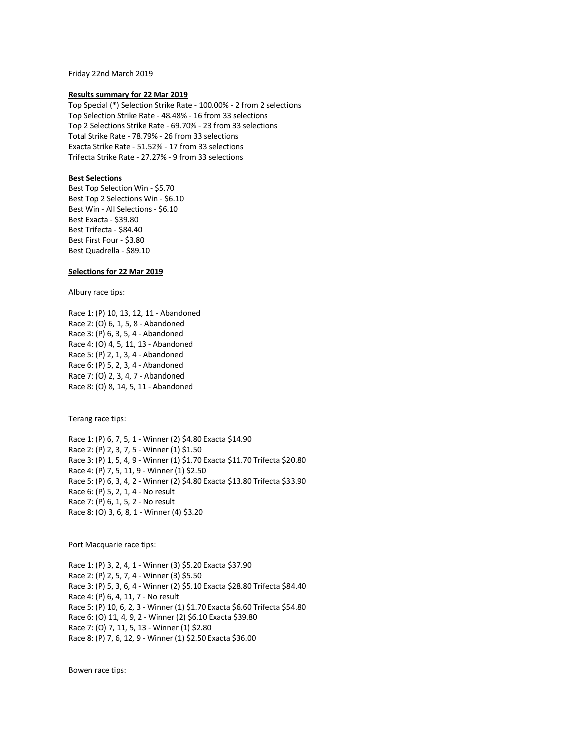Friday 22nd March 2019

**Results summary for 22 Mar 2019**

Top Special (*) Selection Strike Rate - 100.00% - 2 from 2 selections
Top Selection Strike Rate - 48.48% - 16 from 33 selections
Top 2 Selections Strike Rate - 69.70% - 23 from 33 selections
Total Strike Rate - 78.79% - 26 from 33 selections
Exacta Strike Rate - 51.52% - 17 from 33 selections
Trifecta Strike Rate - 27.27% - 9 from 33 selections

**Best Selections**

Best Top Selection Win - $5.70
Best Top 2 Selections Win - $6.10
Best Win - All Selections - $6.10
Best Exacta - $39.80
Best Trifecta - $84.40
Best First Four - $3.80
Best Quadrella - $89.10

**Selections for 22 Mar 2019**

Albury race tips:

Race 1: (P) 10, 13, 12, 11 - Abandoned
Race 2: (O) 6, 1, 5, 8 - Abandoned
Race 3: (P) 6, 3, 5, 4 - Abandoned
Race 4: (O) 4, 5, 11, 13 - Abandoned
Race 5: (P) 2, 1, 3, 4 - Abandoned
Race 6: (P) 5, 2, 3, 4 - Abandoned
Race 7: (O) 2, 3, 4, 7 - Abandoned
Race 8: (O) 8, 14, 5, 11 - Abandoned

Terang race tips:

Race 1: (P) 6, 7, 5, 1 - Winner (2) $4.80 Exacta $14.90
Race 2: (P) 2, 3, 7, 5 - Winner (1) $1.50
Race 3: (P) 1, 5, 4, 9 - Winner (1) $1.70 Exacta $11.70 Trifecta $20.80
Race 4: (P) 7, 5, 11, 9 - Winner (1) $2.50
Race 5: (P) 6, 3, 4, 2 - Winner (2) $4.80 Exacta $13.80 Trifecta $33.90
Race 6: (P) 5, 2, 1, 4 - No result
Race 7: (P) 6, 1, 5, 2 - No result
Race 8: (O) 3, 6, 8, 1 - Winner (4) $3.20

Port Macquarie race tips:

Race 1: (P) 3, 2, 4, 1 - Winner (3) $5.20 Exacta $37.90
Race 2: (P) 2, 5, 7, 4 - Winner (3) $5.50
Race 3: (P) 5, 3, 6, 4 - Winner (2) $5.10 Exacta $28.80 Trifecta $84.40
Race 4: (P) 6, 4, 11, 7 - No result
Race 5: (P) 10, 6, 2, 3 - Winner (1) $1.70 Exacta $6.60 Trifecta $54.80
Race 6: (O) 11, 4, 9, 2 - Winner (2) $6.10 Exacta $39.80
Race 7: (O) 7, 11, 5, 13 - Winner (1) $2.80
Race 8: (P) 7, 6, 12, 9 - Winner (1) $2.50 Exacta $36.00

Bowen race tips: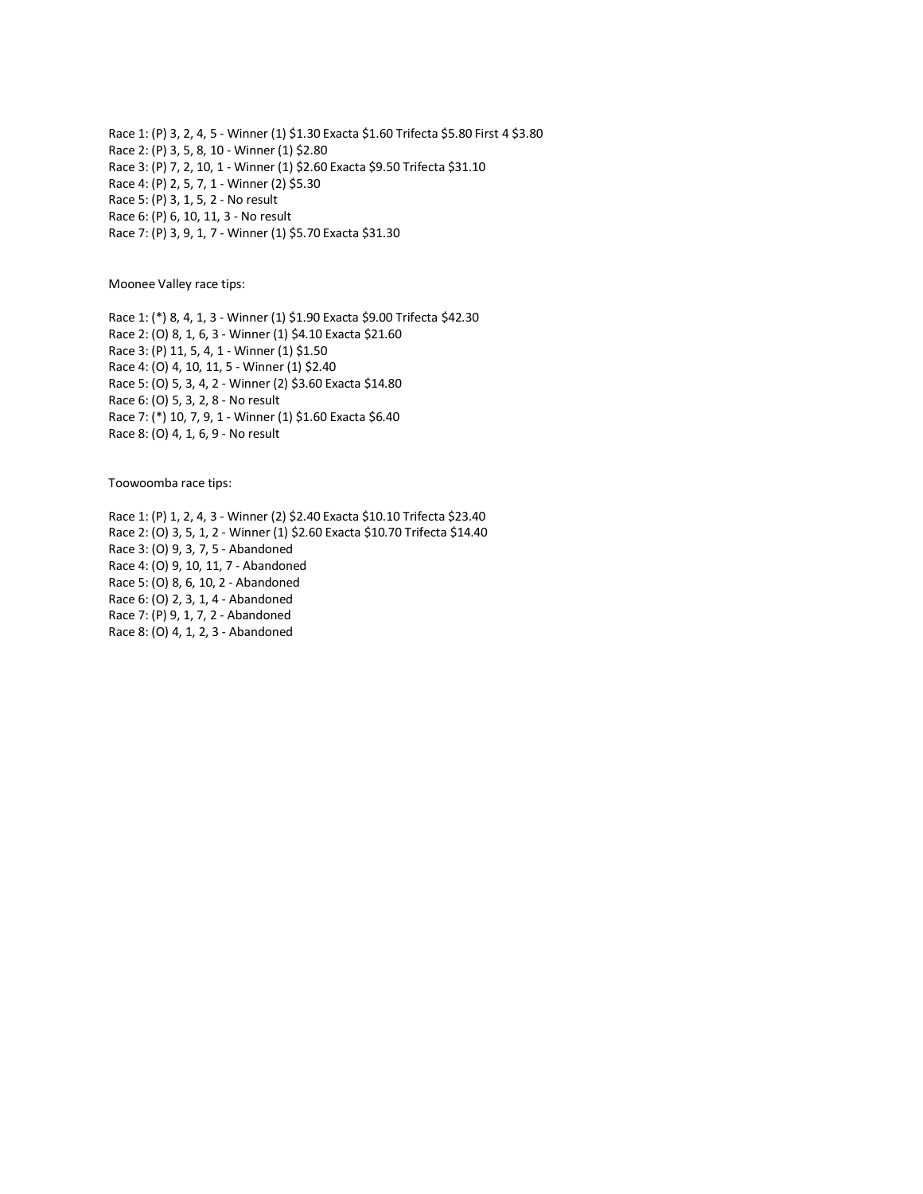Race 1: (P) 3, 2, 4, 5 - Winner (1) $1.30 Exacta $1.60 Trifecta $5.80 First 4 $3.80
Race 2: (P) 3, 5, 8, 10 - Winner (1) $2.80
Race 3: (P) 7, 2, 10, 1 - Winner (1) $2.60 Exacta $9.50 Trifecta $31.10
Race 4: (P) 2, 5, 7, 1 - Winner (2) $5.30
Race 5: (P) 3, 1, 5, 2 - No result
Race 6: (P) 6, 10, 11, 3 - No result
Race 7: (P) 3, 9, 1, 7 - Winner (1) $5.70 Exacta $31.30

Moonee Valley race tips:

Race 1: (*) 8, 4, 1, 3 - Winner (1) $1.90 Exacta $9.00 Trifecta $42.30
Race 2: (O) 8, 1, 6, 3 - Winner (1) $4.10 Exacta $21.60
Race 3: (P) 11, 5, 4, 1 - Winner (1) $1.50
Race 4: (O) 4, 10, 11, 5 - Winner (1) $2.40
Race 5: (O) 5, 3, 4, 2 - Winner (2) $3.60 Exacta $14.80
Race 6: (O) 5, 3, 2, 8 - No result
Race 7: (*) 10, 7, 9, 1 - Winner (1) $1.60 Exacta $6.40
Race 8: (O) 4, 1, 6, 9 - No result

Toowoomba race tips:

Race 1: (P) 1, 2, 4, 3 - Winner (2) $2.40 Exacta $10.10 Trifecta $23.40
Race 2: (O) 3, 5, 1, 2 - Winner (1) $2.60 Exacta $10.70 Trifecta $14.40
Race 3: (O) 9, 3, 7, 5 - Abandoned
Race 4: (O) 9, 10, 11, 7 - Abandoned
Race 5: (O) 8, 6, 10, 2 - Abandoned
Race 6: (O) 2, 3, 1, 4 - Abandoned
Race 7: (P) 9, 1, 7, 2 - Abandoned
Race 8: (O) 4, 1, 2, 3 - Abandoned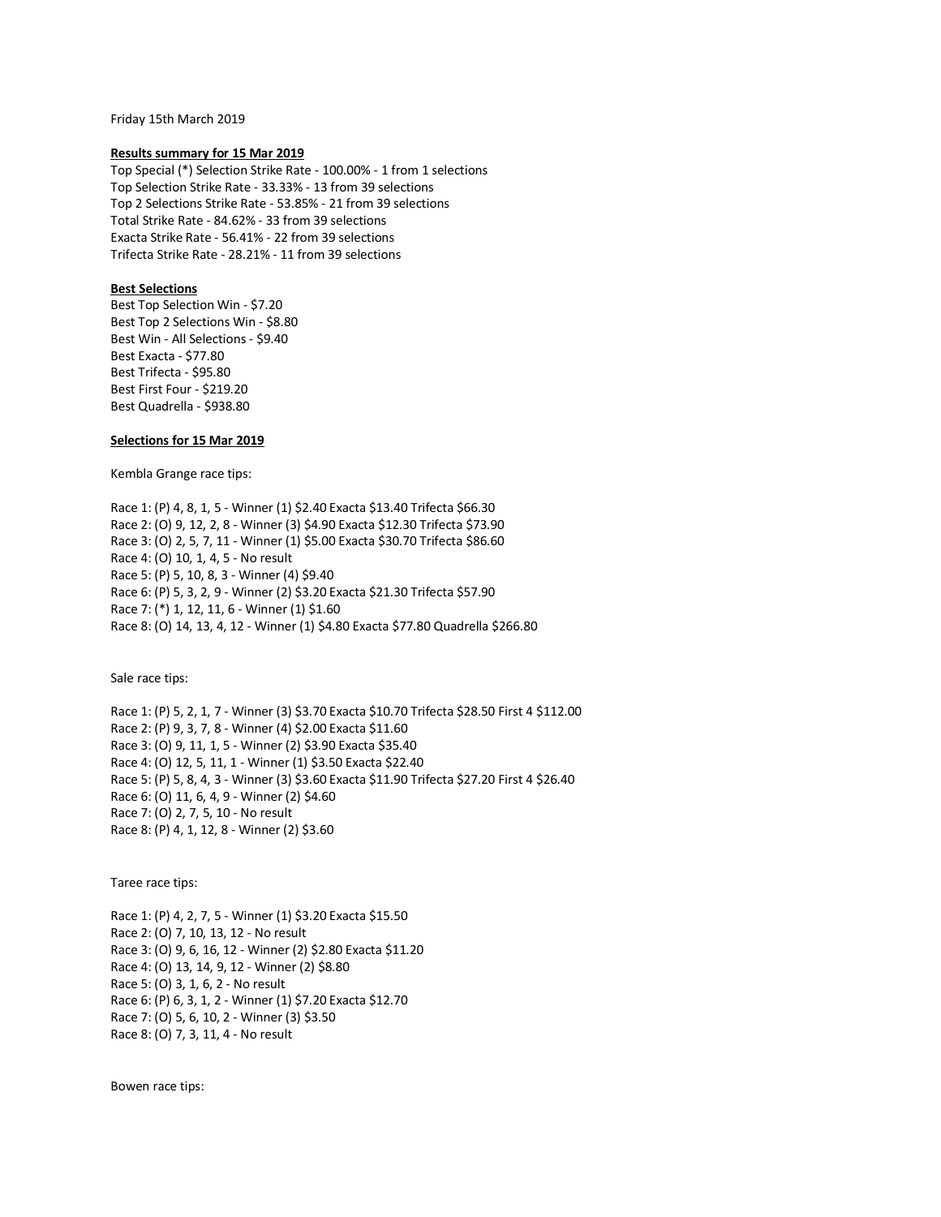Friday 15th March 2019

**Results summary for 15 Mar 2019**

Top Special (*) Selection Strike Rate - 100.00% - 1 from 1 selections
Top Selection Strike Rate - 33.33% - 13 from 39 selections
Top 2 Selections Strike Rate - 53.85% - 21 from 39 selections
Total Strike Rate - 84.62% - 33 from 39 selections
Exacta Strike Rate - 56.41% - 22 from 39 selections
Trifecta Strike Rate - 28.21% - 11 from 39 selections

**Best Selections**

Best Top Selection Win - $7.20
Best Top 2 Selections Win - $8.80
Best Win - All Selections - $9.40
Best Exacta - $77.80
Best Trifecta - $95.80
Best First Four - $219.20
Best Quadrella - $938.80

**Selections for 15 Mar 2019**

Kembla Grange race tips:

Race 1: (P) 4, 8, 1, 5 - Winner (1) $2.40 Exacta $13.40 Trifecta $66.30
Race 2: (O) 9, 12, 2, 8 - Winner (3) $4.90 Exacta $12.30 Trifecta $73.90
Race 3: (O) 2, 5, 7, 11 - Winner (1) $5.00 Exacta $30.70 Trifecta $86.60
Race 4: (O) 10, 1, 4, 5 - No result
Race 5: (P) 5, 10, 8, 3 - Winner (4) $9.40
Race 6: (P) 5, 3, 2, 9 - Winner (2) $3.20 Exacta $21.30 Trifecta $57.90
Race 7: (*) 1, 12, 11, 6 - Winner (1) $1.60
Race 8: (O) 14, 13, 4, 12 - Winner (1) $4.80 Exacta $77.80 Quadrella $266.80

Sale race tips:

Race 1: (P) 5, 2, 1, 7 - Winner (3) $3.70 Exacta $10.70 Trifecta $28.50 First 4 $112.00
Race 2: (P) 9, 3, 7, 8 - Winner (4) $2.00 Exacta $11.60
Race 3: (O) 9, 11, 1, 5 - Winner (2) $3.90 Exacta $35.40
Race 4: (O) 12, 5, 11, 1 - Winner (1) $3.50 Exacta $22.40
Race 5: (P) 5, 8, 4, 3 - Winner (3) $3.60 Exacta $11.90 Trifecta $27.20 First 4 $26.40
Race 6: (O) 11, 6, 4, 9 - Winner (2) $4.60
Race 7: (O) 2, 7, 5, 10 - No result
Race 8: (P) 4, 1, 12, 8 - Winner (2) $3.60

Taree race tips:

Race 1: (P) 4, 2, 7, 5 - Winner (1) $3.20 Exacta $15.50
Race 2: (O) 7, 10, 13, 12 - No result
Race 3: (O) 9, 6, 16, 12 - Winner (2) $2.80 Exacta $11.20
Race 4: (O) 13, 14, 9, 12 - Winner (2) $8.80
Race 5: (O) 3, 1, 6, 2 - No result
Race 6: (P) 6, 3, 1, 2 - Winner (1) $7.20 Exacta $12.70
Race 7: (O) 5, 6, 10, 2 - Winner (3) $3.50
Race 8: (O) 7, 3, 11, 4 - No result

Bowen race tips: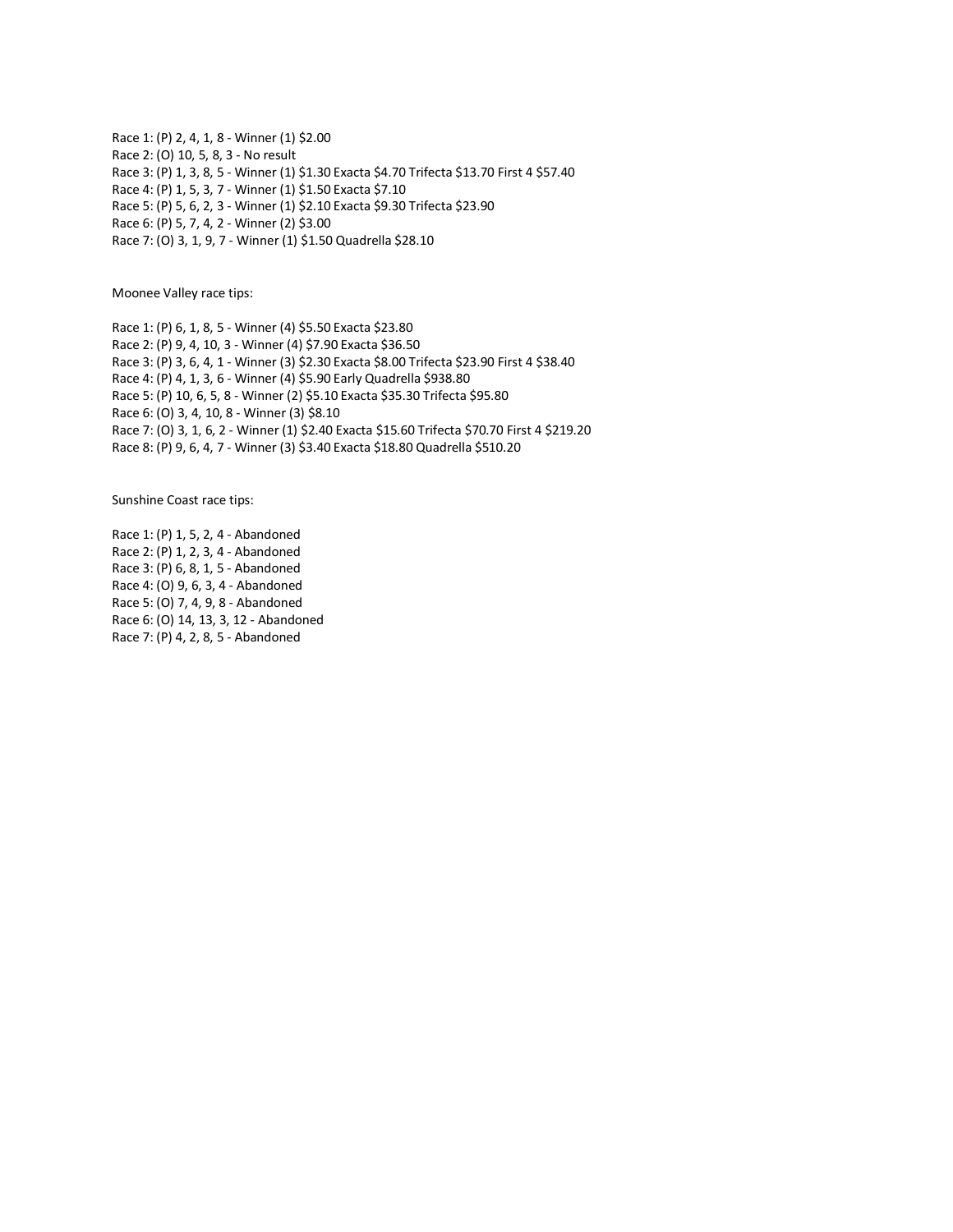Race 1: (P) 2, 4, 1, 8 - Winner (1) $2.00
Race 2: (O) 10, 5, 8, 3 - No result
Race 3: (P) 1, 3, 8, 5 - Winner (1) $1.30 Exacta $4.70 Trifecta $13.70 First 4 $57.40
Race 4: (P) 1, 5, 3, 7 - Winner (1) $1.50 Exacta $7.10
Race 5: (P) 5, 6, 2, 3 - Winner (1) $2.10 Exacta $9.30 Trifecta $23.90
Race 6: (P) 5, 7, 4, 2 - Winner (2) $3.00
Race 7: (O) 3, 1, 9, 7 - Winner (1) $1.50 Quadrella $28.10

Moonee Valley race tips:

Race 1: (P) 6, 1, 8, 5 - Winner (4) $5.50 Exacta $23.80
Race 2: (P) 9, 4, 10, 3 - Winner (4) $7.90 Exacta $36.50
Race 3: (P) 3, 6, 4, 1 - Winner (3) $2.30 Exacta $8.00 Trifecta $23.90 First 4 $38.40
Race 4: (P) 4, 1, 3, 6 - Winner (4) $5.90 Early Quadrella $938.80
Race 5: (P) 10, 6, 5, 8 - Winner (2) $5.10 Exacta $35.30 Trifecta $95.80
Race 6: (O) 3, 4, 10, 8 - Winner (3) $8.10
Race 7: (O) 3, 1, 6, 2 - Winner (1) $2.40 Exacta $15.60 Trifecta $70.70 First 4 $219.20
Race 8: (P) 9, 6, 4, 7 - Winner (3) $3.40 Exacta $18.80 Quadrella $510.20

Sunshine Coast race tips:

Race 1: (P) 1, 5, 2, 4 - Abandoned
Race 2: (P) 1, 2, 3, 4 - Abandoned
Race 3: (P) 6, 8, 1, 5 - Abandoned
Race 4: (O) 9, 6, 3, 4 - Abandoned
Race 5: (O) 7, 4, 9, 8 - Abandoned
Race 6: (O) 14, 13, 3, 12 - Abandoned
Race 7: (P) 4, 2, 8, 5 - Abandoned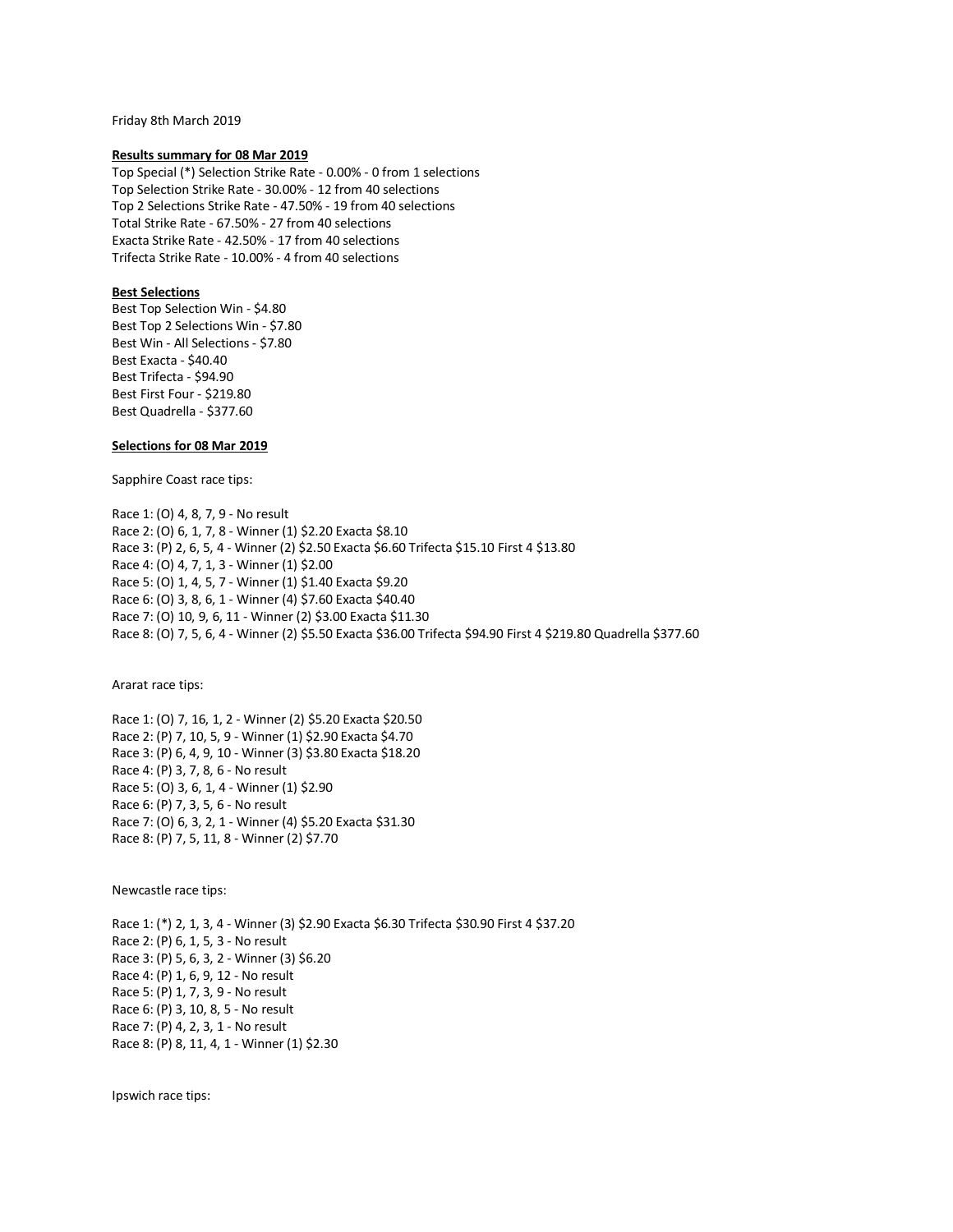Friday 8th March 2019

**Results summary for 08 Mar 2019**

Top Special (*) Selection Strike Rate - 0.00% - 0 from 1 selections
Top Selection Strike Rate - 30.00% - 12 from 40 selections
Top 2 Selections Strike Rate - 47.50% - 19 from 40 selections
Total Strike Rate - 67.50% - 27 from 40 selections
Exacta Strike Rate - 42.50% - 17 from 40 selections
Trifecta Strike Rate - 10.00% - 4 from 40 selections

**Best Selections**

Best Top Selection Win - $4.80
Best Top 2 Selections Win - $7.80
Best Win - All Selections - $7.80
Best Exacta - $40.40
Best Trifecta - $94.90
Best First Four - $219.80
Best Quadrella - $377.60

**Selections for 08 Mar 2019**

Sapphire Coast race tips:

Race 1: (O) 4, 8, 7, 9 - No result
Race 2: (O) 6, 1, 7, 8 - Winner (1) $2.20 Exacta $8.10
Race 3: (P) 2, 6, 5, 4 - Winner (2) $2.50 Exacta $6.60 Trifecta $15.10 First 4 $13.80
Race 4: (O) 4, 7, 1, 3 - Winner (1) $2.00
Race 5: (O) 1, 4, 5, 7 - Winner (1) $1.40 Exacta $9.20
Race 6: (O) 3, 8, 6, 1 - Winner (4) $7.60 Exacta $40.40
Race 7: (O) 10, 9, 6, 11 - Winner (2) $3.00 Exacta $11.30
Race 8: (O) 7, 5, 6, 4 - Winner (2) $5.50 Exacta $36.00 Trifecta $94.90 First 4 $219.80 Quadrella $377.60

Ararat race tips:

Race 1: (O) 7, 16, 1, 2 - Winner (2) $5.20 Exacta $20.50
Race 2: (P) 7, 10, 5, 9 - Winner (1) $2.90 Exacta $4.70
Race 3: (P) 6, 4, 9, 10 - Winner (3) $3.80 Exacta $18.20
Race 4: (P) 3, 7, 8, 6 - No result
Race 5: (O) 3, 6, 1, 4 - Winner (1) $2.90
Race 6: (P) 7, 3, 5, 6 - No result
Race 7: (O) 6, 3, 2, 1 - Winner (4) $5.20 Exacta $31.30
Race 8: (P) 7, 5, 11, 8 - Winner (2) $7.70

Newcastle race tips:

Race 1: (*) 2, 1, 3, 4 - Winner (3) $2.90 Exacta $6.30 Trifecta $30.90 First 4 $37.20
Race 2: (P) 6, 1, 5, 3 - No result
Race 3: (P) 5, 6, 3, 2 - Winner (3) $6.20
Race 4: (P) 1, 6, 9, 12 - No result
Race 5: (P) 1, 7, 3, 9 - No result
Race 6: (P) 3, 10, 8, 5 - No result
Race 7: (P) 4, 2, 3, 1 - No result
Race 8: (P) 8, 11, 4, 1 - Winner (1) $2.30

Ipswich race tips: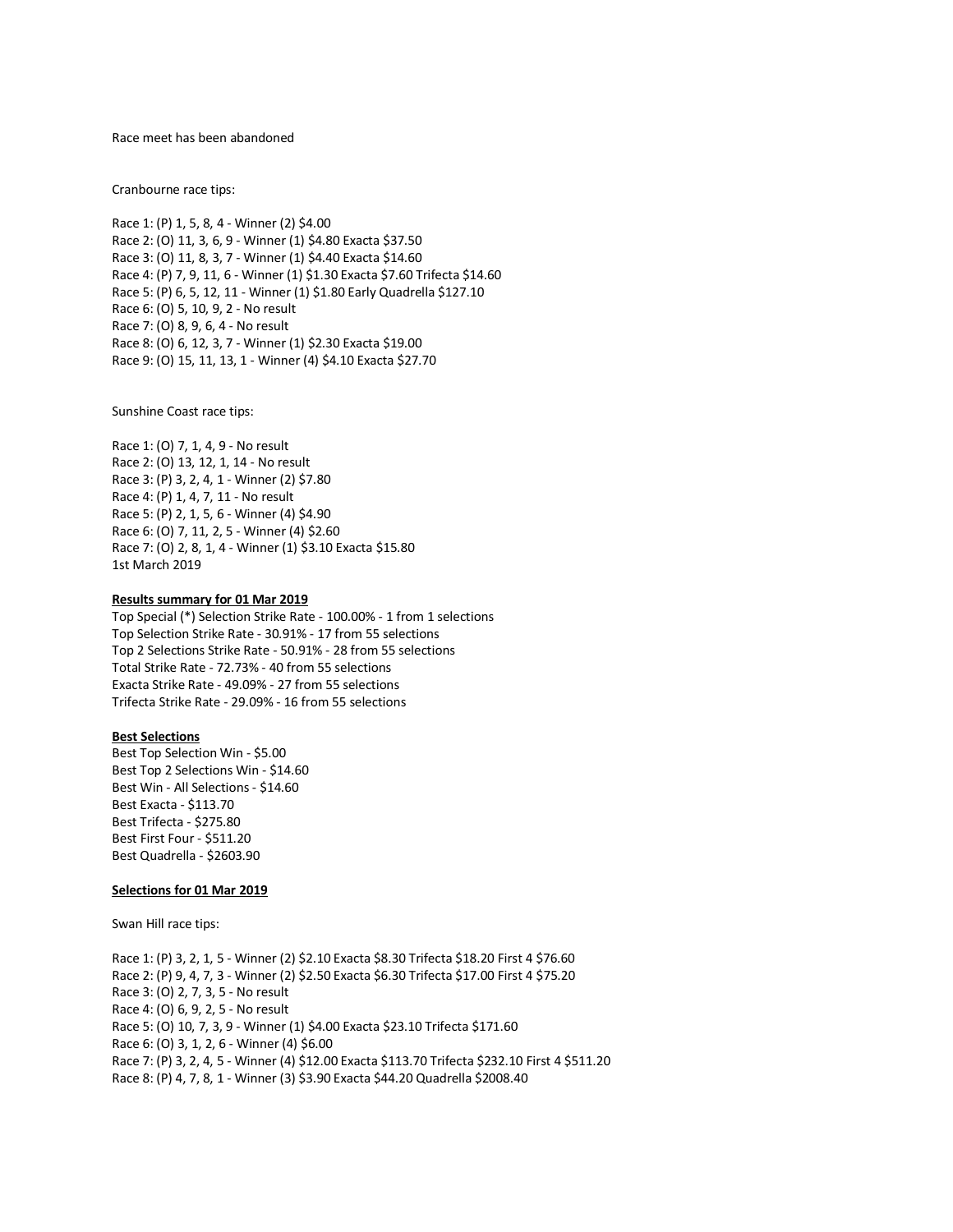Race meet has been abandoned

Cranbourne race tips:

Race 1: (P) 1, 5, 8, 4 - Winner (2) $4.00
Race 2: (O) 11, 3, 6, 9 - Winner (1) $4.80 Exacta $37.50
Race 3: (O) 11, 8, 3, 7 - Winner (1) $4.40 Exacta $14.60
Race 4: (P) 7, 9, 11, 6 - Winner (1) $1.30 Exacta $7.60 Trifecta $14.60
Race 5: (P) 6, 5, 12, 11 - Winner (1) $1.80 Early Quadrella $127.10
Race 6: (O) 5, 10, 9, 2 - No result
Race 7: (O) 8, 9, 6, 4 - No result
Race 8: (O) 6, 12, 3, 7 - Winner (1) $2.30 Exacta $19.00
Race 9: (O) 15, 11, 13, 1 - Winner (4) $4.10 Exacta $27.70

Sunshine Coast race tips:

Race 1: (O) 7, 1, 4, 9 - No result
Race 2: (O) 13, 12, 1, 14 - No result
Race 3: (P) 3, 2, 4, 1 - Winner (2) $7.80
Race 4: (P) 1, 4, 7, 11 - No result
Race 5: (P) 2, 1, 5, 6 - Winner (4) $4.90
Race 6: (O) 7, 11, 2, 5 - Winner (4) $2.60
Race 7: (O) 2, 8, 1, 4 - Winner (1) $3.10 Exacta $15.80
1st March 2019

**Results summary for 01 Mar 2019**

Top Special (*) Selection Strike Rate - 100.00% - 1 from 1 selections
Top Selection Strike Rate - 30.91% - 17 from 55 selections
Top 2 Selections Strike Rate - 50.91% - 28 from 55 selections
Total Strike Rate - 72.73% - 40 from 55 selections
Exacta Strike Rate - 49.09% - 27 from 55 selections
Trifecta Strike Rate - 29.09% - 16 from 55 selections

**Best Selections**

Best Top Selection Win - $5.00
Best Top 2 Selections Win - $14.60
Best Win - All Selections - $14.60
Best Exacta - $113.70
Best Trifecta - $275.80
Best First Four - $511.20
Best Quadrella - $2603.90

**Selections for 01 Mar 2019**

Swan Hill race tips:

Race 1: (P) 3, 2, 1, 5 - Winner (2) $2.10 Exacta $8.30 Trifecta $18.20 First 4 $76.60
Race 2: (P) 9, 4, 7, 3 - Winner (2) $2.50 Exacta $6.30 Trifecta $17.00 First 4 $75.20
Race 3: (O) 2, 7, 3, 5 - No result
Race 4: (O) 6, 9, 2, 5 - No result
Race 5: (O) 10, 7, 3, 9 - Winner (1) $4.00 Exacta $23.10 Trifecta $171.60
Race 6: (O) 3, 1, 2, 6 - Winner (4) $6.00
Race 7: (P) 3, 2, 4, 5 - Winner (4) $12.00 Exacta $113.70 Trifecta $232.10 First 4 $511.20
Race 8: (P) 4, 7, 8, 1 - Winner (3) $3.90 Exacta $44.20 Quadrella $2008.40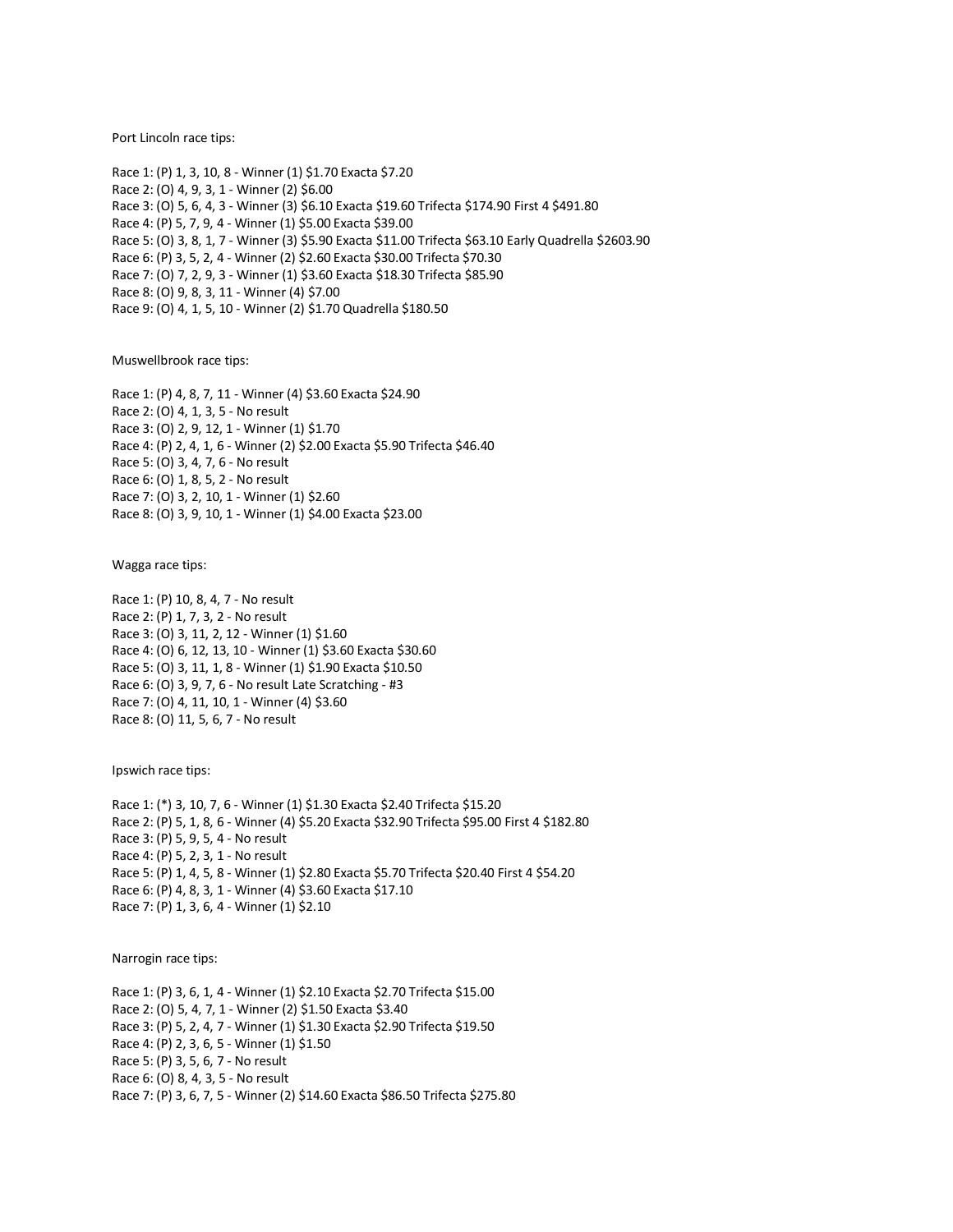Port Lincoln race tips:

Race 1: (P) 1, 3, 10, 8 - Winner (1) $1.70 Exacta $7.20
Race 2: (O) 4, 9, 3, 1 - Winner (2) $6.00
Race 3: (O) 5, 6, 4, 3 - Winner (3) $6.10 Exacta $19.60 Trifecta $174.90 First 4 $491.80
Race 4: (P) 5, 7, 9, 4 - Winner (1) $5.00 Exacta $39.00
Race 5: (O) 3, 8, 1, 7 - Winner (3) $5.90 Exacta $11.00 Trifecta $63.10 Early Quadrella $2603.90
Race 6: (P) 3, 5, 2, 4 - Winner (2) $2.60 Exacta $30.00 Trifecta $70.30
Race 7: (O) 7, 2, 9, 3 - Winner (1) $3.60 Exacta $18.30 Trifecta $85.90
Race 8: (O) 9, 8, 3, 11 - Winner (4) $7.00
Race 9: (O) 4, 1, 5, 10 - Winner (2) $1.70 Quadrella $180.50

Muswellbrook race tips:

Race 1: (P) 4, 8, 7, 11 - Winner (4) $3.60 Exacta $24.90
Race 2: (O) 4, 1, 3, 5 - No result
Race 3: (O) 2, 9, 12, 1 - Winner (1) $1.70
Race 4: (P) 2, 4, 1, 6 - Winner (2) $2.00 Exacta $5.90 Trifecta $46.40
Race 5: (O) 3, 4, 7, 6 - No result
Race 6: (O) 1, 8, 5, 2 - No result
Race 7: (O) 3, 2, 10, 1 - Winner (1) $2.60
Race 8: (O) 3, 9, 10, 1 - Winner (1) $4.00 Exacta $23.00

Wagga race tips:

Race 1: (P) 10, 8, 4, 7 - No result
Race 2: (P) 1, 7, 3, 2 - No result
Race 3: (O) 3, 11, 2, 12 - Winner (1) $1.60
Race 4: (O) 6, 12, 13, 10 - Winner (1) $3.60 Exacta $30.60
Race 5: (O) 3, 11, 1, 8 - Winner (1) $1.90 Exacta $10.50
Race 6: (O) 3, 9, 7, 6 - No result Late Scratching - #3
Race 7: (O) 4, 11, 10, 1 - Winner (4) $3.60
Race 8: (O) 11, 5, 6, 7 - No result

Ipswich race tips:

Race 1: (*) 3, 10, 7, 6 - Winner (1) $1.30 Exacta $2.40 Trifecta $15.20
Race 2: (P) 5, 1, 8, 6 - Winner (4) $5.20 Exacta $32.90 Trifecta $95.00 First 4 $182.80
Race 3: (P) 5, 9, 5, 4 - No result
Race 4: (P) 5, 2, 3, 1 - No result
Race 5: (P) 1, 4, 5, 8 - Winner (1) $2.80 Exacta $5.70 Trifecta $20.40 First 4 $54.20
Race 6: (P) 4, 8, 3, 1 - Winner (4) $3.60 Exacta $17.10
Race 7: (P) 1, 3, 6, 4 - Winner (1) $2.10

Narrogin race tips:

Race 1: (P) 3, 6, 1, 4 - Winner (1) $2.10 Exacta $2.70 Trifecta $15.00
Race 2: (O) 5, 4, 7, 1 - Winner (2) $1.50 Exacta $3.40
Race 3: (P) 5, 2, 4, 7 - Winner (1) $1.30 Exacta $2.90 Trifecta $19.50
Race 4: (P) 2, 3, 6, 5 - Winner (1) $1.50
Race 5: (P) 3, 5, 6, 7 - No result
Race 6: (O) 8, 4, 3, 5 - No result
Race 7: (P) 3, 6, 7, 5 - Winner (2) $14.60 Exacta $86.50 Trifecta $275.80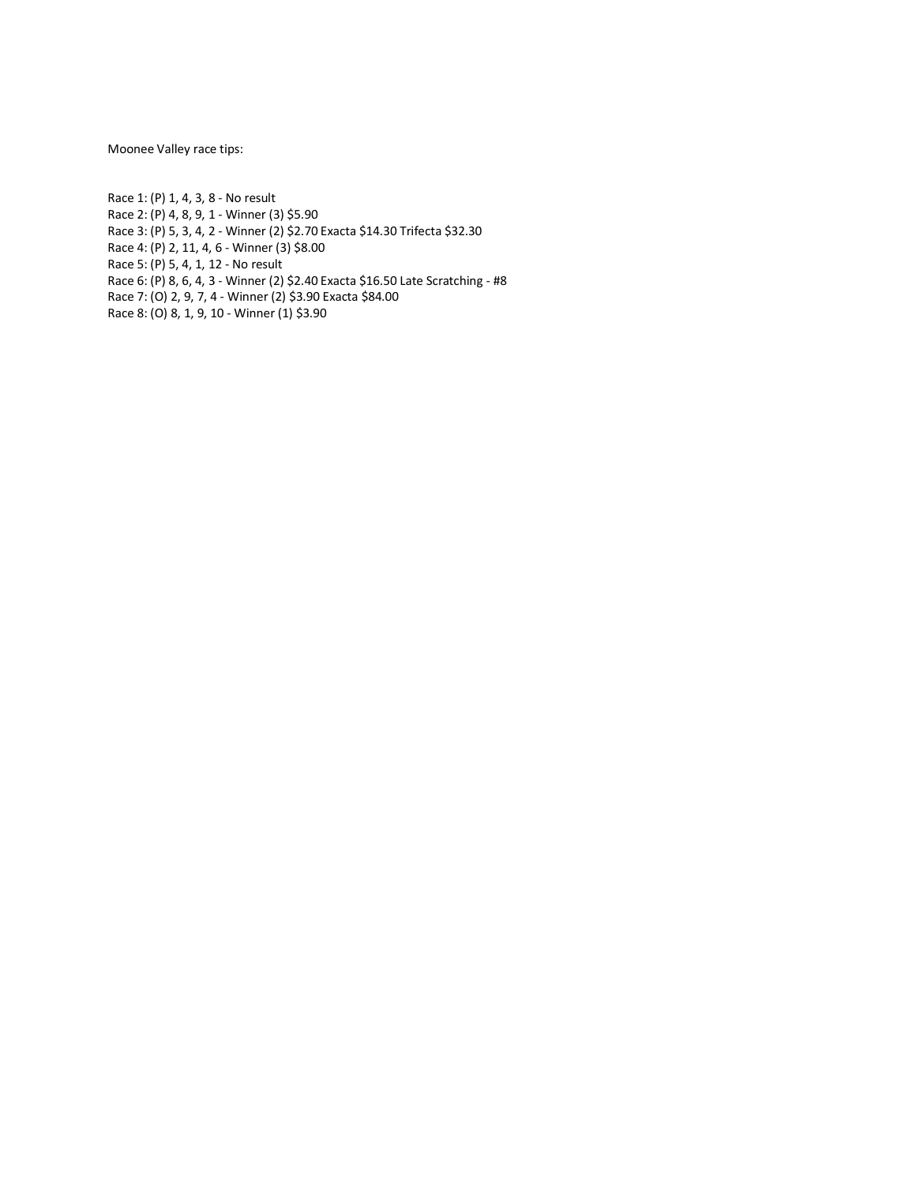Moonee Valley race tips:

Race 1: (P) 1, 4, 3, 8 - No result
Race 2: (P) 4, 8, 9, 1 - Winner (3) $5.90
Race 3: (P) 5, 3, 4, 2 - Winner (2) $2.70 Exacta $14.30 Trifecta $32.30
Race 4: (P) 2, 11, 4, 6 - Winner (3) $8.00
Race 5: (P) 5, 4, 1, 12 - No result
Race 6: (P) 8, 6, 4, 3 - Winner (2) $2.40 Exacta $16.50 Late Scratching - #8
Race 7: (O) 2, 9, 7, 4 - Winner (2) $3.90 Exacta $84.00
Race 8: (O) 8, 1, 9, 10 - Winner (1) $3.90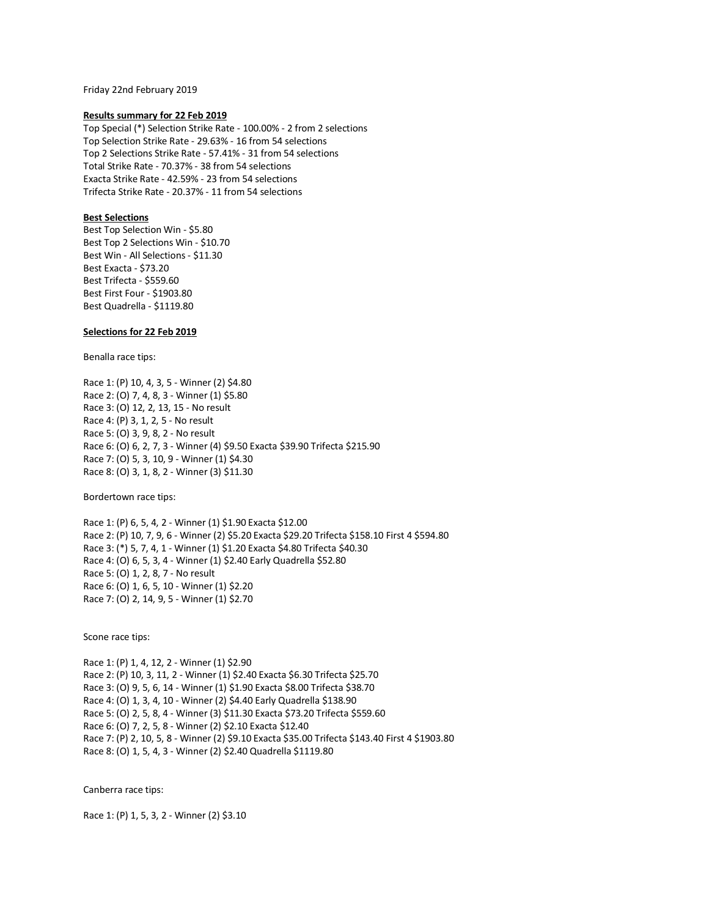Friday 22nd February 2019

**Results summary for 22 Feb 2019**

Top Special (*) Selection Strike Rate - 100.00% - 2 from 2 selections
Top Selection Strike Rate - 29.63% - 16 from 54 selections
Top 2 Selections Strike Rate - 57.41% - 31 from 54 selections
Total Strike Rate - 70.37% - 38 from 54 selections
Exacta Strike Rate - 42.59% - 23 from 54 selections
Trifecta Strike Rate - 20.37% - 11 from 54 selections

**Best Selections**

Best Top Selection Win - $5.80
Best Top 2 Selections Win - $10.70
Best Win - All Selections - $11.30
Best Exacta - $73.20
Best Trifecta - $559.60
Best First Four - $1903.80
Best Quadrella - $1119.80

**Selections for 22 Feb 2019**

Benalla race tips:

Race 1: (P) 10, 4, 3, 5 - Winner (2) $4.80
Race 2: (O) 7, 4, 8, 3 - Winner (1) $5.80
Race 3: (O) 12, 2, 13, 15 - No result
Race 4: (P) 3, 1, 2, 5 - No result
Race 5: (O) 3, 9, 8, 2 - No result
Race 6: (O) 6, 2, 7, 3 - Winner (4) $9.50 Exacta $39.90 Trifecta $215.90
Race 7: (O) 5, 3, 10, 9 - Winner (1) $4.30
Race 8: (O) 3, 1, 8, 2 - Winner (3) $11.30

Bordertown race tips:

Race 1: (P) 6, 5, 4, 2 - Winner (1) $1.90 Exacta $12.00
Race 2: (P) 10, 7, 9, 6 - Winner (2) $5.20 Exacta $29.20 Trifecta $158.10 First 4 $594.80
Race 3: (*) 5, 7, 4, 1 - Winner (1) $1.20 Exacta $4.80 Trifecta $40.30
Race 4: (O) 6, 5, 3, 4 - Winner (1) $2.40 Early Quadrella $52.80
Race 5: (O) 1, 2, 8, 7 - No result
Race 6: (O) 1, 6, 5, 10 - Winner (1) $2.20
Race 7: (O) 2, 14, 9, 5 - Winner (1) $2.70

Scone race tips:

Race 1: (P) 1, 4, 12, 2 - Winner (1) $2.90
Race 2: (P) 10, 3, 11, 2 - Winner (1) $2.40 Exacta $6.30 Trifecta $25.70
Race 3: (O) 9, 5, 6, 14 - Winner (1) $1.90 Exacta $8.00 Trifecta $38.70
Race 4: (O) 1, 3, 4, 10 - Winner (2) $4.40 Early Quadrella $138.90
Race 5: (O) 2, 5, 8, 4 - Winner (3) $11.30 Exacta $73.20 Trifecta $559.60
Race 6: (O) 7, 2, 5, 8 - Winner (2) $2.10 Exacta $12.40
Race 7: (P) 2, 10, 5, 8 - Winner (2) $9.10 Exacta $35.00 Trifecta $143.40 First 4 $1903.80
Race 8: (O) 1, 5, 4, 3 - Winner (2) $2.40 Quadrella $1119.80

Canberra race tips:

Race 1: (P) 1, 5, 3, 2 - Winner (2) $3.10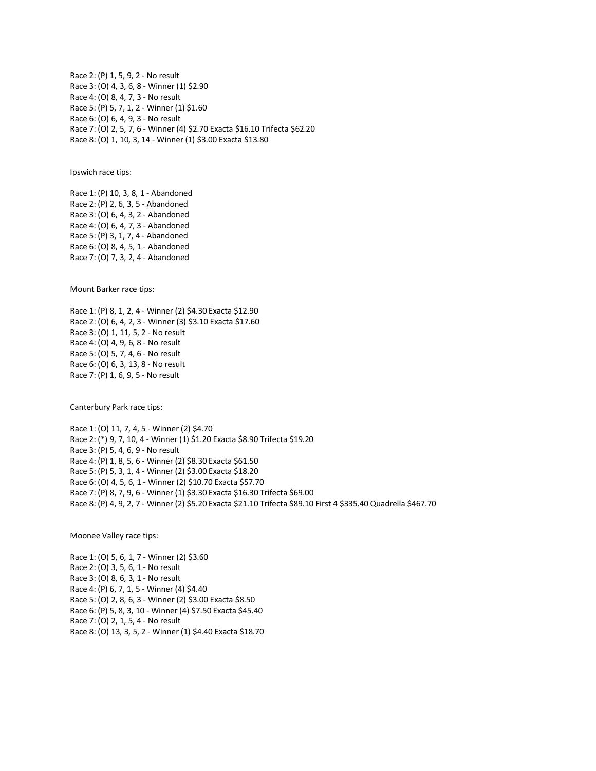Race 2: (P) 1, 5, 9, 2 - No result
Race 3: (O) 4, 3, 6, 8 - Winner (1) $2.90
Race 4: (O) 8, 4, 7, 3 - No result
Race 5: (P) 5, 7, 1, 2 - Winner (1) $1.60
Race 6: (O) 6, 4, 9, 3 - No result
Race 7: (O) 2, 5, 7, 6 - Winner (4) $2.70 Exacta $16.10 Trifecta $62.20
Race 8: (O) 1, 10, 3, 14 - Winner (1) $3.00 Exacta $13.80

Ipswich race tips:

Race 1: (P) 10, 3, 8, 1 - Abandoned
Race 2: (P) 2, 6, 3, 5 - Abandoned
Race 3: (O) 6, 4, 3, 2 - Abandoned
Race 4: (O) 6, 4, 7, 3 - Abandoned
Race 5: (P) 3, 1, 7, 4 - Abandoned
Race 6: (O) 8, 4, 5, 1 - Abandoned
Race 7: (O) 7, 3, 2, 4 - Abandoned

Mount Barker race tips:

Race 1: (P) 8, 1, 2, 4 - Winner (2) $4.30 Exacta $12.90
Race 2: (O) 6, 4, 2, 3 - Winner (3) $3.10 Exacta $17.60
Race 3: (O) 1, 11, 5, 2 - No result
Race 4: (O) 4, 9, 6, 8 - No result
Race 5: (O) 5, 7, 4, 6 - No result
Race 6: (O) 6, 3, 13, 8 - No result
Race 7: (P) 1, 6, 9, 5 - No result

Canterbury Park race tips:

Race 1: (O) 11, 7, 4, 5 - Winner (2) $4.70
Race 2: (*) 9, 7, 10, 4 - Winner (1) $1.20 Exacta $8.90 Trifecta $19.20
Race 3: (P) 5, 4, 6, 9 - No result
Race 4: (P) 1, 8, 5, 6 - Winner (2) $8.30 Exacta $61.50
Race 5: (P) 5, 3, 1, 4 - Winner (2) $3.00 Exacta $18.20
Race 6: (O) 4, 5, 6, 1 - Winner (2) $10.70 Exacta $57.70
Race 7: (P) 8, 7, 9, 6 - Winner (1) $3.30 Exacta $16.30 Trifecta $69.00
Race 8: (P) 4, 9, 2, 7 - Winner (2) $5.20 Exacta $21.10 Trifecta $89.10 First 4 $335.40 Quadrella $467.70

Moonee Valley race tips:

Race 1: (O) 5, 6, 1, 7 - Winner (2) $3.60
Race 2: (O) 3, 5, 6, 1 - No result
Race 3: (O) 8, 6, 3, 1 - No result
Race 4: (P) 6, 7, 1, 5 - Winner (4) $4.40
Race 5: (O) 2, 8, 6, 3 - Winner (2) $3.00 Exacta $8.50
Race 6: (P) 5, 8, 3, 10 - Winner (4) $7.50 Exacta $45.40
Race 7: (O) 2, 1, 5, 4 - No result
Race 8: (O) 13, 3, 5, 2 - Winner (1) $4.40 Exacta $18.70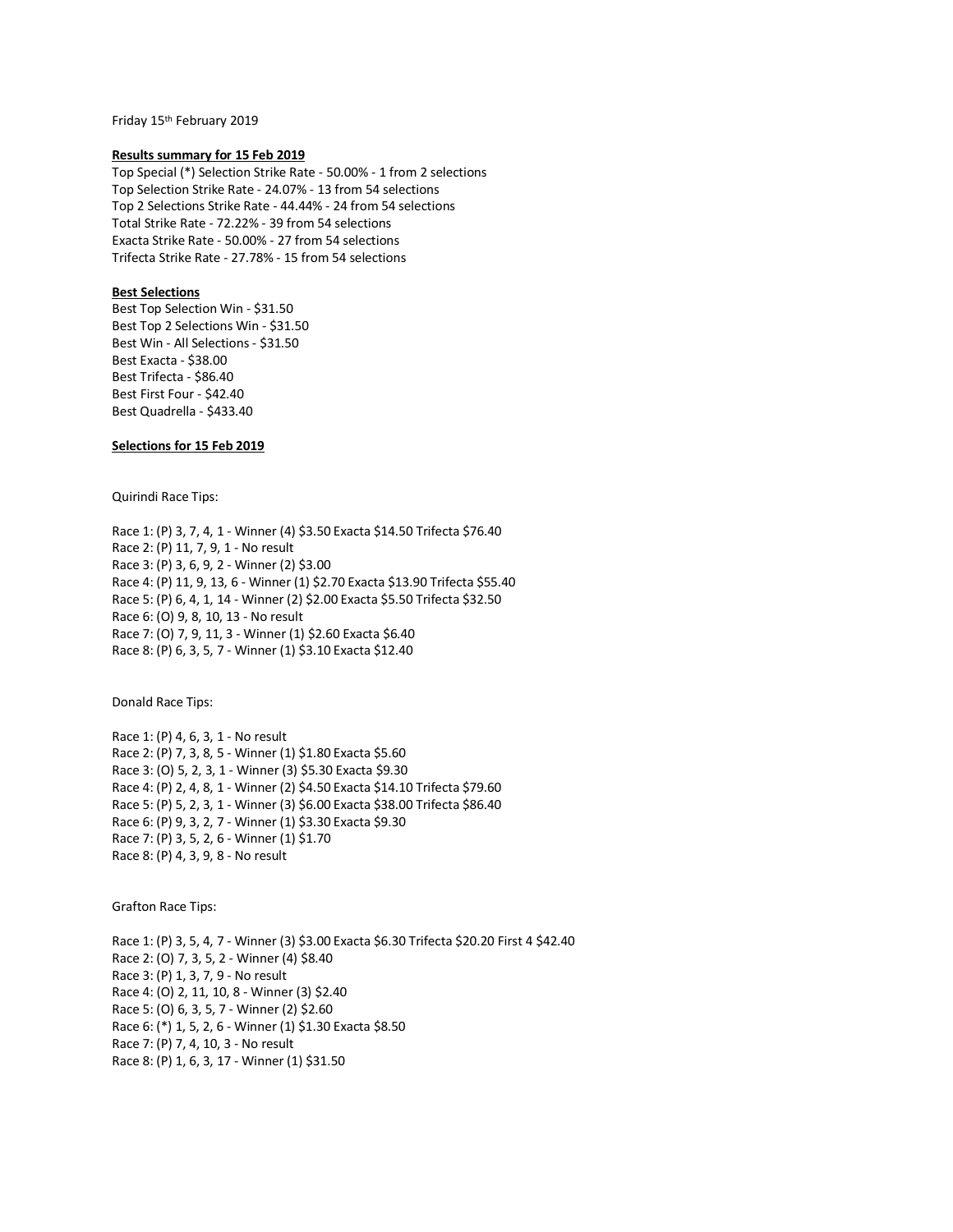Friday 15th February 2019

**Results summary for 15 Feb 2019**

Top Special (*) Selection Strike Rate - 50.00% - 1 from 2 selections
Top Selection Strike Rate - 24.07% - 13 from 54 selections
Top 2 Selections Strike Rate - 44.44% - 24 from 54 selections
Total Strike Rate - 72.22% - 39 from 54 selections
Exacta Strike Rate - 50.00% - 27 from 54 selections
Trifecta Strike Rate - 27.78% - 15 from 54 selections

**Best Selections**

Best Top Selection Win - $31.50
Best Top 2 Selections Win - $31.50
Best Win - All Selections - $31.50
Best Exacta - $38.00
Best Trifecta - $86.40
Best First Four - $42.40
Best Quadrella - $433.40

**Selections for 15 Feb 2019**

Quirindi Race Tips:

Race 1: (P) 3, 7, 4, 1 - Winner (4) $3.50 Exacta $14.50 Trifecta $76.40
Race 2: (P) 11, 7, 9, 1 - No result
Race 3: (P) 3, 6, 9, 2 - Winner (2) $3.00
Race 4: (P) 11, 9, 13, 6 - Winner (1) $2.70 Exacta $13.90 Trifecta $55.40
Race 5: (P) 6, 4, 1, 14 - Winner (2) $2.00 Exacta $5.50 Trifecta $32.50
Race 6: (O) 9, 8, 10, 13 - No result
Race 7: (O) 7, 9, 11, 3 - Winner (1) $2.60 Exacta $6.40
Race 8: (P) 6, 3, 5, 7 - Winner (1) $3.10 Exacta $12.40

Donald Race Tips:

Race 1: (P) 4, 6, 3, 1 - No result
Race 2: (P) 7, 3, 8, 5 - Winner (1) $1.80 Exacta $5.60
Race 3: (O) 5, 2, 3, 1 - Winner (3) $5.30 Exacta $9.30
Race 4: (P) 2, 4, 8, 1 - Winner (2) $4.50 Exacta $14.10 Trifecta $79.60
Race 5: (P) 5, 2, 3, 1 - Winner (3) $6.00 Exacta $38.00 Trifecta $86.40
Race 6: (P) 9, 3, 2, 7 - Winner (1) $3.30 Exacta $9.30
Race 7: (P) 3, 5, 2, 6 - Winner (1) $1.70
Race 8: (P) 4, 3, 9, 8 - No result

Grafton Race Tips:

Race 1: (P) 3, 5, 4, 7 - Winner (3) $3.00 Exacta $6.30 Trifecta $20.20 First 4 $42.40
Race 2: (O) 7, 3, 5, 2 - Winner (4) $8.40
Race 3: (P) 1, 3, 7, 9 - No result
Race 4: (O) 2, 11, 10, 8 - Winner (3) $2.40
Race 5: (O) 6, 3, 5, 7 - Winner (2) $2.60
Race 6: (*) 1, 5, 2, 6 - Winner (1) $1.30 Exacta $8.50
Race 7: (P) 7, 4, 10, 3 - No result
Race 8: (P) 1, 6, 3, 17 - Winner (1) $31.50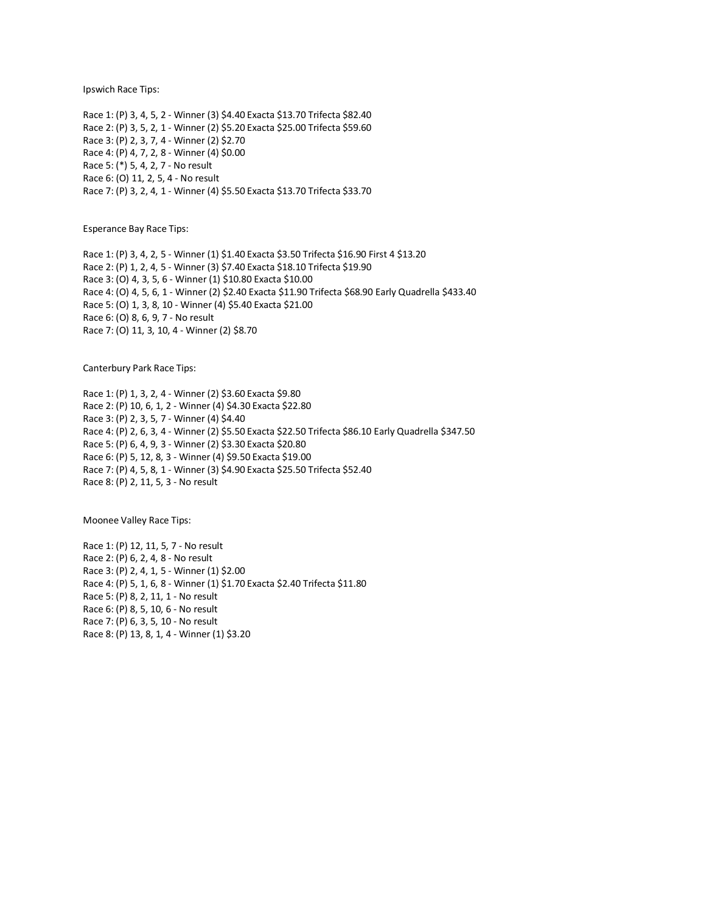Ipswich Race Tips:

Race 1: (P) 3, 4, 5, 2 - Winner (3) $4.40 Exacta $13.70 Trifecta $82.40
Race 2: (P) 3, 5, 2, 1 - Winner (2) $5.20 Exacta $25.00 Trifecta $59.60
Race 3: (P) 2, 3, 7, 4 - Winner (2) $2.70
Race 4: (P) 4, 7, 2, 8 - Winner (4) $0.00
Race 5: (*) 5, 4, 2, 7 - No result
Race 6: (O) 11, 2, 5, 4 - No result
Race 7: (P) 3, 2, 4, 1 - Winner (4) $5.50 Exacta $13.70 Trifecta $33.70

Esperance Bay Race Tips:

Race 1: (P) 3, 4, 2, 5 - Winner (1) $1.40 Exacta $3.50 Trifecta $16.90 First 4 $13.20
Race 2: (P) 1, 2, 4, 5 - Winner (3) $7.40 Exacta $18.10 Trifecta $19.90
Race 3: (O) 4, 3, 5, 6 - Winner (1) $10.80 Exacta $10.00
Race 4: (O) 4, 5, 6, 1 - Winner (2) $2.40 Exacta $11.90 Trifecta $68.90 Early Quadrella $433.40
Race 5: (O) 1, 3, 8, 10 - Winner (4) $5.40 Exacta $21.00
Race 6: (O) 8, 6, 9, 7 - No result
Race 7: (O) 11, 3, 10, 4 - Winner (2) $8.70

Canterbury Park Race Tips:

Race 1: (P) 1, 3, 2, 4 - Winner (2) $3.60 Exacta $9.80
Race 2: (P) 10, 6, 1, 2 - Winner (4) $4.30 Exacta $22.80
Race 3: (P) 2, 3, 5, 7 - Winner (4) $4.40
Race 4: (P) 2, 6, 3, 4 - Winner (2) $5.50 Exacta $22.50 Trifecta $86.10 Early Quadrella $347.50
Race 5: (P) 6, 4, 9, 3 - Winner (2) $3.30 Exacta $20.80
Race 6: (P) 5, 12, 8, 3 - Winner (4) $9.50 Exacta $19.00
Race 7: (P) 4, 5, 8, 1 - Winner (3) $4.90 Exacta $25.50 Trifecta $52.40
Race 8: (P) 2, 11, 5, 3 - No result

Moonee Valley Race Tips:

Race 1: (P) 12, 11, 5, 7 - No result
Race 2: (P) 6, 2, 4, 8 - No result
Race 3: (P) 2, 4, 1, 5 - Winner (1) $2.00
Race 4: (P) 5, 1, 6, 8 - Winner (1) $1.70 Exacta $2.40 Trifecta $11.80
Race 5: (P) 8, 2, 11, 1 - No result
Race 6: (P) 8, 5, 10, 6 - No result
Race 7: (P) 6, 3, 5, 10 - No result
Race 8: (P) 13, 8, 1, 4 - Winner (1) $3.20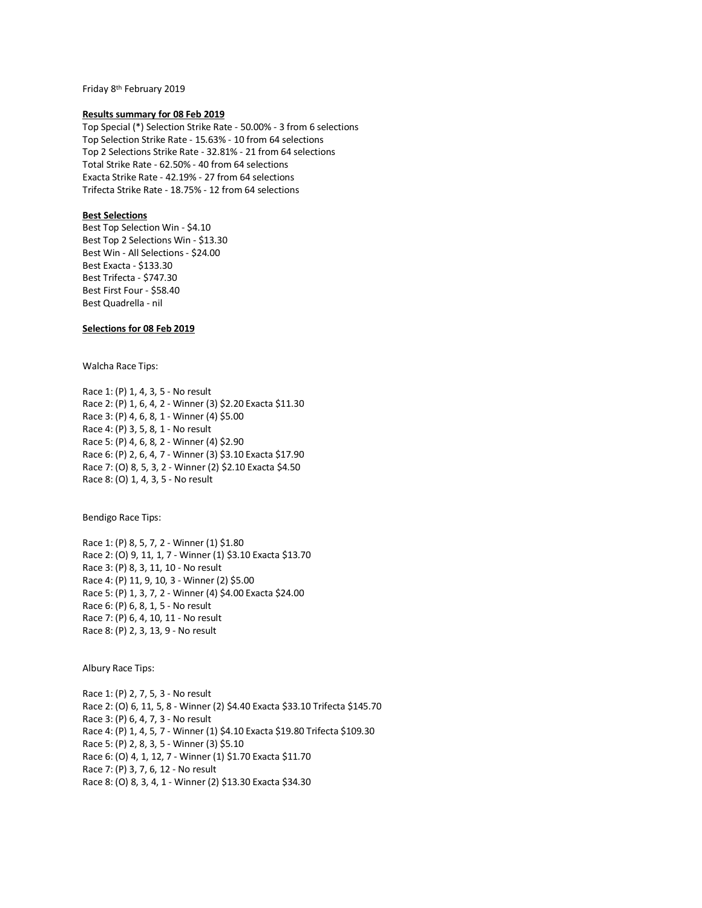Friday 8th February 2019

**Results summary for 08 Feb 2019**

Top Special (*) Selection Strike Rate - 50.00% - 3 from 6 selections
Top Selection Strike Rate - 15.63% - 10 from 64 selections
Top 2 Selections Strike Rate - 32.81% - 21 from 64 selections
Total Strike Rate - 62.50% - 40 from 64 selections
Exacta Strike Rate - 42.19% - 27 from 64 selections
Trifecta Strike Rate - 18.75% - 12 from 64 selections

**Best Selections**

Best Top Selection Win - $4.10
Best Top 2 Selections Win - $13.30
Best Win - All Selections - $24.00
Best Exacta - $133.30
Best Trifecta - $747.30
Best First Four - $58.40
Best Quadrella - nil

**Selections for 08 Feb 2019**

Walcha Race Tips:

Race 1: (P) 1, 4, 3, 5 - No result
Race 2: (P) 1, 6, 4, 2 - Winner (3) $2.20 Exacta $11.30
Race 3: (P) 4, 6, 8, 1 - Winner (4) $5.00
Race 4: (P) 3, 5, 8, 1 - No result
Race 5: (P) 4, 6, 8, 2 - Winner (4) $2.90
Race 6: (P) 2, 6, 4, 7 - Winner (3) $3.10 Exacta $17.90
Race 7: (O) 8, 5, 3, 2 - Winner (2) $2.10 Exacta $4.50
Race 8: (O) 1, 4, 3, 5 - No result

Bendigo Race Tips:

Race 1: (P) 8, 5, 7, 2 - Winner (1) $1.80
Race 2: (O) 9, 11, 1, 7 - Winner (1) $3.10 Exacta $13.70
Race 3: (P) 8, 3, 11, 10 - No result
Race 4: (P) 11, 9, 10, 3 - Winner (2) $5.00
Race 5: (P) 1, 3, 7, 2 - Winner (4) $4.00 Exacta $24.00
Race 6: (P) 6, 8, 1, 5 - No result
Race 7: (P) 6, 4, 10, 11 - No result
Race 8: (P) 2, 3, 13, 9 - No result

Albury Race Tips:

Race 1: (P) 2, 7, 5, 3 - No result
Race 2: (O) 6, 11, 5, 8 - Winner (2) $4.40 Exacta $33.10 Trifecta $145.70
Race 3: (P) 6, 4, 7, 3 - No result
Race 4: (P) 1, 4, 5, 7 - Winner (1) $4.10 Exacta $19.80 Trifecta $109.30
Race 5: (P) 2, 8, 3, 5 - Winner (3) $5.10
Race 6: (O) 4, 1, 12, 7 - Winner (1) $1.70 Exacta $11.70
Race 7: (P) 3, 7, 6, 12 - No result
Race 8: (O) 8, 3, 4, 1 - Winner (2) $13.30 Exacta $34.30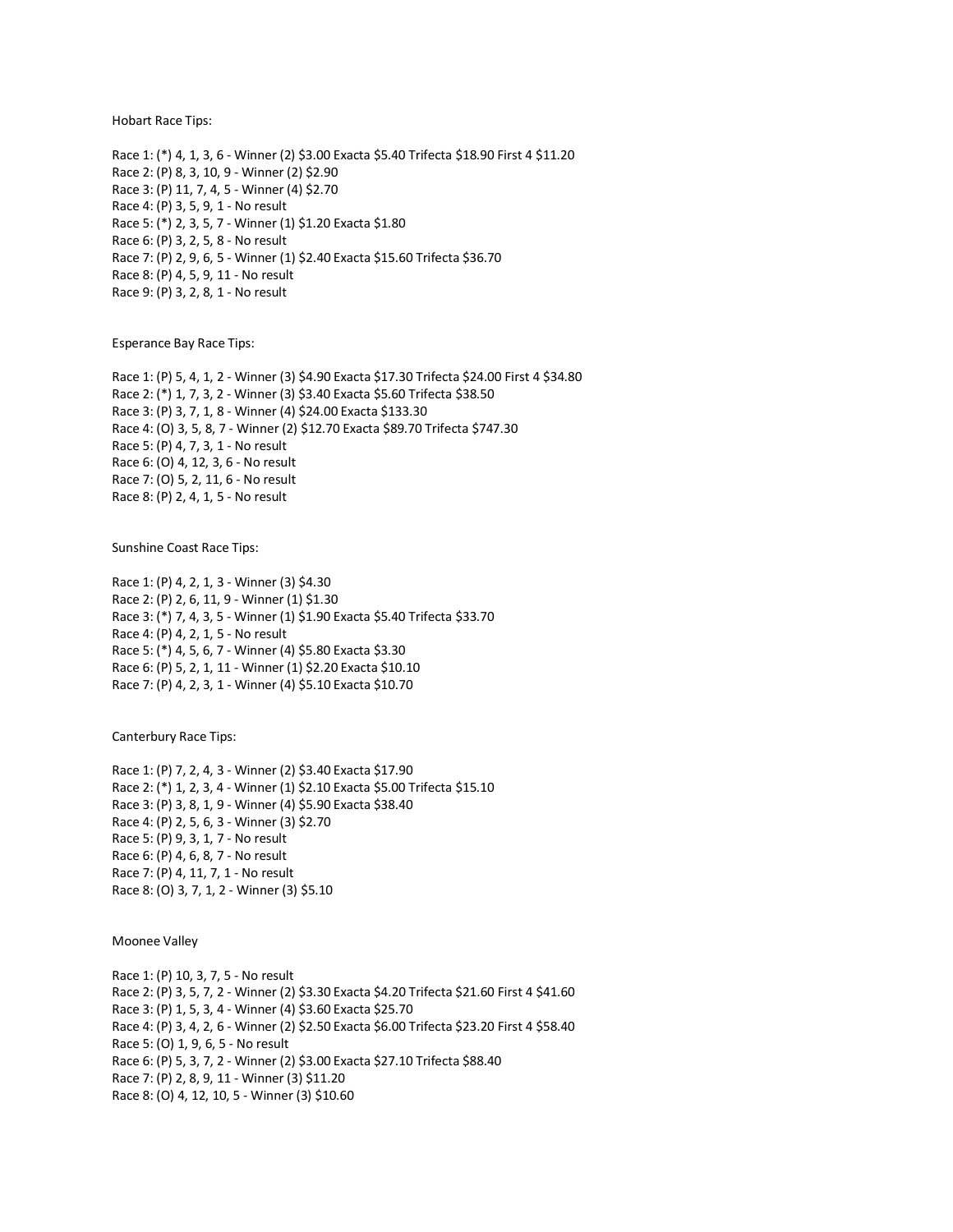Hobart Race Tips:

Race 1: (*) 4, 1, 3, 6 - Winner (2) $3.00 Exacta $5.40 Trifecta $18.90 First 4 $11.20
Race 2: (P) 8, 3, 10, 9 - Winner (2) $2.90
Race 3: (P) 11, 7, 4, 5 - Winner (4) $2.70
Race 4: (P) 3, 5, 9, 1 - No result
Race 5: (*) 2, 3, 5, 7 - Winner (1) $1.20 Exacta $1.80
Race 6: (P) 3, 2, 5, 8 - No result
Race 7: (P) 2, 9, 6, 5 - Winner (1) $2.40 Exacta $15.60 Trifecta $36.70
Race 8: (P) 4, 5, 9, 11 - No result
Race 9: (P) 3, 2, 8, 1 - No result

Esperance Bay Race Tips:

Race 1: (P) 5, 4, 1, 2 - Winner (3) $4.90 Exacta $17.30 Trifecta $24.00 First 4 $34.80
Race 2: (*) 1, 7, 3, 2 - Winner (3) $3.40 Exacta $5.60 Trifecta $38.50
Race 3: (P) 3, 7, 1, 8 - Winner (4) $24.00 Exacta $133.30
Race 4: (O) 3, 5, 8, 7 - Winner (2) $12.70 Exacta $89.70 Trifecta $747.30
Race 5: (P) 4, 7, 3, 1 - No result
Race 6: (O) 4, 12, 3, 6 - No result
Race 7: (O) 5, 2, 11, 6 - No result
Race 8: (P) 2, 4, 1, 5 - No result

Sunshine Coast Race Tips:

Race 1: (P) 4, 2, 1, 3 - Winner (3) $4.30
Race 2: (P) 2, 6, 11, 9 - Winner (1) $1.30
Race 3: (*) 7, 4, 3, 5 - Winner (1) $1.90 Exacta $5.40 Trifecta $33.70
Race 4: (P) 4, 2, 1, 5 - No result
Race 5: (*) 4, 5, 6, 7 - Winner (4) $5.80 Exacta $3.30
Race 6: (P) 5, 2, 1, 11 - Winner (1) $2.20 Exacta $10.10
Race 7: (P) 4, 2, 3, 1 - Winner (4) $5.10 Exacta $10.70

Canterbury Race Tips:

Race 1: (P) 7, 2, 4, 3 - Winner (2) $3.40 Exacta $17.90
Race 2: (*) 1, 2, 3, 4 - Winner (1) $2.10 Exacta $5.00 Trifecta $15.10
Race 3: (P) 3, 8, 1, 9 - Winner (4) $5.90 Exacta $38.40
Race 4: (P) 2, 5, 6, 3 - Winner (3) $2.70
Race 5: (P) 9, 3, 1, 7 - No result
Race 6: (P) 4, 6, 8, 7 - No result
Race 7: (P) 4, 11, 7, 1 - No result
Race 8: (O) 3, 7, 1, 2 - Winner (3) $5.10

Moonee Valley

Race 1: (P) 10, 3, 7, 5 - No result
Race 2: (P) 3, 5, 7, 2 - Winner (2) $3.30 Exacta $4.20 Trifecta $21.60 First 4 $41.60
Race 3: (P) 1, 5, 3, 4 - Winner (4) $3.60 Exacta $25.70
Race 4: (P) 3, 4, 2, 6 - Winner (2) $2.50 Exacta $6.00 Trifecta $23.20 First 4 $58.40
Race 5: (O) 1, 9, 6, 5 - No result
Race 6: (P) 5, 3, 7, 2 - Winner (2) $3.00 Exacta $27.10 Trifecta $88.40
Race 7: (P) 2, 8, 9, 11 - Winner (3) $11.20
Race 8: (O) 4, 12, 10, 5 - Winner (3) $10.60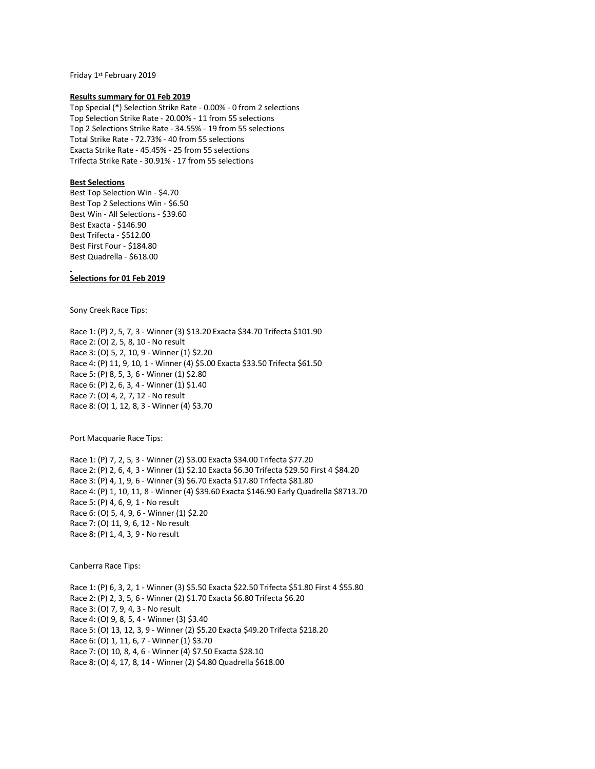Friday 1st February 2019

**Results summary for 01 Feb 2019**

Top Special (*) Selection Strike Rate - 0.00% - 0 from 2 selections
Top Selection Strike Rate - 20.00% - 11 from 55 selections
Top 2 Selections Strike Rate - 34.55% - 19 from 55 selections
Total Strike Rate - 72.73% - 40 from 55 selections
Exacta Strike Rate - 45.45% - 25 from 55 selections
Trifecta Strike Rate - 30.91% - 17 from 55 selections

**Best Selections**

Best Top Selection Win - $4.70
Best Top 2 Selections Win - $6.50
Best Win - All Selections - $39.60
Best Exacta - $146.90
Best Trifecta - $512.00
Best First Four - $184.80
Best Quadrella - $618.00

**Selections for 01 Feb 2019**

Sony Creek Race Tips:

Race 1: (P) 2, 5, 7, 3 - Winner (3) $13.20 Exacta $34.70 Trifecta $101.90
Race 2: (O) 2, 5, 8, 10 - No result
Race 3: (O) 5, 2, 10, 9 - Winner (1) $2.20
Race 4: (P) 11, 9, 10, 1 - Winner (4) $5.00 Exacta $33.50 Trifecta $61.50
Race 5: (P) 8, 5, 3, 6 - Winner (1) $2.80
Race 6: (P) 2, 6, 3, 4 - Winner (1) $1.40
Race 7: (O) 4, 2, 7, 12 - No result
Race 8: (O) 1, 12, 8, 3 - Winner (4) $3.70

Port Macquarie Race Tips:

Race 1: (P) 7, 2, 5, 3 - Winner (2) $3.00 Exacta $34.00 Trifecta $77.20
Race 2: (P) 2, 6, 4, 3 - Winner (1) $2.10 Exacta $6.30 Trifecta $29.50 First 4 $84.20
Race 3: (P) 4, 1, 9, 6 - Winner (3) $6.70 Exacta $17.80 Trifecta $81.80
Race 4: (P) 1, 10, 11, 8 - Winner (4) $39.60 Exacta $146.90 Early Quadrella $8713.70
Race 5: (P) 4, 6, 9, 1 - No result
Race 6: (O) 5, 4, 9, 6 - Winner (1) $2.20
Race 7: (O) 11, 9, 6, 12 - No result
Race 8: (P) 1, 4, 3, 9 - No result

Canberra Race Tips:

Race 1: (P) 6, 3, 2, 1 - Winner (3) $5.50 Exacta $22.50 Trifecta $51.80 First 4 $55.80
Race 2: (P) 2, 3, 5, 6 - Winner (2) $1.70 Exacta $6.80 Trifecta $6.20
Race 3: (O) 7, 9, 4, 3 - No result
Race 4: (O) 9, 8, 5, 4 - Winner (3) $3.40
Race 5: (O) 13, 12, 3, 9 - Winner (2) $5.20 Exacta $49.20 Trifecta $218.20
Race 6: (O) 1, 11, 6, 7 - Winner (1) $3.70
Race 7: (O) 10, 8, 4, 6 - Winner (4) $7.50 Exacta $28.10
Race 8: (O) 4, 17, 8, 14 - Winner (2) $4.80 Quadrella $618.00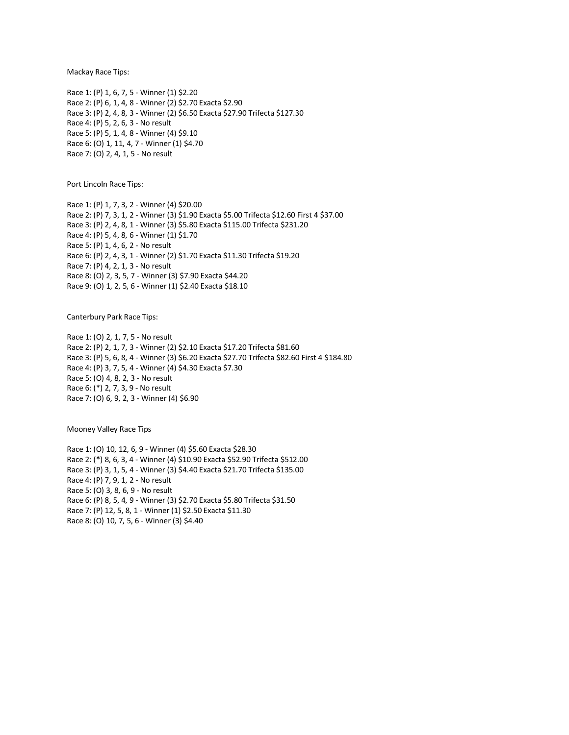Mackay Race Tips:

Race 1: (P) 1, 6, 7, 5 - Winner (1) $2.20
Race 2: (P) 6, 1, 4, 8 - Winner (2) $2.70 Exacta $2.90
Race 3: (P) 2, 4, 8, 3 - Winner (2) $6.50 Exacta $27.90 Trifecta $127.30
Race 4: (P) 5, 2, 6, 3 - No result
Race 5: (P) 5, 1, 4, 8 - Winner (4) $9.10
Race 6: (O) 1, 11, 4, 7 - Winner (1) $4.70
Race 7: (O) 2, 4, 1, 5 - No result

Port Lincoln Race Tips:

Race 1: (P) 1, 7, 3, 2 - Winner (4) $20.00
Race 2: (P) 7, 3, 1, 2 - Winner (3) $1.90 Exacta $5.00 Trifecta $12.60 First 4 $37.00
Race 3: (P) 2, 4, 8, 1 - Winner (3) $5.80 Exacta $115.00 Trifecta $231.20
Race 4: (P) 5, 4, 8, 6 - Winner (1) $1.70
Race 5: (P) 1, 4, 6, 2 - No result
Race 6: (P) 2, 4, 3, 1 - Winner (2) $1.70 Exacta $11.30 Trifecta $19.20
Race 7: (P) 4, 2, 1, 3 - No result
Race 8: (O) 2, 3, 5, 7 - Winner (3) $7.90 Exacta $44.20
Race 9: (O) 1, 2, 5, 6 - Winner (1) $2.40 Exacta $18.10

Canterbury Park Race Tips:

Race 1: (O) 2, 1, 7, 5 - No result
Race 2: (P) 2, 1, 7, 3 - Winner (2) $2.10 Exacta $17.20 Trifecta $81.60
Race 3: (P) 5, 6, 8, 4 - Winner (3) $6.20 Exacta $27.70 Trifecta $82.60 First 4 $184.80
Race 4: (P) 3, 7, 5, 4 - Winner (4) $4.30 Exacta $7.30
Race 5: (O) 4, 8, 2, 3 - No result
Race 6: (*) 2, 7, 3, 9 - No result
Race 7: (O) 6, 9, 2, 3 - Winner (4) $6.90

Mooney Valley Race Tips

Race 1: (O) 10, 12, 6, 9 - Winner (4) $5.60 Exacta $28.30
Race 2: (*) 8, 6, 3, 4 - Winner (4) $10.90 Exacta $52.90 Trifecta $512.00
Race 3: (P) 3, 1, 5, 4 - Winner (3) $4.40 Exacta $21.70 Trifecta $135.00
Race 4: (P) 7, 9, 1, 2 - No result
Race 5: (O) 3, 8, 6, 9 - No result
Race 6: (P) 8, 5, 4, 9 - Winner (3) $2.70 Exacta $5.80 Trifecta $31.50
Race 7: (P) 12, 5, 8, 1 - Winner (1) $2.50 Exacta $11.30
Race 8: (O) 10, 7, 5, 6 - Winner (3) $4.40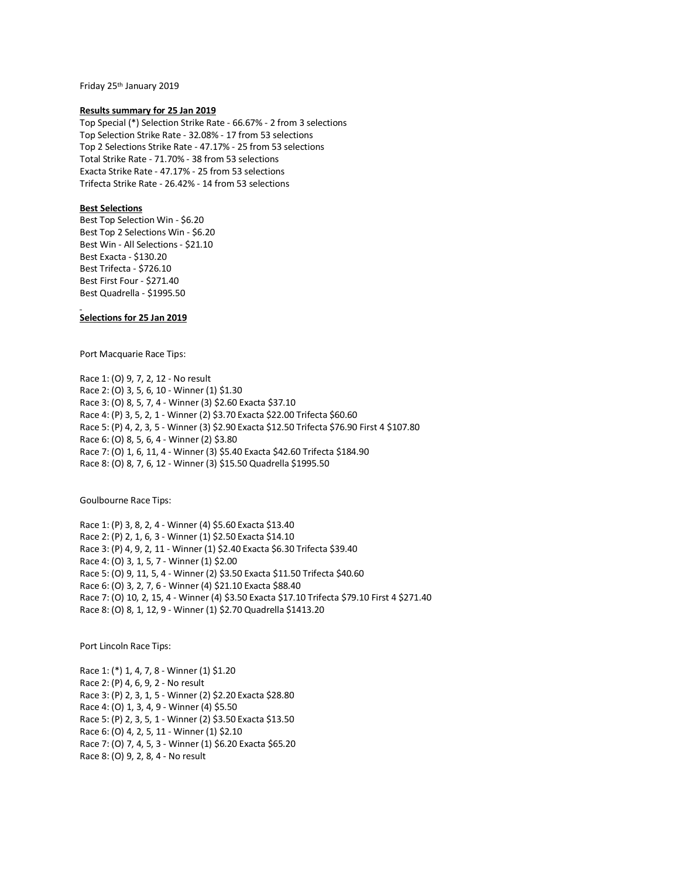Friday 25th January 2019

**Results summary for 25 Jan 2019**

Top Special (*) Selection Strike Rate - 66.67% - 2 from 3 selections
Top Selection Strike Rate - 32.08% - 17 from 53 selections
Top 2 Selections Strike Rate - 47.17% - 25 from 53 selections
Total Strike Rate - 71.70% - 38 from 53 selections
Exacta Strike Rate - 47.17% - 25 from 53 selections
Trifecta Strike Rate - 26.42% - 14 from 53 selections

**Best Selections**

Best Top Selection Win - $6.20
Best Top 2 Selections Win - $6.20
Best Win - All Selections - $21.10
Best Exacta - $130.20
Best Trifecta - $726.10
Best First Four - $271.40
Best Quadrella - $1995.50

**Selections for 25 Jan 2019**

Port Macquarie Race Tips:

Race 1: (O) 9, 7, 2, 12 - No result
Race 2: (O) 3, 5, 6, 10 - Winner (1) $1.30
Race 3: (O) 8, 5, 7, 4 - Winner (3) $2.60 Exacta $37.10
Race 4: (P) 3, 5, 2, 1 - Winner (2) $3.70 Exacta $22.00 Trifecta $60.60
Race 5: (P) 4, 2, 3, 5 - Winner (3) $2.90 Exacta $12.50 Trifecta $76.90 First 4 $107.80
Race 6: (O) 8, 5, 6, 4 - Winner (2) $3.80
Race 7: (O) 1, 6, 11, 4 - Winner (3) $5.40 Exacta $42.60 Trifecta $184.90
Race 8: (O) 8, 7, 6, 12 - Winner (3) $15.50 Quadrella $1995.50

Goulbourne Race Tips:

Race 1: (P) 3, 8, 2, 4 - Winner (4) $5.60 Exacta $13.40
Race 2: (P) 2, 1, 6, 3 - Winner (1) $2.50 Exacta $14.10
Race 3: (P) 4, 9, 2, 11 - Winner (1) $2.40 Exacta $6.30 Trifecta $39.40
Race 4: (O) 3, 1, 5, 7 - Winner (1) $2.00
Race 5: (O) 9, 11, 5, 4 - Winner (2) $3.50 Exacta $11.50 Trifecta $40.60
Race 6: (O) 3, 2, 7, 6 - Winner (4) $21.10 Exacta $88.40
Race 7: (O) 10, 2, 15, 4 - Winner (4) $3.50 Exacta $17.10 Trifecta $79.10 First 4 $271.40
Race 8: (O) 8, 1, 12, 9 - Winner (1) $2.70 Quadrella $1413.20

Port Lincoln Race Tips:

Race 1: (*) 1, 4, 7, 8 - Winner (1) $1.20
Race 2: (P) 4, 6, 9, 2 - No result
Race 3: (P) 2, 3, 1, 5 - Winner (2) $2.20 Exacta $28.80
Race 4: (O) 1, 3, 4, 9 - Winner (4) $5.50
Race 5: (P) 2, 3, 5, 1 - Winner (2) $3.50 Exacta $13.50
Race 6: (O) 4, 2, 5, 11 - Winner (1) $2.10
Race 7: (O) 7, 4, 5, 3 - Winner (1) $6.20 Exacta $65.20
Race 8: (O) 9, 2, 8, 4 - No result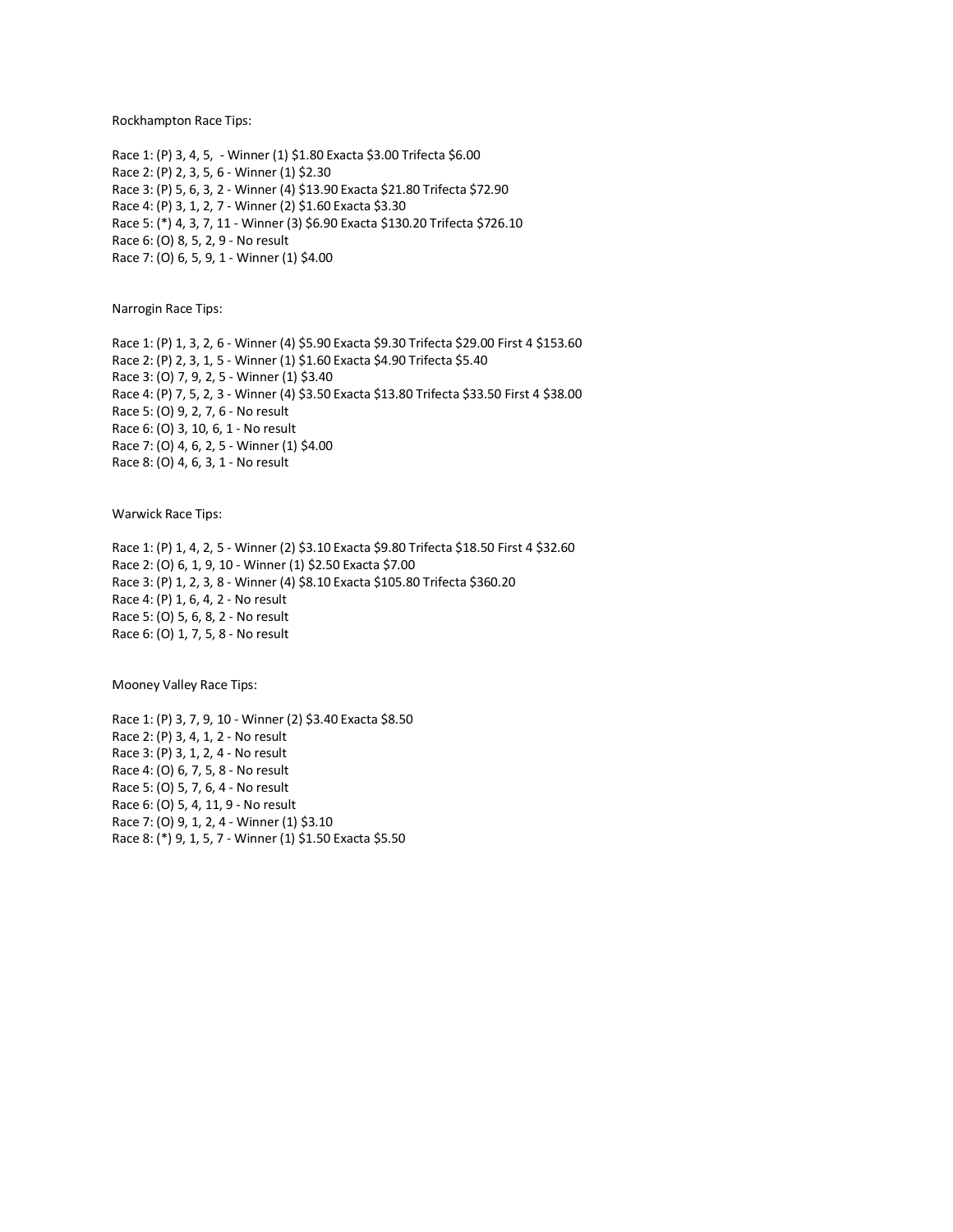Rockhampton Race Tips:

Race 1: (P) 3, 4, 5,  - Winner (1) $1.80 Exacta $3.00 Trifecta $6.00
Race 2: (P) 2, 3, 5, 6 - Winner (1) $2.30
Race 3: (P) 5, 6, 3, 2 - Winner (4) $13.90 Exacta $21.80 Trifecta $72.90
Race 4: (P) 3, 1, 2, 7 - Winner (2) $1.60 Exacta $3.30
Race 5: (*) 4, 3, 7, 11 - Winner (3) $6.90 Exacta $130.20 Trifecta $726.10
Race 6: (O) 8, 5, 2, 9 - No result
Race 7: (O) 6, 5, 9, 1 - Winner (1) $4.00

Narrogin Race Tips:

Race 1: (P) 1, 3, 2, 6 - Winner (4) $5.90 Exacta $9.30 Trifecta $29.00 First 4 $153.60
Race 2: (P) 2, 3, 1, 5 - Winner (1) $1.60 Exacta $4.90 Trifecta $5.40
Race 3: (O) 7, 9, 2, 5 - Winner (1) $3.40
Race 4: (P) 7, 5, 2, 3 - Winner (4) $3.50 Exacta $13.80 Trifecta $33.50 First 4 $38.00
Race 5: (O) 9, 2, 7, 6 - No result
Race 6: (O) 3, 10, 6, 1 - No result
Race 7: (O) 4, 6, 2, 5 - Winner (1) $4.00
Race 8: (O) 4, 6, 3, 1 - No result

Warwick Race Tips:

Race 1: (P) 1, 4, 2, 5 - Winner (2) $3.10 Exacta $9.80 Trifecta $18.50 First 4 $32.60
Race 2: (O) 6, 1, 9, 10 - Winner (1) $2.50 Exacta $7.00
Race 3: (P) 1, 2, 3, 8 - Winner (4) $8.10 Exacta $105.80 Trifecta $360.20
Race 4: (P) 1, 6, 4, 2 - No result
Race 5: (O) 5, 6, 8, 2 - No result
Race 6: (O) 1, 7, 5, 8 - No result

Mooney Valley Race Tips:

Race 1: (P) 3, 7, 9, 10 - Winner (2) $3.40 Exacta $8.50
Race 2: (P) 3, 4, 1, 2 - No result
Race 3: (P) 3, 1, 2, 4 - No result
Race 4: (O) 6, 7, 5, 8 - No result
Race 5: (O) 5, 7, 6, 4 - No result
Race 6: (O) 5, 4, 11, 9 - No result
Race 7: (O) 9, 1, 2, 4 - Winner (1) $3.10
Race 8: (*) 9, 1, 5, 7 - Winner (1) $1.50 Exacta $5.50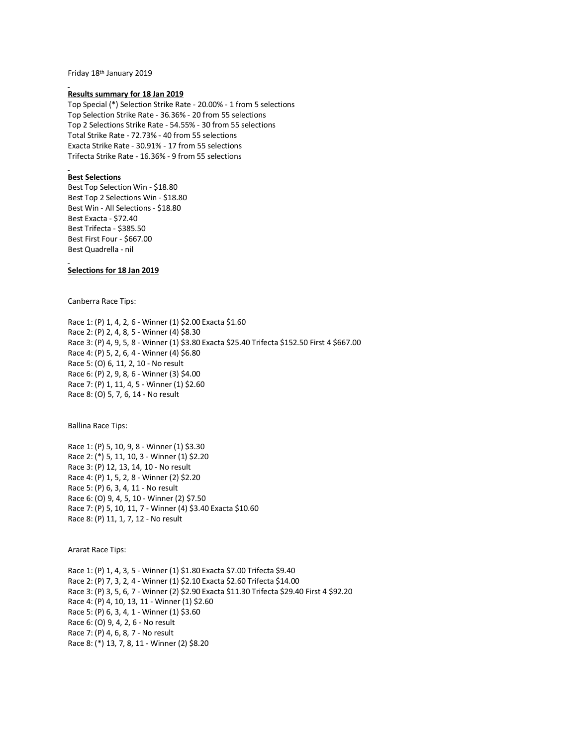Friday 18th January 2019

**Results summary for 18 Jan 2019**

Top Special (*) Selection Strike Rate - 20.00% - 1 from 5 selections
Top Selection Strike Rate - 36.36% - 20 from 55 selections
Top 2 Selections Strike Rate - 54.55% - 30 from 55 selections
Total Strike Rate - 72.73% - 40 from 55 selections
Exacta Strike Rate - 30.91% - 17 from 55 selections
Trifecta Strike Rate - 16.36% - 9 from 55 selections

**Best Selections**

Best Top Selection Win - $18.80
Best Top 2 Selections Win - $18.80
Best Win - All Selections - $18.80
Best Exacta - $72.40
Best Trifecta - $385.50
Best First Four - $667.00
Best Quadrella - nil

**Selections for 18 Jan 2019**

Canberra Race Tips:

Race 1: (P) 1, 4, 2, 6 - Winner (1) $2.00 Exacta $1.60
Race 2: (P) 2, 4, 8, 5 - Winner (4) $8.30
Race 3: (P) 4, 9, 5, 8 - Winner (1) $3.80 Exacta $25.40 Trifecta $152.50 First 4 $667.00
Race 4: (P) 5, 2, 6, 4 - Winner (4) $6.80
Race 5: (O) 6, 11, 2, 10 - No result
Race 6: (P) 2, 9, 8, 6 - Winner (3) $4.00
Race 7: (P) 1, 11, 4, 5 - Winner (1) $2.60
Race 8: (O) 5, 7, 6, 14 - No result

Ballina Race Tips:

Race 1: (P) 5, 10, 9, 8 - Winner (1) $3.30
Race 2: (*) 5, 11, 10, 3 - Winner (1) $2.20
Race 3: (P) 12, 13, 14, 10 - No result
Race 4: (P) 1, 5, 2, 8 - Winner (2) $2.20
Race 5: (P) 6, 3, 4, 11 - No result
Race 6: (O) 9, 4, 5, 10 - Winner (2) $7.50
Race 7: (P) 5, 10, 11, 7 - Winner (4) $3.40 Exacta $10.60
Race 8: (P) 11, 1, 7, 12 - No result

Ararat Race Tips:

Race 1: (P) 1, 4, 3, 5 - Winner (1) $1.80 Exacta $7.00 Trifecta $9.40
Race 2: (P) 7, 3, 2, 4 - Winner (1) $2.10 Exacta $2.60 Trifecta $14.00
Race 3: (P) 3, 5, 6, 7 - Winner (2) $2.90 Exacta $11.30 Trifecta $29.40 First 4 $92.20
Race 4: (P) 4, 10, 13, 11 - Winner (1) $2.60
Race 5: (P) 6, 3, 4, 1 - Winner (1) $3.60
Race 6: (O) 9, 4, 2, 6 - No result
Race 7: (P) 4, 6, 8, 7 - No result
Race 8: (*) 13, 7, 8, 11 - Winner (2) $8.20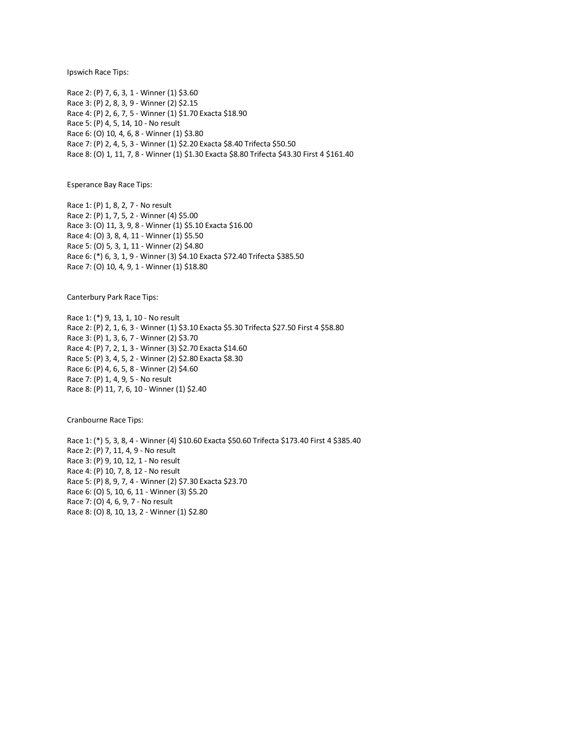Ipswich Race Tips:

Race 2: (P) 7, 6, 3, 1 - Winner (1) $3.60
Race 3: (P) 2, 8, 3, 9 - Winner (2) $2.15
Race 4: (P) 2, 6, 7, 5 - Winner (1) $1.70 Exacta $18.90
Race 5: (P) 4, 5, 14, 10 - No result
Race 6: (O) 10, 4, 6, 8 - Winner (1) $3.80
Race 7: (P) 2, 4, 5, 3 - Winner (1) $2.20 Exacta $8.40 Trifecta $50.50
Race 8: (O) 1, 11, 7, 8 - Winner (1) $1.30 Exacta $8.80 Trifecta $43.30 First 4 $161.40

Esperance Bay Race Tips:

Race 1: (P) 1, 8, 2, 7 - No result
Race 2: (P) 1, 7, 5, 2 - Winner (4) $5.00
Race 3: (O) 11, 3, 9, 8 - Winner (1) $5.10 Exacta $16.00
Race 4: (O) 3, 8, 4, 11 - Winner (1) $5.50
Race 5: (O) 5, 3, 1, 11 - Winner (2) $4.80
Race 6: (*) 6, 3, 1, 9 - Winner (3) $4.10 Exacta $72.40 Trifecta $385.50
Race 7: (O) 10, 4, 9, 1 - Winner (1) $18.80

Canterbury Park Race Tips:

Race 1: (*) 9, 13, 1, 10 - No result
Race 2: (P) 2, 1, 6, 3 - Winner (1) $3.10 Exacta $5.30 Trifecta $27.50 First 4 $58.80
Race 3: (P) 1, 3, 6, 7 - Winner (2) $3.70
Race 4: (P) 7, 2, 1, 3 - Winner (3) $2.70 Exacta $14.60
Race 5: (P) 3, 4, 5, 2 - Winner (2) $2.80 Exacta $8.30
Race 6: (P) 4, 6, 5, 8 - Winner (2) $4.60
Race 7: (P) 1, 4, 9, 5 - No result
Race 8: (P) 11, 7, 6, 10 - Winner (1) $2.40

Cranbourne Race Tips:

Race 1: (*) 5, 3, 8, 4 - Winner (4) $10.60 Exacta $50.60 Trifecta $173.40 First 4 $385.40
Race 2: (P) 7, 11, 4, 9 - No result
Race 3: (P) 9, 10, 12, 1 - No result
Race 4: (P) 10, 7, 8, 12 - No result
Race 5: (P) 8, 9, 7, 4 - Winner (2) $7.30 Exacta $23.70
Race 6: (O) 5, 10, 6, 11 - Winner (3) $5.20
Race 7: (O) 4, 6, 9, 7 - No result
Race 8: (O) 8, 10, 13, 2 - Winner (1) $2.80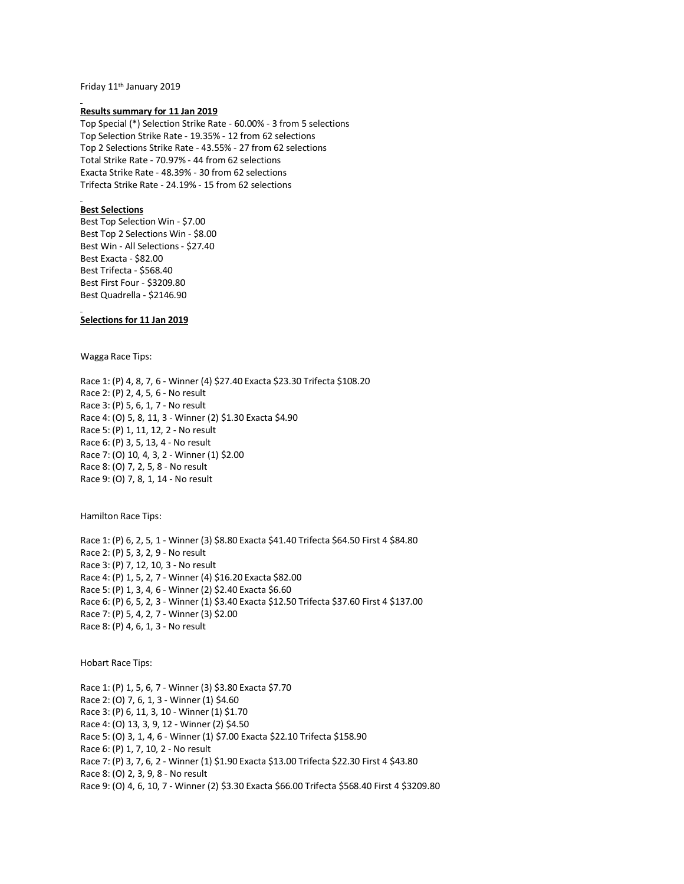Friday 11th January 2019

**Results summary for 11 Jan 2019**

Top Special (*) Selection Strike Rate - 60.00% - 3 from 5 selections
Top Selection Strike Rate - 19.35% - 12 from 62 selections
Top 2 Selections Strike Rate - 43.55% - 27 from 62 selections
Total Strike Rate - 70.97% - 44 from 62 selections
Exacta Strike Rate - 48.39% - 30 from 62 selections
Trifecta Strike Rate - 24.19% - 15 from 62 selections

**Best Selections**

Best Top Selection Win - $7.00
Best Top 2 Selections Win - $8.00
Best Win - All Selections - $27.40
Best Exacta - $82.00
Best Trifecta - $568.40
Best First Four - $3209.80
Best Quadrella - $2146.90

**Selections for 11 Jan 2019**

Wagga Race Tips:

Race 1: (P) 4, 8, 7, 6 - Winner (4) $27.40 Exacta $23.30 Trifecta $108.20
Race 2: (P) 2, 4, 5, 6 - No result
Race 3: (P) 5, 6, 1, 7 - No result
Race 4: (O) 5, 8, 11, 3 - Winner (2) $1.30 Exacta $4.90
Race 5: (P) 1, 11, 12, 2 - No result
Race 6: (P) 3, 5, 13, 4 - No result
Race 7: (O) 10, 4, 3, 2 - Winner (1) $2.00
Race 8: (O) 7, 2, 5, 8 - No result
Race 9: (O) 7, 8, 1, 14 - No result

Hamilton Race Tips:

Race 1: (P) 6, 2, 5, 1 - Winner (3) $8.80 Exacta $41.40 Trifecta $64.50 First 4 $84.80
Race 2: (P) 5, 3, 2, 9 - No result
Race 3: (P) 7, 12, 10, 3 - No result
Race 4: (P) 1, 5, 2, 7 - Winner (4) $16.20 Exacta $82.00
Race 5: (P) 1, 3, 4, 6 - Winner (2) $2.40 Exacta $6.60
Race 6: (P) 6, 5, 2, 3 - Winner (1) $3.40 Exacta $12.50 Trifecta $37.60 First 4 $137.00
Race 7: (P) 5, 4, 2, 7 - Winner (3) $2.00
Race 8: (P) 4, 6, 1, 3 - No result

Hobart Race Tips:

Race 1: (P) 1, 5, 6, 7 - Winner (3) $3.80 Exacta $7.70
Race 2: (O) 7, 6, 1, 3 - Winner (1) $4.60
Race 3: (P) 6, 11, 3, 10 - Winner (1) $1.70
Race 4: (O) 13, 3, 9, 12 - Winner (2) $4.50
Race 5: (O) 3, 1, 4, 6 - Winner (1) $7.00 Exacta $22.10 Trifecta $158.90
Race 6: (P) 1, 7, 10, 2 - No result
Race 7: (P) 3, 7, 6, 2 - Winner (1) $1.90 Exacta $13.00 Trifecta $22.30 First 4 $43.80
Race 8: (O) 2, 3, 9, 8 - No result
Race 9: (O) 4, 6, 10, 7 - Winner (2) $3.30 Exacta $66.00 Trifecta $568.40 First 4 $3209.80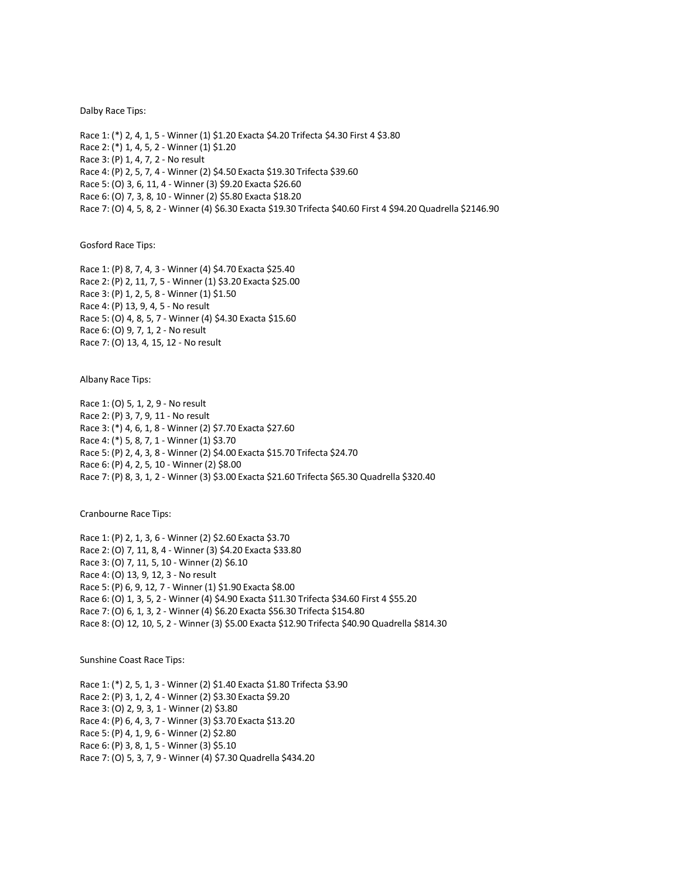Dalby Race Tips:

Race 1: (*) 2, 4, 1, 5 - Winner (1) $1.20 Exacta $4.20 Trifecta $4.30 First 4 $3.80
Race 2: (*) 1, 4, 5, 2 - Winner (1) $1.20
Race 3: (P) 1, 4, 7, 2 - No result
Race 4: (P) 2, 5, 7, 4 - Winner (2) $4.50 Exacta $19.30 Trifecta $39.60
Race 5: (O) 3, 6, 11, 4 - Winner (3) $9.20 Exacta $26.60
Race 6: (O) 7, 3, 8, 10 - Winner (2) $5.80 Exacta $18.20
Race 7: (O) 4, 5, 8, 2 - Winner (4) $6.30 Exacta $19.30 Trifecta $40.60 First 4 $94.20 Quadrella $2146.90

Gosford Race Tips:

Race 1: (P) 8, 7, 4, 3 - Winner (4) $4.70 Exacta $25.40
Race 2: (P) 2, 11, 7, 5 - Winner (1) $3.20 Exacta $25.00
Race 3: (P) 1, 2, 5, 8 - Winner (1) $1.50
Race 4: (P) 13, 9, 4, 5 - No result
Race 5: (O) 4, 8, 5, 7 - Winner (4) $4.30 Exacta $15.60
Race 6: (O) 9, 7, 1, 2 - No result
Race 7: (O) 13, 4, 15, 12 - No result

Albany Race Tips:

Race 1: (O) 5, 1, 2, 9 - No result
Race 2: (P) 3, 7, 9, 11 - No result
Race 3: (*) 4, 6, 1, 8 - Winner (2) $7.70 Exacta $27.60
Race 4: (*) 5, 8, 7, 1 - Winner (1) $3.70
Race 5: (P) 2, 4, 3, 8 - Winner (2) $4.00 Exacta $15.70 Trifecta $24.70
Race 6: (P) 4, 2, 5, 10 - Winner (2) $8.00
Race 7: (P) 8, 3, 1, 2 - Winner (3) $3.00 Exacta $21.60 Trifecta $65.30 Quadrella $320.40

Cranbourne Race Tips:

Race 1: (P) 2, 1, 3, 6 - Winner (2) $2.60 Exacta $3.70
Race 2: (O) 7, 11, 8, 4 - Winner (3) $4.20 Exacta $33.80
Race 3: (O) 7, 11, 5, 10 - Winner (2) $6.10
Race 4: (O) 13, 9, 12, 3 - No result
Race 5: (P) 6, 9, 12, 7 - Winner (1) $1.90 Exacta $8.00
Race 6: (O) 1, 3, 5, 2 - Winner (4) $4.90 Exacta $11.30 Trifecta $34.60 First 4 $55.20
Race 7: (O) 6, 1, 3, 2 - Winner (4) $6.20 Exacta $56.30 Trifecta $154.80
Race 8: (O) 12, 10, 5, 2 - Winner (3) $5.00 Exacta $12.90 Trifecta $40.90 Quadrella $814.30

Sunshine Coast Race Tips:

Race 1: (*) 2, 5, 1, 3 - Winner (2) $1.40 Exacta $1.80 Trifecta $3.90
Race 2: (P) 3, 1, 2, 4 - Winner (2) $3.30 Exacta $9.20
Race 3: (O) 2, 9, 3, 1 - Winner (2) $3.80
Race 4: (P) 6, 4, 3, 7 - Winner (3) $3.70 Exacta $13.20
Race 5: (P) 4, 1, 9, 6 - Winner (2) $2.80
Race 6: (P) 3, 8, 1, 5 - Winner (3) $5.10
Race 7: (O) 5, 3, 7, 9 - Winner (4) $7.30 Quadrella $434.20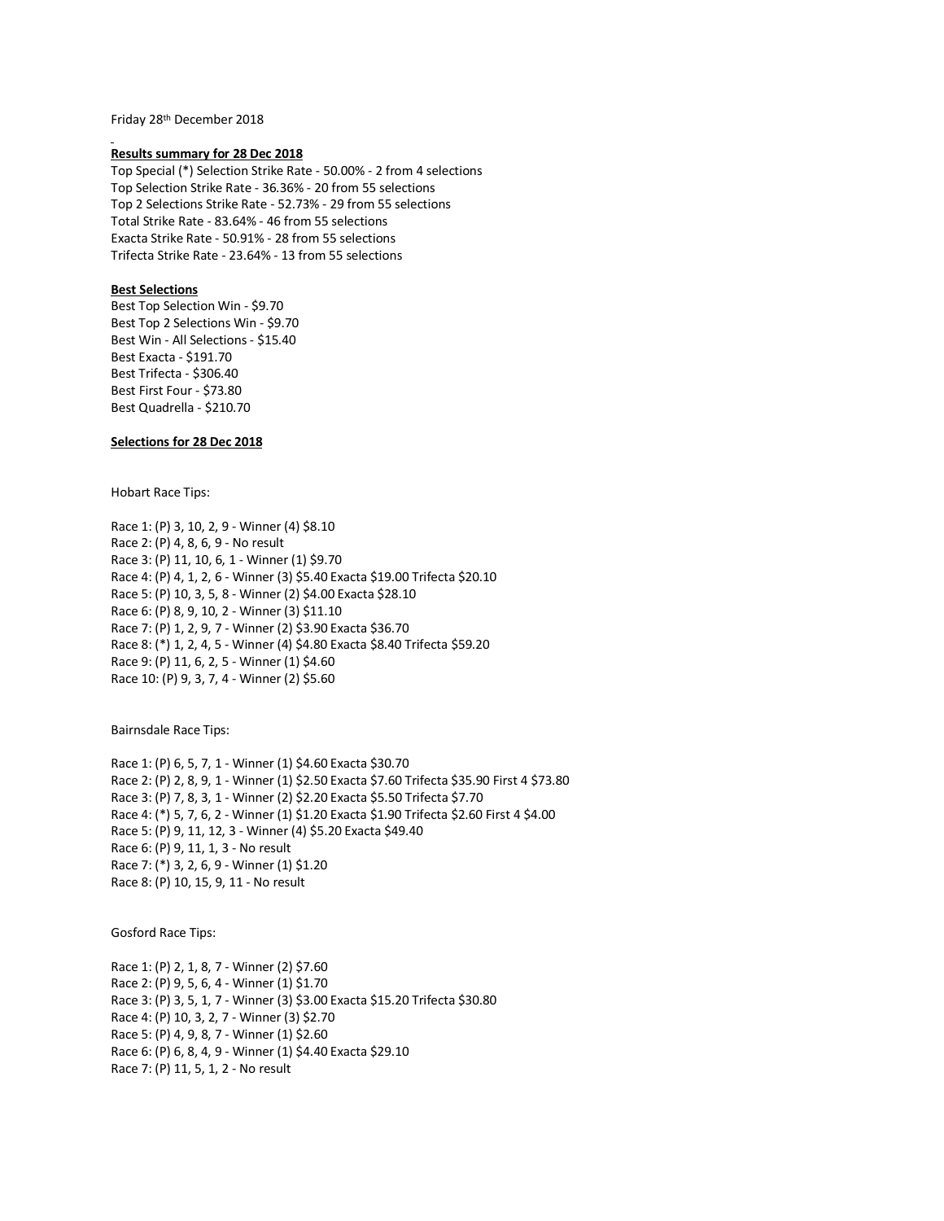Friday 28th December 2018

**Results summary for 28 Dec 2018**

Top Special (*) Selection Strike Rate - 50.00% - 2 from 4 selections
Top Selection Strike Rate - 36.36% - 20 from 55 selections
Top 2 Selections Strike Rate - 52.73% - 29 from 55 selections
Total Strike Rate - 83.64% - 46 from 55 selections
Exacta Strike Rate - 50.91% - 28 from 55 selections
Trifecta Strike Rate - 23.64% - 13 from 55 selections

**Best Selections**

Best Top Selection Win - $9.70
Best Top 2 Selections Win - $9.70
Best Win - All Selections - $15.40
Best Exacta - $191.70
Best Trifecta - $306.40
Best First Four - $73.80
Best Quadrella - $210.70

**Selections for 28 Dec 2018**

Hobart Race Tips:

Race 1: (P) 3, 10, 2, 9 - Winner (4) $8.10
Race 2: (P) 4, 8, 6, 9 - No result
Race 3: (P) 11, 10, 6, 1 - Winner (1) $9.70
Race 4: (P) 4, 1, 2, 6 - Winner (3) $5.40 Exacta $19.00 Trifecta $20.10
Race 5: (P) 10, 3, 5, 8 - Winner (2) $4.00 Exacta $28.10
Race 6: (P) 8, 9, 10, 2 - Winner (3) $11.10
Race 7: (P) 1, 2, 9, 7 - Winner (2) $3.90 Exacta $36.70
Race 8: (*) 1, 2, 4, 5 - Winner (4) $4.80 Exacta $8.40 Trifecta $59.20
Race 9: (P) 11, 6, 2, 5 - Winner (1) $4.60
Race 10: (P) 9, 3, 7, 4 - Winner (2) $5.60

Bairnsdale Race Tips:

Race 1: (P) 6, 5, 7, 1 - Winner (1) $4.60 Exacta $30.70
Race 2: (P) 2, 8, 9, 1 - Winner (1) $2.50 Exacta $7.60 Trifecta $35.90 First 4 $73.80
Race 3: (P) 7, 8, 3, 1 - Winner (2) $2.20 Exacta $5.50 Trifecta $7.70
Race 4: (*) 5, 7, 6, 2 - Winner (1) $1.20 Exacta $1.90 Trifecta $2.60 First 4 $4.00
Race 5: (P) 9, 11, 12, 3 - Winner (4) $5.20 Exacta $49.40
Race 6: (P) 9, 11, 1, 3 - No result
Race 7: (*) 3, 2, 6, 9 - Winner (1) $1.20
Race 8: (P) 10, 15, 9, 11 - No result

Gosford Race Tips:

Race 1: (P) 2, 1, 8, 7 - Winner (2) $7.60
Race 2: (P) 9, 5, 6, 4 - Winner (1) $1.70
Race 3: (P) 3, 5, 1, 7 - Winner (3) $3.00 Exacta $15.20 Trifecta $30.80
Race 4: (P) 10, 3, 2, 7 - Winner (3) $2.70
Race 5: (P) 4, 9, 8, 7 - Winner (1) $2.60
Race 6: (P) 6, 8, 4, 9 - Winner (1) $4.40 Exacta $29.10
Race 7: (P) 11, 5, 1, 2 - No result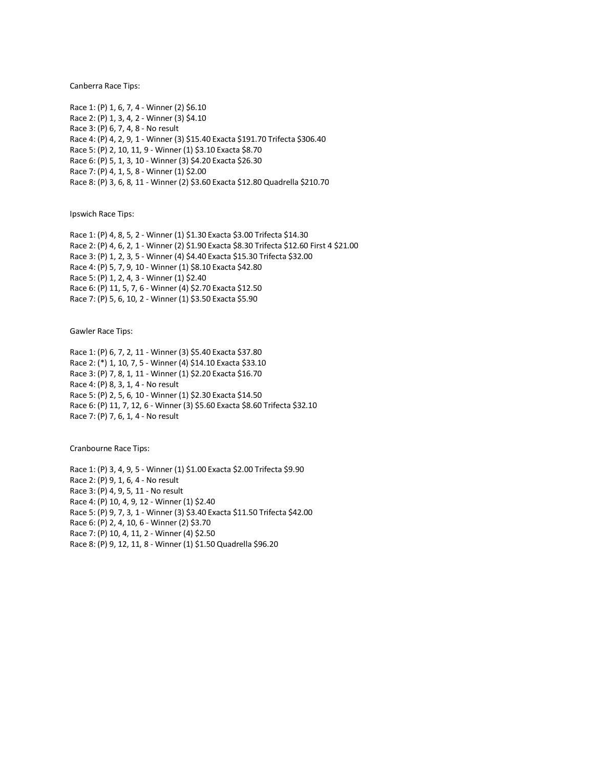Canberra Race Tips:

Race 1: (P) 1, 6, 7, 4 - Winner (2) $6.10
Race 2: (P) 1, 3, 4, 2 - Winner (3) $4.10
Race 3: (P) 6, 7, 4, 8 - No result
Race 4: (P) 4, 2, 9, 1 - Winner (3) $15.40 Exacta $191.70 Trifecta $306.40
Race 5: (P) 2, 10, 11, 9 - Winner (1) $3.10 Exacta $8.70
Race 6: (P) 5, 1, 3, 10 - Winner (3) $4.20 Exacta $26.30
Race 7: (P) 4, 1, 5, 8 - Winner (1) $2.00
Race 8: (P) 3, 6, 8, 11 - Winner (2) $3.60 Exacta $12.80 Quadrella $210.70

Ipswich Race Tips:

Race 1: (P) 4, 8, 5, 2 - Winner (1) $1.30 Exacta $3.00 Trifecta $14.30
Race 2: (P) 4, 6, 2, 1 - Winner (2) $1.90 Exacta $8.30 Trifecta $12.60 First 4 $21.00
Race 3: (P) 1, 2, 3, 5 - Winner (4) $4.40 Exacta $15.30 Trifecta $32.00
Race 4: (P) 5, 7, 9, 10 - Winner (1) $8.10 Exacta $42.80
Race 5: (P) 1, 2, 4, 3 - Winner (1) $2.40
Race 6: (P) 11, 5, 7, 6 - Winner (4) $2.70 Exacta $12.50
Race 7: (P) 5, 6, 10, 2 - Winner (1) $3.50 Exacta $5.90

Gawler Race Tips:

Race 1: (P) 6, 7, 2, 11 - Winner (3) $5.40 Exacta $37.80
Race 2: (*) 1, 10, 7, 5 - Winner (4) $14.10 Exacta $33.10
Race 3: (P) 7, 8, 1, 11 - Winner (1) $2.20 Exacta $16.70
Race 4: (P) 8, 3, 1, 4 - No result
Race 5: (P) 2, 5, 6, 10 - Winner (1) $2.30 Exacta $14.50
Race 6: (P) 11, 7, 12, 6 - Winner (3) $5.60 Exacta $8.60 Trifecta $32.10
Race 7: (P) 7, 6, 1, 4 - No result

Cranbourne Race Tips:

Race 1: (P) 3, 4, 9, 5 - Winner (1) $1.00 Exacta $2.00 Trifecta $9.90
Race 2: (P) 9, 1, 6, 4 - No result
Race 3: (P) 4, 9, 5, 11 - No result
Race 4: (P) 10, 4, 9, 12 - Winner (1) $2.40
Race 5: (P) 9, 7, 3, 1 - Winner (3) $3.40 Exacta $11.50 Trifecta $42.00
Race 6: (P) 2, 4, 10, 6 - Winner (2) $3.70
Race 7: (P) 10, 4, 11, 2 - Winner (4) $2.50
Race 8: (P) 9, 12, 11, 8 - Winner (1) $1.50 Quadrella $96.20